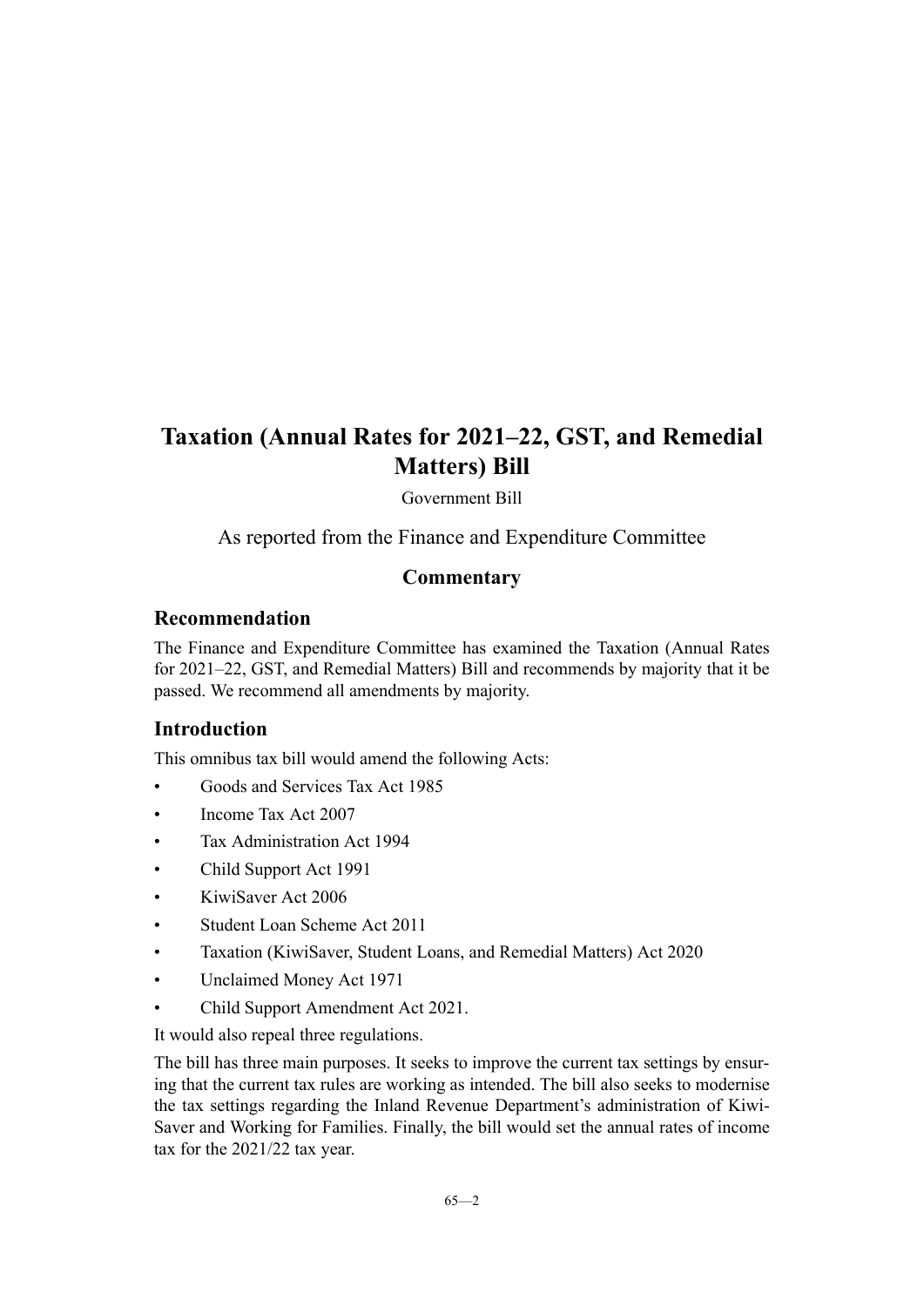# Taxation (Annual Rates for 2021–22, GST, and Remedial Matters) Bill

Government Bill

As reported from the Finance and Expenditure Committee

## Commentary

### Recommendation

The Finance and Expenditure Committee has examined the Taxation (Annual Rates for 2021–22, GST, and Remedial Matters) Bill and recommends by majority that it be passed. We recommend all amendments by majority.

### Introduction

This omnibus tax bill would amend the following Acts:

- Goods and Services Tax Act 1985
- Income Tax Act 2007
- Tax Administration Act 1994
- Child Support Act 1991
- KiwiSaver Act 2006
- Student Loan Scheme Act 2011
- Taxation (KiwiSaver, Student Loans, and Remedial Matters) Act 2020
- Unclaimed Money Act 1971
- Child Support Amendment Act 2021.

It would also repeal three regulations.

The bill has three main purposes. It seeks to improve the current tax settings by ensuring that the current tax rules are working as intended. The bill also seeks to modernise the tax settings regarding the Inland Revenue Department's administration of KiwiSaver and Working for Families. Finally, the bill would set the annual rates of income tax for the 2021/22 tax year.

65—2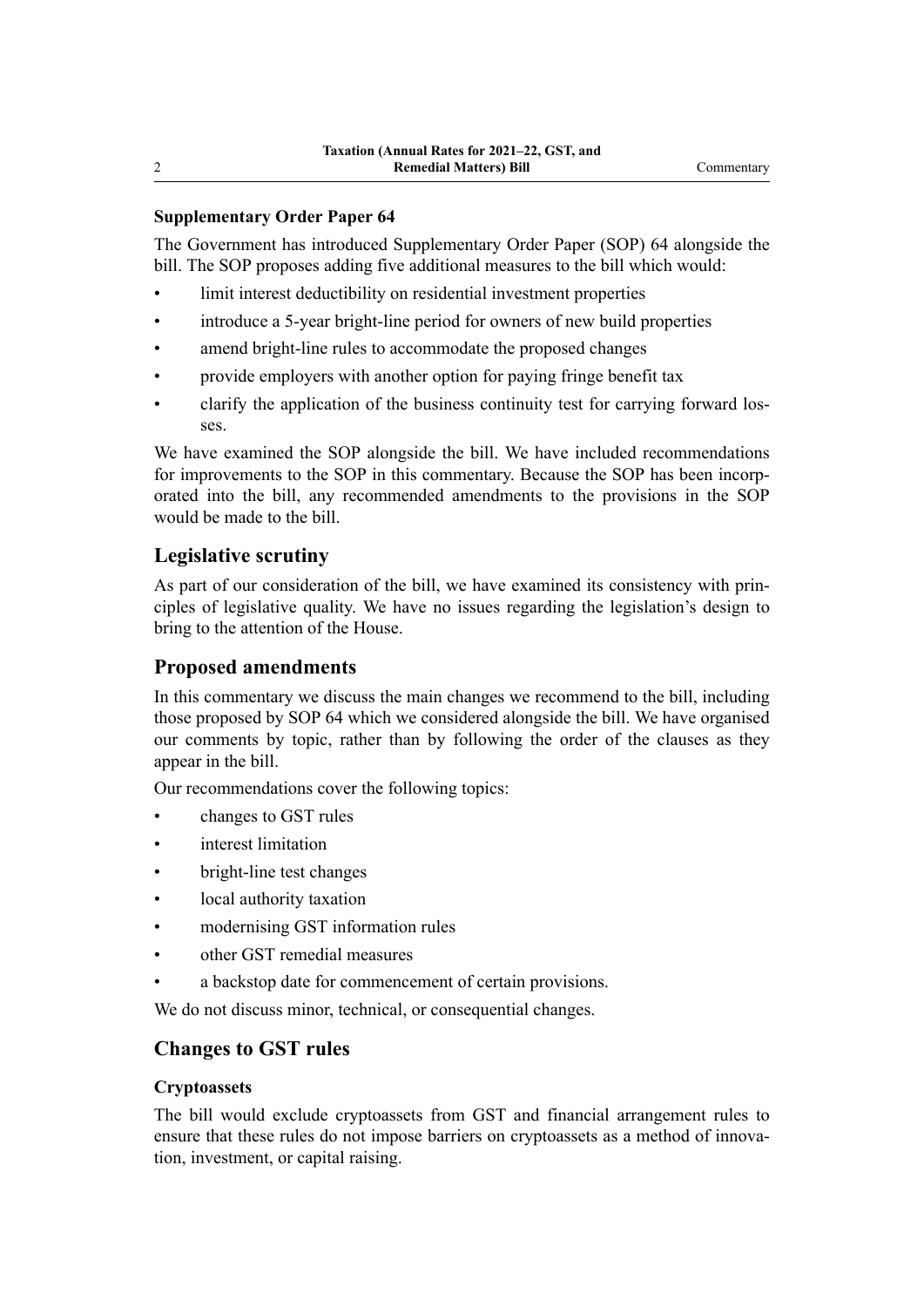### Supplementary Order Paper 64

The Government has introduced Supplementary Order Paper (SOP) 64 alongside the bill. The SOP proposes adding five additional measures to the bill which would:

- limit interest deductibility on residential investment properties
- introduce a 5-year bright-line period for owners of new build properties
- amend bright-line rules to accommodate the proposed changes
- provide employers with another option for paying fringe benefit tax
- clarify the application of the business continuity test for carrying forward losses.

We have examined the SOP alongside the bill. We have included recommendations for improvements to the SOP in this commentary. Because the SOP has been incorporated into the bill, any recommended amendments to the provisions in the SOP would be made to the bill.

## Legislative scrutiny

As part of our consideration of the bill, we have examined its consistency with principles of legislative quality. We have no issues regarding the legislation's design to bring to the attention of the House.

## Proposed amendments

In this commentary we discuss the main changes we recommend to the bill, including those proposed by SOP 64 which we considered alongside the bill. We have organised our comments by topic, rather than by following the order of the clauses as they appear in the bill.

Our recommendations cover the following topics:

- changes to GST rules
- interest limitation
- bright-line test changes
- local authority taxation
- modernising GST information rules
- other GST remedial measures
- a backstop date for commencement of certain provisions.

We do not discuss minor, technical, or consequential changes.

## Changes to GST rules

### Cryptoassets

The bill would exclude cryptoassets from GST and financial arrangement rules to ensure that these rules do not impose barriers on cryptoassets as a method of innovation, investment, or capital raising.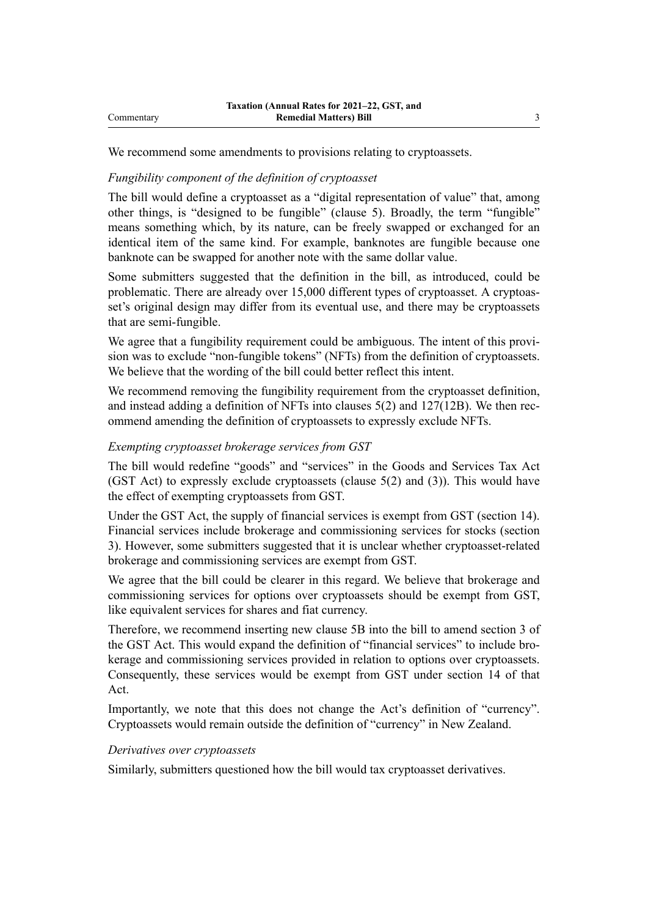We recommend some amendments to provisions relating to cryptoassets.

*Fungibility component of the definition of cryptoasset*

The bill would define a cryptoasset as a "digital representation of value" that, among other things, is "designed to be fungible" (clause 5). Broadly, the term "fungible" means something which, by its nature, can be freely swapped or exchanged for an identical item of the same kind. For example, banknotes are fungible because one banknote can be swapped for another note with the same dollar value.

Some submitters suggested that the definition in the bill, as introduced, could be problematic. There are already over 15,000 different types of cryptoasset. A cryptoasset's original design may differ from its eventual use, and there may be cryptoassets that are semi-fungible.

We agree that a fungibility requirement could be ambiguous. The intent of this provision was to exclude "non-fungible tokens" (NFTs) from the definition of cryptoassets. We believe that the wording of the bill could better reflect this intent.

We recommend removing the fungibility requirement from the cryptoasset definition, and instead adding a definition of NFTs into clauses 5(2) and 127(12B). We then recommend amending the definition of cryptoassets to expressly exclude NFTs.

*Exempting cryptoasset brokerage services from GST*

The bill would redefine "goods" and "services" in the Goods and Services Tax Act (GST Act) to expressly exclude cryptoassets (clause 5(2) and (3)). This would have the effect of exempting cryptoassets from GST.

Under the GST Act, the supply of financial services is exempt from GST (section 14). Financial services include brokerage and commissioning services for stocks (section 3). However, some submitters suggested that it is unclear whether cryptoasset-related brokerage and commissioning services are exempt from GST.

We agree that the bill could be clearer in this regard. We believe that brokerage and commissioning services for options over cryptoassets should be exempt from GST, like equivalent services for shares and fiat currency.

Therefore, we recommend inserting new clause 5B into the bill to amend section 3 of the GST Act. This would expand the definition of "financial services" to include brokerage and commissioning services provided in relation to options over cryptoassets. Consequently, these services would be exempt from GST under section 14 of that Act.

Importantly, we note that this does not change the Act's definition of "currency". Cryptoassets would remain outside the definition of "currency" in New Zealand.

*Derivatives over cryptoassets*

Similarly, submitters questioned how the bill would tax cryptoasset derivatives.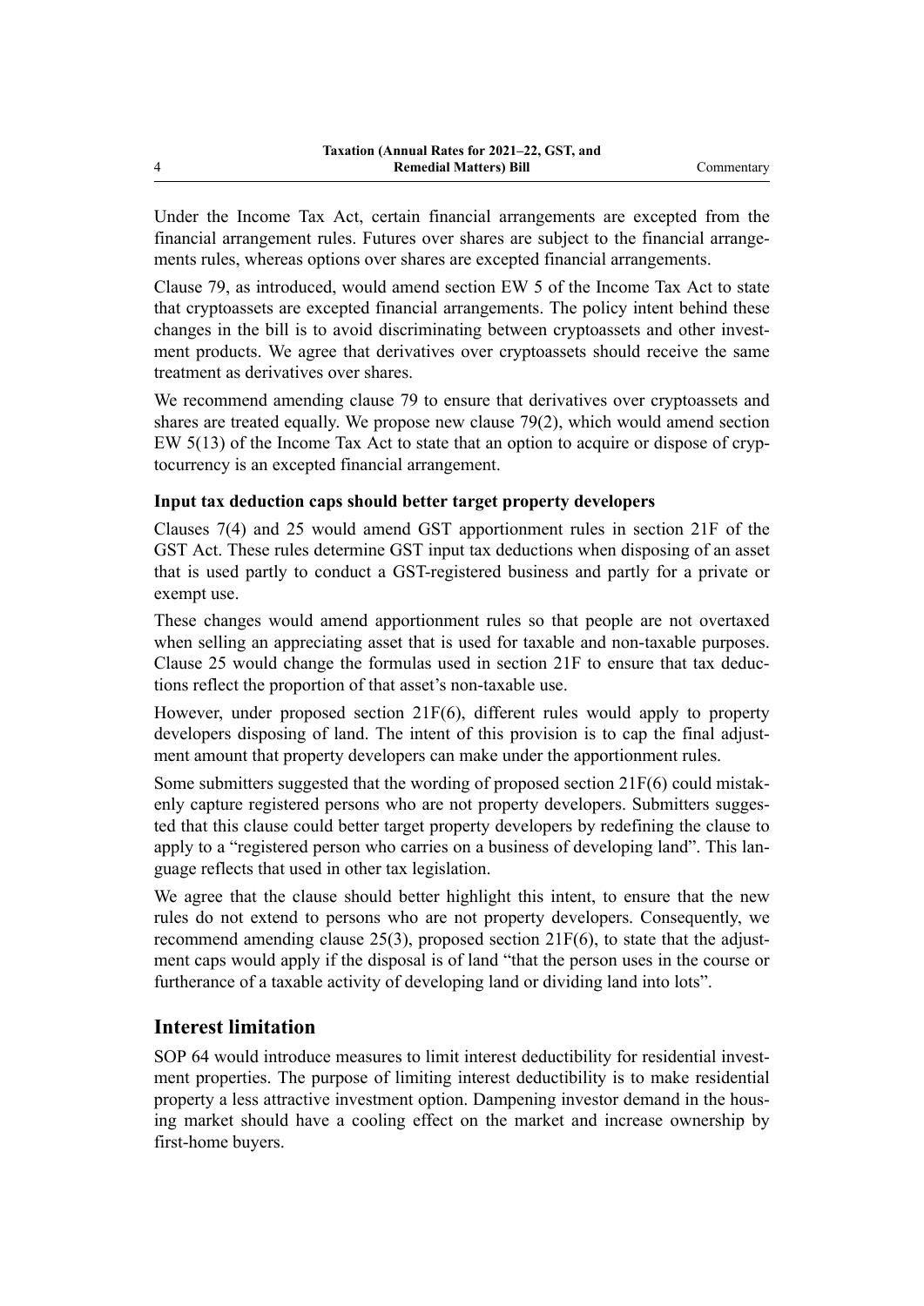Under the Income Tax Act, certain financial arrangements are excepted from the financial arrangement rules. Futures over shares are subject to the financial arrangements rules, whereas options over shares are excepted financial arrangements.

Clause 79, as introduced, would amend section EW 5 of the Income Tax Act to state that cryptoassets are excepted financial arrangements. The policy intent behind these changes in the bill is to avoid discriminating between cryptoassets and other investment products. We agree that derivatives over cryptoassets should receive the same treatment as derivatives over shares.

We recommend amending clause 79 to ensure that derivatives over cryptoassets and shares are treated equally. We propose new clause 79(2), which would amend section EW 5(13) of the Income Tax Act to state that an option to acquire or dispose of cryptocurrency is an excepted financial arrangement.

### Input tax deduction caps should better target property developers

Clauses 7(4) and 25 would amend GST apportionment rules in section 21F of the GST Act. These rules determine GST input tax deductions when disposing of an asset that is used partly to conduct a GST-registered business and partly for a private or exempt use.

These changes would amend apportionment rules so that people are not overtaxed when selling an appreciating asset that is used for taxable and non-taxable purposes. Clause 25 would change the formulas used in section 21F to ensure that tax deductions reflect the proportion of that asset's non-taxable use.

However, under proposed section 21F(6), different rules would apply to property developers disposing of land. The intent of this provision is to cap the final adjustment amount that property developers can make under the apportionment rules.

Some submitters suggested that the wording of proposed section 21F(6) could mistakenly capture registered persons who are not property developers. Submitters suggested that this clause could better target property developers by redefining the clause to apply to a "registered person who carries on a business of developing land". This language reflects that used in other tax legislation.

We agree that the clause should better highlight this intent, to ensure that the new rules do not extend to persons who are not property developers. Consequently, we recommend amending clause 25(3), proposed section 21F(6), to state that the adjustment caps would apply if the disposal is of land "that the person uses in the course or furtherance of a taxable activity of developing land or dividing land into lots".

## Interest limitation

SOP 64 would introduce measures to limit interest deductibility for residential investment properties. The purpose of limiting interest deductibility is to make residential property a less attractive investment option. Dampening investor demand in the housing market should have a cooling effect on the market and increase ownership by first-home buyers.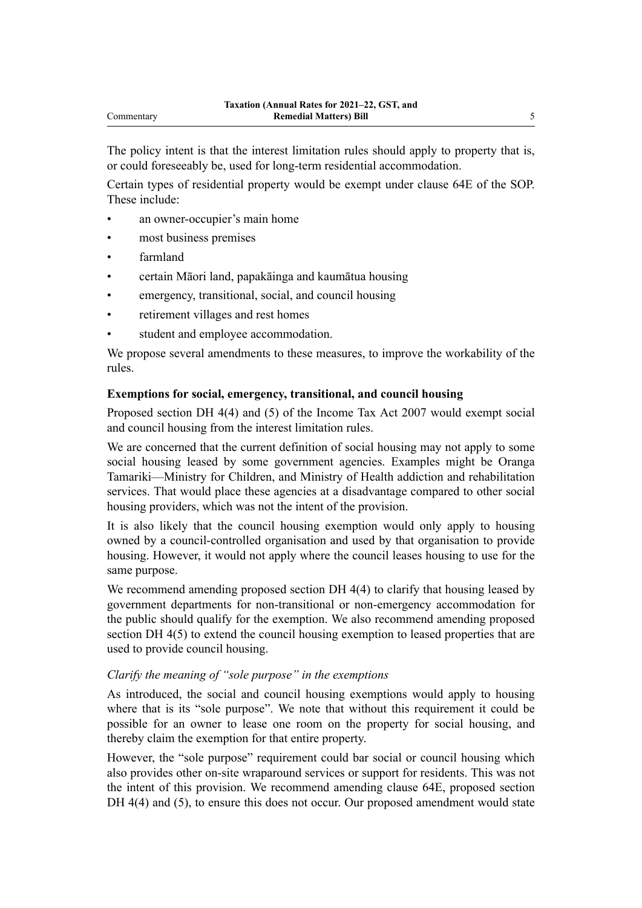The policy intent is that the interest limitation rules should apply to property that is, or could foreseeably be, used for long-term residential accommodation.

Certain types of residential property would be exempt under clause 64E of the SOP. These include:

- an owner-occupier's main home
- most business premises
- farmland
- certain Māori land, papakāinga and kaumātua housing
- emergency, transitional, social, and council housing
- retirement villages and rest homes
- student and employee accommodation.

We propose several amendments to these measures, to improve the workability of the rules.

### Exemptions for social, emergency, transitional, and council housing

Proposed section DH 4(4) and (5) of the Income Tax Act 2007 would exempt social and council housing from the interest limitation rules.

We are concerned that the current definition of social housing may not apply to some social housing leased by some government agencies. Examples might be Oranga Tamariki—Ministry for Children, and Ministry of Health addiction and rehabilitation services. That would place these agencies at a disadvantage compared to other social housing providers, which was not the intent of the provision.

It is also likely that the council housing exemption would only apply to housing owned by a council-controlled organisation and used by that organisation to provide housing. However, it would not apply where the council leases housing to use for the same purpose.

We recommend amending proposed section DH 4(4) to clarify that housing leased by government departments for non-transitional or non-emergency accommodation for the public should qualify for the exemption. We also recommend amending proposed section DH 4(5) to extend the council housing exemption to leased properties that are used to provide council housing.

#### *Clarify the meaning of "sole purpose" in the exemptions*

As introduced, the social and council housing exemptions would apply to housing where that is its "sole purpose". We note that without this requirement it could be possible for an owner to lease one room on the property for social housing, and thereby claim the exemption for that entire property.

However, the "sole purpose" requirement could bar social or council housing which also provides other on-site wraparound services or support for residents. This was not the intent of this provision. We recommend amending clause 64E, proposed section DH 4(4) and (5), to ensure this does not occur. Our proposed amendment would state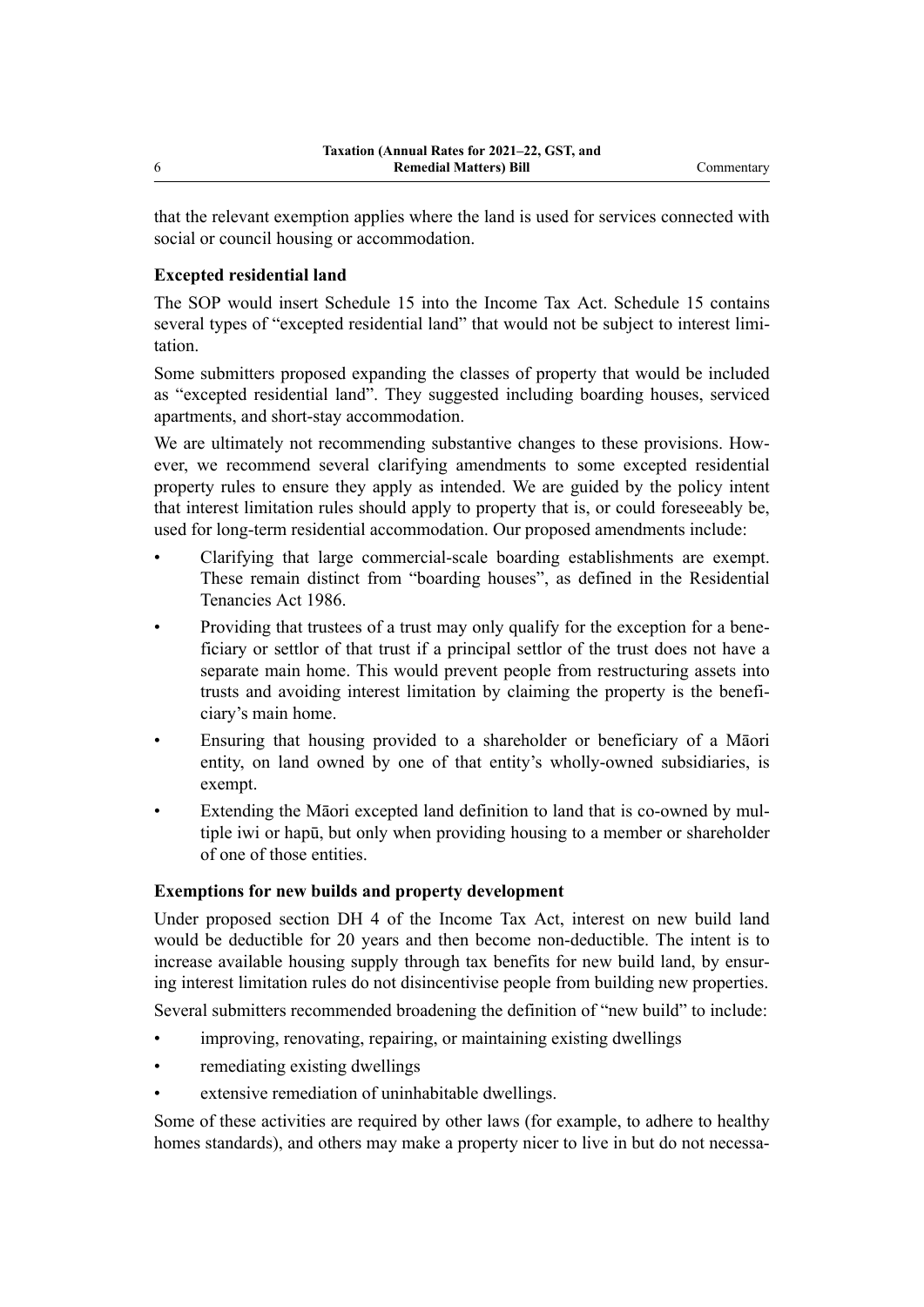that the relevant exemption applies where the land is used for services connected with social or council housing or accommodation.

### Excepted residential land

The SOP would insert Schedule 15 into the Income Tax Act. Schedule 15 contains several types of "excepted residential land" that would not be subject to interest limitation.

Some submitters proposed expanding the classes of property that would be included as "excepted residential land". They suggested including boarding houses, serviced apartments, and short-stay accommodation.

We are ultimately not recommending substantive changes to these provisions. However, we recommend several clarifying amendments to some excepted residential property rules to ensure they apply as intended. We are guided by the policy intent that interest limitation rules should apply to property that is, or could foreseeably be, used for long-term residential accommodation. Our proposed amendments include:

- Clarifying that large commercial-scale boarding establishments are exempt. These remain distinct from "boarding houses", as defined in the Residential Tenancies Act 1986.
- Providing that trustees of a trust may only qualify for the exception for a beneficiary or settlor of that trust if a principal settlor of the trust does not have a separate main home. This would prevent people from restructuring assets into trusts and avoiding interest limitation by claiming the property is the beneficiary's main home.
- Ensuring that housing provided to a shareholder or beneficiary of a Māori entity, on land owned by one of that entity's wholly-owned subsidiaries, is exempt.
- Extending the Māori excepted land definition to land that is co-owned by multiple iwi or hapū, but only when providing housing to a member or shareholder of one of those entities.

### Exemptions for new builds and property development

Under proposed section DH 4 of the Income Tax Act, interest on new build land would be deductible for 20 years and then become non-deductible. The intent is to increase available housing supply through tax benefits for new build land, by ensuring interest limitation rules do not disincentivise people from building new properties.

Several submitters recommended broadening the definition of "new build" to include:

- improving, renovating, repairing, or maintaining existing dwellings
- remediating existing dwellings
- extensive remediation of uninhabitable dwellings.

Some of these activities are required by other laws (for example, to adhere to healthy homes standards), and others may make a property nicer to live in but do not necessa-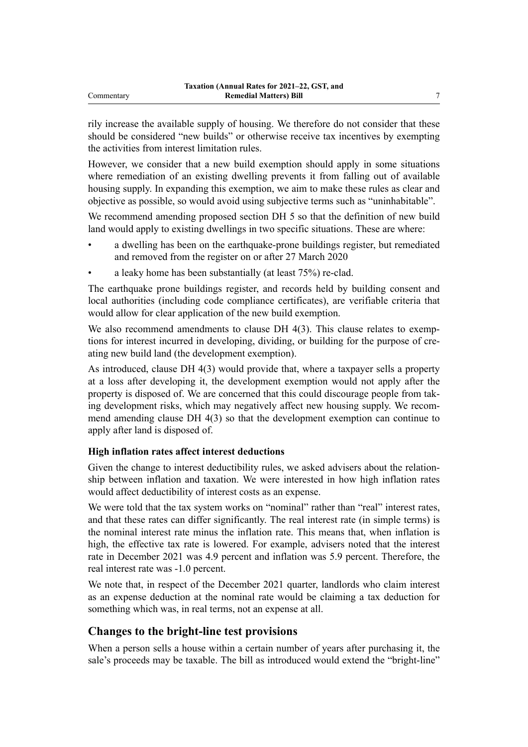rily increase the available supply of housing. We therefore do not consider that these should be considered "new builds" or otherwise receive tax incentives by exempting the activities from interest limitation rules.

However, we consider that a new build exemption should apply in some situations where remediation of an existing dwelling prevents it from falling out of available housing supply. In expanding this exemption, we aim to make these rules as clear and objective as possible, so would avoid using subjective terms such as "uninhabitable".

We recommend amending proposed section DH 5 so that the definition of new build land would apply to existing dwellings in two specific situations. These are where:

- a dwelling has been on the earthquake-prone buildings register, but remediated and removed from the register on or after 27 March 2020
- a leaky home has been substantially (at least 75%) re-clad.

The earthquake prone buildings register, and records held by building consent and local authorities (including code compliance certificates), are verifiable criteria that would allow for clear application of the new build exemption.

We also recommend amendments to clause DH 4(3). This clause relates to exemptions for interest incurred in developing, dividing, or building for the purpose of creating new build land (the development exemption).

As introduced, clause DH 4(3) would provide that, where a taxpayer sells a property at a loss after developing it, the development exemption would not apply after the property is disposed of. We are concerned that this could discourage people from taking development risks, which may negatively affect new housing supply. We recommend amending clause DH 4(3) so that the development exemption can continue to apply after land is disposed of.

### High inflation rates affect interest deductions

Given the change to interest deductibility rules, we asked advisers about the relationship between inflation and taxation. We were interested in how high inflation rates would affect deductibility of interest costs as an expense.

We were told that the tax system works on "nominal" rather than "real" interest rates, and that these rates can differ significantly. The real interest rate (in simple terms) is the nominal interest rate minus the inflation rate. This means that, when inflation is high, the effective tax rate is lowered. For example, advisers noted that the interest rate in December 2021 was 4.9 percent and inflation was 5.9 percent. Therefore, the real interest rate was -1.0 percent.

We note that, in respect of the December 2021 quarter, landlords who claim interest as an expense deduction at the nominal rate would be claiming a tax deduction for something which was, in real terms, not an expense at all.

## Changes to the bright-line test provisions

When a person sells a house within a certain number of years after purchasing it, the sale's proceeds may be taxable. The bill as introduced would extend the "bright-line"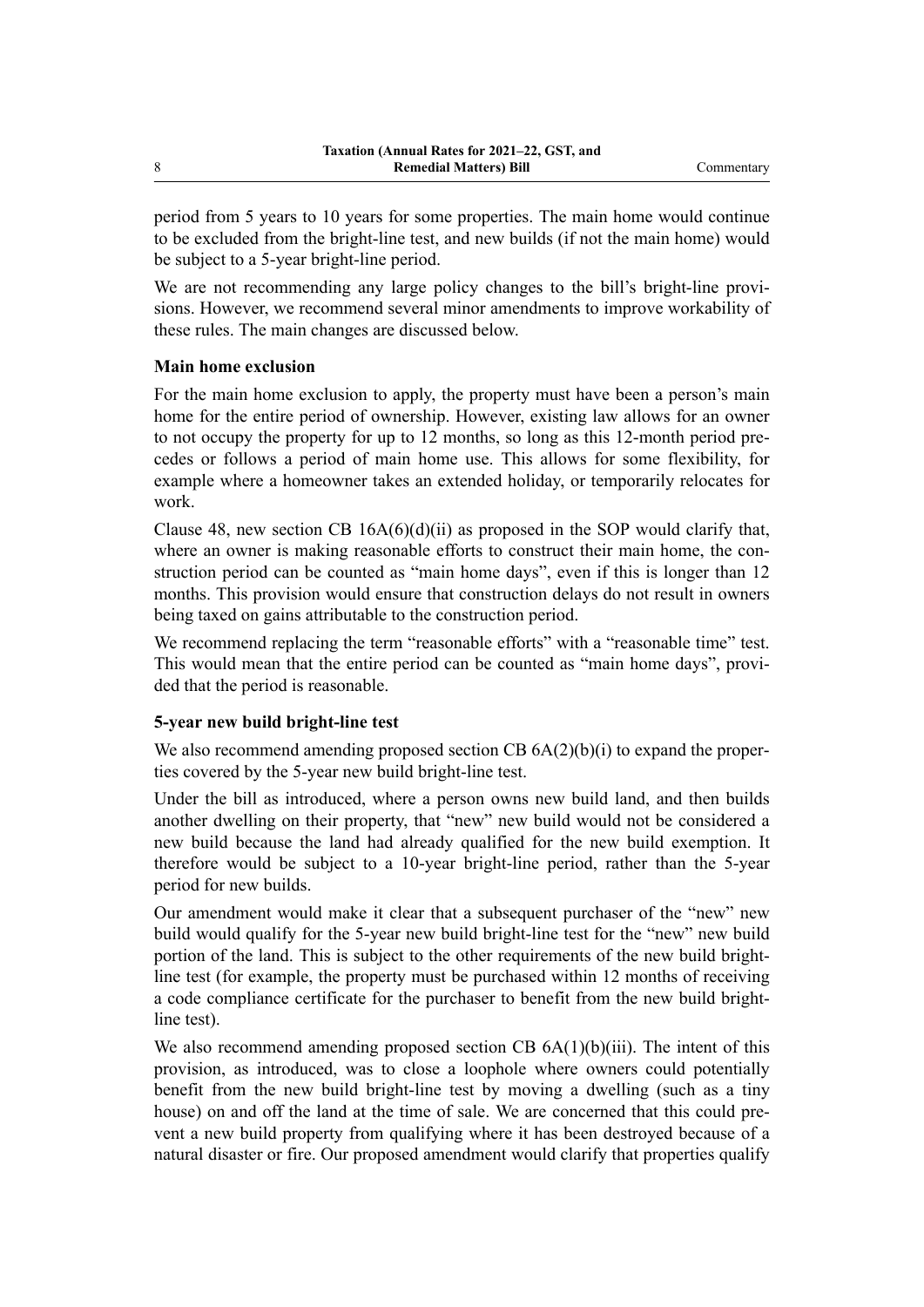period from 5 years to 10 years for some properties. The main home would continue to be excluded from the bright-line test, and new builds (if not the main home) would be subject to a 5-year bright-line period.

We are not recommending any large policy changes to the bill's bright-line provisions. However, we recommend several minor amendments to improve workability of these rules. The main changes are discussed below.

### Main home exclusion

For the main home exclusion to apply, the property must have been a person's main home for the entire period of ownership. However, existing law allows for an owner to not occupy the property for up to 12 months, so long as this 12-month period precedes or follows a period of main home use. This allows for some flexibility, for example where a homeowner takes an extended holiday, or temporarily relocates for work.

Clause 48, new section CB 16A(6)(d)(ii) as proposed in the SOP would clarify that, where an owner is making reasonable efforts to construct their main home, the construction period can be counted as "main home days", even if this is longer than 12 months. This provision would ensure that construction delays do not result in owners being taxed on gains attributable to the construction period.

We recommend replacing the term "reasonable efforts" with a "reasonable time" test. This would mean that the entire period can be counted as "main home days", provided that the period is reasonable.

### 5-year new build bright-line test

We also recommend amending proposed section CB 6A(2)(b)(i) to expand the properties covered by the 5-year new build bright-line test.

Under the bill as introduced, where a person owns new build land, and then builds another dwelling on their property, that "new" new build would not be considered a new build because the land had already qualified for the new build exemption. It therefore would be subject to a 10-year bright-line period, rather than the 5-year period for new builds.

Our amendment would make it clear that a subsequent purchaser of the "new" new build would qualify for the 5-year new build bright-line test for the "new" new build portion of the land. This is subject to the other requirements of the new build bright-line test (for example, the property must be purchased within 12 months of receiving a code compliance certificate for the purchaser to benefit from the new build bright-line test).

We also recommend amending proposed section CB 6A(1)(b)(iii). The intent of this provision, as introduced, was to close a loophole where owners could potentially benefit from the new build bright-line test by moving a dwelling (such as a tiny house) on and off the land at the time of sale. We are concerned that this could prevent a new build property from qualifying where it has been destroyed because of a natural disaster or fire. Our proposed amendment would clarify that properties qualify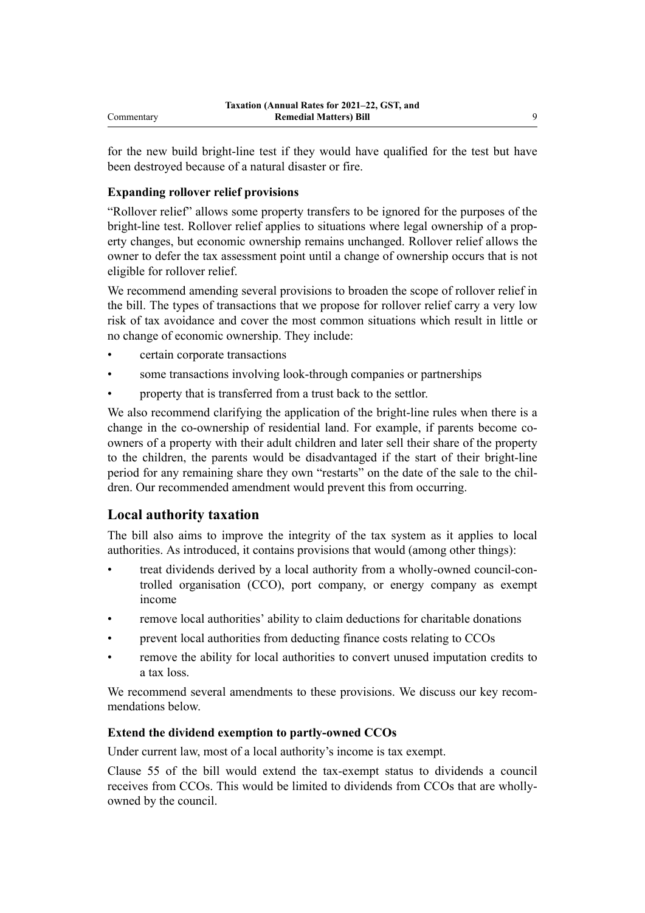for the new build bright-line test if they would have qualified for the test but have been destroyed because of a natural disaster or fire.

### Expanding rollover relief provisions

"Rollover relief" allows some property transfers to be ignored for the purposes of the bright-line test. Rollover relief applies to situations where legal ownership of a property changes, but economic ownership remains unchanged. Rollover relief allows the owner to defer the tax assessment point until a change of ownership occurs that is not eligible for rollover relief.

We recommend amending several provisions to broaden the scope of rollover relief in the bill. The types of transactions that we propose for rollover relief carry a very low risk of tax avoidance and cover the most common situations which result in little or no change of economic ownership. They include:

- certain corporate transactions
- some transactions involving look-through companies or partnerships
- property that is transferred from a trust back to the settlor.

We also recommend clarifying the application of the bright-line rules when there is a change in the co-ownership of residential land. For example, if parents become co-owners of a property with their adult children and later sell their share of the property to the children, the parents would be disadvantaged if the start of their bright-line period for any remaining share they own "restarts" on the date of the sale to the children. Our recommended amendment would prevent this from occurring.

## Local authority taxation

The bill also aims to improve the integrity of the tax system as it applies to local authorities. As introduced, it contains provisions that would (among other things):

- treat dividends derived by a local authority from a wholly-owned council-controlled organisation (CCO), port company, or energy company as exempt income
- remove local authorities' ability to claim deductions for charitable donations
- prevent local authorities from deducting finance costs relating to CCOs
- remove the ability for local authorities to convert unused imputation credits to a tax loss.

We recommend several amendments to these provisions. We discuss our key recommendations below.

### Extend the dividend exemption to partly-owned CCOs

Under current law, most of a local authority's income is tax exempt.

Clause 55 of the bill would extend the tax-exempt status to dividends a council receives from CCOs. This would be limited to dividends from CCOs that are wholly-owned by the council.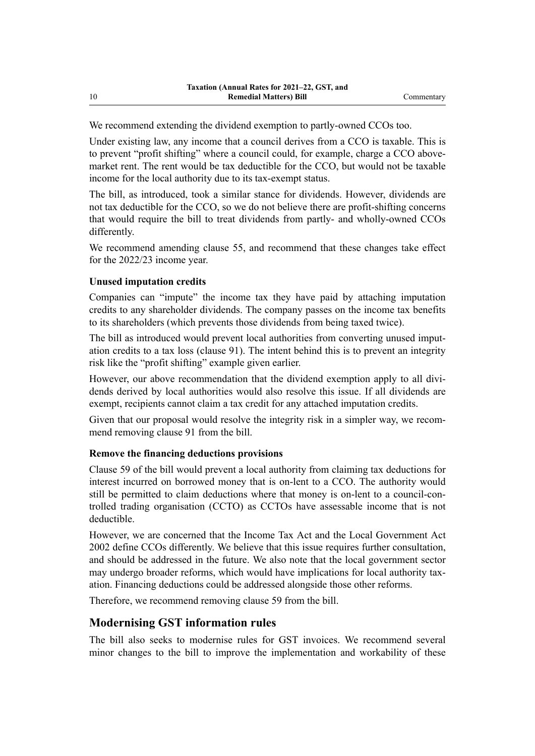We recommend extending the dividend exemption to partly-owned CCOs too.

Under existing law, any income that a council derives from a CCO is taxable. This is to prevent "profit shifting" where a council could, for example, charge a CCO above-market rent. The rent would be tax deductible for the CCO, but would not be taxable income for the local authority due to its tax-exempt status.

The bill, as introduced, took a similar stance for dividends. However, dividends are not tax deductible for the CCO, so we do not believe there are profit-shifting concerns that would require the bill to treat dividends from partly- and wholly-owned CCOs differently.

We recommend amending clause 55, and recommend that these changes take effect for the 2022/23 income year.

### Unused imputation credits

Companies can "impute" the income tax they have paid by attaching imputation credits to any shareholder dividends. The company passes on the income tax benefits to its shareholders (which prevents those dividends from being taxed twice).

The bill as introduced would prevent local authorities from converting unused imputation credits to a tax loss (clause 91). The intent behind this is to prevent an integrity risk like the "profit shifting" example given earlier.

However, our above recommendation that the dividend exemption apply to all dividends derived by local authorities would also resolve this issue. If all dividends are exempt, recipients cannot claim a tax credit for any attached imputation credits.

Given that our proposal would resolve the integrity risk in a simpler way, we recommend removing clause 91 from the bill.

### Remove the financing deductions provisions

Clause 59 of the bill would prevent a local authority from claiming tax deductions for interest incurred on borrowed money that is on-lent to a CCO. The authority would still be permitted to claim deductions where that money is on-lent to a council-controlled trading organisation (CCTO) as CCTOs have assessable income that is not deductible.

However, we are concerned that the Income Tax Act and the Local Government Act 2002 define CCOs differently. We believe that this issue requires further consultation, and should be addressed in the future. We also note that the local government sector may undergo broader reforms, which would have implications for local authority taxation. Financing deductions could be addressed alongside those other reforms.

Therefore, we recommend removing clause 59 from the bill.

## Modernising GST information rules

The bill also seeks to modernise rules for GST invoices. We recommend several minor changes to the bill to improve the implementation and workability of these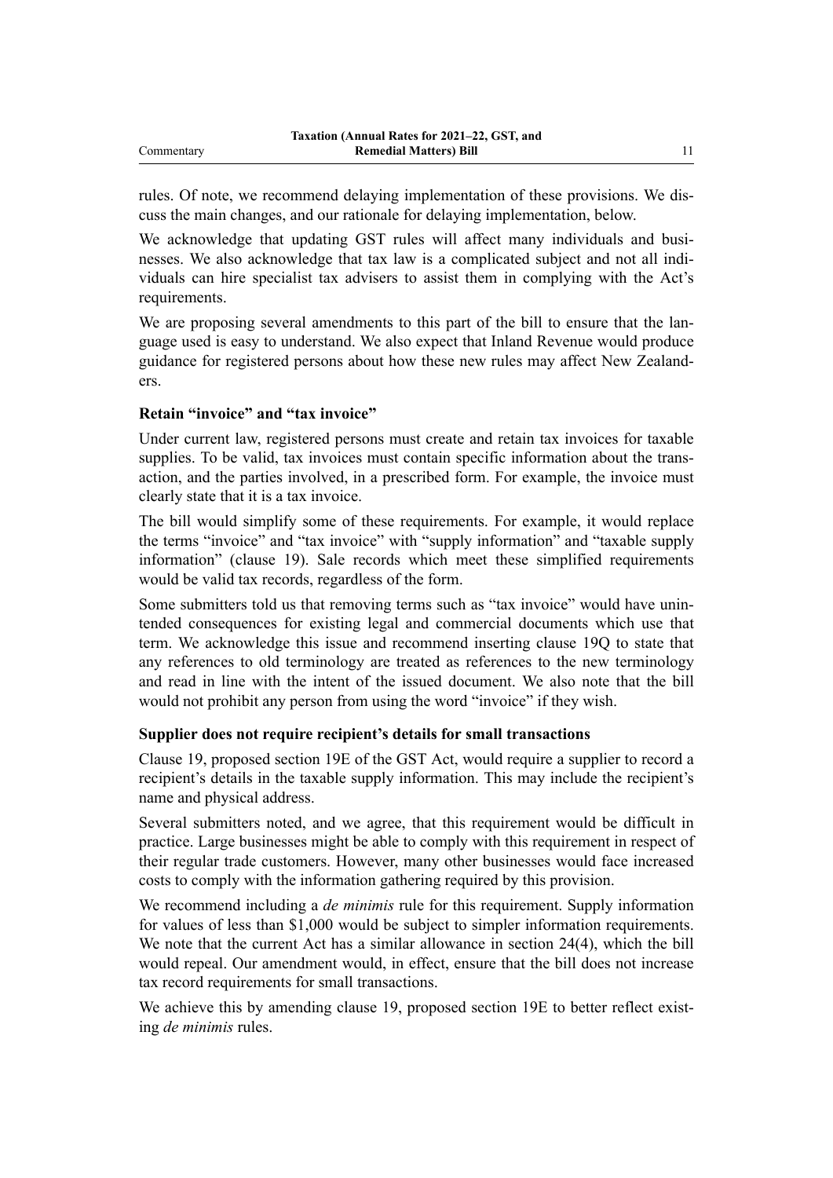rules. Of note, we recommend delaying implementation of these provisions. We discuss the main changes, and our rationale for delaying implementation, below.

We acknowledge that updating GST rules will affect many individuals and businesses. We also acknowledge that tax law is a complicated subject and not all individuals can hire specialist tax advisers to assist them in complying with the Act's requirements.

We are proposing several amendments to this part of the bill to ensure that the language used is easy to understand. We also expect that Inland Revenue would produce guidance for registered persons about how these new rules may affect New Zealanders.

### Retain "invoice" and "tax invoice"

Under current law, registered persons must create and retain tax invoices for taxable supplies. To be valid, tax invoices must contain specific information about the transaction, and the parties involved, in a prescribed form. For example, the invoice must clearly state that it is a tax invoice.

The bill would simplify some of these requirements. For example, it would replace the terms "invoice" and "tax invoice" with "supply information" and "taxable supply information" (clause 19). Sale records which meet these simplified requirements would be valid tax records, regardless of the form.

Some submitters told us that removing terms such as "tax invoice" would have unintended consequences for existing legal and commercial documents which use that term. We acknowledge this issue and recommend inserting clause 19Q to state that any references to old terminology are treated as references to the new terminology and read in line with the intent of the issued document. We also note that the bill would not prohibit any person from using the word "invoice" if they wish.

### Supplier does not require recipient's details for small transactions

Clause 19, proposed section 19E of the GST Act, would require a supplier to record a recipient's details in the taxable supply information. This may include the recipient's name and physical address.

Several submitters noted, and we agree, that this requirement would be difficult in practice. Large businesses might be able to comply with this requirement in respect of their regular trade customers. However, many other businesses would face increased costs to comply with the information gathering required by this provision.

We recommend including a *de minimis* rule for this requirement. Supply information for values of less than $1,000 would be subject to simpler information requirements. We note that the current Act has a similar allowance in section 24(4), which the bill would repeal. Our amendment would, in effect, ensure that the bill does not increase tax record requirements for small transactions.

We achieve this by amending clause 19, proposed section 19E to better reflect existing *de minimis* rules.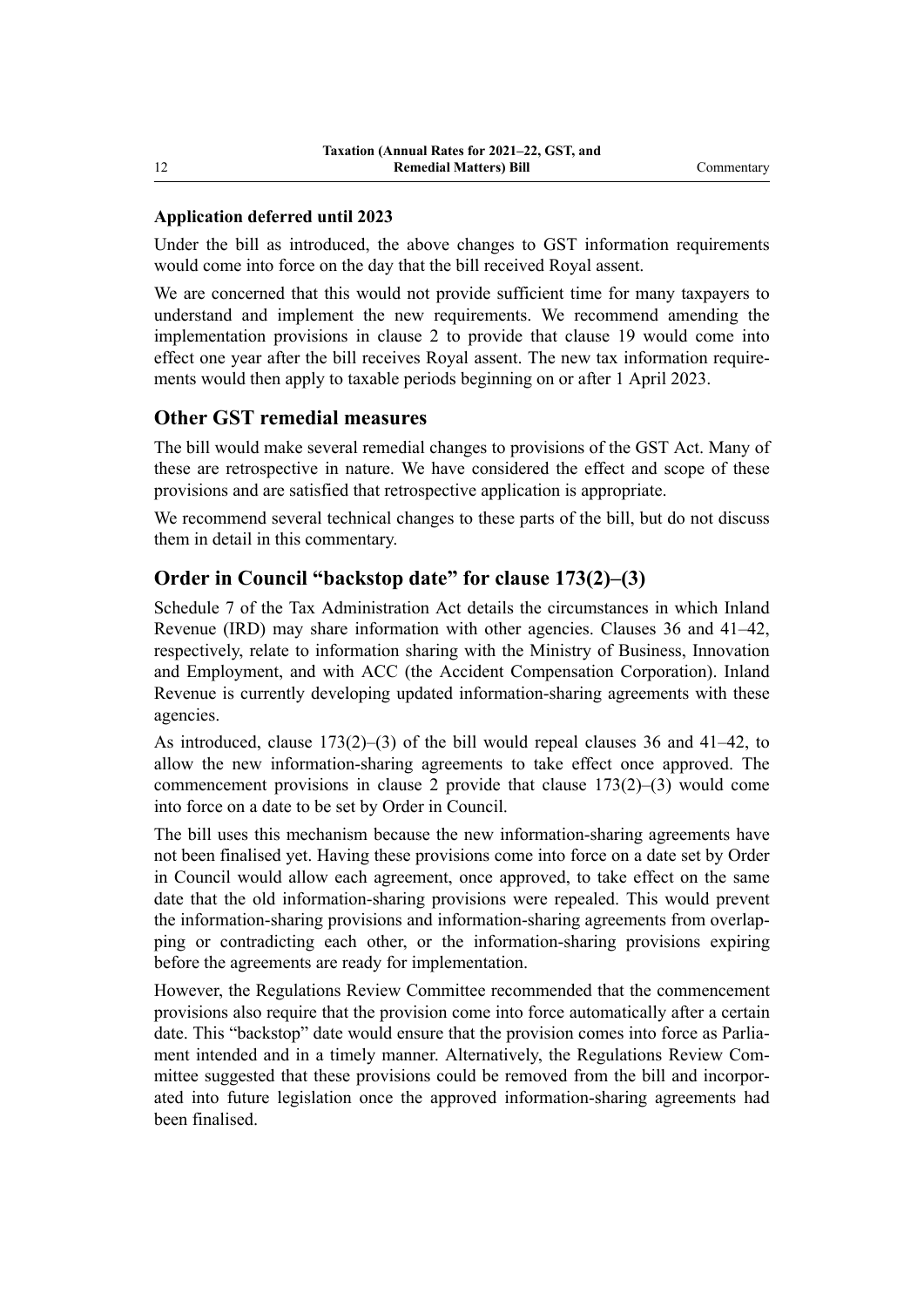**Application deferred until 2023**

Under the bill as introduced, the above changes to GST information requirements would come into force on the day that the bill received Royal assent.

We are concerned that this would not provide sufficient time for many taxpayers to understand and implement the new requirements. We recommend amending the implementation provisions in clause 2 to provide that clause 19 would come into effect one year after the bill receives Royal assent. The new tax information requirements would then apply to taxable periods beginning on or after 1 April 2023.

## Other GST remedial measures

The bill would make several remedial changes to provisions of the GST Act. Many of these are retrospective in nature. We have considered the effect and scope of these provisions and are satisfied that retrospective application is appropriate.

We recommend several technical changes to these parts of the bill, but do not discuss them in detail in this commentary.

## Order in Council "backstop date" for clause 173(2)–(3)

Schedule 7 of the Tax Administration Act details the circumstances in which Inland Revenue (IRD) may share information with other agencies. Clauses 36 and 41–42, respectively, relate to information sharing with the Ministry of Business, Innovation and Employment, and with ACC (the Accident Compensation Corporation). Inland Revenue is currently developing updated information-sharing agreements with these agencies.

As introduced, clause 173(2)–(3) of the bill would repeal clauses 36 and 41–42, to allow the new information-sharing agreements to take effect once approved. The commencement provisions in clause 2 provide that clause 173(2)–(3) would come into force on a date to be set by Order in Council.

The bill uses this mechanism because the new information-sharing agreements have not been finalised yet. Having these provisions come into force on a date set by Order in Council would allow each agreement, once approved, to take effect on the same date that the old information-sharing provisions were repealed. This would prevent the information-sharing provisions and information-sharing agreements from overlapping or contradicting each other, or the information-sharing provisions expiring before the agreements are ready for implementation.

However, the Regulations Review Committee recommended that the commencement provisions also require that the provision come into force automatically after a certain date. This "backstop" date would ensure that the provision comes into force as Parliament intended and in a timely manner. Alternatively, the Regulations Review Committee suggested that these provisions could be removed from the bill and incorporated into future legislation once the approved information-sharing agreements had been finalised.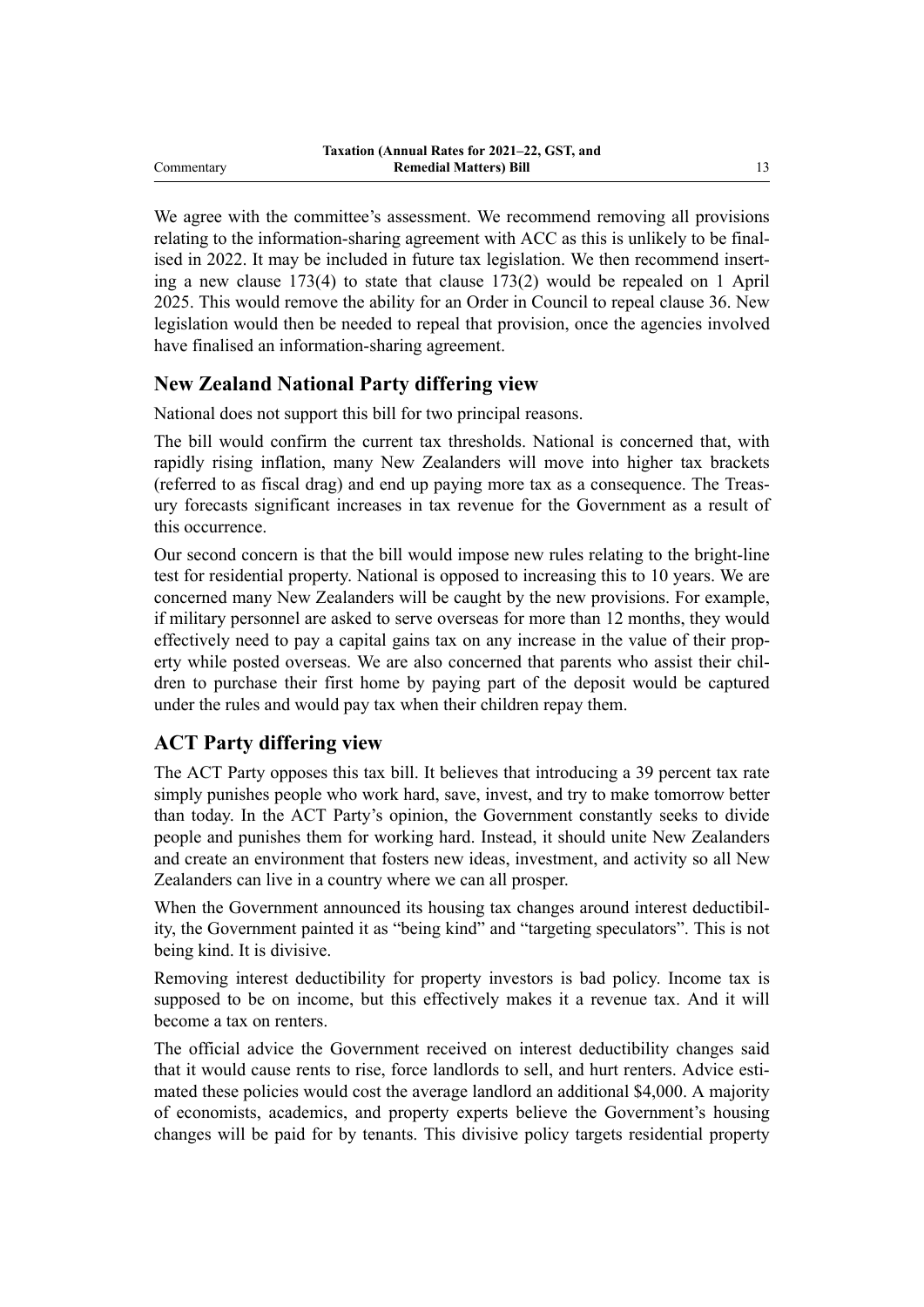We agree with the committee's assessment. We recommend removing all provisions relating to the information-sharing agreement with ACC as this is unlikely to be finalised in 2022. It may be included in future tax legislation. We then recommend inserting a new clause 173(4) to state that clause 173(2) would be repealed on 1 April 2025. This would remove the ability for an Order in Council to repeal clause 36. New legislation would then be needed to repeal that provision, once the agencies involved have finalised an information-sharing agreement.

## New Zealand National Party differing view

National does not support this bill for two principal reasons.

The bill would confirm the current tax thresholds. National is concerned that, with rapidly rising inflation, many New Zealanders will move into higher tax brackets (referred to as fiscal drag) and end up paying more tax as a consequence. The Treasury forecasts significant increases in tax revenue for the Government as a result of this occurrence.

Our second concern is that the bill would impose new rules relating to the bright-line test for residential property. National is opposed to increasing this to 10 years. We are concerned many New Zealanders will be caught by the new provisions. For example, if military personnel are asked to serve overseas for more than 12 months, they would effectively need to pay a capital gains tax on any increase in the value of their property while posted overseas. We are also concerned that parents who assist their children to purchase their first home by paying part of the deposit would be captured under the rules and would pay tax when their children repay them.

## ACT Party differing view

The ACT Party opposes this tax bill. It believes that introducing a 39 percent tax rate simply punishes people who work hard, save, invest, and try to make tomorrow better than today. In the ACT Party's opinion, the Government constantly seeks to divide people and punishes them for working hard. Instead, it should unite New Zealanders and create an environment that fosters new ideas, investment, and activity so all New Zealanders can live in a country where we can all prosper.

When the Government announced its housing tax changes around interest deductibility, the Government painted it as "being kind" and "targeting speculators". This is not being kind. It is divisive.

Removing interest deductibility for property investors is bad policy. Income tax is supposed to be on income, but this effectively makes it a revenue tax. And it will become a tax on renters.

The official advice the Government received on interest deductibility changes said that it would cause rents to rise, force landlords to sell, and hurt renters. Advice estimated these policies would cost the average landlord an additional $4,000. A majority of economists, academics, and property experts believe the Government's housing changes will be paid for by tenants. This divisive policy targets residential property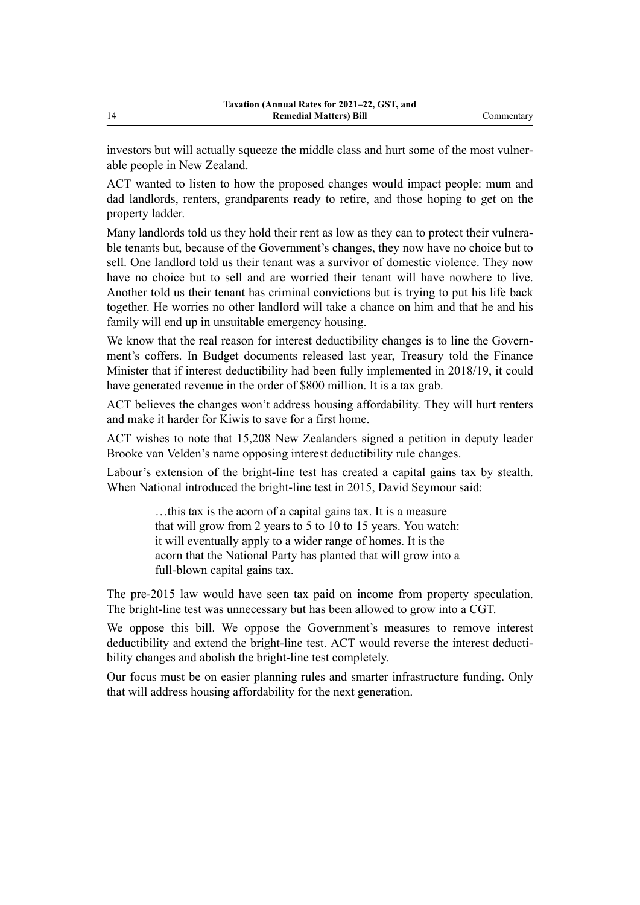investors but will actually squeeze the middle class and hurt some of the most vulnerable people in New Zealand.

ACT wanted to listen to how the proposed changes would impact people: mum and dad landlords, renters, grandparents ready to retire, and those hoping to get on the property ladder.

Many landlords told us they hold their rent as low as they can to protect their vulnerable tenants but, because of the Government's changes, they now have no choice but to sell. One landlord told us their tenant was a survivor of domestic violence. They now have no choice but to sell and are worried their tenant will have nowhere to live. Another told us their tenant has criminal convictions but is trying to put his life back together. He worries no other landlord will take a chance on him and that he and his family will end up in unsuitable emergency housing.

We know that the real reason for interest deductibility changes is to line the Government's coffers. In Budget documents released last year, Treasury told the Finance Minister that if interest deductibility had been fully implemented in 2018/19, it could have generated revenue in the order of $800 million. It is a tax grab.

ACT believes the changes won't address housing affordability. They will hurt renters and make it harder for Kiwis to save for a first home.

ACT wishes to note that 15,208 New Zealanders signed a petition in deputy leader Brooke van Velden's name opposing interest deductibility rule changes.

Labour's extension of the bright-line test has created a capital gains tax by stealth. When National introduced the bright-line test in 2015, David Seymour said:

> …this tax is the acorn of a capital gains tax. It is a measure that will grow from 2 years to 5 to 10 to 15 years. You watch: it will eventually apply to a wider range of homes. It is the acorn that the National Party has planted that will grow into a full-blown capital gains tax.

The pre-2015 law would have seen tax paid on income from property speculation. The bright-line test was unnecessary but has been allowed to grow into a CGT.

We oppose this bill. We oppose the Government's measures to remove interest deductibility and extend the bright-line test. ACT would reverse the interest deductibility changes and abolish the bright-line test completely.

Our focus must be on easier planning rules and smarter infrastructure funding. Only that will address housing affordability for the next generation.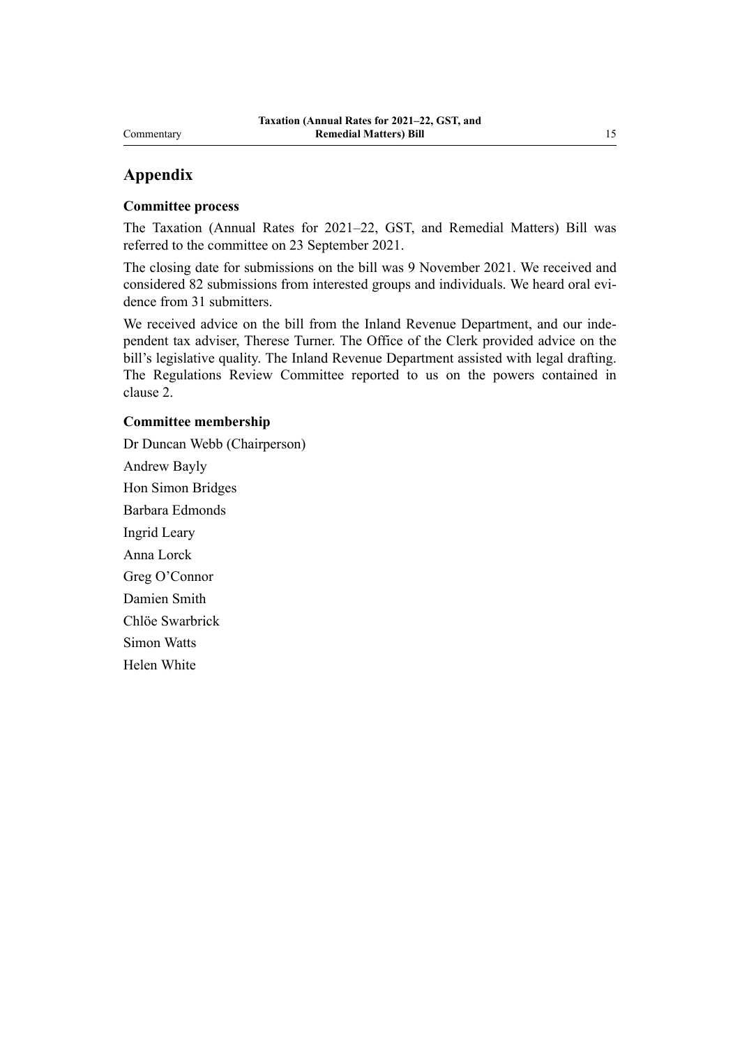## Appendix

### Committee process

The Taxation (Annual Rates for 2021–22, GST, and Remedial Matters) Bill was referred to the committee on 23 September 2021.

The closing date for submissions on the bill was 9 November 2021. We received and considered 82 submissions from interested groups and individuals. We heard oral evidence from 31 submitters.

We received advice on the bill from the Inland Revenue Department, and our independent tax adviser, Therese Turner. The Office of the Clerk provided advice on the bill's legislative quality. The Inland Revenue Department assisted with legal drafting. The Regulations Review Committee reported to us on the powers contained in clause 2.

### Committee membership

Dr Duncan Webb (Chairperson)

Andrew Bayly

Hon Simon Bridges

Barbara Edmonds

Ingrid Leary

Anna Lorck

Greg O'Connor

Damien Smith

Chlöe Swarbrick

Simon Watts

Helen White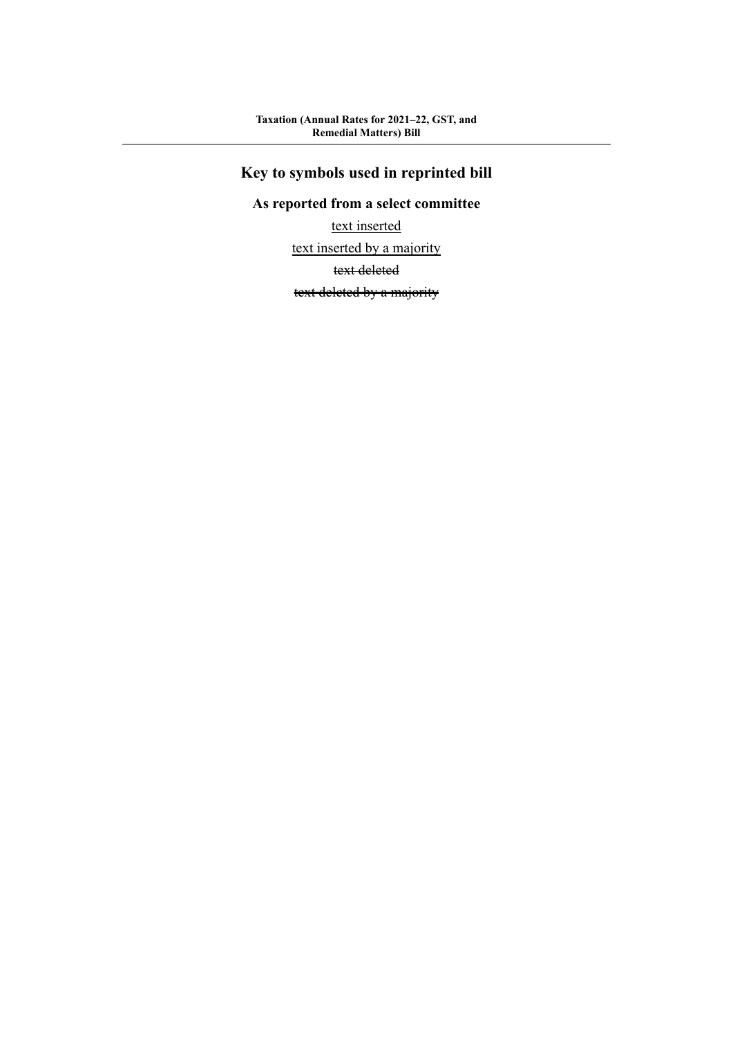## Key to symbols used in reprinted bill

### As reported from a select committee

<u>text inserted</u>

<u>text inserted by a majority</u>

~~text deleted~~

~~text deleted by a majority~~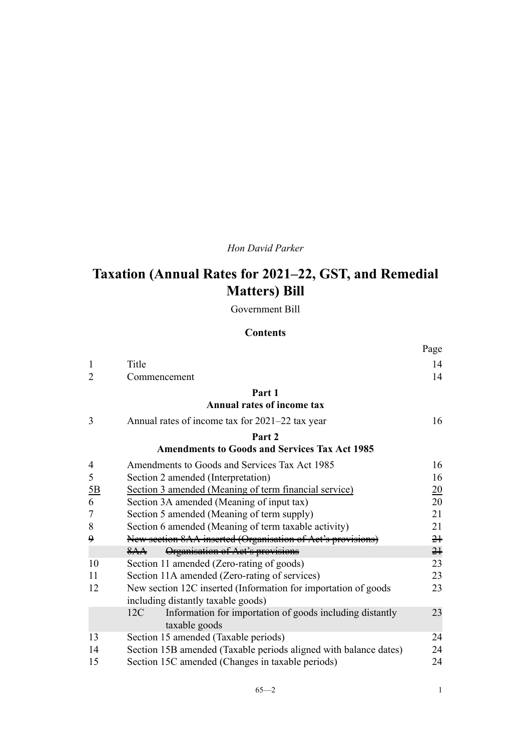*Hon David Parker*

# Taxation (Annual Rates for 2021–22, GST, and Remedial Matters) Bill

Government Bill

## Contents

| | | Page |
|---|---|---|
| 1 | Title | 14 |
| 2 | Commencement | 14 |
| | **Part 1**<br>**Annual rates of income tax** | |
| 3 | Annual rates of income tax for 2021–22 tax year | 16 |
| | **Part 2**<br>**Amendments to Goods and Services Tax Act 1985** | |
| 4 | Amendments to Goods and Services Tax Act 1985 | 16 |
| 5 | Section 2 amended (Interpretation) | 16 |
| <u>5B</u> | <u>Section 3 amended (Meaning of term financial service)</u> | <u>20</u> |
| 6 | Section 3A amended (Meaning of input tax) | 20 |
| 7 | Section 5 amended (Meaning of term supply) | 21 |
| 8 | Section 6 amended (Meaning of term taxable activity) | 21 |
| ~~9~~ | ~~New section 8AA inserted (Organisation of Act's provisions)~~ | ~~21~~ |
| | ~~8AA Organisation of Act's provisions~~ | ~~21~~ |
| 10 | Section 11 amended (Zero-rating of goods) | 23 |
| 11 | Section 11A amended (Zero-rating of services) | 23 |
| 12 | New section 12C inserted (Information for importation of goods including distantly taxable goods) | 23 |
| | 12C Information for importation of goods including distantly taxable goods | 23 |
| 13 | Section 15 amended (Taxable periods) | 24 |
| 14 | Section 15B amended (Taxable periods aligned with balance dates) | 24 |
| 15 | Section 15C amended (Changes in taxable periods) | 24 |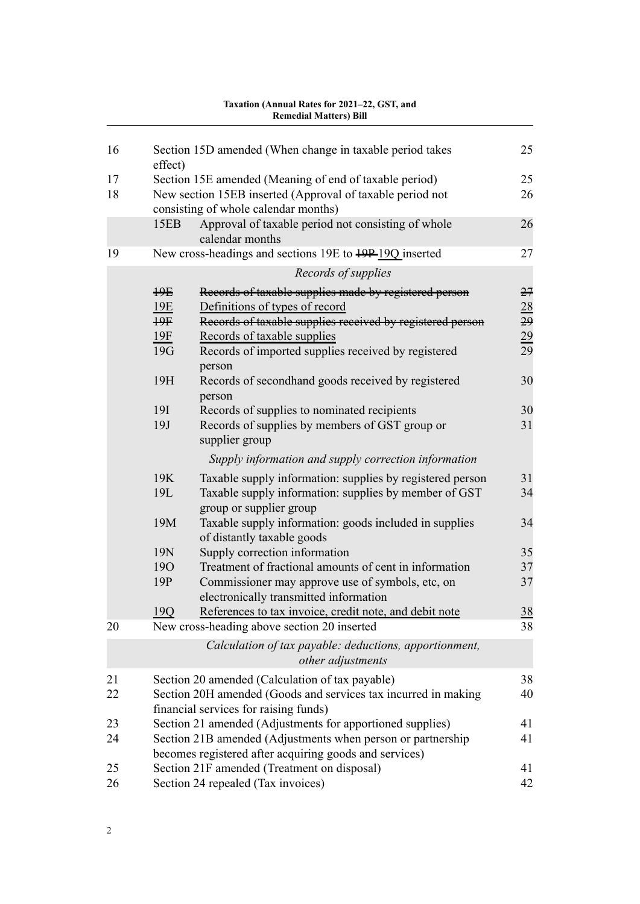| | | | |
|---|---|---|---|
| 16 | Section 15D amended (When change in taxable period takes effect) | | 25 |
| 17 | Section 15E amended (Meaning of end of taxable period) | | 25 |
| 18 | New section 15EB inserted (Approval of taxable period not consisting of whole calendar months) | | 26 |
| | 15EB | Approval of taxable period not consisting of whole calendar months | 26 |
| 19 | New cross-headings and sections 19E to ~~19P~~ 19Q inserted | | 27 |
| | | *Records of supplies* | |
| | ~~19E~~ | ~~Records of taxable supplies made by registered person~~ | ~~27~~ |
| | 19E | Definitions of types of record | 28 |
| | ~~19F~~ | ~~Records of taxable supplies received by registered person~~ | ~~29~~ |
| | 19F | Records of taxable supplies | 29 |
| | 19G | Records of imported supplies received by registered person | 29 |
| | 19H | Records of secondhand goods received by registered person | 30 |
| | 19I | Records of supplies to nominated recipients | 30 |
| | 19J | Records of supplies by members of GST group or supplier group | 31 |
| | | *Supply information and supply correction information* | |
| | 19K | Taxable supply information: supplies by registered person | 31 |
| | 19L | Taxable supply information: supplies by member of GST group or supplier group | 34 |
| | 19M | Taxable supply information: goods included in supplies of distantly taxable goods | 34 |
| | 19N | Supply correction information | 35 |
| | 19O | Treatment of fractional amounts of cent in information | 37 |
| | 19P | Commissioner may approve use of symbols, etc, on electronically transmitted information | 37 |
| | 19Q | References to tax invoice, credit note, and debit note | 38 |
| 20 | New cross-heading above section 20 inserted | | 38 |
| | | *Calculation of tax payable: deductions, apportionment, other adjustments* | |
| 21 | Section 20 amended (Calculation of tax payable) | | 38 |
| 22 | Section 20H amended (Goods and services tax incurred in making financial services for raising funds) | | 40 |
| 23 | Section 21 amended (Adjustments for apportioned supplies) | | 41 |
| 24 | Section 21B amended (Adjustments when person or partnership becomes registered after acquiring goods and services) | | 41 |
| 25 | Section 21F amended (Treatment on disposal) | | 41 |
| 26 | Section 24 repealed (Tax invoices) | | 42 |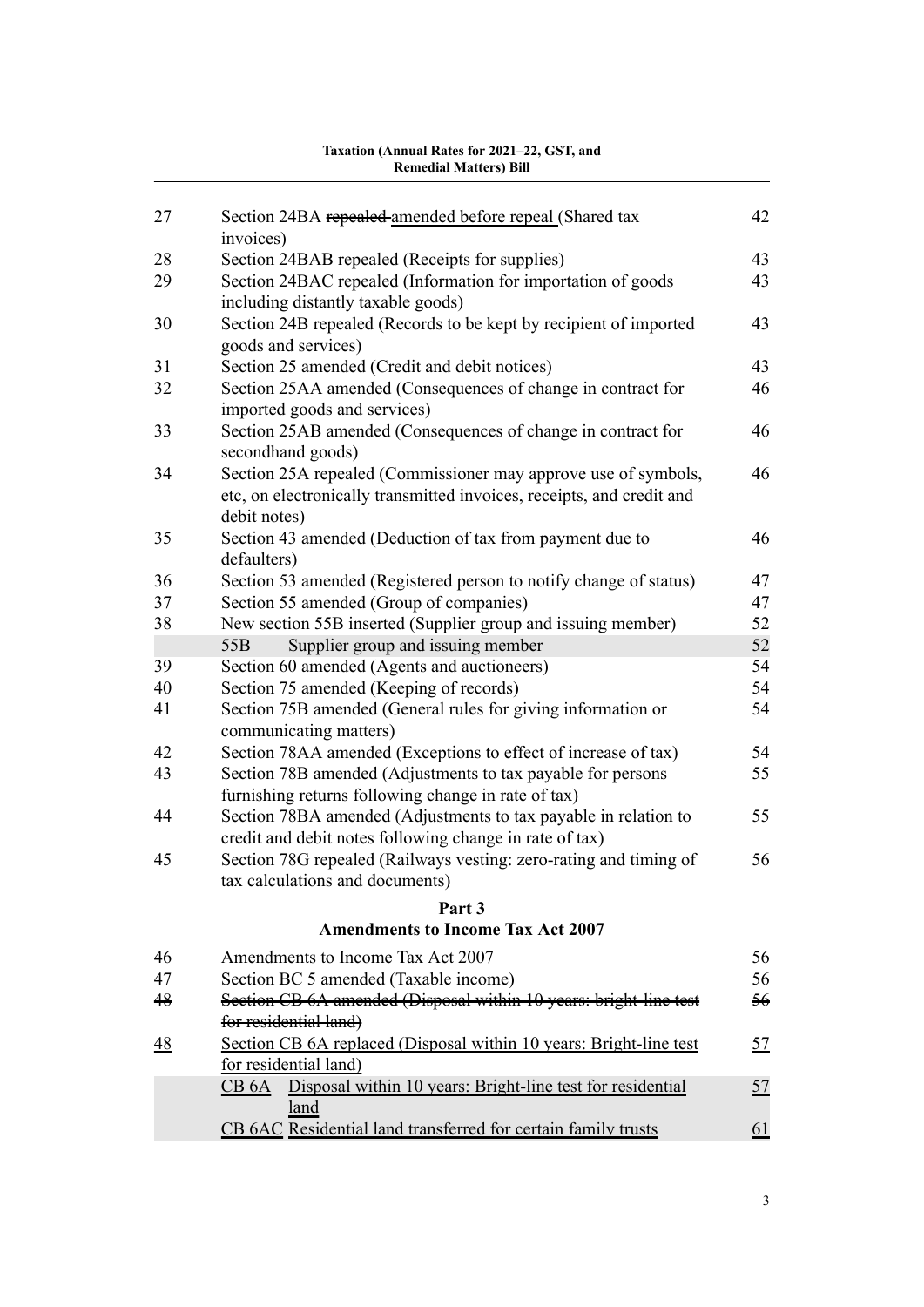| | | |
|---|---|---|
| 27 | Section 24BA ~~repealed~~ <u>amended before repeal</u> (Shared tax invoices) | 42 |
| 28 | Section 24BAB repealed (Receipts for supplies) | 43 |
| 29 | Section 24BAC repealed (Information for importation of goods including distantly taxable goods) | 43 |
| 30 | Section 24B repealed (Records to be kept by recipient of imported goods and services) | 43 |
| 31 | Section 25 amended (Credit and debit notices) | 43 |
| 32 | Section 25AA amended (Consequences of change in contract for imported goods and services) | 46 |
| 33 | Section 25AB amended (Consequences of change in contract for secondhand goods) | 46 |
| 34 | Section 25A repealed (Commissioner may approve use of symbols, etc, on electronically transmitted invoices, receipts, and credit and debit notes) | 46 |
| 35 | Section 43 amended (Deduction of tax from payment due to defaulters) | 46 |
| 36 | Section 53 amended (Registered person to notify change of status) | 47 |
| 37 | Section 55 amended (Group of companies) | 47 |
| 38 | New section 55B inserted (Supplier group and issuing member) | 52 |
| | 55B Supplier group and issuing member | 52 |
| 39 | Section 60 amended (Agents and auctioneers) | 54 |
| 40 | Section 75 amended (Keeping of records) | 54 |
| 41 | Section 75B amended (General rules for giving information or communicating matters) | 54 |
| 42 | Section 78AA amended (Exceptions to effect of increase of tax) | 54 |
| 43 | Section 78B amended (Adjustments to tax payable for persons furnishing returns following change in rate of tax) | 55 |
| 44 | Section 78BA amended (Adjustments to tax payable in relation to credit and debit notes following change in rate of tax) | 55 |
| 45 | Section 78G repealed (Railways vesting: zero-rating and timing of tax calculations and documents) | 56 |

## Part 3
## Amendments to Income Tax Act 2007

| | | |
|---|---|---|
| 46 | Amendments to Income Tax Act 2007 | 56 |
| 47 | Section BC 5 amended (Taxable income) | 56 |
| ~~48~~ | ~~Section CB 6A amended (Disposal within 10 years: bright-line test for residential land)~~ | ~~56~~ |
| <u>48</u> | <u>Section CB 6A replaced (Disposal within 10 years: Bright-line test for residential land)</u> | <u>57</u> |
| | <u>CB 6A Disposal within 10 years: Bright-line test for residential land</u> | <u>57</u> |
| | <u>CB 6AC Residential land transferred for certain family trusts</u> | <u>61</u> |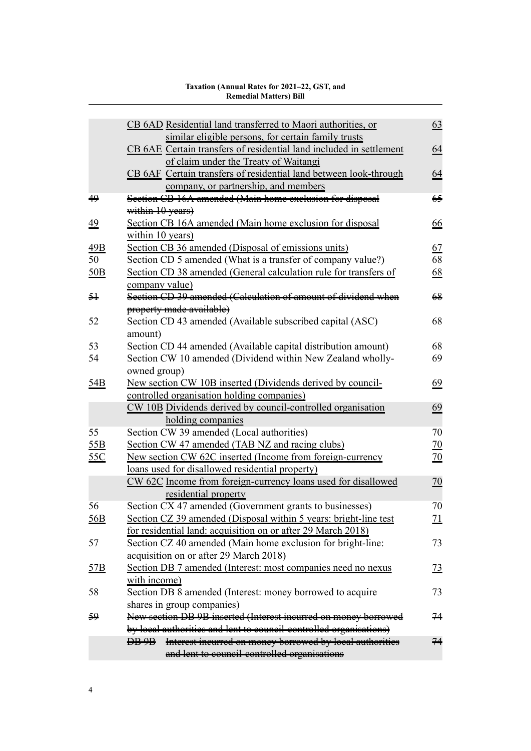| | | |
|---|---|---|
| | <u>CB 6AD Residential land transferred to Maori authorities, or similar eligible persons, for certain family trusts</u> | <u>63</u> |
| | <u>CB 6AE Certain transfers of residential land included in settlement of claim under the Treaty of Waitangi</u> | <u>64</u> |
| | <u>CB 6AF Certain transfers of residential land between look-through company, or partnership, and members</u> | <u>64</u> |
| ~~49~~ | ~~Section CB 16A amended (Main home exclusion for disposal within 10 years)~~ | ~~65~~ |
| <u>49</u> | <u>Section CB 16A amended (Main home exclusion for disposal within 10 years)</u> | <u>66</u> |
| <u>49B</u> | <u>Section CB 36 amended (Disposal of emissions units)</u> | <u>67</u> |
| 50 | Section CD 5 amended (What is a transfer of company value?) | 68 |
| <u>50B</u> | <u>Section CD 38 amended (General calculation rule for transfers of company value)</u> | <u>68</u> |
| ~~51~~ | ~~Section CD 39 amended (Calculation of amount of dividend when property made available)~~ | ~~68~~ |
| 52 | Section CD 43 amended (Available subscribed capital (ASC) amount) | 68 |
| 53 | Section CD 44 amended (Available capital distribution amount) | 68 |
| 54 | Section CW 10 amended (Dividend within New Zealand wholly-owned group) | 69 |
| <u>54B</u> | <u>New section CW 10B inserted (Dividends derived by council-controlled organisation holding companies)</u> | <u>69</u> |
| | <u>CW 10B Dividends derived by council-controlled organisation holding companies</u> | <u>69</u> |
| 55 | Section CW 39 amended (Local authorities) | 70 |
| <u>55B</u> | <u>Section CW 47 amended (TAB NZ and racing clubs)</u> | <u>70</u> |
| <u>55C</u> | <u>New section CW 62C inserted (Income from foreign-currency loans used for disallowed residential property)</u> | <u>70</u> |
| | <u>CW 62C Income from foreign-currency loans used for disallowed residential property</u> | <u>70</u> |
| 56 | Section CX 47 amended (Government grants to businesses) | 70 |
| <u>56B</u> | <u>Section CZ 39 amended (Disposal within 5 years: bright-line test for residential land: acquisition on or after 29 March 2018)</u> | <u>71</u> |
| 57 | Section CZ 40 amended (Main home exclusion for bright-line: acquisition on or after 29 March 2018) | 73 |
| <u>57B</u> | <u>Section DB 7 amended (Interest: most companies need no nexus with income)</u> | <u>73</u> |
| 58 | Section DB 8 amended (Interest: money borrowed to acquire shares in group companies) | 73 |
| ~~59~~ | ~~New section DB 9B inserted (Interest incurred on money borrowed by local authorities and lent to council-controlled organisations)~~ | ~~74~~ |
| | ~~DB 9B Interest incurred on money borrowed by local authorities and lent to council-controlled organisations~~ | ~~74~~ |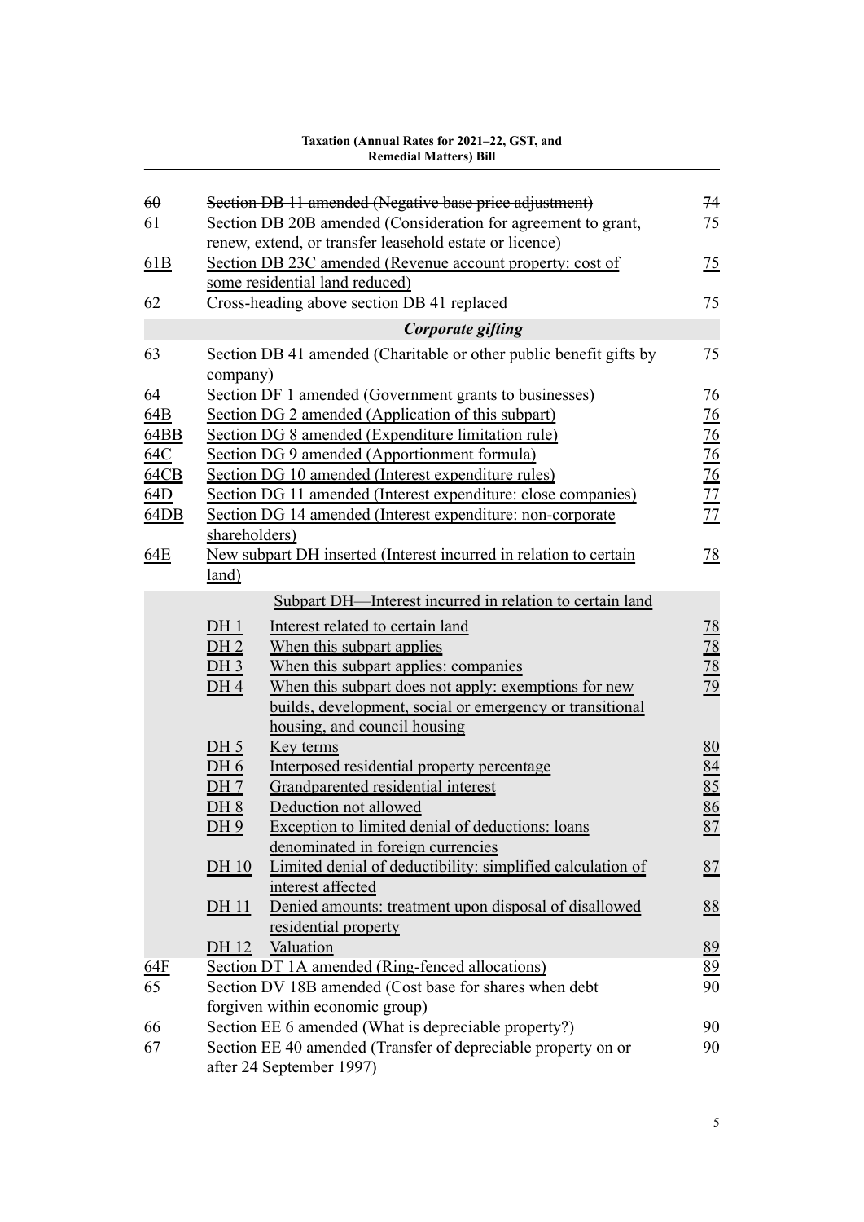| | | |
|---|---|---|
| ~~60~~ | ~~Section DB 11 amended (Negative base price adjustment)~~ | ~~74~~ |
| 61 | Section DB 20B amended (Consideration for agreement to grant, renew, extend, or transfer leasehold estate or licence) | 75 |
| 61B | Section DB 23C amended (Revenue account property: cost of some residential land reduced) | 75 |
| 62 | Cross-heading above section DB 41 replaced | 75 |

***Corporate gifting***

| | | |
|---|---|---|
| 63 | Section DB 41 amended (Charitable or other public benefit gifts by company) | 75 |
| 64 | Section DF 1 amended (Government grants to businesses) | 76 |
| 64B | Section DG 2 amended (Application of this subpart) | 76 |
| 64BB | Section DG 8 amended (Expenditure limitation rule) | 76 |
| 64C | Section DG 9 amended (Apportionment formula) | 76 |
| 64CB | Section DG 10 amended (Interest expenditure rules) | 76 |
| 64D | Section DG 11 amended (Interest expenditure: close companies) | 77 |
| 64DB | Section DG 14 amended (Interest expenditure: non-corporate shareholders) | 77 |
| 64E | New subpart DH inserted (Interest incurred in relation to certain land) | 78 |

Subpart DH—Interest incurred in relation to certain land

| | | |
|---|---|---|
| DH 1 | Interest related to certain land | 78 |
| DH 2 | When this subpart applies | 78 |
| DH 3 | When this subpart applies: companies | 78 |
| DH 4 | When this subpart does not apply: exemptions for new builds, development, social or emergency or transitional housing, and council housing | 79 |
| DH 5 | Key terms | 80 |
| DH 6 | Interposed residential property percentage | 84 |
| DH 7 | Grandparented residential interest | 85 |
| DH 8 | Deduction not allowed | 86 |
| DH 9 | Exception to limited denial of deductions: loans denominated in foreign currencies | 87 |
| DH 10 | Limited denial of deductibility: simplified calculation of interest affected | 87 |
| DH 11 | Denied amounts: treatment upon disposal of disallowed residential property | 88 |
| DH 12 | Valuation | 89 |

| | | |
|---|---|---|
| 64F | Section DT 1A amended (Ring-fenced allocations) | 89 |
| 65 | Section DV 18B amended (Cost base for shares when debt forgiven within economic group) | 90 |
| 66 | Section EE 6 amended (What is depreciable property?) | 90 |
| 67 | Section EE 40 amended (Transfer of depreciable property on or after 24 September 1997) | 90 |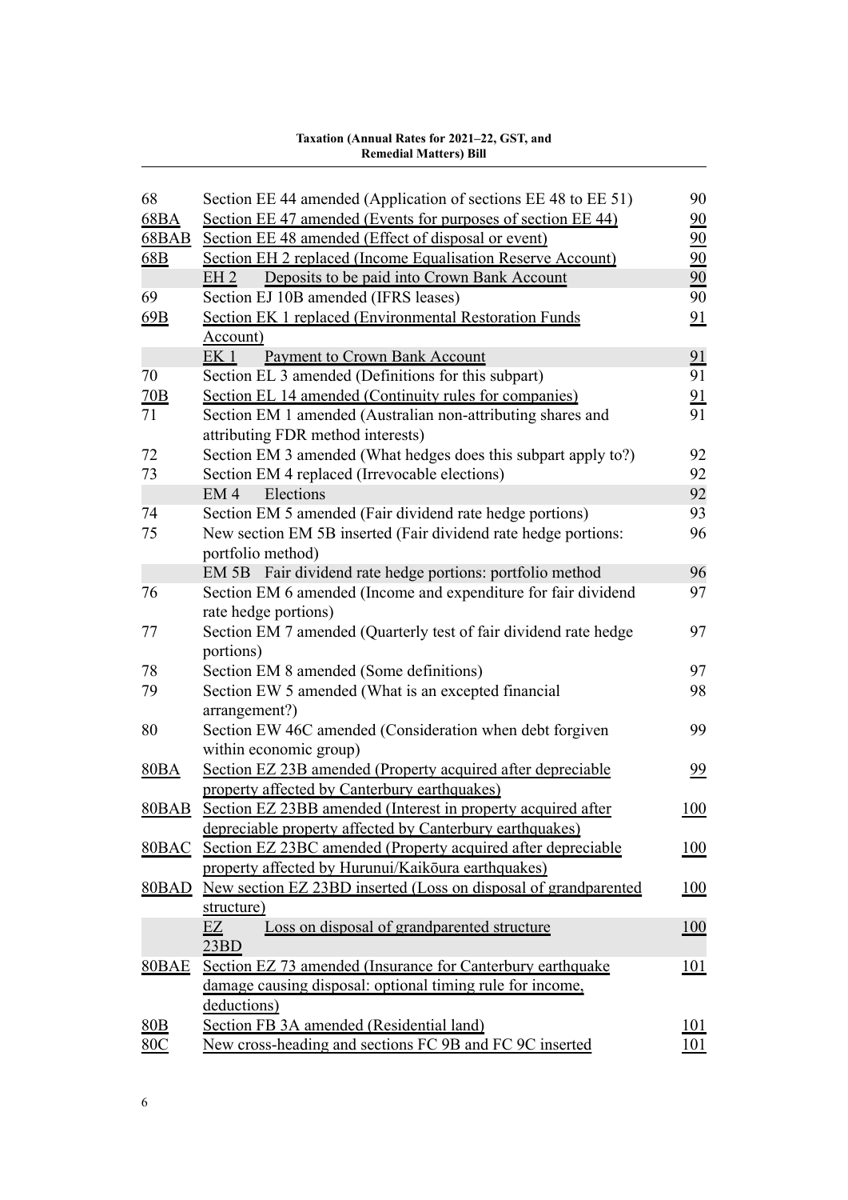| | | |
|---|---|---|
| 68 | Section EE 44 amended (Application of sections EE 48 to EE 51) | 90 |
| 68BA | Section EE 47 amended (Events for purposes of section EE 44) | 90 |
| 68BAB | Section EE 48 amended (Effect of disposal or event) | 90 |
| 68B | Section EH 2 replaced (Income Equalisation Reserve Account) | 90 |
| | EH 2 Deposits to be paid into Crown Bank Account | 90 |
| 69 | Section EJ 10B amended (IFRS leases) | 90 |
| 69B | Section EK 1 replaced (Environmental Restoration Funds Account) | 91 |
| | EK 1 Payment to Crown Bank Account | 91 |
| 70 | Section EL 3 amended (Definitions for this subpart) | 91 |
| 70B | Section EL 14 amended (Continuity rules for companies) | 91 |
| 71 | Section EM 1 amended (Australian non-attributing shares and attributing FDR method interests) | 91 |
| 72 | Section EM 3 amended (What hedges does this subpart apply to?) | 92 |
| 73 | Section EM 4 replaced (Irrevocable elections) | 92 |
| | EM 4 Elections | 92 |
| 74 | Section EM 5 amended (Fair dividend rate hedge portions) | 93 |
| 75 | New section EM 5B inserted (Fair dividend rate hedge portions: portfolio method) | 96 |
| | EM 5B Fair dividend rate hedge portions: portfolio method | 96 |
| 76 | Section EM 6 amended (Income and expenditure for fair dividend rate hedge portions) | 97 |
| 77 | Section EM 7 amended (Quarterly test of fair dividend rate hedge portions) | 97 |
| 78 | Section EM 8 amended (Some definitions) | 97 |
| 79 | Section EW 5 amended (What is an excepted financial arrangement?) | 98 |
| 80 | Section EW 46C amended (Consideration when debt forgiven within economic group) | 99 |
| 80BA | Section EZ 23B amended (Property acquired after depreciable property affected by Canterbury earthquakes) | 99 |
| 80BAB | Section EZ 23BB amended (Interest in property acquired after depreciable property affected by Canterbury earthquakes) | 100 |
| 80BAC | Section EZ 23BC amended (Property acquired after depreciable property affected by Hurunui/Kaikōura earthquakes) | 100 |
| 80BAD | New section EZ 23BD inserted (Loss on disposal of grandparented structure) | 100 |
| | EZ 23BD Loss on disposal of grandparented structure | 100 |
| 80BAE | Section EZ 73 amended (Insurance for Canterbury earthquake damage causing disposal: optional timing rule for income, deductions) | 101 |
| 80B | Section FB 3A amended (Residential land) | 101 |
| 80C | New cross-heading and sections FC 9B and FC 9C inserted | 101 |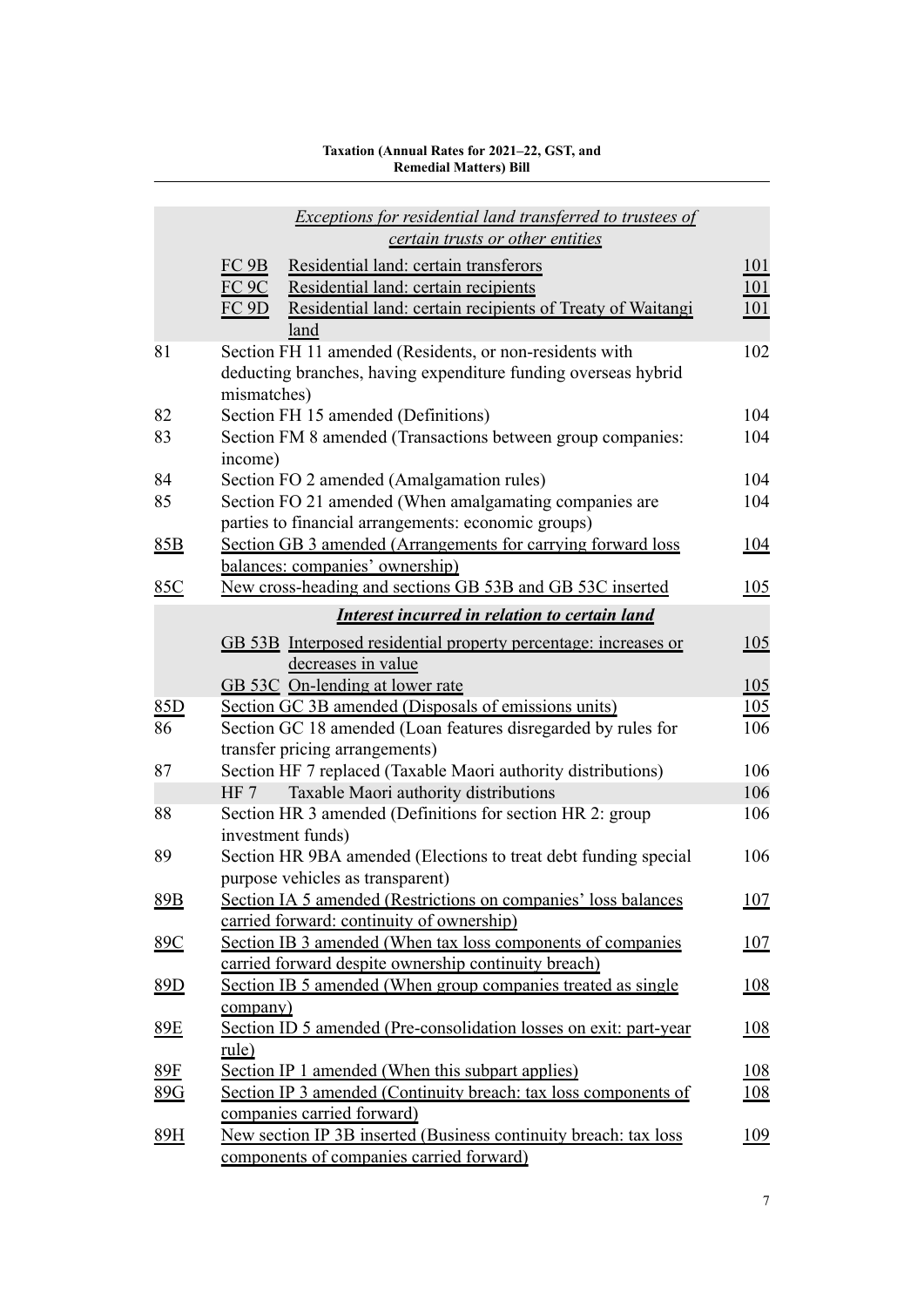| | | |
|---|---|---|
| | *Exceptions for residential land transferred to trustees of certain trusts or other entities* | |
| | FC 9B Residential land: certain transferors | 101 |
| | FC 9C Residential land: certain recipients | 101 |
| | FC 9D Residential land: certain recipients of Treaty of Waitangi land | 101 |
| 81 | Section FH 11 amended (Residents, or non-residents with deducting branches, having expenditure funding overseas hybrid mismatches) | 102 |
| 82 | Section FH 15 amended (Definitions) | 104 |
| 83 | Section FM 8 amended (Transactions between group companies: income) | 104 |
| 84 | Section FO 2 amended (Amalgamation rules) | 104 |
| 85 | Section FO 21 amended (When amalgamating companies are parties to financial arrangements: economic groups) | 104 |
| 85B | Section GB 3 amended (Arrangements for carrying forward loss balances: companies' ownership) | 104 |
| 85C | New cross-heading and sections GB 53B and GB 53C inserted | 105 |
| | ***Interest incurred in relation to certain land*** | |
| | GB 53B Interposed residential property percentage: increases or decreases in value | 105 |
| | GB 53C On-lending at lower rate | 105 |
| 85D | Section GC 3B amended (Disposals of emissions units) | 105 |
| 86 | Section GC 18 amended (Loan features disregarded by rules for transfer pricing arrangements) | 106 |
| 87 | Section HF 7 replaced (Taxable Maori authority distributions) | 106 |
| | HF 7 Taxable Maori authority distributions | 106 |
| 88 | Section HR 3 amended (Definitions for section HR 2: group investment funds) | 106 |
| 89 | Section HR 9BA amended (Elections to treat debt funding special purpose vehicles as transparent) | 106 |
| 89B | Section IA 5 amended (Restrictions on companies' loss balances carried forward: continuity of ownership) | 107 |
| 89C | Section IB 3 amended (When tax loss components of companies carried forward despite ownership continuity breach) | 107 |
| 89D | Section IB 5 amended (When group companies treated as single company) | 108 |
| 89E | Section ID 5 amended (Pre-consolidation losses on exit: part-year rule) | 108 |
| 89F | Section IP 1 amended (When this subpart applies) | 108 |
| 89G | Section IP 3 amended (Continuity breach: tax loss components of companies carried forward) | 108 |
| 89H | New section IP 3B inserted (Business continuity breach: tax loss components of companies carried forward) | 109 |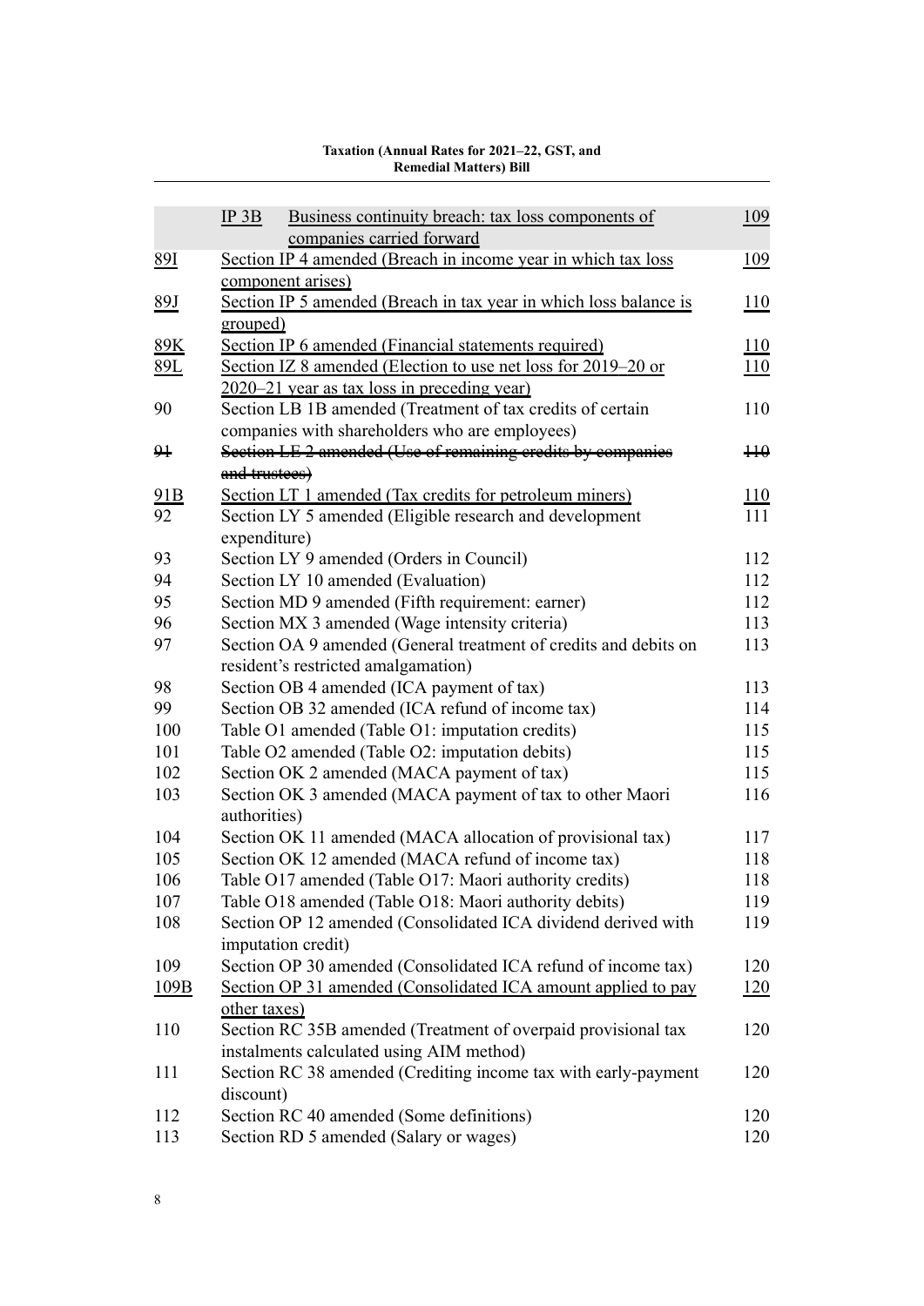| | | |
|---|---|---|
| | IP 3B Business continuity breach: tax loss components of companies carried forward | 109 |
| 89I | Section IP 4 amended (Breach in income year in which tax loss component arises) | 109 |
| 89J | Section IP 5 amended (Breach in tax year in which loss balance is grouped) | 110 |
| 89K | Section IP 6 amended (Financial statements required) | 110 |
| 89L | Section IZ 8 amended (Election to use net loss for 2019–20 or 2020–21 year as tax loss in preceding year) | 110 |
| 90 | Section LB 1B amended (Treatment of tax credits of certain companies with shareholders who are employees) | 110 |
| ~~91~~ | ~~Section LE 2 amended (Use of remaining credits by companies and trustees)~~ | ~~110~~ |
| 91B | Section LT 1 amended (Tax credits for petroleum miners) | 110 |
| 92 | Section LY 5 amended (Eligible research and development expenditure) | 111 |
| 93 | Section LY 9 amended (Orders in Council) | 112 |
| 94 | Section LY 10 amended (Evaluation) | 112 |
| 95 | Section MD 9 amended (Fifth requirement: earner) | 112 |
| 96 | Section MX 3 amended (Wage intensity criteria) | 113 |
| 97 | Section OA 9 amended (General treatment of credits and debits on resident's restricted amalgamation) | 113 |
| 98 | Section OB 4 amended (ICA payment of tax) | 113 |
| 99 | Section OB 32 amended (ICA refund of income tax) | 114 |
| 100 | Table O1 amended (Table O1: imputation credits) | 115 |
| 101 | Table O2 amended (Table O2: imputation debits) | 115 |
| 102 | Section OK 2 amended (MACA payment of tax) | 115 |
| 103 | Section OK 3 amended (MACA payment of tax to other Maori authorities) | 116 |
| 104 | Section OK 11 amended (MACA allocation of provisional tax) | 117 |
| 105 | Section OK 12 amended (MACA refund of income tax) | 118 |
| 106 | Table O17 amended (Table O17: Maori authority credits) | 118 |
| 107 | Table O18 amended (Table O18: Maori authority debits) | 119 |
| 108 | Section OP 12 amended (Consolidated ICA dividend derived with imputation credit) | 119 |
| 109 | Section OP 30 amended (Consolidated ICA refund of income tax) | 120 |
| 109B | Section OP 31 amended (Consolidated ICA amount applied to pay other taxes) | 120 |
| 110 | Section RC 35B amended (Treatment of overpaid provisional tax instalments calculated using AIM method) | 120 |
| 111 | Section RC 38 amended (Crediting income tax with early-payment discount) | 120 |
| 112 | Section RC 40 amended (Some definitions) | 120 |
| 113 | Section RD 5 amended (Salary or wages) | 120 |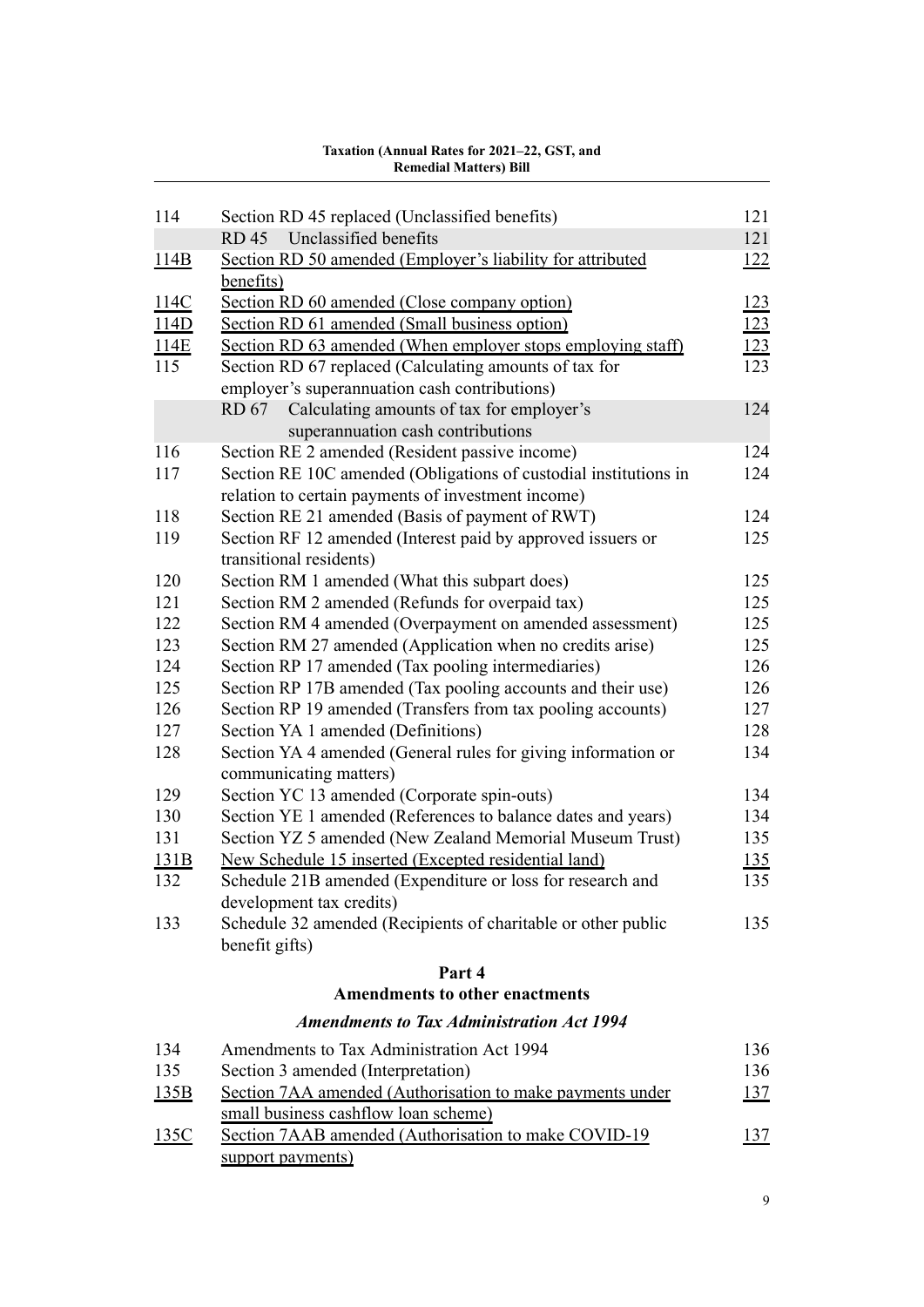| | | |
|---|---|---|
| 114 | Section RD 45 replaced (Unclassified benefits) | 121 |
| | RD 45 Unclassified benefits | 121 |
| 114B | Section RD 50 amended (Employer's liability for attributed benefits) | 122 |
| 114C | Section RD 60 amended (Close company option) | 123 |
| 114D | Section RD 61 amended (Small business option) | 123 |
| 114E | Section RD 63 amended (When employer stops employing staff) | 123 |
| 115 | Section RD 67 replaced (Calculating amounts of tax for employer's superannuation cash contributions) | 123 |
| | RD 67 Calculating amounts of tax for employer's superannuation cash contributions | 124 |
| 116 | Section RE 2 amended (Resident passive income) | 124 |
| 117 | Section RE 10C amended (Obligations of custodial institutions in relation to certain payments of investment income) | 124 |
| 118 | Section RE 21 amended (Basis of payment of RWT) | 124 |
| 119 | Section RF 12 amended (Interest paid by approved issuers or transitional residents) | 125 |
| 120 | Section RM 1 amended (What this subpart does) | 125 |
| 121 | Section RM 2 amended (Refunds for overpaid tax) | 125 |
| 122 | Section RM 4 amended (Overpayment on amended assessment) | 125 |
| 123 | Section RM 27 amended (Application when no credits arise) | 125 |
| 124 | Section RP 17 amended (Tax pooling intermediaries) | 126 |
| 125 | Section RP 17B amended (Tax pooling accounts and their use) | 126 |
| 126 | Section RP 19 amended (Transfers from tax pooling accounts) | 127 |
| 127 | Section YA 1 amended (Definitions) | 128 |
| 128 | Section YA 4 amended (General rules for giving information or communicating matters) | 134 |
| 129 | Section YC 13 amended (Corporate spin-outs) | 134 |
| 130 | Section YE 1 amended (References to balance dates and years) | 134 |
| 131 | Section YZ 5 amended (New Zealand Memorial Museum Trust) | 135 |
| 131B | New Schedule 15 inserted (Excepted residential land) | 135 |
| 132 | Schedule 21B amended (Expenditure or loss for research and development tax credits) | 135 |
| 133 | Schedule 32 amended (Recipients of charitable or other public benefit gifts) | 135 |

## Part 4
## Amendments to other enactments

### *Amendments to Tax Administration Act 1994*

| | | |
|---|---|---|
| 134 | Amendments to Tax Administration Act 1994 | 136 |
| 135 | Section 3 amended (Interpretation) | 136 |
| 135B | Section 7AA amended (Authorisation to make payments under small business cashflow loan scheme) | 137 |
| 135C | Section 7AAB amended (Authorisation to make COVID-19 support payments) | 137 |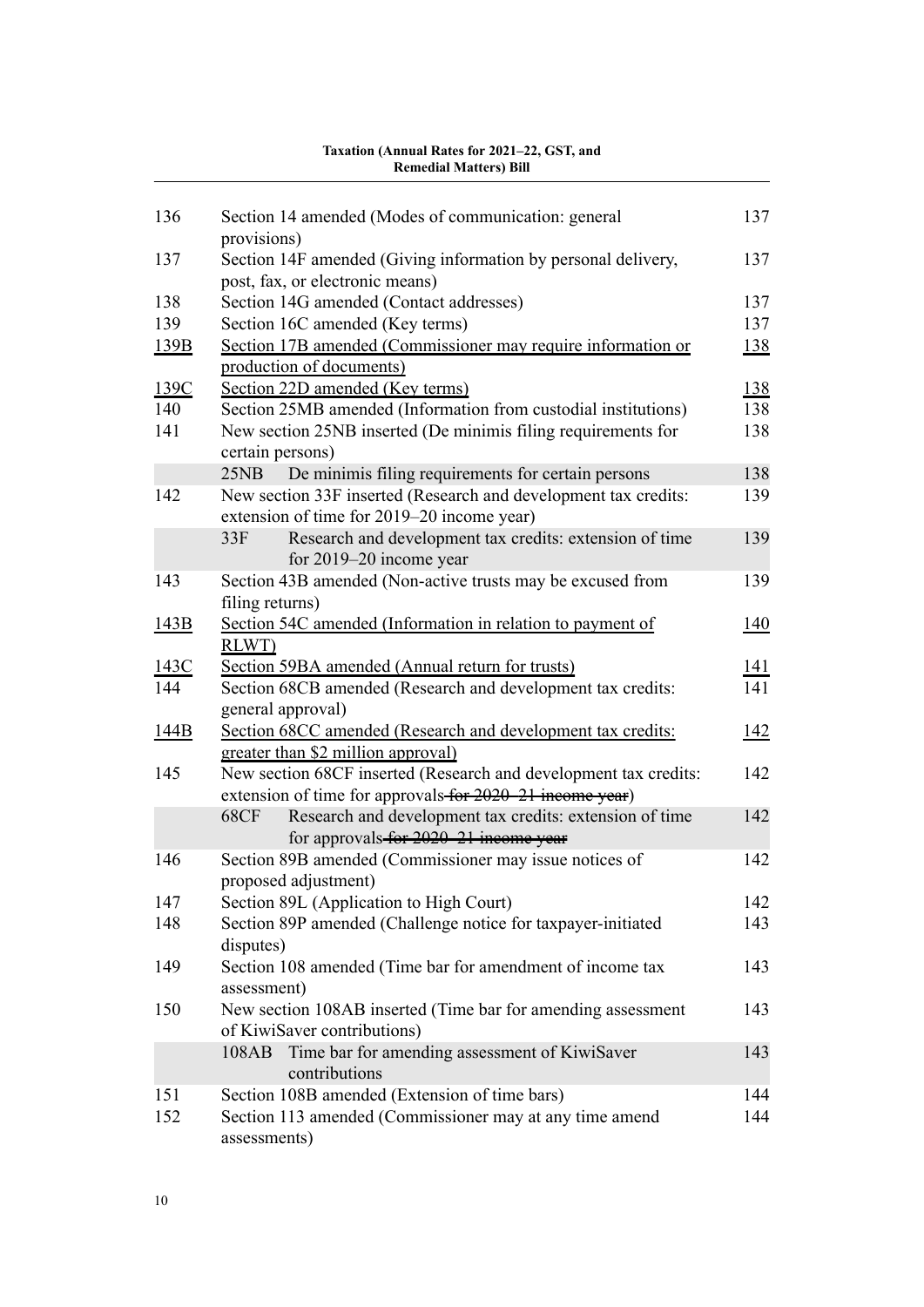| | | |
|---|---|---|
| 136 | Section 14 amended (Modes of communication: general provisions) | 137 |
| 137 | Section 14F amended (Giving information by personal delivery, post, fax, or electronic means) | 137 |
| 138 | Section 14G amended (Contact addresses) | 137 |
| 139 | Section 16C amended (Key terms) | 137 |
| 139B | Section 17B amended (Commissioner may require information or production of documents) | 138 |
| 139C | Section 22D amended (Key terms) | 138 |
| 140 | Section 25MB amended (Information from custodial institutions) | 138 |
| 141 | New section 25NB inserted (De minimis filing requirements for certain persons) | 138 |
| | 25NB De minimis filing requirements for certain persons | 138 |
| 142 | New section 33F inserted (Research and development tax credits: extension of time for 2019–20 income year) | 139 |
| | 33F Research and development tax credits: extension of time for 2019–20 income year | 139 |
| 143 | Section 43B amended (Non-active trusts may be excused from filing returns) | 139 |
| 143B | Section 54C amended (Information in relation to payment of RLWT) | 140 |
| 143C | Section 59BA amended (Annual return for trusts) | 141 |
| 144 | Section 68CB amended (Research and development tax credits: general approval) | 141 |
| 144B | Section 68CC amended (Research and development tax credits: greater than $2 million approval) | 142 |
| 145 | New section 68CF inserted (Research and development tax credits: extension of time for approvals ~~for 2020–21 income year~~) | 142 |
| | 68CF Research and development tax credits: extension of time for approvals ~~for 2020–21 income year~~ | 142 |
| 146 | Section 89B amended (Commissioner may issue notices of proposed adjustment) | 142 |
| 147 | Section 89L (Application to High Court) | 142 |
| 148 | Section 89P amended (Challenge notice for taxpayer-initiated disputes) | 143 |
| 149 | Section 108 amended (Time bar for amendment of income tax assessment) | 143 |
| 150 | New section 108AB inserted (Time bar for amending assessment of KiwiSaver contributions) | 143 |
| | 108AB Time bar for amending assessment of KiwiSaver contributions | 143 |
| 151 | Section 108B amended (Extension of time bars) | 144 |
| 152 | Section 113 amended (Commissioner may at any time amend assessments) | 144 |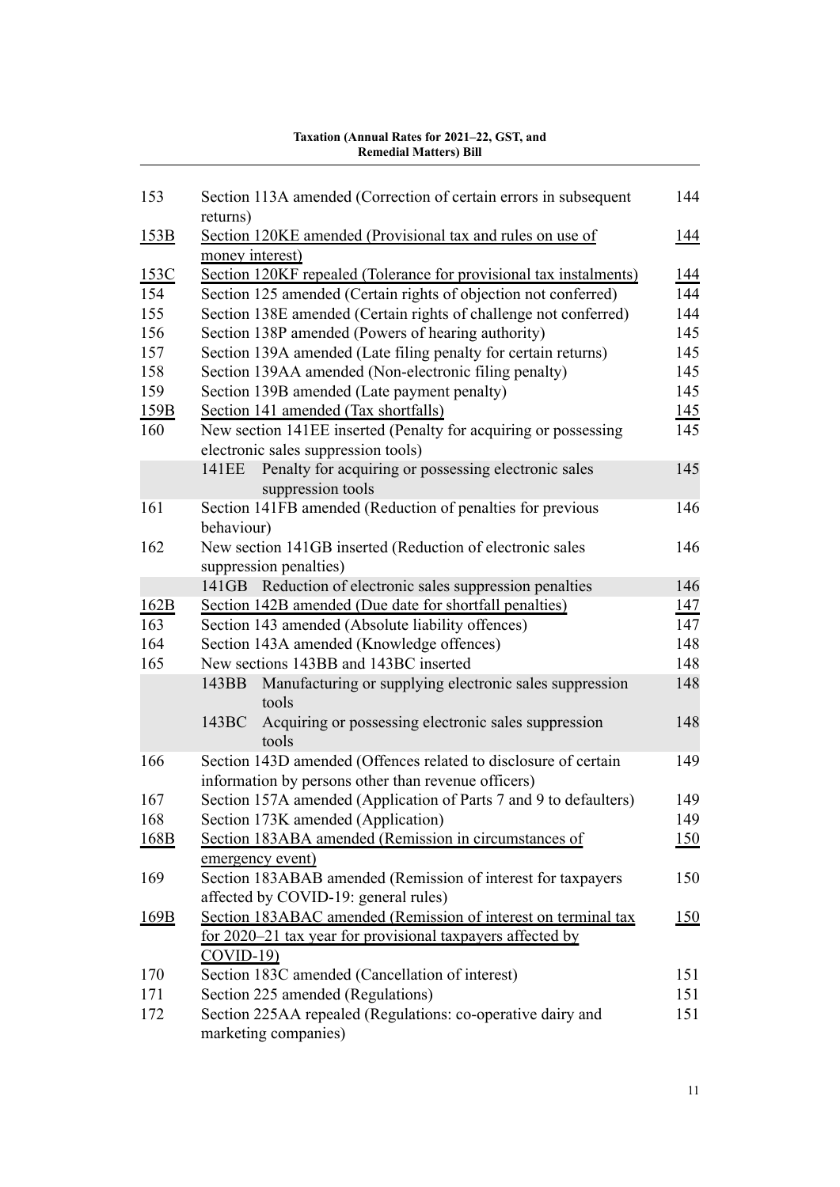| | | |
|---|---|---|
| 153 | Section 113A amended (Correction of certain errors in subsequent returns) | 144 |
| 153B | Section 120KE amended (Provisional tax and rules on use of money interest) | 144 |
| 153C | Section 120KF repealed (Tolerance for provisional tax instalments) | 144 |
| 154 | Section 125 amended (Certain rights of objection not conferred) | 144 |
| 155 | Section 138E amended (Certain rights of challenge not conferred) | 144 |
| 156 | Section 138P amended (Powers of hearing authority) | 145 |
| 157 | Section 139A amended (Late filing penalty for certain returns) | 145 |
| 158 | Section 139AA amended (Non-electronic filing penalty) | 145 |
| 159 | Section 139B amended (Late payment penalty) | 145 |
| 159B | Section 141 amended (Tax shortfalls) | 145 |
| 160 | New section 141EE inserted (Penalty for acquiring or possessing electronic sales suppression tools) | 145 |
| | 141EE Penalty for acquiring or possessing electronic sales suppression tools | 145 |
| 161 | Section 141FB amended (Reduction of penalties for previous behaviour) | 146 |
| 162 | New section 141GB inserted (Reduction of electronic sales suppression penalties) | 146 |
| | 141GB Reduction of electronic sales suppression penalties | 146 |
| 162B | Section 142B amended (Due date for shortfall penalties) | 147 |
| 163 | Section 143 amended (Absolute liability offences) | 147 |
| 164 | Section 143A amended (Knowledge offences) | 148 |
| 165 | New sections 143BB and 143BC inserted | 148 |
| | 143BB Manufacturing or supplying electronic sales suppression tools | 148 |
| | 143BC Acquiring or possessing electronic sales suppression tools | 148 |
| 166 | Section 143D amended (Offences related to disclosure of certain information by persons other than revenue officers) | 149 |
| 167 | Section 157A amended (Application of Parts 7 and 9 to defaulters) | 149 |
| 168 | Section 173K amended (Application) | 149 |
| 168B | Section 183ABA amended (Remission in circumstances of emergency event) | 150 |
| 169 | Section 183ABAB amended (Remission of interest for taxpayers affected by COVID-19: general rules) | 150 |
| 169B | Section 183ABAC amended (Remission of interest on terminal tax for 2020–21 tax year for provisional taxpayers affected by COVID-19) | 150 |
| 170 | Section 183C amended (Cancellation of interest) | 151 |
| 171 | Section 225 amended (Regulations) | 151 |
| 172 | Section 225AA repealed (Regulations: co-operative dairy and marketing companies) | 151 |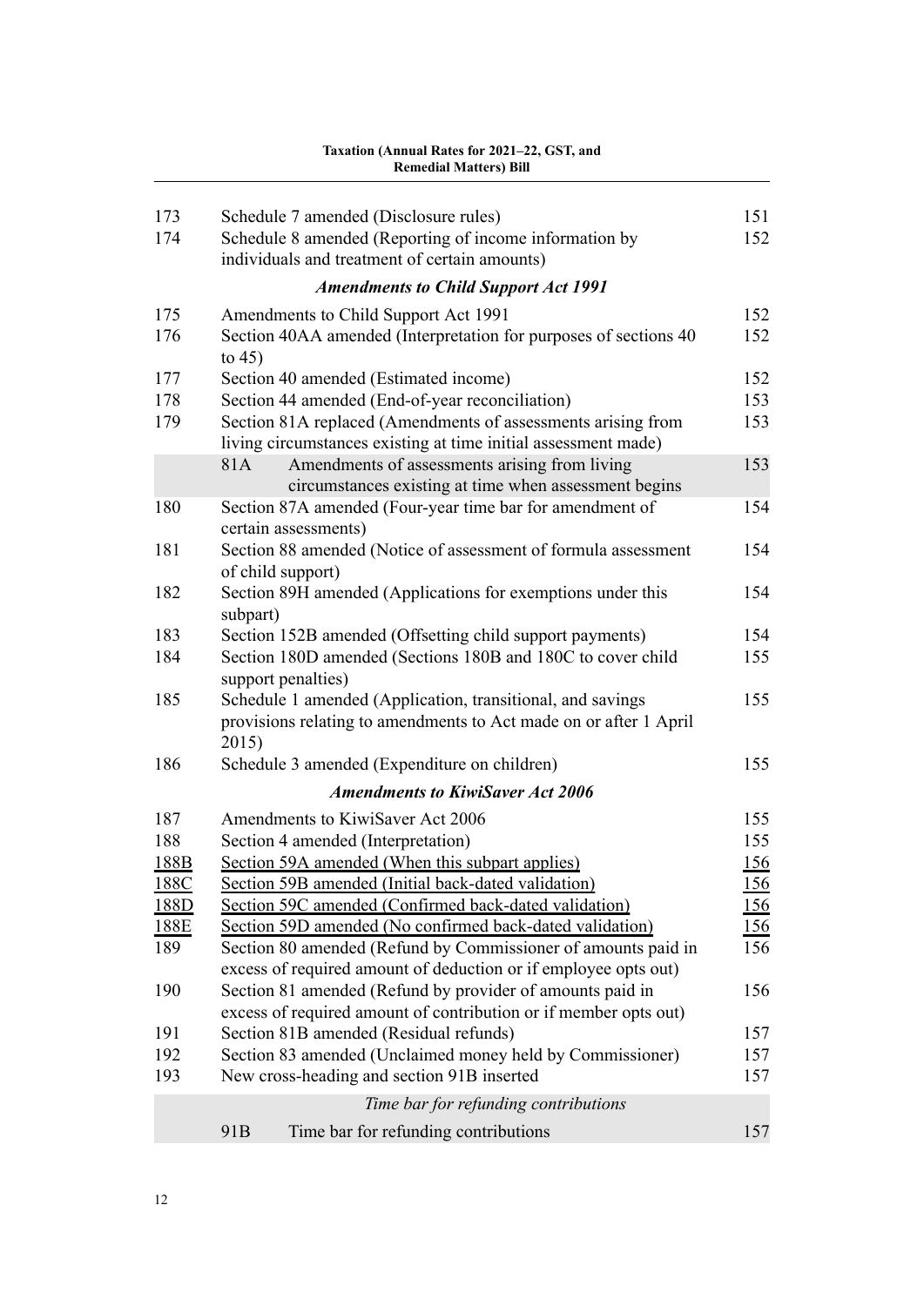| | | |
|---|---|---|
| 173 | Schedule 7 amended (Disclosure rules) | 151 |
| 174 | Schedule 8 amended (Reporting of income information by individuals and treatment of certain amounts) | 152 |

***Amendments to Child Support Act 1991***

| | | |
|---|---|---|
| 175 | Amendments to Child Support Act 1991 | 152 |
| 176 | Section 40AA amended (Interpretation for purposes of sections 40 to 45) | 152 |
| 177 | Section 40 amended (Estimated income) | 152 |
| 178 | Section 44 amended (End-of-year reconciliation) | 153 |
| 179 | Section 81A replaced (Amendments of assessments arising from living circumstances existing at time initial assessment made) | 153 |
| | 81A Amendments of assessments arising from living circumstances existing at time when assessment begins | 153 |
| 180 | Section 87A amended (Four-year time bar for amendment of certain assessments) | 154 |
| 181 | Section 88 amended (Notice of assessment of formula assessment of child support) | 154 |
| 182 | Section 89H amended (Applications for exemptions under this subpart) | 154 |
| 183 | Section 152B amended (Offsetting child support payments) | 154 |
| 184 | Section 180D amended (Sections 180B and 180C to cover child support penalties) | 155 |
| 185 | Schedule 1 amended (Application, transitional, and savings provisions relating to amendments to Act made on or after 1 April 2015) | 155 |
| 186 | Schedule 3 amended (Expenditure on children) | 155 |

***Amendments to KiwiSaver Act 2006***

| | | |
|---|---|---|
| 187 | Amendments to KiwiSaver Act 2006 | 155 |
| 188 | Section 4 amended (Interpretation) | 155 |
| 188B | Section 59A amended (When this subpart applies) | 156 |
| 188C | Section 59B amended (Initial back-dated validation) | 156 |
| 188D | Section 59C amended (Confirmed back-dated validation) | 156 |
| 188E | Section 59D amended (No confirmed back-dated validation) | 156 |
| 189 | Section 80 amended (Refund by Commissioner of amounts paid in excess of required amount of deduction or if employee opts out) | 156 |
| 190 | Section 81 amended (Refund by provider of amounts paid in excess of required amount of contribution or if member opts out) | 156 |
| 191 | Section 81B amended (Residual refunds) | 157 |
| 192 | Section 83 amended (Unclaimed money held by Commissioner) | 157 |
| 193 | New cross-heading and section 91B inserted | 157 |

*Time bar for refunding contributions*

| | | |
|---|---|---|
| | 91B Time bar for refunding contributions | 157 |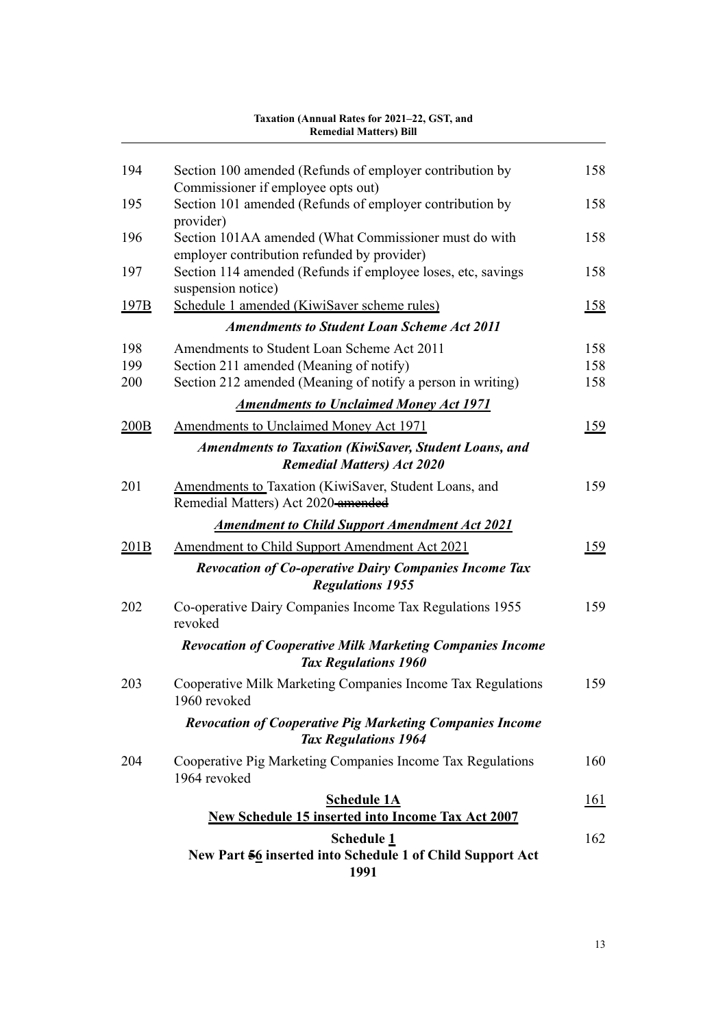| | | |
|---|---|---|
| 194 | Section 100 amended (Refunds of employer contribution by Commissioner if employee opts out) | 158 |
| 195 | Section 101 amended (Refunds of employer contribution by provider) | 158 |
| 196 | Section 101AA amended (What Commissioner must do with employer contribution refunded by provider) | 158 |
| 197 | Section 114 amended (Refunds if employee loses, etc, savings suspension notice) | 158 |
| 197B | Schedule 1 amended (KiwiSaver scheme rules) | 158 |
| | ***Amendments to Student Loan Scheme Act 2011*** | |
| 198 | Amendments to Student Loan Scheme Act 2011 | 158 |
| 199 | Section 211 amended (Meaning of notify) | 158 |
| 200 | Section 212 amended (Meaning of notify a person in writing) | 158 |
| | ***Amendments to Unclaimed Money Act 1971*** | |
| 200B | Amendments to Unclaimed Money Act 1971 | 159 |
| | ***Amendments to Taxation (KiwiSaver, Student Loans, and Remedial Matters) Act 2020*** | |
| 201 | Amendments to Taxation (KiwiSaver, Student Loans, and Remedial Matters) Act 2020 ~~amended~~ | 159 |
| | ***Amendment to Child Support Amendment Act 2021*** | |
| 201B | Amendment to Child Support Amendment Act 2021 | 159 |
| | ***Revocation of Co-operative Dairy Companies Income Tax Regulations 1955*** | |
| 202 | Co-operative Dairy Companies Income Tax Regulations 1955 revoked | 159 |
| | ***Revocation of Cooperative Milk Marketing Companies Income Tax Regulations 1960*** | |
| 203 | Cooperative Milk Marketing Companies Income Tax Regulations 1960 revoked | 159 |
| | ***Revocation of Cooperative Pig Marketing Companies Income Tax Regulations 1964*** | |
| 204 | Cooperative Pig Marketing Companies Income Tax Regulations 1964 revoked | 160 |
| | **Schedule 1A** **New Schedule 15 inserted into Income Tax Act 2007** | 161 |
| | **Schedule 1** **New Part ~~5~~6 inserted into Schedule 1 of Child Support Act 1991** | 162 |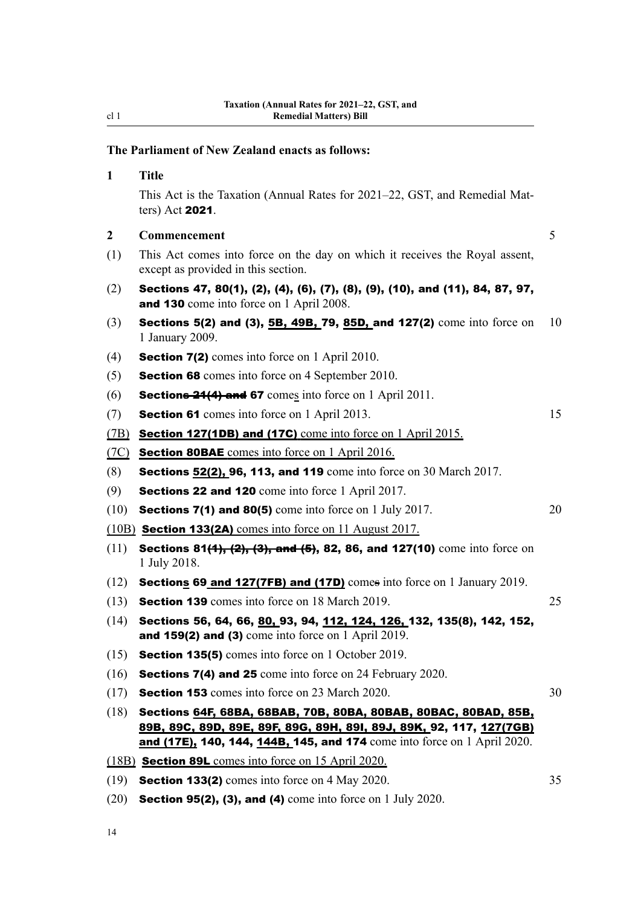**The Parliament of New Zealand enacts as follows:**

## 1 Title

This Act is the Taxation (Annual Rates for 2021–22, GST, and Remedial Matters) Act **2021**.

## 2 Commencement

(1) This Act comes into force on the day on which it receives the Royal assent, except as provided in this section.

(2) **Sections 47, 80(1), (2), (4), (6), (7), (8), (9), (10), and (11), 84, 87, 97, and 130** come into force on 1 April 2008.

(3) **Sections 5(2) and (3), 5B, 49B, 79, 85D, and 127(2)** come into force on 1 January 2009.

(4) **Section 7(2)** comes into force on 1 April 2010.

(5) **Section 68** comes into force on 4 September 2010.

(6) **Sections ~~21(4) and~~ 67** comes into force on 1 April 2011.

(7) **Section 61** comes into force on 1 April 2013.

(7B) **Section 127(1DB) and (17C)** come into force on 1 April 2015.

(7C) **Section 80BAE** comes into force on 1 April 2016.

(8) **Sections 52(2), 96, 113, and 119** come into force on 30 March 2017.

(9) **Sections 22 and 120** come into force 1 April 2017.

(10) **Sections 7(1) and 80(5)** come into force on 1 July 2017.

(10B) **Section 133(2A)** comes into force on 11 August 2017.

(11) **Sections 81~~(1), (2), (3), and (5)~~, 82, 86, and 127(10)** come into force on 1 July 2018.

(12) **Sections 69 and 127(7FB) and (17D)** comes into force on 1 January 2019.

(13) **Section 139** comes into force on 18 March 2019.

(14) **Sections 56, 64, 66, 80, 93, 94, 112, 124, 126, 132, 135(8), 142, 152, and 159(2) and (3)** come into force on 1 April 2019.

(15) **Section 135(5)** comes into force on 1 October 2019.

(16) **Sections 7(4) and 25** come into force on 24 February 2020.

(17) **Section 153** comes into force on 23 March 2020.

(18) **Sections 64F, 68BA, 68BAB, 70B, 80BA, 80BAB, 80BAC, 80BAD, 85B, 89B, 89C, 89D, 89E, 89F, 89G, 89H, 89I, 89J, 89K, 92, 117, 127(7GB) and (17E), 140, 144, 144B, 145, and 174** come into force on 1 April 2020.

(18B) **Section 89L** comes into force on 15 April 2020.

(19) **Section 133(2)** comes into force on 4 May 2020.

(20) **Section 95(2), (3), and (4)** come into force on 1 July 2020.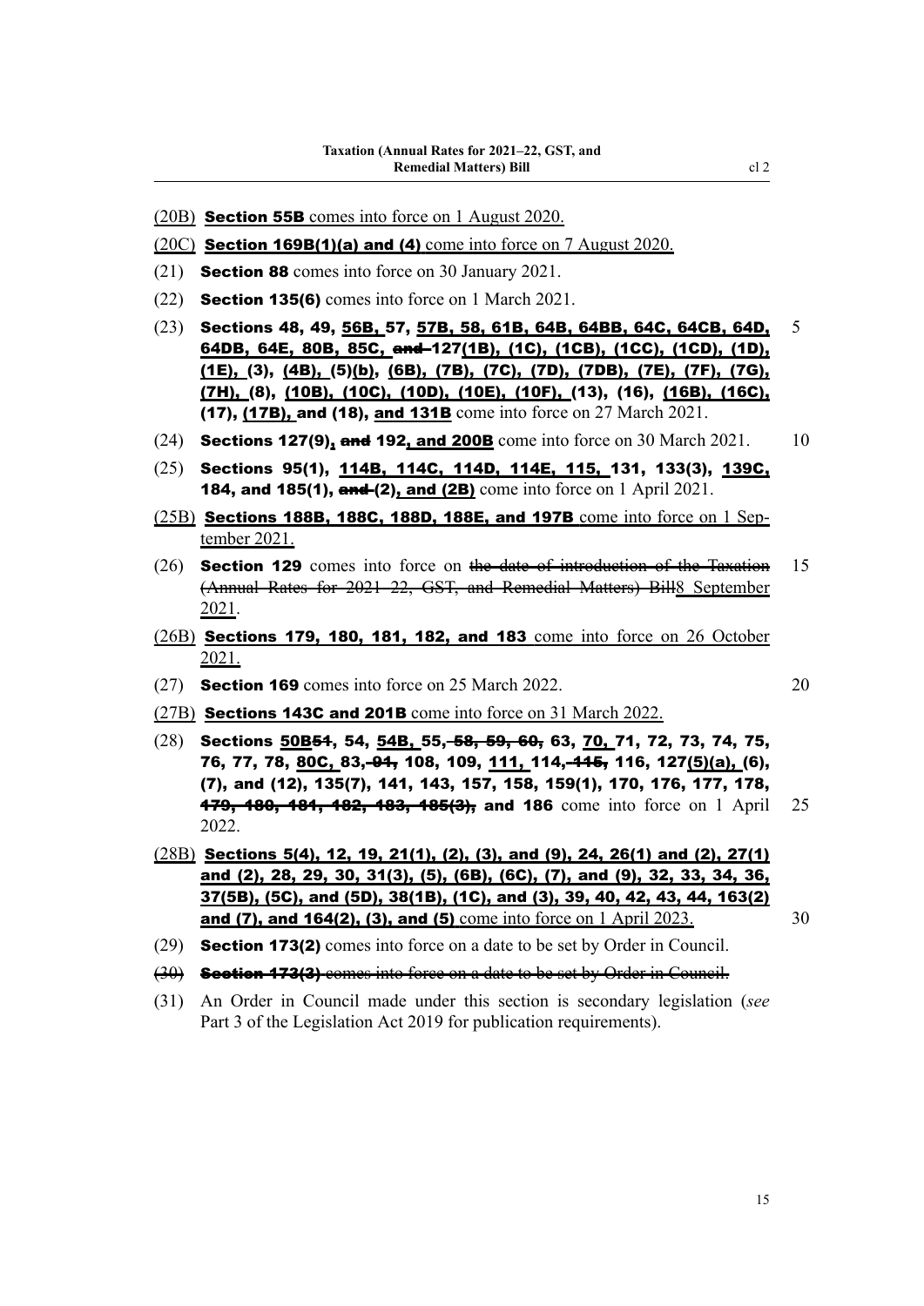(20B) **Section 55B** comes into force on 1 August 2020.

(20C) **Section 169B(1)(a) and (4)** come into force on 7 August 2020.

(21) **Section 88** comes into force on 30 January 2021.

(22) **Section 135(6)** comes into force on 1 March 2021.

(23) **Sections 48, 49, 56B, 57, 57B, 58, 61B, 64B, 64BB, 64C, 64CB, 64D, 64DB, 64E, 80B, 85C, ~~and~~ 127(1B), (1C), (1CB), (1CC), (1CD), (1D), (1E), (3), (4B), (5)(b), (6B), (7B), (7C), (7D), (7DB), (7E), (7F), (7G), (7H), (8), (10B), (10C), (10D), (10E), (10F), (13), (16), (16B), (16C), (17), (17B), and (18), and 131B** come into force on 27 March 2021.

(24) **Sections 127(9), ~~and~~ 192, and 200B** come into force on 30 March 2021.

(25) **Sections 95(1), 114B, 114C, 114D, 114E, 115, 131, 133(3), 139C, 184, and 185(1), ~~and~~ (2), and (2B)** come into force on 1 April 2021.

(25B) **Sections 188B, 188C, 188D, 188E, and 197B** come into force on 1 September 2021.

(26) **Section 129** comes into force on ~~the date of introduction of the Taxation (Annual Rates for 2021-22, GST, and Remedial Matters) Bill~~8 September 2021.

(26B) **Sections 179, 180, 181, 182, and 183** come into force on 26 October 2021.

(27) **Section 169** comes into force on 25 March 2022.

(27B) **Sections 143C and 201B** come into force on 31 March 2022.

(28) **Sections 50B~~51~~, 54, 54B, 55, ~~58, 59, 60,~~ 63, 70, 71, 72, 73, 74, 75, 76, 77, 78, 80C, 83, ~~91,~~ 108, 109, 111, 114, ~~115,~~ 116, 127(5)(a), (6), (7), and (12), 135(7), 141, 143, 157, 158, 159(1), 170, 176, 177, 178, ~~179, 180, 181, 182, 183, 185(3),~~ and 186** come into force on 1 April 2022.

(28B) **Sections 5(4), 12, 19, 21(1), (2), (3), and (9), 24, 26(1) and (2), 27(1) and (2), 28, 29, 30, 31(3), (5), (6B), (6C), (7), and (9), 32, 33, 34, 36, 37(5B), (5C), and (5D), 38(1B), (1C), and (3), 39, 40, 42, 43, 44, 163(2) and (7), and 164(2), (3), and (5)** come into force on 1 April 2023.

(29) **Section 173(2)** comes into force on a date to be set by Order in Council.

~~(30) **Section 173(3)** comes into force on a date to be set by Order in Council.~~

(31) An Order in Council made under this section is secondary legislation (*see* Part 3 of the Legislation Act 2019 for publication requirements).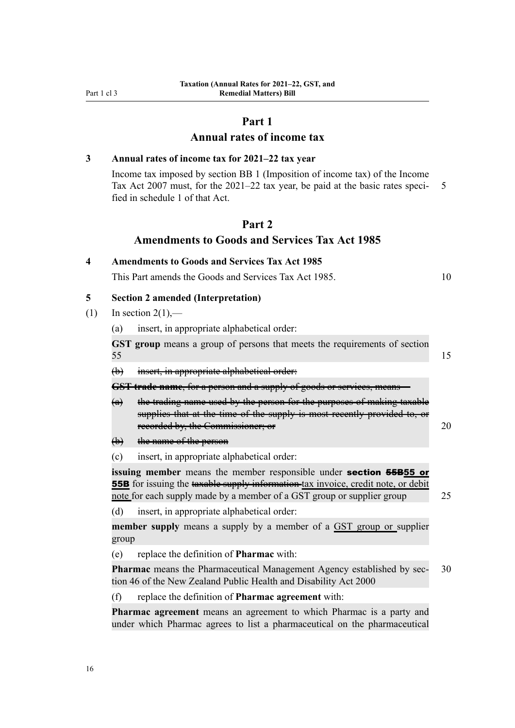# Part 1
## Annual rates of income tax

### 3 Annual rates of income tax for 2021–22 tax year

Income tax imposed by section BB 1 (Imposition of income tax) of the Income Tax Act 2007 must, for the 2021–22 tax year, be paid at the basic rates specified in schedule 1 of that Act.

# Part 2
## Amendments to Goods and Services Tax Act 1985

### 4 Amendments to Goods and Services Tax Act 1985

This Part amends the Goods and Services Tax Act 1985.

### 5 Section 2 amended (Interpretation)

(1) In section 2(1),—

(a) insert, in appropriate alphabetical order:

**GST group** means a group of persons that meets the requirements of section 55

~~(b) insert, in appropriate alphabetical order:~~

~~**GST trade name**, for a person and a supply of goods or services, means—~~

~~(a) the trading name used by the person for the purposes of making taxable supplies that at the time of the supply is most recently provided to, or recorded by, the Commissioner; or~~

~~(b) the name of the person~~

(c) insert, in appropriate alphabetical order:

**issuing member** means the member responsible under **section ~~55B~~55 or 55B** for issuing the ~~taxable supply information~~ tax invoice, credit note, or debit note for each supply made by a member of a GST group or supplier group

(d) insert, in appropriate alphabetical order:

**member supply** means a supply by a member of a GST group or supplier group

(e) replace the definition of **Pharmac** with:

**Pharmac** means the Pharmaceutical Management Agency established by section 46 of the New Zealand Public Health and Disability Act 2000

(f) replace the definition of **Pharmac agreement** with:

**Pharmac agreement** means an agreement to which Pharmac is a party and under which Pharmac agrees to list a pharmaceutical on the pharmaceutical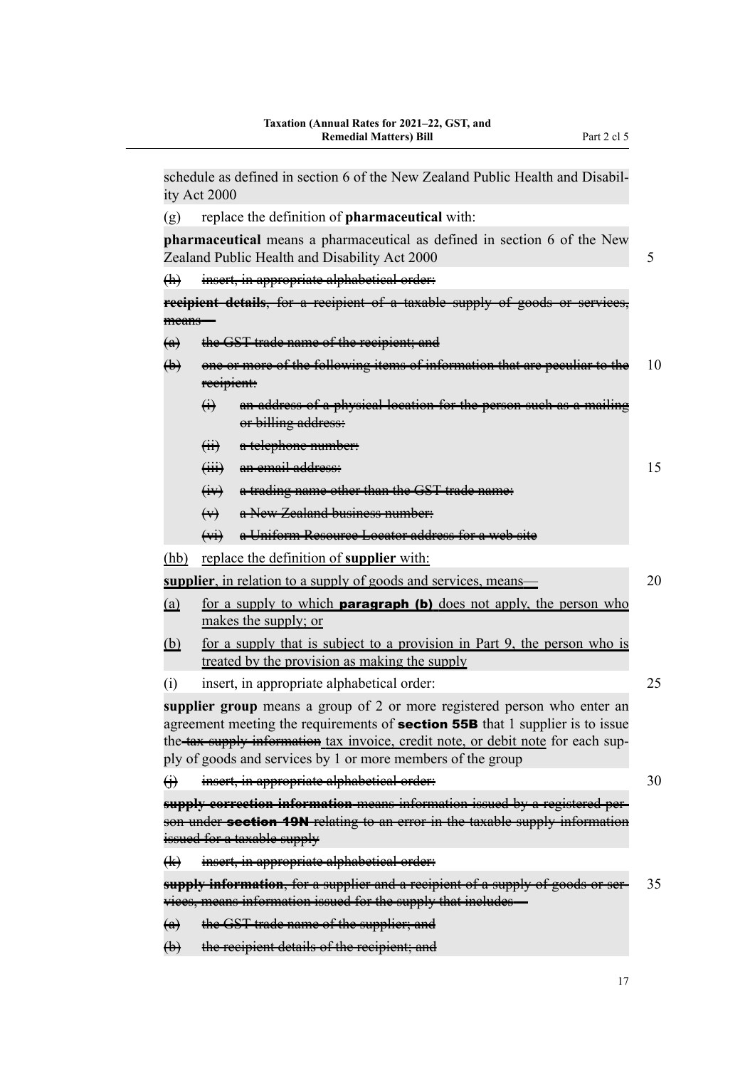schedule as defined in section 6 of the New Zealand Public Health and Disability Act 2000

(g) replace the definition of **pharmaceutical** with:

**pharmaceutical** means a pharmaceutical as defined in section 6 of the New Zealand Public Health and Disability Act 2000

~~(h) insert, in appropriate alphabetical order:~~

~~**recipient details**, for a recipient of a taxable supply of goods or services, means—~~

~~(a) the GST trade name of the recipient; and~~

~~(b) one or more of the following items of information that are peculiar to the recipient:~~

~~(i) an address of a physical location for the person such as a mailing or billing address:~~

~~(ii) a telephone number:~~

~~(iii) an email address:~~

~~(iv) a trading name other than the GST trade name:~~

~~(v) a New Zealand business number:~~

~~(vi) a Uniform Resource Locator address for a web site~~

<u>(hb) replace the definition of **supplier** with:</u>

<u>**supplier**, in relation to a supply of goods and services, means—</u>

<u>(a) for a supply to which **paragraph (b)** does not apply, the person who makes the supply; or</u>

<u>(b) for a supply that is subject to a provision in Part 9, the person who is treated by the provision as making the supply</u>

(i) insert, in appropriate alphabetical order:

**supplier group** means a group of 2 or more registered person who enter an agreement meeting the requirements of **section 55B** that 1 supplier is to issue the ~~tax supply information~~ <u>tax invoice, credit note, or debit note</u> for each supply of goods and services by 1 or more members of the group

~~(j) insert, in appropriate alphabetical order:~~

~~**supply correction information** means information issued by a registered person under **section 19N** relating to an error in the taxable supply information issued for a taxable supply~~

~~(k) insert, in appropriate alphabetical order:~~

~~**supply information**, for a supplier and a recipient of a supply of goods or services, means information issued for the supply that includes—~~

~~(a) the GST trade name of the supplier; and~~

~~(b) the recipient details of the recipient; and~~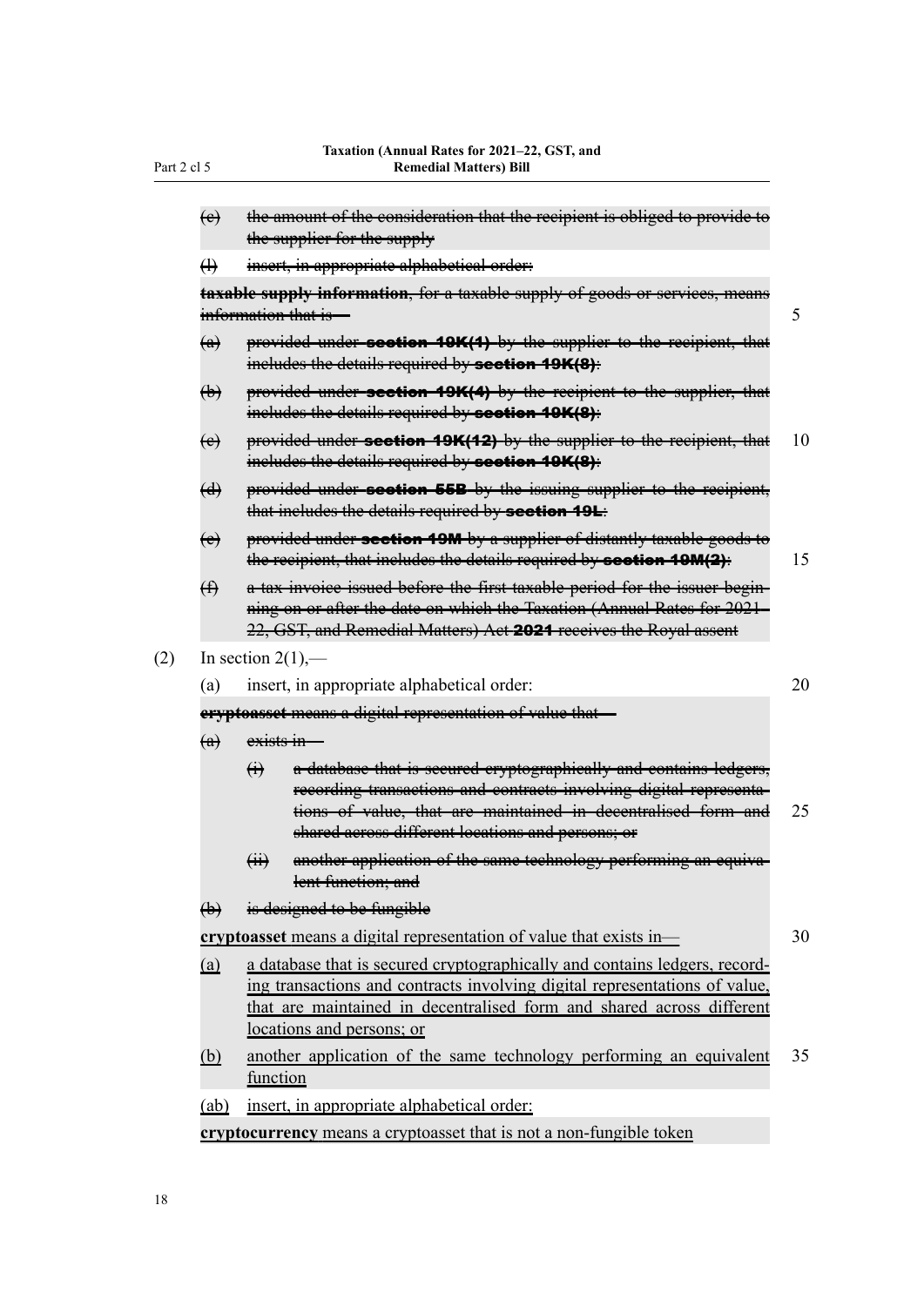- ~~(e) the amount of the consideration that the recipient is obliged to provide to the supplier for the supply~~

- ~~(l) insert, in appropriate alphabetical order:~~

~~**taxable supply information**, for a taxable supply of goods or services, means information that is—~~

- ~~(a) provided under **section 19K(1)** by the supplier to the recipient, that includes the details required by **section 19K(8)**:~~
- ~~(b) provided under **section 19K(4)** by the recipient to the supplier, that includes the details required by **section 19K(8)**:~~
- ~~(c) provided under **section 19K(12)** by the supplier to the recipient, that includes the details required by **section 19K(8)**:~~
- ~~(d) provided under **section 55B** by the issuing supplier to the recipient, that includes the details required by **section 19L**:~~
- ~~(e) provided under **section 19M** by a supplier of distantly taxable goods to the recipient, that includes the details required by **section 19M(2)**:~~
- ~~(f) a tax invoice issued before the first taxable period for the issuer beginning on or after the date on which the Taxation (Annual Rates for 2021–22, GST, and Remedial Matters) Act **2021** receives the Royal assent~~

(2) In section 2(1),—

- (a) insert, in appropriate alphabetical order:

~~**cryptoasset** means a digital representation of value that—~~

- ~~(a) exists in—~~
  - ~~(i) a database that is secured cryptographically and contains ledgers, recording transactions and contracts involving digital representations of value, that are maintained in decentralised form and shared across different locations and persons; or~~
  - ~~(ii) another application of the same technology performing an equivalent function; and~~
- ~~(b) is designed to be fungible~~

<u>**cryptoasset** means a digital representation of value that exists in—</u>

- <u>(a)</u> <u>a database that is secured cryptographically and contains ledgers, recording transactions and contracts involving digital representations of value, that are maintained in decentralised form and shared across different locations and persons; or</u>
- <u>(b)</u> <u>another application of the same technology performing an equivalent function</u>

- <u>(ab)</u> <u>insert, in appropriate alphabetical order:</u>

<u>**cryptocurrency** means a cryptoasset that is not a non-fungible token</u>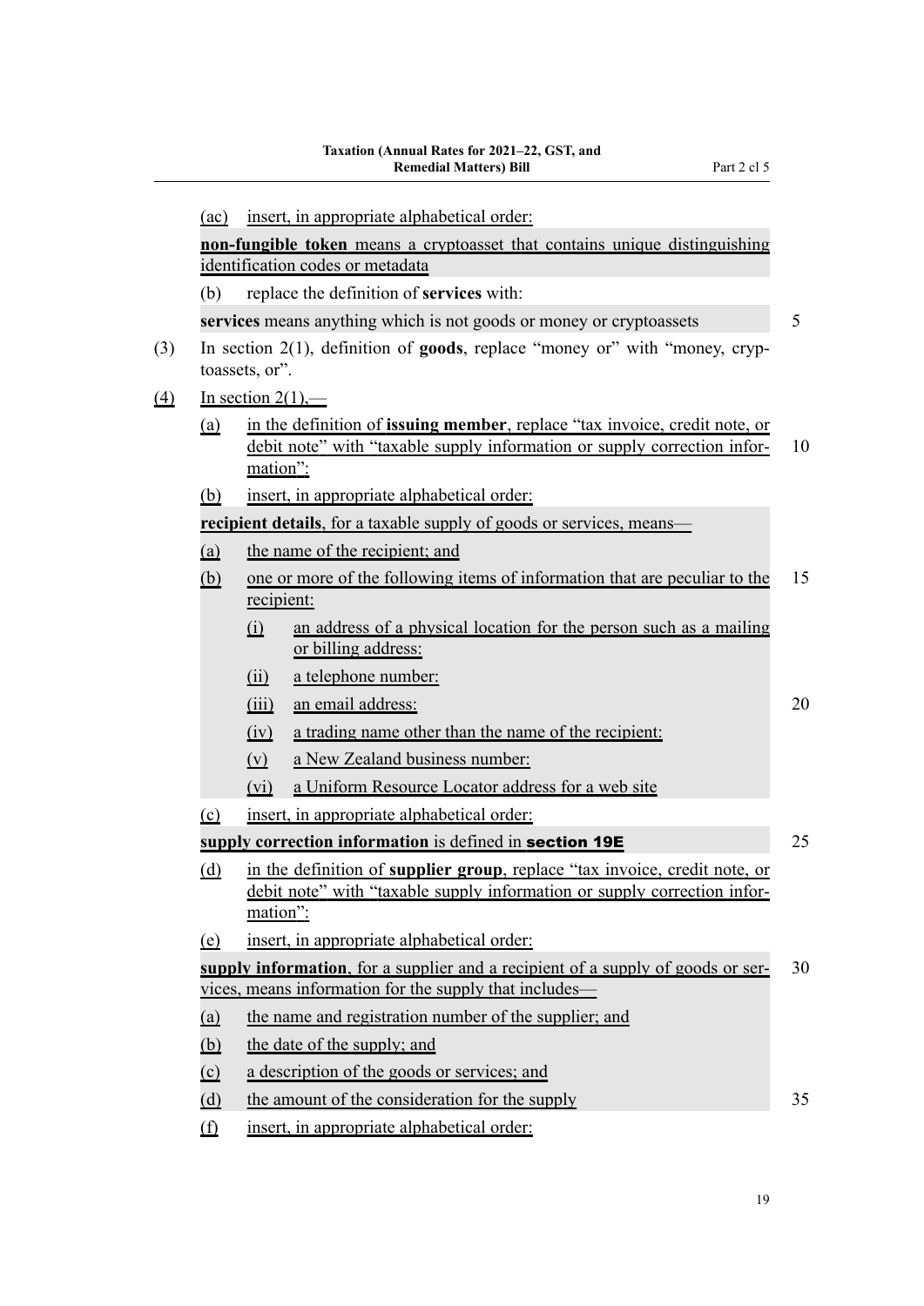(ac) insert, in appropriate alphabetical order:

**non-fungible token** means a cryptoasset that contains unique distinguishing identification codes or metadata

(b) replace the definition of **services** with:

**services** means anything which is not goods or money or cryptoassets

(3) In section 2(1), definition of **goods**, replace "money or" with "money, cryptoassets, or".

(4) In section 2(1),—

(a) in the definition of **issuing member**, replace "tax invoice, credit note, or debit note" with "taxable supply information or supply correction information":

(b) insert, in appropriate alphabetical order:

**recipient details**, for a taxable supply of goods or services, means—

(a) the name of the recipient; and

(b) one or more of the following items of information that are peculiar to the recipient:

(i) an address of a physical location for the person such as a mailing or billing address:

(ii) a telephone number:

(iii) an email address:

(iv) a trading name other than the name of the recipient:

(v) a New Zealand business number:

(vi) a Uniform Resource Locator address for a web site

(c) insert, in appropriate alphabetical order:

**supply correction information** is defined in **section 19E**

(d) in the definition of **supplier group**, replace "tax invoice, credit note, or debit note" with "taxable supply information or supply correction information":

(e) insert, in appropriate alphabetical order:

**supply information**, for a supplier and a recipient of a supply of goods or services, means information for the supply that includes—

(a) the name and registration number of the supplier; and

(b) the date of the supply; and

(c) a description of the goods or services; and

(d) the amount of the consideration for the supply

(f) insert, in appropriate alphabetical order: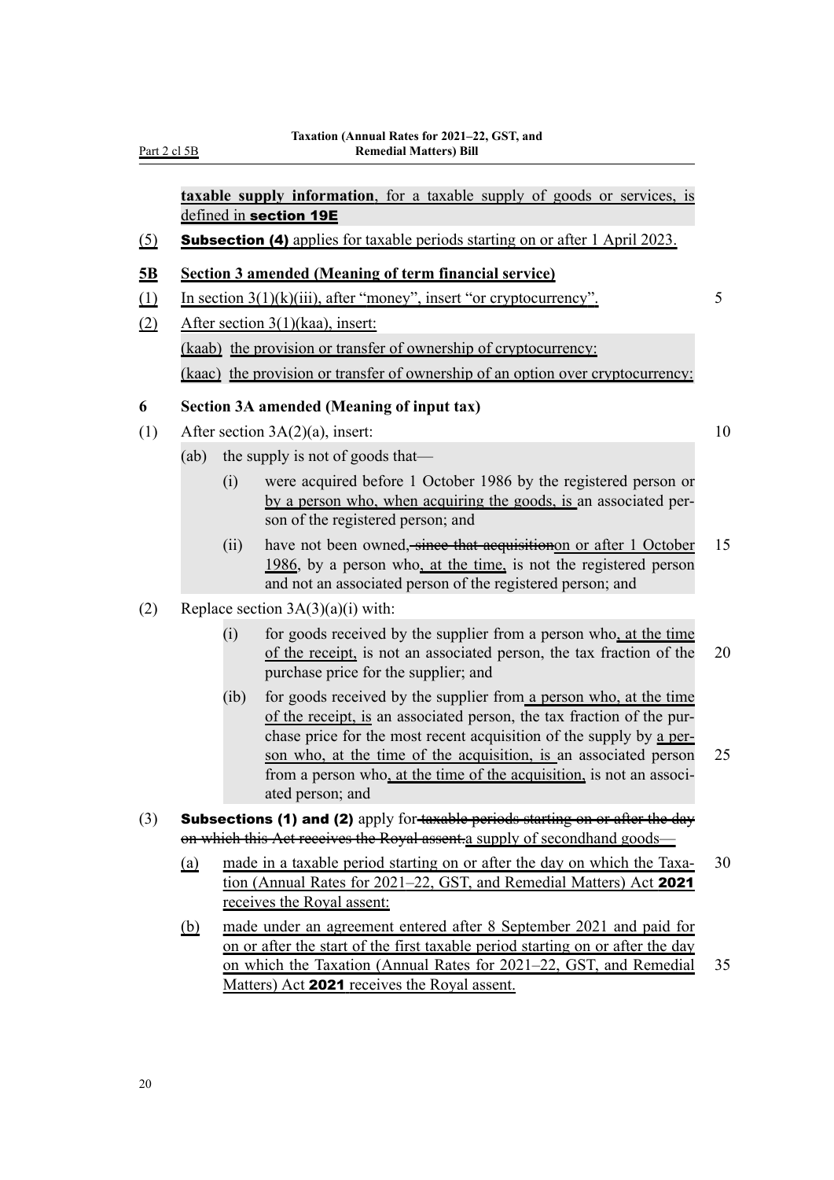**taxable supply information**, for a taxable supply of goods or services, is defined in **section 19E**

(5) **Subsection (4)** applies for taxable periods starting on or after 1 April 2023.

**5B Section 3 amended (Meaning of term financial service)**

(1) In section 3(1)(k)(iii), after "money", insert "or cryptocurrency".

(2) After section 3(1)(kaa), insert:

(kaab) the provision or transfer of ownership of cryptocurrency:

(kaac) the provision or transfer of ownership of an option over cryptocurrency:

**6 Section 3A amended (Meaning of input tax)**

(1) After section 3A(2)(a), insert:

(ab) the supply is not of goods that—

(i) were acquired before 1 October 1986 by the registered person or by a person who, when acquiring the goods, is an associated person of the registered person; and

(ii) have not been owned, ~~since that acquisition~~on or after 1 October 1986, by a person who, at the time, is not the registered person and not an associated person of the registered person; and

(2) Replace section 3A(3)(a)(i) with:

(i) for goods received by the supplier from a person who, at the time of the receipt, is not an associated person, the tax fraction of the purchase price for the supplier; and

(ib) for goods received by the supplier from a person who, at the time of the receipt, is an associated person, the tax fraction of the purchase price for the most recent acquisition of the supply by a person who, at the time of the acquisition, is an associated person from a person who, at the time of the acquisition, is not an associated person; and

(3) **Subsections (1) and (2)** apply for ~~taxable periods starting on or after the day on which this Act receives the Royal assent.~~a supply of secondhand goods—

(a) made in a taxable period starting on or after the day on which the Taxation (Annual Rates for 2021–22, GST, and Remedial Matters) Act **2021** receives the Royal assent:

(b) made under an agreement entered after 8 September 2021 and paid for on or after the start of the first taxable period starting on or after the day on which the Taxation (Annual Rates for 2021–22, GST, and Remedial Matters) Act **2021** receives the Royal assent.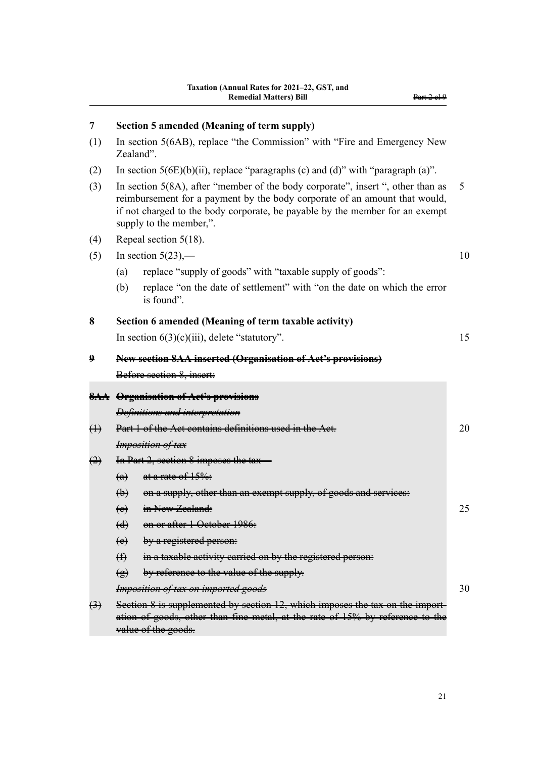## 7 Section 5 amended (Meaning of term supply)

(1) In section 5(6AB), replace "the Commission" with "Fire and Emergency New Zealand".

(2) In section 5(6E)(b)(ii), replace "paragraphs (c) and (d)" with "paragraph (a)".

(3) In section 5(8A), after "member of the body corporate", insert ", other than as reimbursement for a payment by the body corporate of an amount that would, if not charged to the body corporate, be payable by the member for an exempt supply to the member,".

(4) Repeal section 5(18).

(5) In section 5(23),—

   (a) replace "supply of goods" with "taxable supply of goods":

   (b) replace "on the date of settlement" with "on the date on which the error is found".

## 8 Section 6 amended (Meaning of term taxable activity)

In section 6(3)(c)(iii), delete "statutory".

## ~~9 New section 8AA inserted (Organisation of Act's provisions)~~

~~Before section 8, insert:~~

### ~~8AA Organisation of Act's provisions~~

~~*Definitions and interpretation*~~

~~(1) Part 1 of the Act contains definitions used in the Act.~~

~~*Imposition of tax*~~

~~(2) In Part 2, section 8 imposes the tax—~~

~~(a) at a rate of 15%:~~

~~(b) on a supply, other than an exempt supply, of goods and services:~~

~~(c) in New Zealand:~~

~~(d) on or after 1 October 1986:~~

~~(e) by a registered person:~~

~~(f) in a taxable activity carried on by the registered person:~~

~~(g) by reference to the value of the supply.~~

~~*Imposition of tax on imported goods*~~

~~(3) Section 8 is supplemented by section 12, which imposes the tax on the importation of goods, other than fine metal, at the rate of 15% by reference to the value of the goods.~~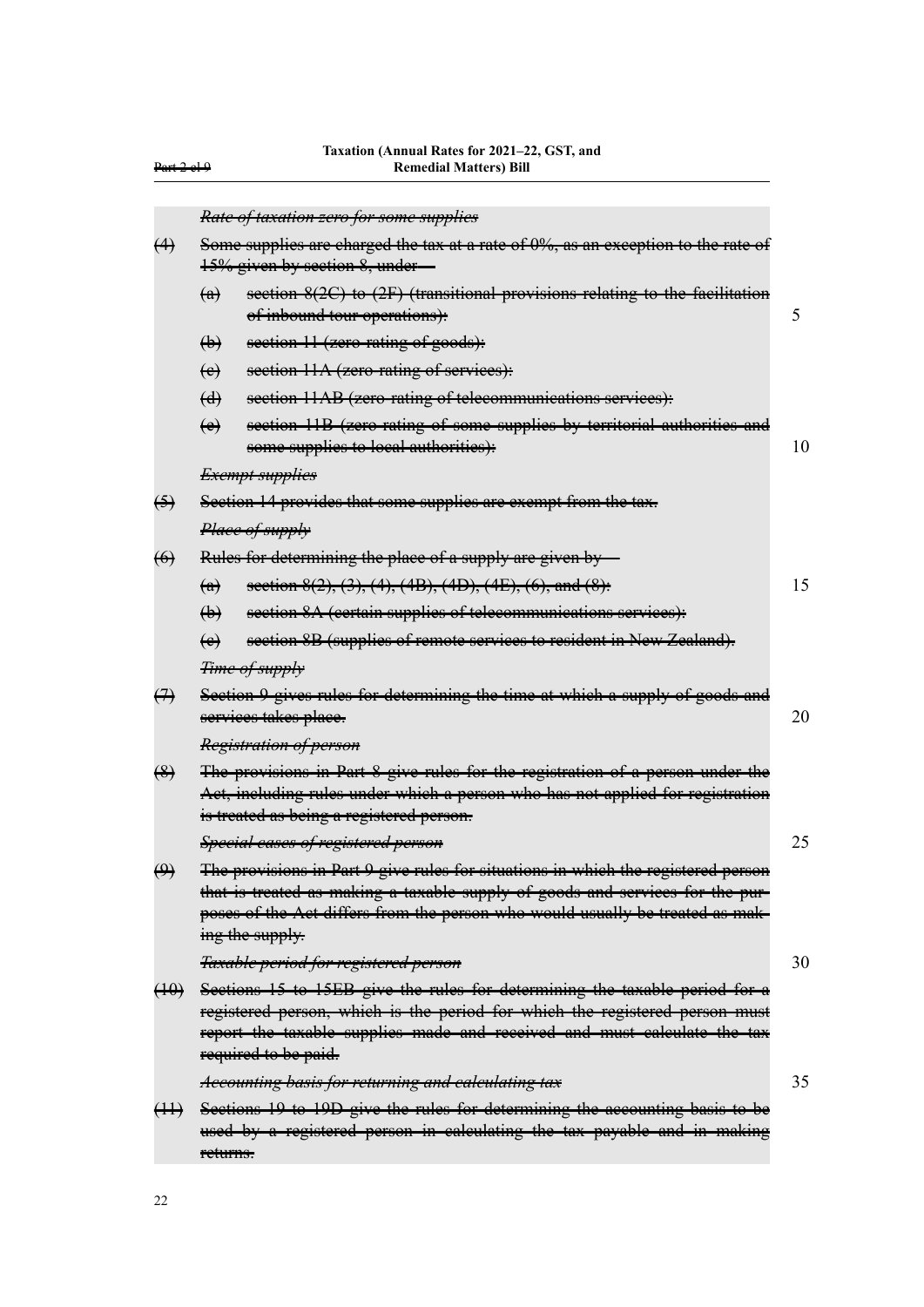~~*Rate of taxation zero for some supplies*~~

~~(4) Some supplies are charged the tax at a rate of 0%, as an exception to the rate of 15% given by section 8, under—~~

~~(a) section 8(2C) to (2F) (transitional provisions relating to the facilitation of inbound tour operations):~~

~~(b) section 11 (zero-rating of goods):~~

~~(c) section 11A (zero-rating of services):~~

~~(d) section 11AB (zero-rating of telecommunications services):~~

~~(e) section 11B (zero-rating of some supplies by territorial authorities and some supplies to local authorities):~~

~~*Exempt supplies*~~

~~(5) Section 14 provides that some supplies are exempt from the tax.~~

~~*Place of supply*~~

~~(6) Rules for determining the place of a supply are given by—~~

~~(a) section 8(2), (3), (4), (4B), (4D), (4E), (6), and (8):~~

~~(b) section 8A (certain supplies of telecommunications services):~~

~~(c) section 8B (supplies of remote services to resident in New Zealand).~~

~~*Time of supply*~~

~~(7) Section 9 gives rules for determining the time at which a supply of goods and services takes place.~~

~~*Registration of person*~~

~~(8) The provisions in Part 8 give rules for the registration of a person under the Act, including rules under which a person who has not applied for registration is treated as being a registered person.~~

~~*Special cases of registered person*~~

~~(9) The provisions in Part 9 give rules for situations in which the registered person that is treated as making a taxable supply of goods and services for the purposes of the Act differs from the person who would usually be treated as making the supply.~~

~~*Taxable period for registered person*~~

~~(10) Sections 15 to 15EB give the rules for determining the taxable period for a registered person, which is the period for which the registered person must report the taxable supplies made and received and must calculate the tax required to be paid.~~

~~*Accounting basis for returning and calculating tax*~~

~~(11) Sections 19 to 19D give the rules for determining the accounting basis to be used by a registered person in calculating the tax payable and in making returns.~~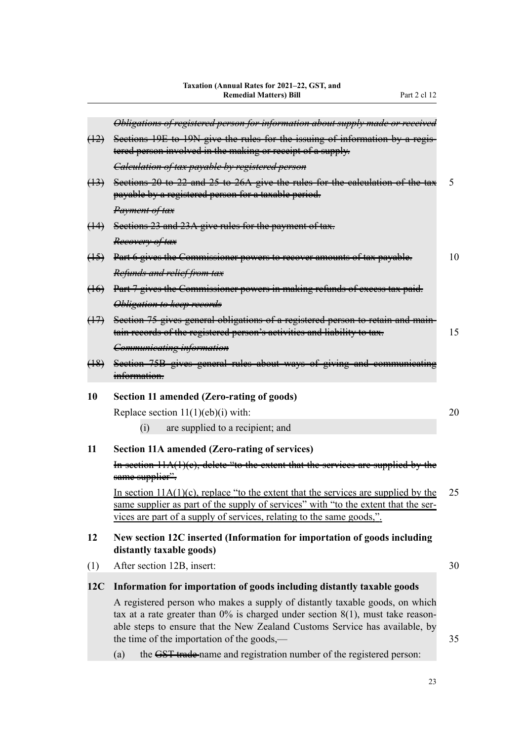~~*Obligations of registered person for information about supply made or received*~~

~~(12) Sections 19E to 19N give the rules for the issuing of information by a registered person involved in the making or receipt of a supply.~~

~~*Calculation of tax payable by registered person*~~

~~(13) Sections 20 to 22 and 25 to 26A give the rules for the calculation of the tax payable by a registered person for a taxable period.~~

~~*Payment of tax*~~

~~(14) Sections 23 and 23A give rules for the payment of tax.~~

~~*Recovery of tax*~~

~~(15) Part 6 gives the Commissioner powers to recover amounts of tax payable.~~

~~*Refunds and relief from tax*~~

~~(16) Part 7 gives the Commissioner powers in making refunds of excess tax paid.~~

~~*Obligation to keep records*~~

~~(17) Section 75 gives general obligations of a registered person to retain and maintain records of the registered person's activities and liability to tax.~~

~~*Communicating information*~~

~~(18) Section 75B gives general rules about ways of giving and communicating information.~~

**10 Section 11 amended (Zero-rating of goods)**

Replace section 11(1)(eb)(i) with:

(i) are supplied to a recipient; and

**11 Section 11A amended (Zero-rating of services)**

~~In section 11A(1)(c), delete "to the extent that the services are supplied by the same supplier".~~

<u>In section 11A(1)(c), replace "to the extent that the services are supplied by the same supplier as part of the supply of services" with "to the extent that the services are part of a supply of services, relating to the same goods,".</u>

**12 New section 12C inserted (Information for importation of goods including distantly taxable goods)**

(1) After section 12B, insert:

**12C Information for importation of goods including distantly taxable goods**

A registered person who makes a supply of distantly taxable goods, on which tax at a rate greater than 0% is charged under section 8(1), must take reasonable steps to ensure that the New Zealand Customs Service has available, by the time of the importation of the goods,—

(a) the ~~GST trade~~ name and registration number of the registered person: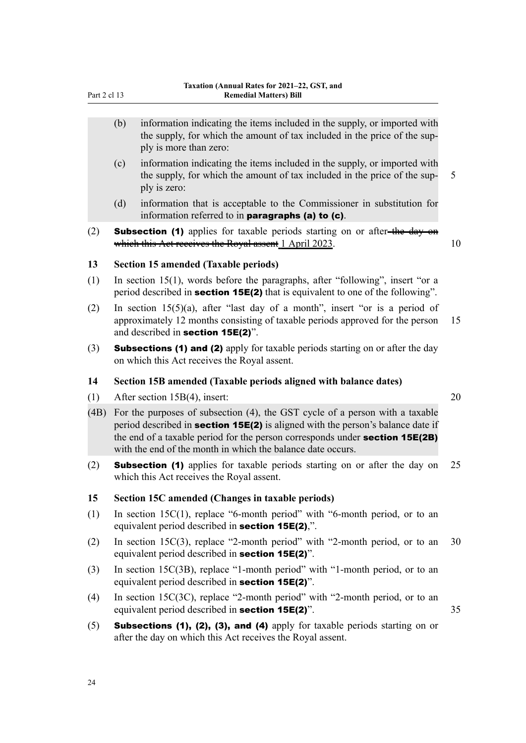(b) information indicating the items included in the supply, or imported with the supply, for which the amount of tax included in the price of the supply is more than zero:

(c) information indicating the items included in the supply, or imported with the supply, for which the amount of tax included in the price of the supply is zero:

(d) information that is acceptable to the Commissioner in substitution for information referred to in **paragraphs (a) to (c)**.

(2) **Subsection (1)** applies for taxable periods starting on or after ~~the day on which this Act receives the Royal assent~~ 1 April 2023.

### 13 Section 15 amended (Taxable periods)

(1) In section 15(1), words before the paragraphs, after "following", insert "or a period described in **section 15E(2)** that is equivalent to one of the following".

(2) In section 15(5)(a), after "last day of a month", insert "or is a period of approximately 12 months consisting of taxable periods approved for the person and described in **section 15E(2)**".

(3) **Subsections (1) and (2)** apply for taxable periods starting on or after the day on which this Act receives the Royal assent.

### 14 Section 15B amended (Taxable periods aligned with balance dates)

(1) After section 15B(4), insert:

(4B) For the purposes of subsection (4), the GST cycle of a person with a taxable period described in **section 15E(2)** is aligned with the person's balance date if the end of a taxable period for the person corresponds under **section 15E(2B)** with the end of the month in which the balance date occurs.

(2) **Subsection (1)** applies for taxable periods starting on or after the day on which this Act receives the Royal assent.

### 15 Section 15C amended (Changes in taxable periods)

(1) In section 15C(1), replace "6-month period" with "6-month period, or to an equivalent period described in **section 15E(2)**,".

(2) In section 15C(3), replace "2-month period" with "2-month period, or to an equivalent period described in **section 15E(2)**".

(3) In section 15C(3B), replace "1-month period" with "1-month period, or to an equivalent period described in **section 15E(2)**".

(4) In section 15C(3C), replace "2-month period" with "2-month period, or to an equivalent period described in **section 15E(2)**".

(5) **Subsections (1), (2), (3), and (4)** apply for taxable periods starting on or after the day on which this Act receives the Royal assent.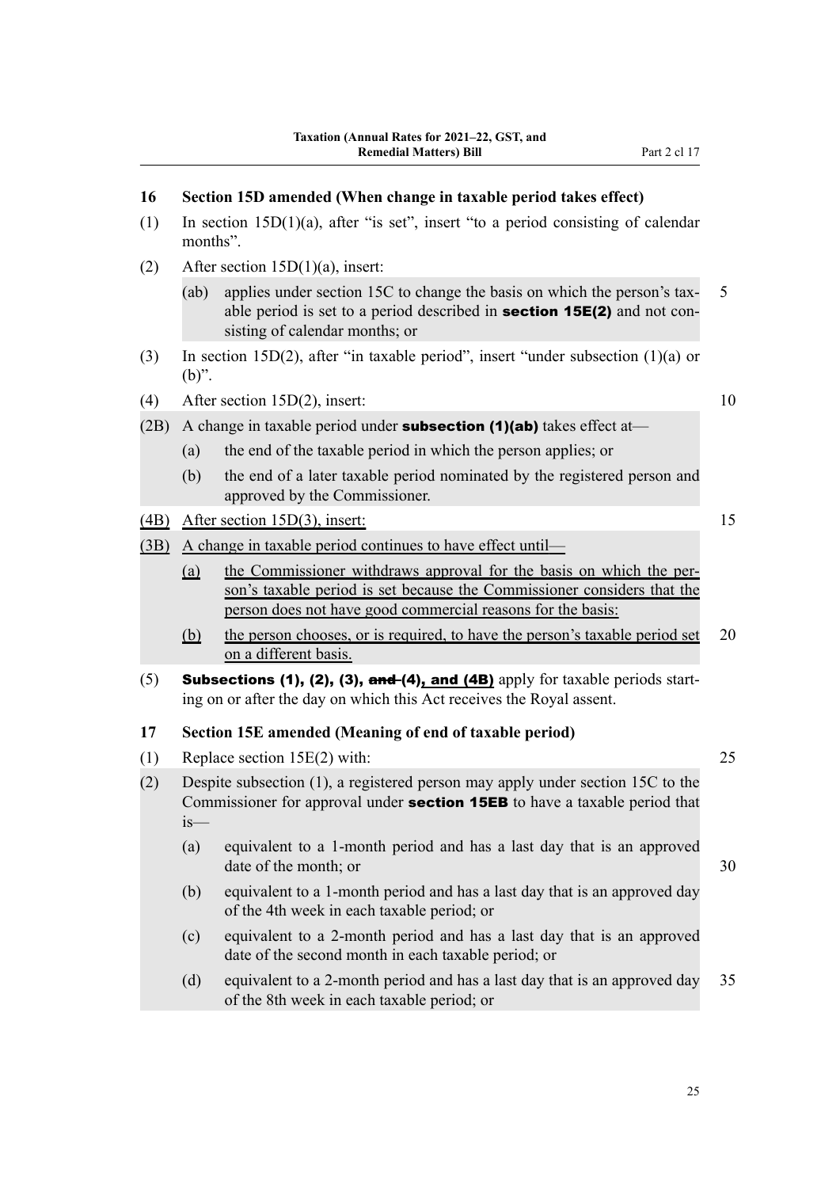## 16 Section 15D amended (When change in taxable period takes effect)

(1) In section 15D(1)(a), after "is set", insert "to a period consisting of calendar months".

(2) After section 15D(1)(a), insert:

(ab) applies under section 15C to change the basis on which the person's taxable period is set to a period described in **section 15E(2)** and not consisting of calendar months; or

(3) In section 15D(2), after "in taxable period", insert "under subsection (1)(a) or (b)".

(4) After section 15D(2), insert:

(2B) A change in taxable period under **subsection (1)(ab)** takes effect at—

(a) the end of the taxable period in which the person applies; or

(b) the end of a later taxable period nominated by the registered person and approved by the Commissioner.

(4B) After section 15D(3), insert:

(3B) A change in taxable period continues to have effect until—

(a) the Commissioner withdraws approval for the basis on which the person's taxable period is set because the Commissioner considers that the person does not have good commercial reasons for the basis:

(b) the person chooses, or is required, to have the person's taxable period set on a different basis.

(5) **Subsections (1), (2), (3), ~~and~~ (4), and (4B)** apply for taxable periods starting on or after the day on which this Act receives the Royal assent.

## 17 Section 15E amended (Meaning of end of taxable period)

(1) Replace section 15E(2) with:

(2) Despite subsection (1), a registered person may apply under section 15C to the Commissioner for approval under **section 15EB** to have a taxable period that is—

(a) equivalent to a 1-month period and has a last day that is an approved date of the month; or

(b) equivalent to a 1-month period and has a last day that is an approved day of the 4th week in each taxable period; or

(c) equivalent to a 2-month period and has a last day that is an approved date of the second month in each taxable period; or

(d) equivalent to a 2-month period and has a last day that is an approved day of the 8th week in each taxable period; or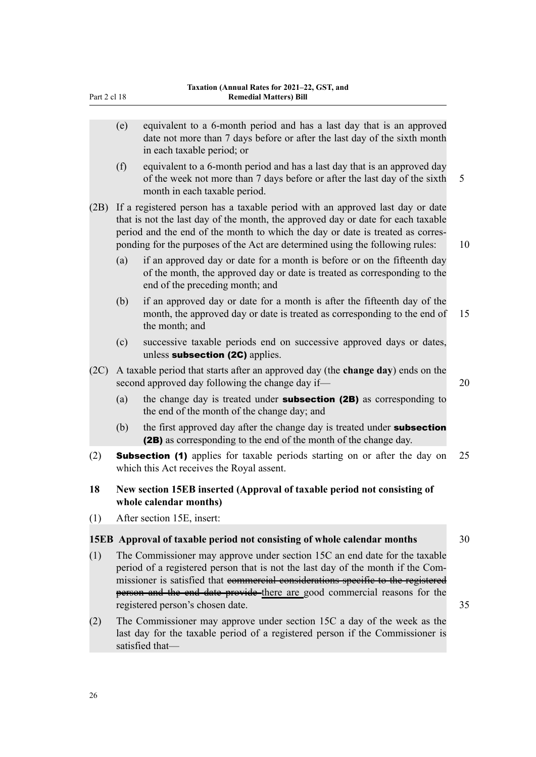(e) equivalent to a 6-month period and has a last day that is an approved date not more than 7 days before or after the last day of the sixth month in each taxable period; or

(f) equivalent to a 6-month period and has a last day that is an approved day of the week not more than 7 days before or after the last day of the sixth month in each taxable period.

(2B) If a registered person has a taxable period with an approved last day or date that is not the last day of the month, the approved day or date for each taxable period and the end of the month to which the day or date is treated as corresponding for the purposes of the Act are determined using the following rules:

(a) if an approved day or date for a month is before or on the fifteenth day of the month, the approved day or date is treated as corresponding to the end of the preceding month; and

(b) if an approved day or date for a month is after the fifteenth day of the month, the approved day or date is treated as corresponding to the end of the month; and

(c) successive taxable periods end on successive approved days or dates, unless **subsection (2C)** applies.

(2C) A taxable period that starts after an approved day (the **change day**) ends on the second approved day following the change day if—

(a) the change day is treated under **subsection (2B)** as corresponding to the end of the month of the change day; and

(b) the first approved day after the change day is treated under **subsection (2B)** as corresponding to the end of the month of the change day.

(2) **Subsection (1)** applies for taxable periods starting on or after the day on which this Act receives the Royal assent.

### 18 New section 15EB inserted (Approval of taxable period not consisting of whole calendar months)

(1) After section 15E, insert:

#### 15EB Approval of taxable period not consisting of whole calendar months

(1) The Commissioner may approve under section 15C an end date for the taxable period of a registered person that is not the last day of the month if the Commissioner is satisfied that ~~commercial considerations specific to the registered person and the end date provide~~ there are good commercial reasons for the registered person's chosen date.

(2) The Commissioner may approve under section 15C a day of the week as the last day for the taxable period of a registered person if the Commissioner is satisfied that—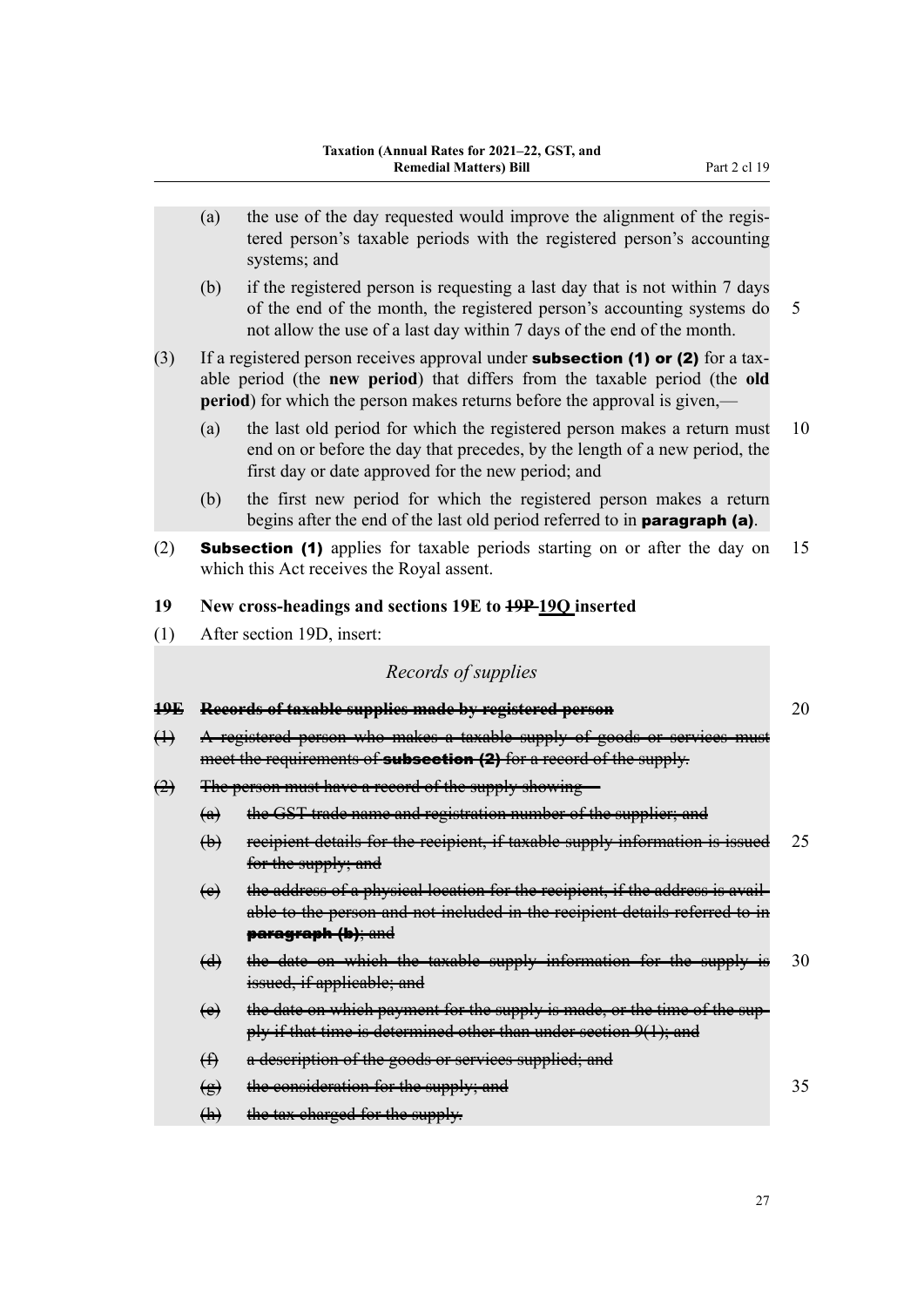(a) the use of the day requested would improve the alignment of the registered person's taxable periods with the registered person's accounting systems; and

(b) if the registered person is requesting a last day that is not within 7 days of the end of the month, the registered person's accounting systems do not allow the use of a last day within 7 days of the end of the month.

(3) If a registered person receives approval under **subsection (1) or (2)** for a taxable period (the **new period**) that differs from the taxable period (the **old period**) for which the person makes returns before the approval is given,—

(a) the last old period for which the registered person makes a return must end on or before the day that precedes, by the length of a new period, the first day or date approved for the new period; and

(b) the first new period for which the registered person makes a return begins after the end of the last old period referred to in **paragraph (a)**.

(2) **Subsection (1)** applies for taxable periods starting on or after the day on which this Act receives the Royal assent.

### 19 New cross-headings and sections 19E to ~~19P~~ 19Q inserted

(1) After section 19D, insert:

*Records of supplies*

~~**19E Records of taxable supplies made by registered person**~~

~~(1) A registered person who makes a taxable supply of goods or services must meet the requirements of **subsection (2)** for a record of the supply.~~

~~(2) The person must have a record of the supply showing—~~

~~(a) the GST trade name and registration number of the supplier; and~~

~~(b) recipient details for the recipient, if taxable supply information is issued for the supply; and~~

~~(c) the address of a physical location for the recipient, if the address is available to the person and not included in the recipient details referred to in **paragraph (b)**; and~~

~~(d) the date on which the taxable supply information for the supply is issued, if applicable; and~~

~~(e) the date on which payment for the supply is made, or the time of the supply if that time is determined other than under section 9(1); and~~

~~(f) a description of the goods or services supplied; and~~

~~(g) the consideration for the supply; and~~

~~(h) the tax charged for the supply.~~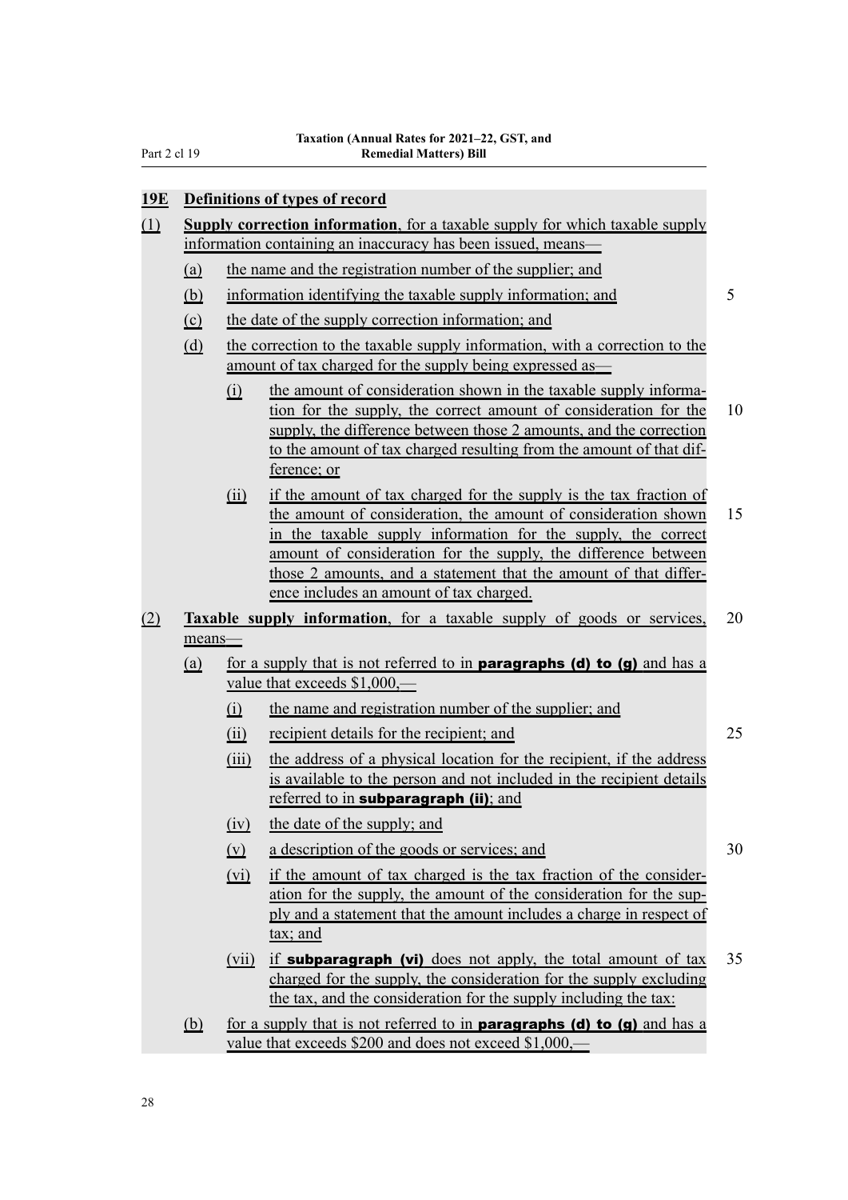### 19E Definitions of types of record

(1) **Supply correction information**, for a taxable supply for which taxable supply information containing an inaccuracy has been issued, means—

- (a) the name and the registration number of the supplier; and
- (b) information identifying the taxable supply information; and
- (c) the date of the supply correction information; and
- (d) the correction to the taxable supply information, with a correction to the amount of tax charged for the supply being expressed as—
  - (i) the amount of consideration shown in the taxable supply information for the supply, the correct amount of consideration for the supply, the difference between those 2 amounts, and the correction to the amount of tax charged resulting from the amount of that difference; or
  - (ii) if the amount of tax charged for the supply is the tax fraction of the amount of consideration, the amount of consideration shown in the taxable supply information for the supply, the correct amount of consideration for the supply, the difference between those 2 amounts, and a statement that the amount of that difference includes an amount of tax charged.

(2) **Taxable supply information**, for a taxable supply of goods or services, means—

- (a) for a supply that is not referred to in **paragraphs (d) to (g)** and has a value that exceeds $1,000,—
  - (i) the name and registration number of the supplier; and
  - (ii) recipient details for the recipient; and
  - (iii) the address of a physical location for the recipient, if the address is available to the person and not included in the recipient details referred to in **subparagraph (ii)**; and
  - (iv) the date of the supply; and
  - (v) a description of the goods or services; and
  - (vi) if the amount of tax charged is the tax fraction of the consideration for the supply, the amount of the consideration for the supply and a statement that the amount includes a charge in respect of tax; and
  - (vii) if **subparagraph (vi)** does not apply, the total amount of tax charged for the supply, the consideration for the supply excluding the tax, and the consideration for the supply including the tax:
- (b) for a supply that is not referred to in **paragraphs (d) to (g)** and has a value that exceeds $200 and does not exceed $1,000,—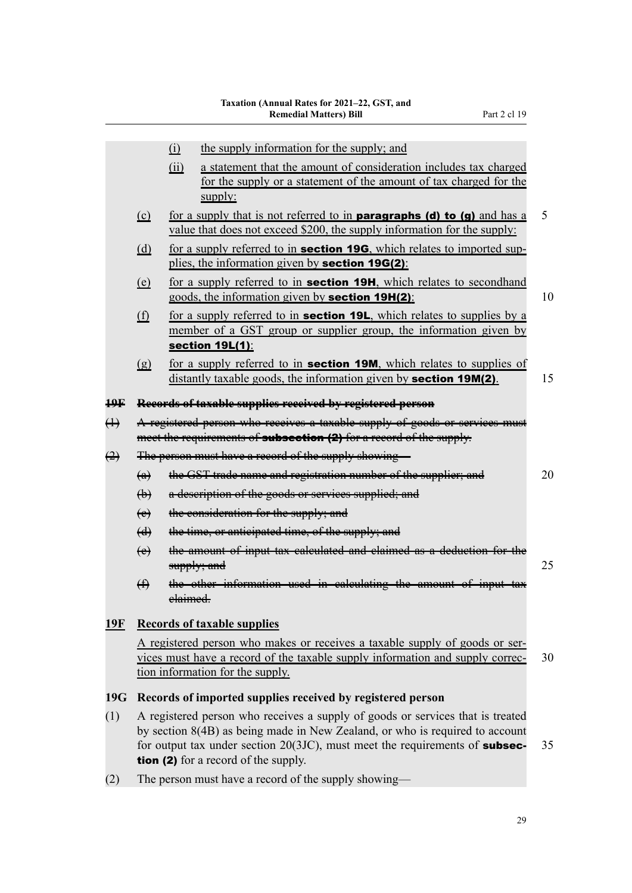(i) the supply information for the supply; and

(ii) a statement that the amount of consideration includes tax charged for the supply or a statement of the amount of tax charged for the supply:

(c) for a supply that is not referred to in **paragraphs (d) to (g)** and has a value that does not exceed $200, the supply information for the supply:

(d) for a supply referred to in **section 19G**, which relates to imported supplies, the information given by **section 19G(2)**:

(e) for a supply referred to in **section 19H**, which relates to secondhand goods, the information given by **section 19H(2)**:

(f) for a supply referred to in **section 19L**, which relates to supplies by a member of a GST group or supplier group, the information given by **section 19L(1)**:

(g) for a supply referred to in **section 19M**, which relates to supplies of distantly taxable goods, the information given by **section 19M(2)**.

### ~~19F Records of taxable supplies received by registered person~~

~~(1) A registered person who receives a taxable supply of goods or services must meet the requirements of **subsection (2)** for a record of the supply.~~

~~(2) The person must have a record of the supply showing—~~

~~(a) the GST trade name and registration number of the supplier; and~~

~~(b) a description of the goods or services supplied; and~~

~~(c) the consideration for the supply; and~~

~~(d) the time, or anticipated time, of the supply; and~~

~~(e) the amount of input tax calculated and claimed as a deduction for the supply; and~~

~~(f) the other information used in calculating the amount of input tax claimed.~~

### 19F Records of taxable supplies

A registered person who makes or receives a taxable supply of goods or services must have a record of the taxable supply information and supply correction information for the supply.

### 19G Records of imported supplies received by registered person

(1) A registered person who receives a supply of goods or services that is treated by section 8(4B) as being made in New Zealand, or who is required to account for output tax under section 20(3JC), must meet the requirements of **subsection (2)** for a record of the supply.

(2) The person must have a record of the supply showing—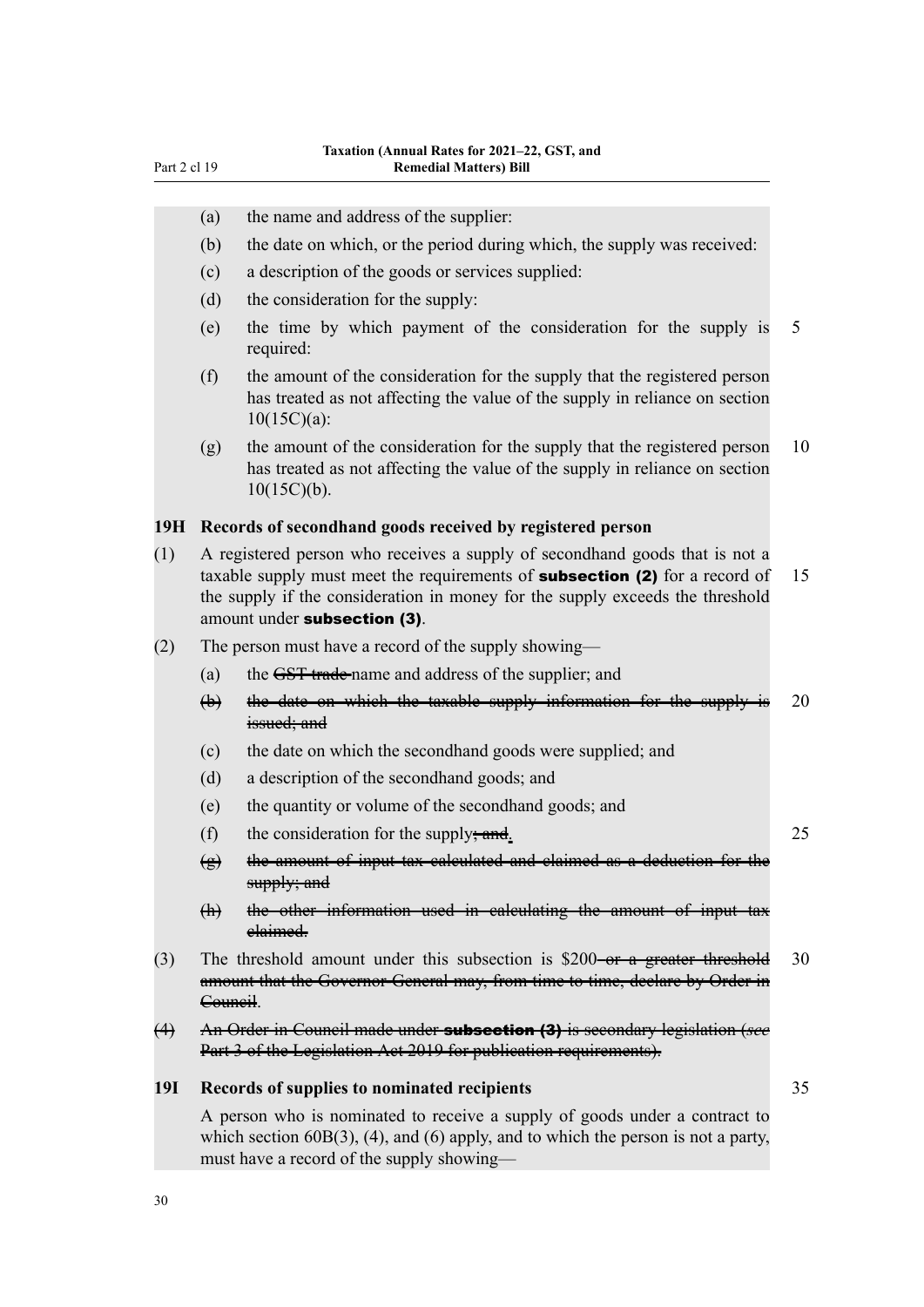(a) the name and address of the supplier:

(b) the date on which, or the period during which, the supply was received:

(c) a description of the goods or services supplied:

(d) the consideration for the supply:

(e) the time by which payment of the consideration for the supply is required:

(f) the amount of the consideration for the supply that the registered person has treated as not affecting the value of the supply in reliance on section 10(15C)(a):

(g) the amount of the consideration for the supply that the registered person has treated as not affecting the value of the supply in reliance on section 10(15C)(b).

**19H Records of secondhand goods received by registered person**

(1) A registered person who receives a supply of secondhand goods that is not a taxable supply must meet the requirements of **subsection (2)** for a record of the supply if the consideration in money for the supply exceeds the threshold amount under **subsection (3)**.

(2) The person must have a record of the supply showing—

(a) the ~~GST trade~~ name and address of the supplier; and

~~(b) the date on which the taxable supply information for the supply is issued; and~~

(c) the date on which the secondhand goods were supplied; and

(d) a description of the secondhand goods; and

(e) the quantity or volume of the secondhand goods; and

(f) the consideration for the supply~~; and~~.

~~(g) the amount of input tax calculated and claimed as a deduction for the supply; and~~

~~(h) the other information used in calculating the amount of input tax claimed.~~

(3) The threshold amount under this subsection is $200~~ or a greater threshold amount that the Governor-General may, from time to time, declare by Order in Council~~.

~~(4) An Order in Council made under **subsection (3)** is secondary legislation (*see* Part 3 of the Legislation Act 2019 for publication requirements).~~

**19I Records of supplies to nominated recipients**

A person who is nominated to receive a supply of goods under a contract to which section 60B(3), (4), and (6) apply, and to which the person is not a party, must have a record of the supply showing—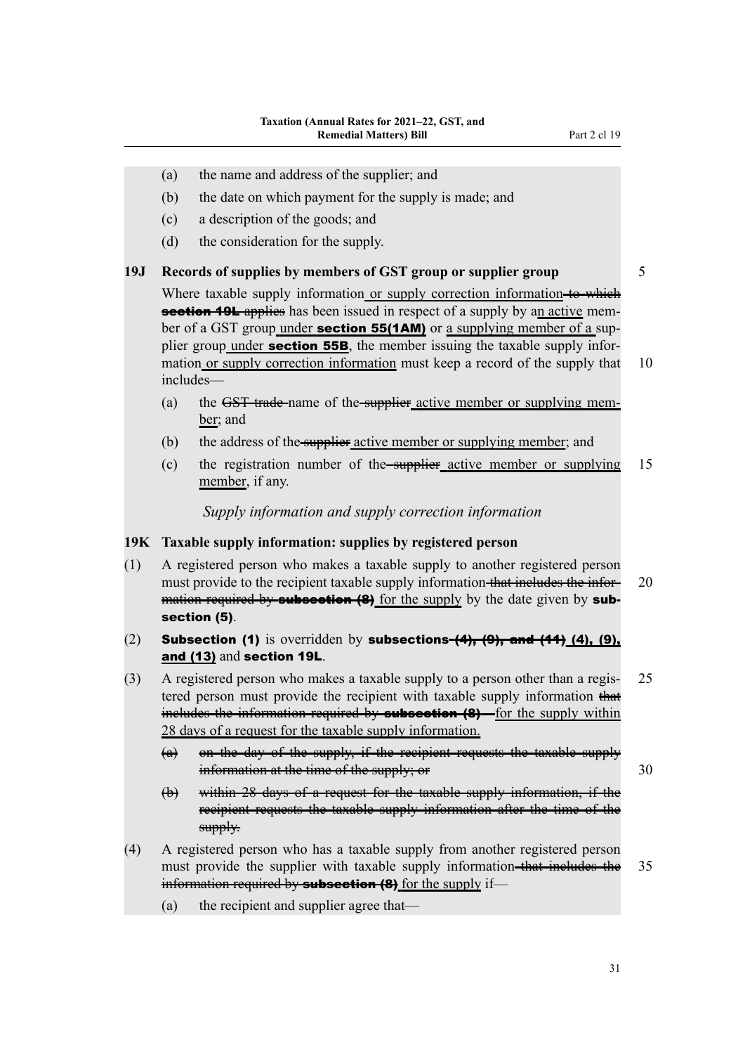(a) the name and address of the supplier; and

(b) the date on which payment for the supply is made; and

(c) a description of the goods; and

(d) the consideration for the supply.

**19J Records of supplies by members of GST group or supplier group**

Where taxable supply information ~~to which~~ or supply correction information ~~**section 19L** applies~~ has been issued in respect of a supply by ~~a~~ an active member of a GST group under **section 55(1AM)** or a supplying member of a supplier group under **section 55B**, the member issuing the taxable supply information or supply correction information must keep a record of the supply that includes—

(a) the ~~GST trade~~ name of the ~~supplier~~ active member or supplying member; and

(b) the address of the ~~supplier~~ active member or supplying member; and

(c) the registration number of the ~~supplier~~ active member or supplying member, if any.

*Supply information and supply correction information*

**19K Taxable supply information: supplies by registered person**

(1) A registered person who makes a taxable supply to another registered person must provide to the recipient taxable supply information ~~that includes the information required by **subsection (8)**~~ for the supply by the date given by **subsection (5)**.

(2) **Subsection (1)** is overridden by **subsections** ~~**(4), (9), and (11)**~~ **(4), (9), and (13)** and **section 19L**.

(3) A registered person who makes a taxable supply to a person other than a registered person must provide the recipient with taxable supply information ~~that includes the information required by **subsection (8)**—~~ for the supply within 28 days of a request for the taxable supply information.

~~(a) on the day of the supply, if the recipient requests the taxable supply information at the time of the supply; or~~

~~(b) within 28 days of a request for the taxable supply information, if the recipient requests the taxable supply information after the time of the supply.~~

(4) A registered person who has a taxable supply from another registered person must provide the supplier with taxable supply information ~~that includes the information required by **subsection (8)**~~ for the supply if—

(a) the recipient and supplier agree that—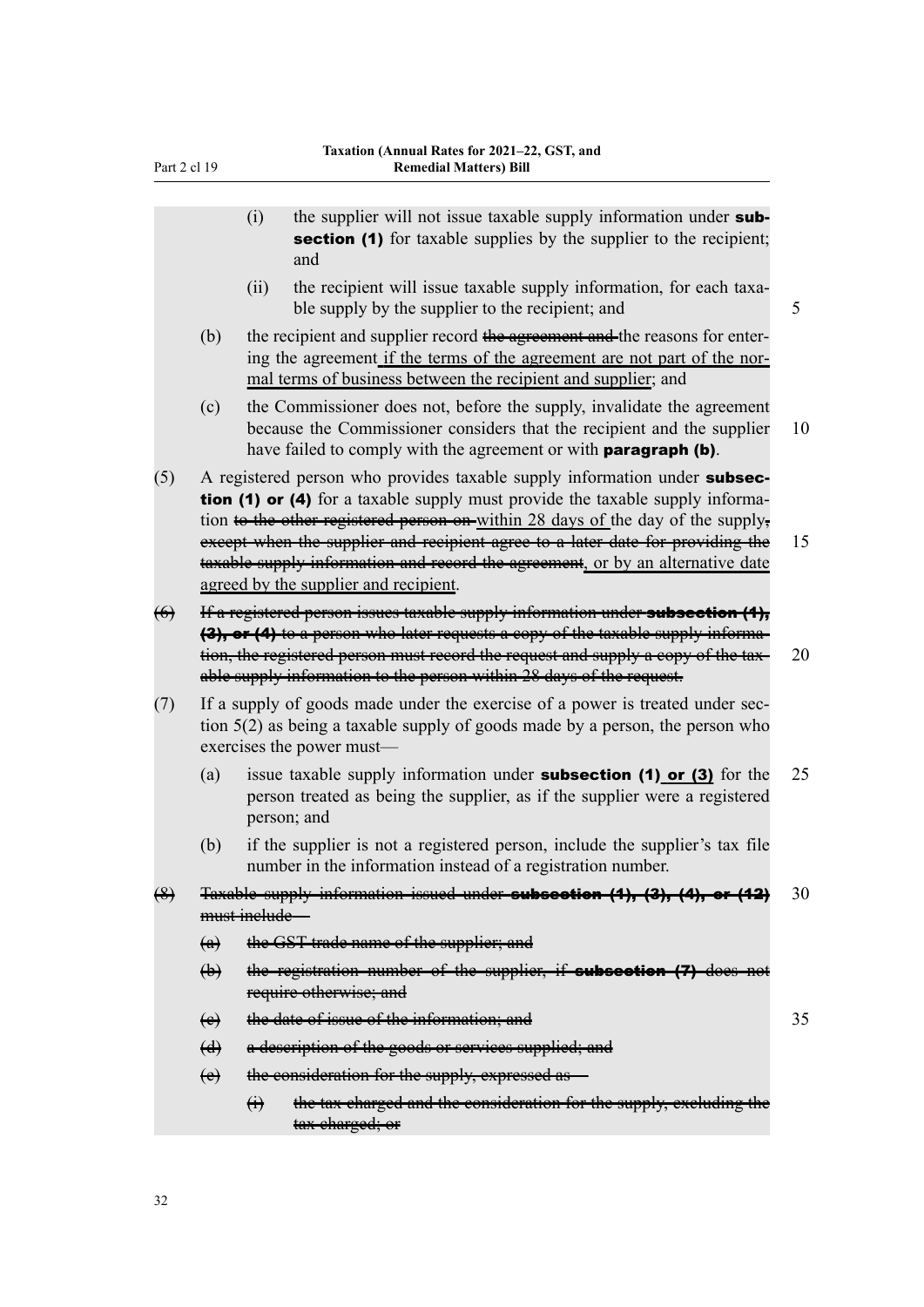(i) the supplier will not issue taxable supply information under **subsection (1)** for taxable supplies by the supplier to the recipient; and

(ii) the recipient will issue taxable supply information, for each taxable supply by the supplier to the recipient; and

(b) the recipient and supplier record ~~the agreement and~~ the reasons for entering the agreement <u>if the terms of the agreement are not part of the normal terms of business between the recipient and supplier</u>; and

(c) the Commissioner does not, before the supply, invalidate the agreement because the Commissioner considers that the recipient and the supplier have failed to comply with the agreement or with **paragraph (b)**.

(5) A registered person who provides taxable supply information under **subsection (1) or (4)** for a taxable supply must provide the taxable supply information ~~to the other registered person on~~ <u>within 28 days of</u> the day of the supply~~, except when the supplier and recipient agree to a later date for providing the taxable supply information and record the agreement~~<u>, or by an alternative date agreed by the supplier and recipient</u>.

~~(6) If a registered person issues taxable supply information under **subsection (1), (3), or (4)** to a person who later requests a copy of the taxable supply information, the registered person must record the request and supply a copy of the taxable supply information to the person within 28 days of the request.~~

(7) If a supply of goods made under the exercise of a power is treated under section 5(2) as being a taxable supply of goods made by a person, the person who exercises the power must—

(a) issue taxable supply information under **subsection (1)** <u>**or (3)**</u> for the person treated as being the supplier, as if the supplier were a registered person; and

(b) if the supplier is not a registered person, include the supplier's tax file number in the information instead of a registration number.

~~(8) Taxable supply information issued under **subsection (1), (3), (4), or (12)** must include—~~

~~(a) the GST trade name of the supplier; and~~

~~(b) the registration number of the supplier, if **subsection (7)** does not require otherwise; and~~

~~(c) the date of issue of the information; and~~

~~(d) a description of the goods or services supplied; and~~

~~(e) the consideration for the supply, expressed as—~~

~~(i) the tax charged and the consideration for the supply, excluding the tax charged; or~~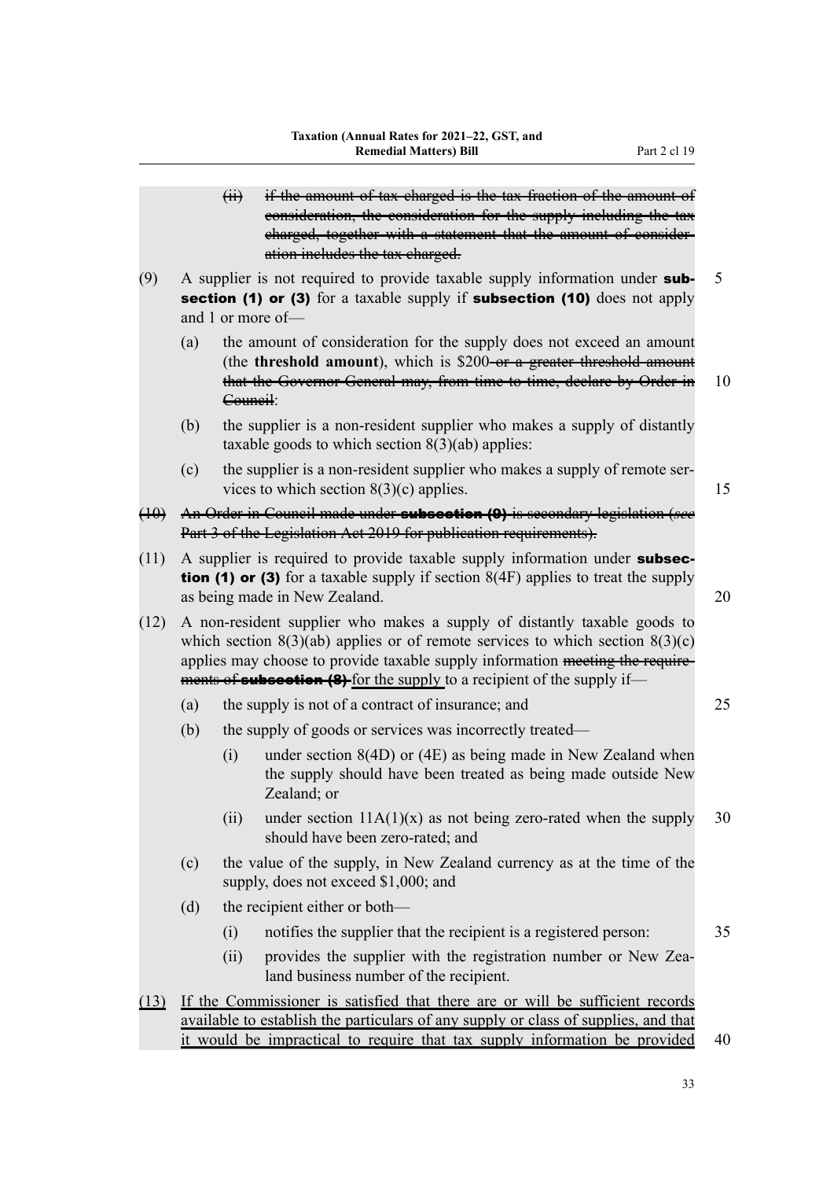(ii) ~~if the amount of tax charged is the tax fraction of the amount of consideration, the consideration for the supply including the tax charged, together with a statement that the amount of consideration includes the tax charged.~~

(9) A supplier is not required to provide taxable supply information under **subsection (1) or (3)** for a taxable supply if **subsection (10)** does not apply and 1 or more of—

(a) the amount of consideration for the supply does not exceed an amount (the **threshold amount**), which is $200~~ or a greater threshold amount that the Governor-General may, from time to time, declare by Order in Council~~:

(b) the supplier is a non-resident supplier who makes a supply of distantly taxable goods to which section 8(3)(ab) applies:

(c) the supplier is a non-resident supplier who makes a supply of remote services to which section 8(3)(c) applies.

~~(10) An Order in Council made under **subsection (9)** is secondary legislation (*see* Part 3 of the Legislation Act 2019 for publication requirements).~~

(11) A supplier is required to provide taxable supply information under **subsection (1) or (3)** for a taxable supply if section 8(4F) applies to treat the supply as being made in New Zealand.

(12) A non-resident supplier who makes a supply of distantly taxable goods to which section 8(3)(ab) applies or of remote services to which section 8(3)(c) applies may choose to provide taxable supply information ~~meeting the requirements of **subsection (8)**~~ for the supply to a recipient of the supply if—

(a) the supply is not of a contract of insurance; and

(b) the supply of goods or services was incorrectly treated—

(i) under section 8(4D) or (4E) as being made in New Zealand when the supply should have been treated as being made outside New Zealand; or

(ii) under section 11A(1)(x) as not being zero-rated when the supply should have been zero-rated; and

(c) the value of the supply, in New Zealand currency as at the time of the supply, does not exceed $1,000; and

(d) the recipient either or both—

(i) notifies the supplier that the recipient is a registered person:

(ii) provides the supplier with the registration number or New Zealand business number of the recipient.

<u>(13) If the Commissioner is satisfied that there are or will be sufficient records available to establish the particulars of any supply or class of supplies, and that it would be impractical to require that tax supply information be provided</u>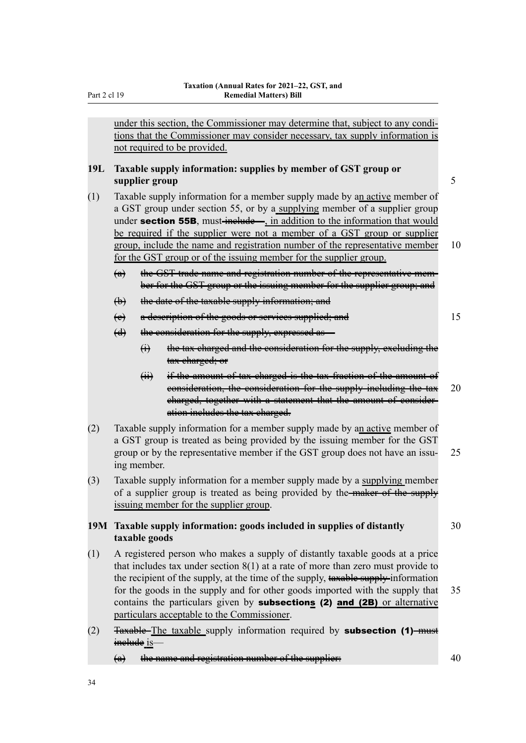under this section, the Commissioner may determine that, subject to any conditions that the Commissioner may consider necessary, tax supply information is not required to be provided.

### 19L Taxable supply information: supplies by member of GST group or supplier group

(1) Taxable supply information for a member supply made by an active member of a GST group under section 55, or by a supplying member of a supplier group under **section 55B**, must ~~include—~~, in addition to the information that would be required if the supplier were not a member of a GST group or supplier group, include the name and registration number of the representative member for the GST group or of the issuing member for the supplier group.

- ~~(a) the GST trade name and registration number of the representative member for the GST group or the issuing member for the supplier group; and~~
- ~~(b) the date of the taxable supply information; and~~
- ~~(c) a description of the goods or services supplied; and~~
- ~~(d) the consideration for the supply, expressed as—~~
  - ~~(i) the tax charged and the consideration for the supply, excluding the tax charged; or~~
  - ~~(ii) if the amount of tax charged is the tax fraction of the amount of consideration, the consideration for the supply including the tax charged, together with a statement that the amount of consideration includes the tax charged.~~

(2) Taxable supply information for a member supply made by an active member of a GST group is treated as being provided by the issuing member for the GST group or by the representative member if the GST group does not have an issuing member.

(3) Taxable supply information for a member supply made by a supplying member of a supplier group is treated as being provided by the ~~maker of the supply~~ issuing member for the supplier group.

### 19M Taxable supply information: goods included in supplies of distantly taxable goods

(1) A registered person who makes a supply of distantly taxable goods at a price that includes tax under section 8(1) at a rate of more than zero must provide to the recipient of the supply, at the time of the supply, ~~taxable supply~~ information for the goods in the supply and for other goods imported with the supply that contains the particulars given by **subsections (2) and (2B)** or alternative particulars acceptable to the Commissioner.

(2) ~~Taxable~~ The taxable supply information required by **subsection (1)** ~~must include~~ is—

- ~~(a) the name and registration number of the supplier:~~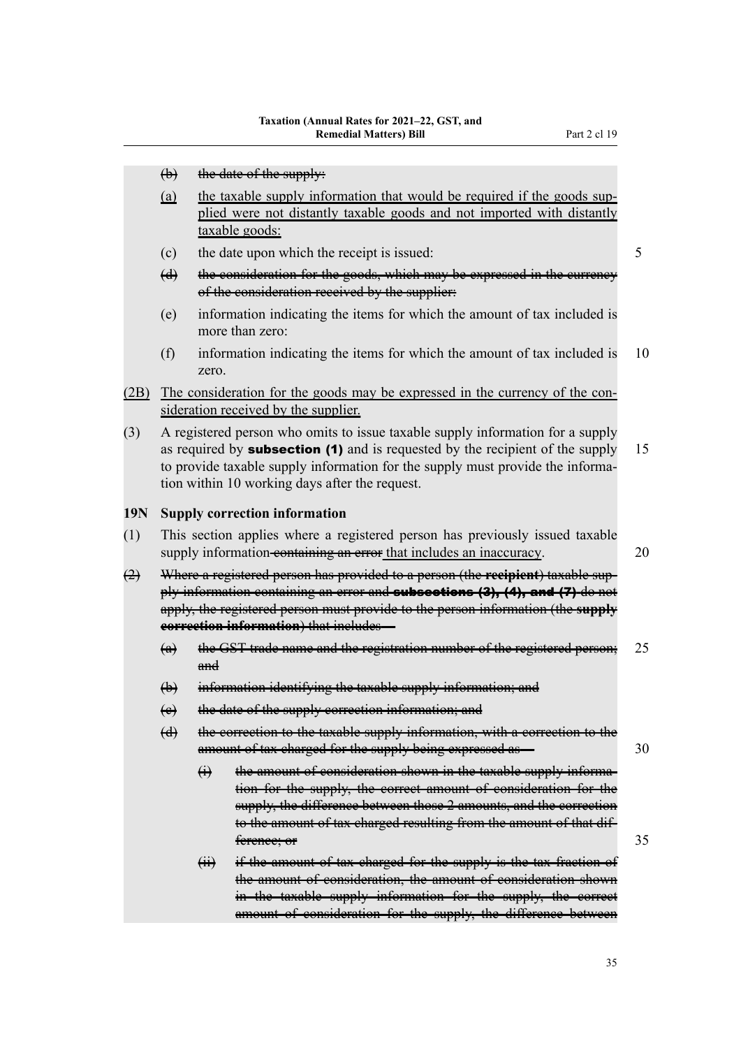~~(b) the date of the supply:~~

(a) <u>the taxable supply information that would be required if the goods supplied were not distantly taxable goods and not imported with distantly taxable goods:</u>

(c) the date upon which the receipt is issued:

~~(d) the consideration for the goods, which may be expressed in the currency of the consideration received by the supplier:~~

(e) information indicating the items for which the amount of tax included is more than zero:

(f) information indicating the items for which the amount of tax included is zero.

<u>(2B) The consideration for the goods may be expressed in the currency of the consideration received by the supplier.</u>

(3) A registered person who omits to issue taxable supply information for a supply as required by **subsection (1)** and is requested by the recipient of the supply to provide taxable supply information for the supply must provide the information within 10 working days after the request.

**19N Supply correction information**

(1) This section applies where a registered person has previously issued taxable supply information ~~containing an error~~ <u>that includes an inaccuracy</u>.

~~(2) Where a registered person has provided to a person (the **recipient**) taxable supply information containing an error and **subsections (3), (4), and (7)** do not apply, the registered person must provide to the person information (the **supply correction information**) that includes—~~

~~(a) the GST trade name and the registration number of the registered person; and~~

~~(b) information identifying the taxable supply information; and~~

~~(c) the date of the supply correction information; and~~

~~(d) the correction to the taxable supply information, with a correction to the amount of tax charged for the supply being expressed as—~~

~~(i) the amount of consideration shown in the taxable supply information for the supply, the correct amount of consideration for the supply, the difference between those 2 amounts, and the correction to the amount of tax charged resulting from the amount of that difference; or~~

~~(ii) if the amount of tax charged for the supply is the tax fraction of the amount of consideration, the amount of consideration shown in the taxable supply information for the supply, the correct amount of consideration for the supply, the difference between~~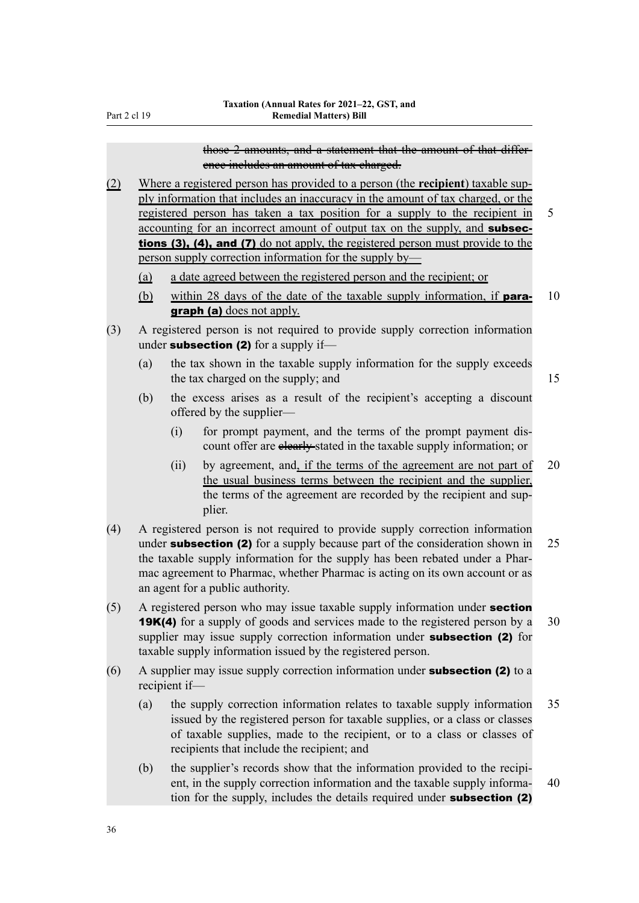~~those 2 amounts, and a statement that the amount of that difference includes an amount of tax charged.~~

(2) Where a registered person has provided to a person (the **recipient**) taxable supply information that includes an inaccuracy in the amount of tax charged, or the registered person has taken a tax position for a supply to the recipient in accounting for an incorrect amount of output tax on the supply, and **subsections (3), (4), and (7)** do not apply, the registered person must provide to the person supply correction information for the supply by—

(a) a date agreed between the registered person and the recipient; or

(b) within 28 days of the date of the taxable supply information, if **paragraph (a)** does not apply.

(3) A registered person is not required to provide supply correction information under **subsection (2)** for a supply if—

(a) the tax shown in the taxable supply information for the supply exceeds the tax charged on the supply; and

(b) the excess arises as a result of the recipient's accepting a discount offered by the supplier—

(i) for prompt payment, and the terms of the prompt payment discount offer are ~~clearly~~ stated in the taxable supply information; or

(ii) by agreement, and, if the terms of the agreement are not part of the usual business terms between the recipient and the supplier, the terms of the agreement are recorded by the recipient and supplier.

(4) A registered person is not required to provide supply correction information under **subsection (2)** for a supply because part of the consideration shown in the taxable supply information for the supply has been rebated under a Pharmac agreement to Pharmac, whether Pharmac is acting on its own account or as an agent for a public authority.

(5) A registered person who may issue taxable supply information under **section 19K(4)** for a supply of goods and services made to the registered person by a supplier may issue supply correction information under **subsection (2)** for taxable supply information issued by the registered person.

(6) A supplier may issue supply correction information under **subsection (2)** to a recipient if—

(a) the supply correction information relates to taxable supply information issued by the registered person for taxable supplies, or a class or classes of taxable supplies, made to the recipient, or to a class or classes of recipients that include the recipient; and

(b) the supplier's records show that the information provided to the recipient, in the supply correction information and the taxable supply information for the supply, includes the details required under **subsection (2)**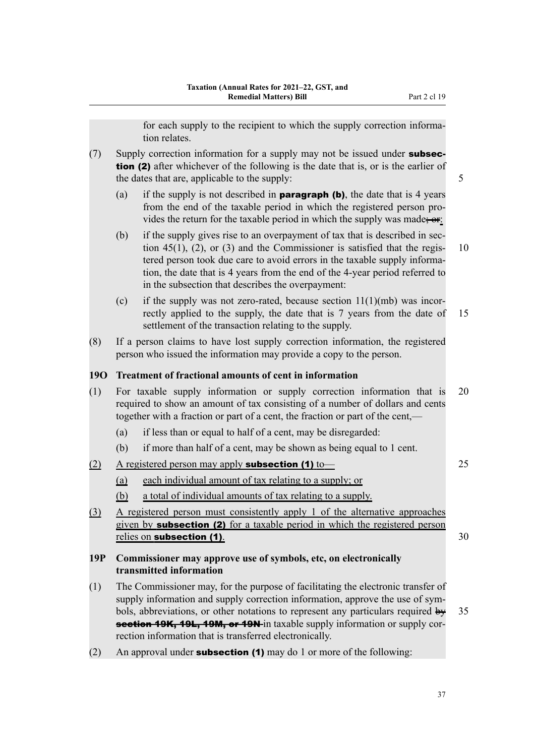for each supply to the recipient to which the supply correction information relates.

(7) Supply correction information for a supply may not be issued under **subsection (2)** after whichever of the following is the date that is, or is the earlier of the dates that are, applicable to the supply:

(a) if the supply is not described in **paragraph (b)**, the date that is 4 years from the end of the taxable period in which the registered person provides the return for the taxable period in which the supply was made~~; or~~:

(b) if the supply gives rise to an overpayment of tax that is described in section 45(1), (2), or (3) and the Commissioner is satisfied that the registered person took due care to avoid errors in the taxable supply information, the date that is 4 years from the end of the 4-year period referred to in the subsection that describes the overpayment:

(c) if the supply was not zero-rated, because section 11(1)(mb) was incorrectly applied to the supply, the date that is 7 years from the date of settlement of the transaction relating to the supply.

(8) If a person claims to have lost supply correction information, the registered person who issued the information may provide a copy to the person.

### 19O Treatment of fractional amounts of cent in information

(1) For taxable supply information or supply correction information that is required to show an amount of tax consisting of a number of dollars and cents together with a fraction or part of a cent, the fraction or part of the cent,—

(a) if less than or equal to half of a cent, may be disregarded:

(b) if more than half of a cent, may be shown as being equal to 1 cent.

(2) A registered person may apply **subsection (1)** to—

(a) each individual amount of tax relating to a supply; or

(b) a total of individual amounts of tax relating to a supply.

(3) A registered person must consistently apply 1 of the alternative approaches given by **subsection (2)** for a taxable period in which the registered person relies on **subsection (1)**.

### 19P Commissioner may approve use of symbols, etc, on electronically transmitted information

(1) The Commissioner may, for the purpose of facilitating the electronic transfer of supply information and supply correction information, approve the use of symbols, abbreviations, or other notations to represent any particulars required ~~by **section 19K, 19L, 19M, or 19N**~~ in taxable supply information or supply correction information that is transferred electronically.

(2) An approval under **subsection (1)** may do 1 or more of the following: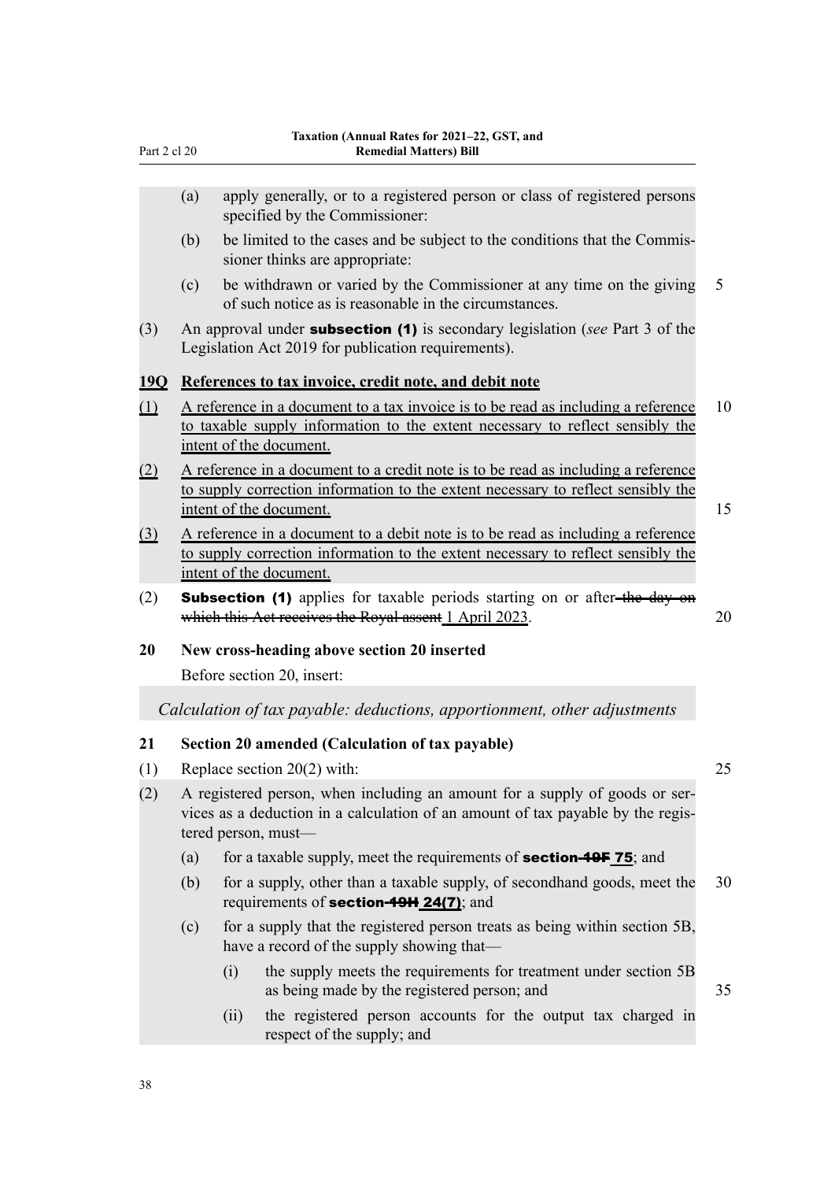(a) apply generally, or to a registered person or class of registered persons specified by the Commissioner:

(b) be limited to the cases and be subject to the conditions that the Commissioner thinks are appropriate:

(c) be withdrawn or varied by the Commissioner at any time on the giving of such notice as is reasonable in the circumstances.

(3) An approval under **subsection (1)** is secondary legislation (*see* Part 3 of the Legislation Act 2019 for publication requirements).

**19Q References to tax invoice, credit note, and debit note**

(1) A reference in a document to a tax invoice is to be read as including a reference to taxable supply information to the extent necessary to reflect sensibly the intent of the document.

(2) A reference in a document to a credit note is to be read as including a reference to supply correction information to the extent necessary to reflect sensibly the intent of the document.

(3) A reference in a document to a debit note is to be read as including a reference to supply correction information to the extent necessary to reflect sensibly the intent of the document.

(2) **Subsection (1)** applies for taxable periods starting on or after ~~the day on which this Act receives the Royal assent~~ 1 April 2023.

**20 New cross-heading above section 20 inserted**

Before section 20, insert:

*Calculation of tax payable: deductions, apportionment, other adjustments*

**21 Section 20 amended (Calculation of tax payable)**

(1) Replace section 20(2) with:

(2) A registered person, when including an amount for a supply of goods or services as a deduction in a calculation of an amount of tax payable by the registered person, must—

(a) for a taxable supply, meet the requirements of **section ~~19F~~ 75**; and

(b) for a supply, other than a taxable supply, of secondhand goods, meet the requirements of **section ~~19H~~ 24(7)**; and

(c) for a supply that the registered person treats as being within section 5B, have a record of the supply showing that—

(i) the supply meets the requirements for treatment under section 5B as being made by the registered person; and

(ii) the registered person accounts for the output tax charged in respect of the supply; and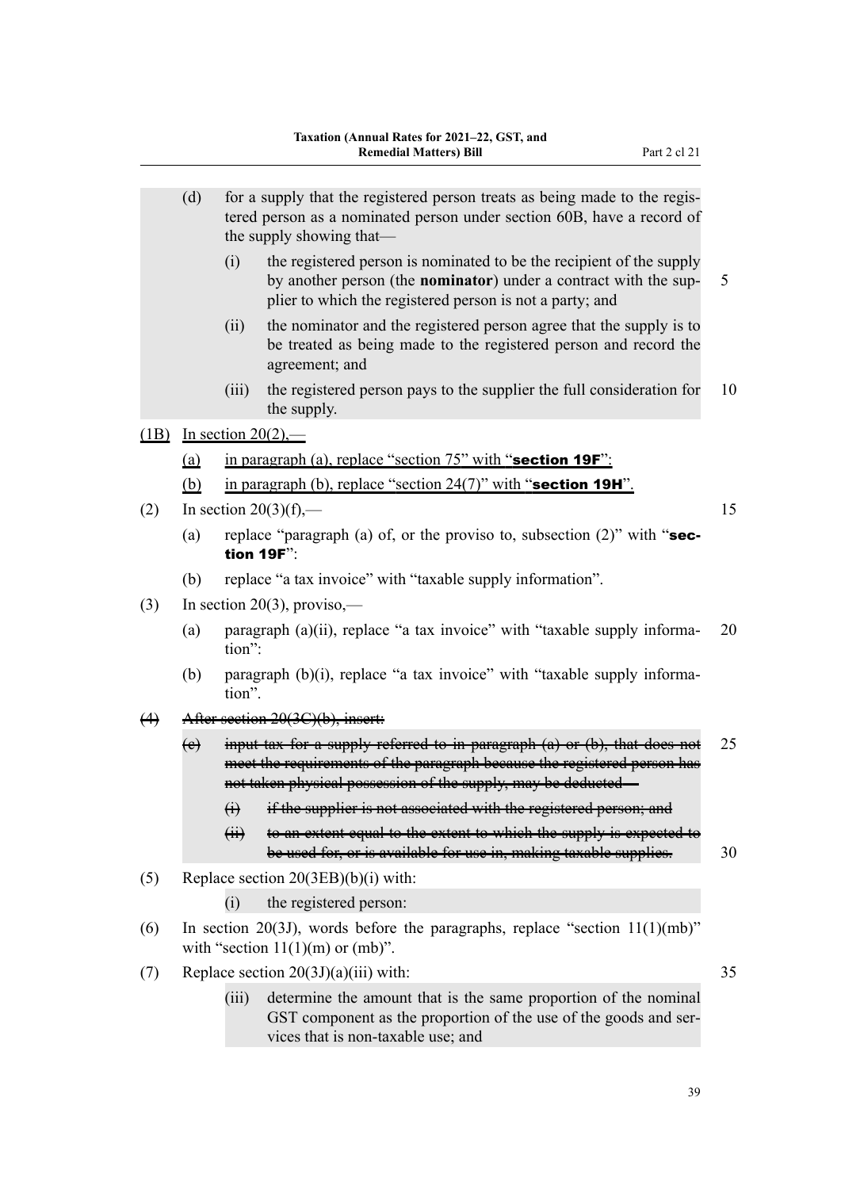(d) for a supply that the registered person treats as being made to the registered person as a nominated person under section 60B, have a record of the supply showing that—

(i) the registered person is nominated to be the recipient of the supply by another person (the **nominator**) under a contract with the supplier to which the registered person is not a party; and

(ii) the nominator and the registered person agree that the supply is to be treated as being made to the registered person and record the agreement; and

(iii) the registered person pays to the supplier the full consideration for the supply.

<u>(1B)</u> <u>In section 20(2),—</u>

<u>(a)</u> <u>in paragraph (a), replace "section 75" with "**section 19F**":</u>

<u>(b)</u> <u>in paragraph (b), replace "section 24(7)" with "**section 19H**".</u>

(2) In section 20(3)(f),—

(a) replace "paragraph (a) of, or the proviso to, subsection (2)" with "**section 19F**":

(b) replace "a tax invoice" with "taxable supply information".

(3) In section 20(3), proviso,—

(a) paragraph (a)(ii), replace "a tax invoice" with "taxable supply information":

(b) paragraph (b)(i), replace "a tax invoice" with "taxable supply information".

~~(4) After section 20(3C)(b), insert:~~

~~(c) input tax for a supply referred to in paragraph (a) or (b), that does not meet the requirements of the paragraph because the registered person has not taken physical possession of the supply, may be deducted—~~

~~(i) if the supplier is not associated with the registered person; and~~

~~(ii) to an extent equal to the extent to which the supply is expected to be used for, or is available for use in, making taxable supplies.~~

(5) Replace section 20(3EB)(b)(i) with:

(i) the registered person:

(6) In section 20(3J), words before the paragraphs, replace "section 11(1)(mb)" with "section 11(1)(m) or (mb)".

(7) Replace section 20(3J)(a)(iii) with:

(iii) determine the amount that is the same proportion of the nominal GST component as the proportion of the use of the goods and services that is non-taxable use; and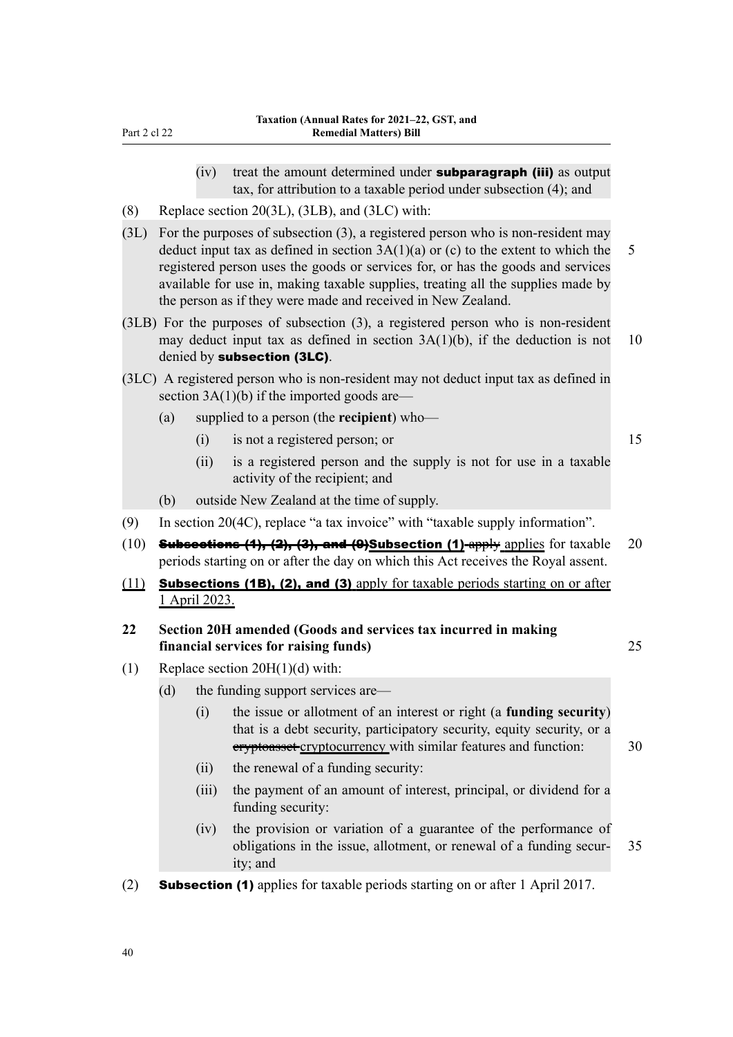(iv) treat the amount determined under **subparagraph (iii)** as output tax, for attribution to a taxable period under subsection (4); and

(8) Replace section 20(3L), (3LB), and (3LC) with:

(3L) For the purposes of subsection (3), a registered person who is non-resident may deduct input tax as defined in section 3A(1)(a) or (c) to the extent to which the registered person uses the goods or services for, or has the goods and services available for use in, making taxable supplies, treating all the supplies made by the person as if they were made and received in New Zealand.

(3LB) For the purposes of subsection (3), a registered person who is non-resident may deduct input tax as defined in section 3A(1)(b), if the deduction is not denied by **subsection (3LC)**.

(3LC) A registered person who is non-resident may not deduct input tax as defined in section 3A(1)(b) if the imported goods are—

(a) supplied to a person (the **recipient**) who—

(i) is not a registered person; or

(ii) is a registered person and the supply is not for use in a taxable activity of the recipient; and

(b) outside New Zealand at the time of supply.

(9) In section 20(4C), replace "a tax invoice" with "taxable supply information".

(10) ~~**Subsections (1), (2), (3), and (9)**~~**Subsection (1)** ~~apply~~ applies for taxable periods starting on or after the day on which this Act receives the Royal assent.

(11) **Subsections (1B), (2), and (3)** apply for taxable periods starting on or after 1 April 2023.

**22 Section 20H amended (Goods and services tax incurred in making financial services for raising funds)**

(1) Replace section 20H(1)(d) with:

(d) the funding support services are—

(i) the issue or allotment of an interest or right (a **funding security**) that is a debt security, participatory security, equity security, or a ~~cryptoasset~~ cryptocurrency with similar features and function:

(ii) the renewal of a funding security:

(iii) the payment of an amount of interest, principal, or dividend for a funding security:

(iv) the provision or variation of a guarantee of the performance of obligations in the issue, allotment, or renewal of a funding security; and

(2) **Subsection (1)** applies for taxable periods starting on or after 1 April 2017.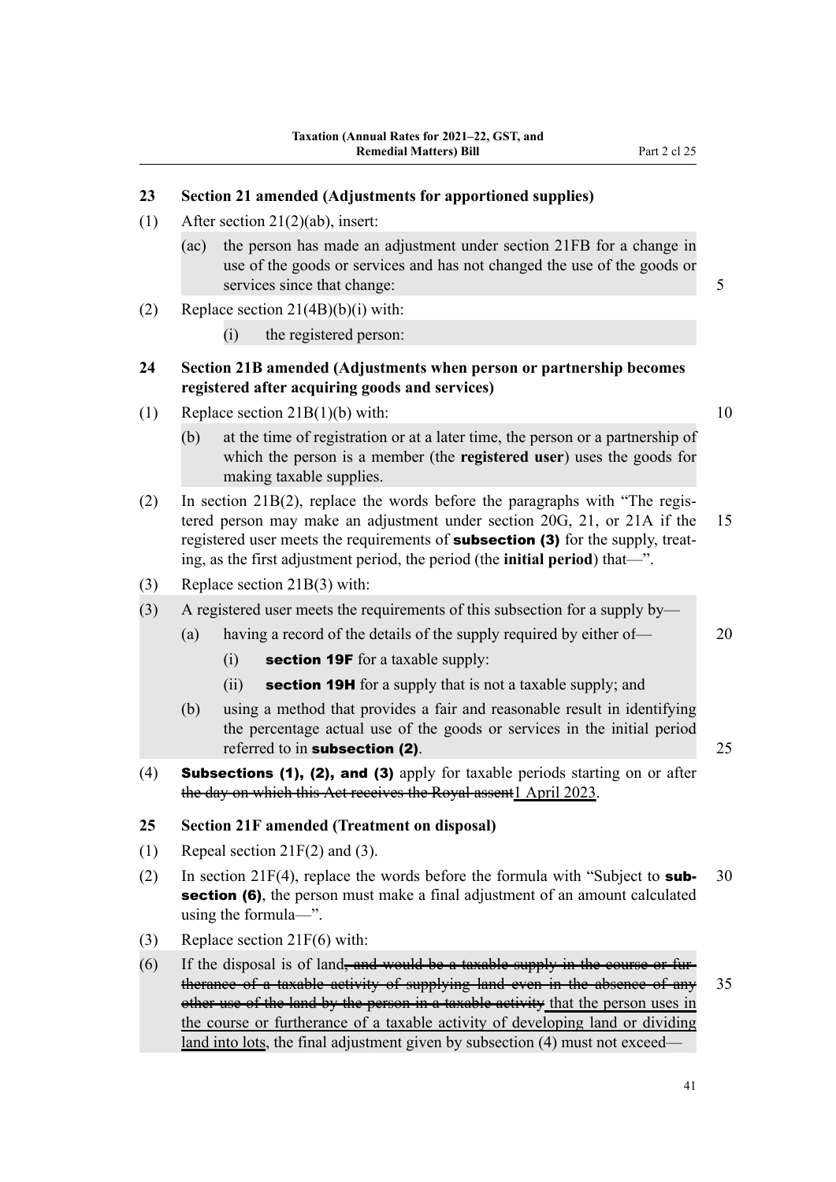## 23 Section 21 amended (Adjustments for apportioned supplies)

(1) After section 21(2)(ab), insert:

> (ac) the person has made an adjustment under section 21FB for a change in use of the goods or services and has not changed the use of the goods or services since that change:

(2) Replace section 21(4B)(b)(i) with:

> (i) the registered person:

## 24 Section 21B amended (Adjustments when person or partnership becomes registered after acquiring goods and services)

(1) Replace section 21B(1)(b) with:

> (b) at the time of registration or at a later time, the person or a partnership of which the person is a member (the **registered user**) uses the goods for making taxable supplies.

(2) In section 21B(2), replace the words before the paragraphs with "The registered person may make an adjustment under section 20G, 21, or 21A if the registered user meets the requirements of **subsection (3)** for the supply, treating, as the first adjustment period, the period (the **initial period**) that—".

(3) Replace section 21B(3) with:

> (3) A registered user meets the requirements of this subsection for a supply by—
>
> (a) having a record of the details of the supply required by either of—
>
> (i) **section 19F** for a taxable supply:
>
> (ii) **section 19H** for a supply that is not a taxable supply; and
>
> (b) using a method that provides a fair and reasonable result in identifying the percentage actual use of the goods or services in the initial period referred to in **subsection (2)**.

(4) **Subsections (1), (2), and (3)** apply for taxable periods starting on or after ~~the day on which this Act receives the Royal assent~~1 April 2023.

## 25 Section 21F amended (Treatment on disposal)

(1) Repeal section 21F(2) and (3).

(2) In section 21F(4), replace the words before the formula with "Subject to **subsection (6)**, the person must make a final adjustment of an amount calculated using the formula—".

(3) Replace section 21F(6) with:

> (6) If the disposal is of land~~, and would be a taxable supply in the course or furtherance of a taxable activity of supplying land even in the absence of any other use of the land by the person in a taxable activity~~ that the person uses in the course or furtherance of a taxable activity of developing land or dividing land into lots, the final adjustment given by subsection (4) must not exceed—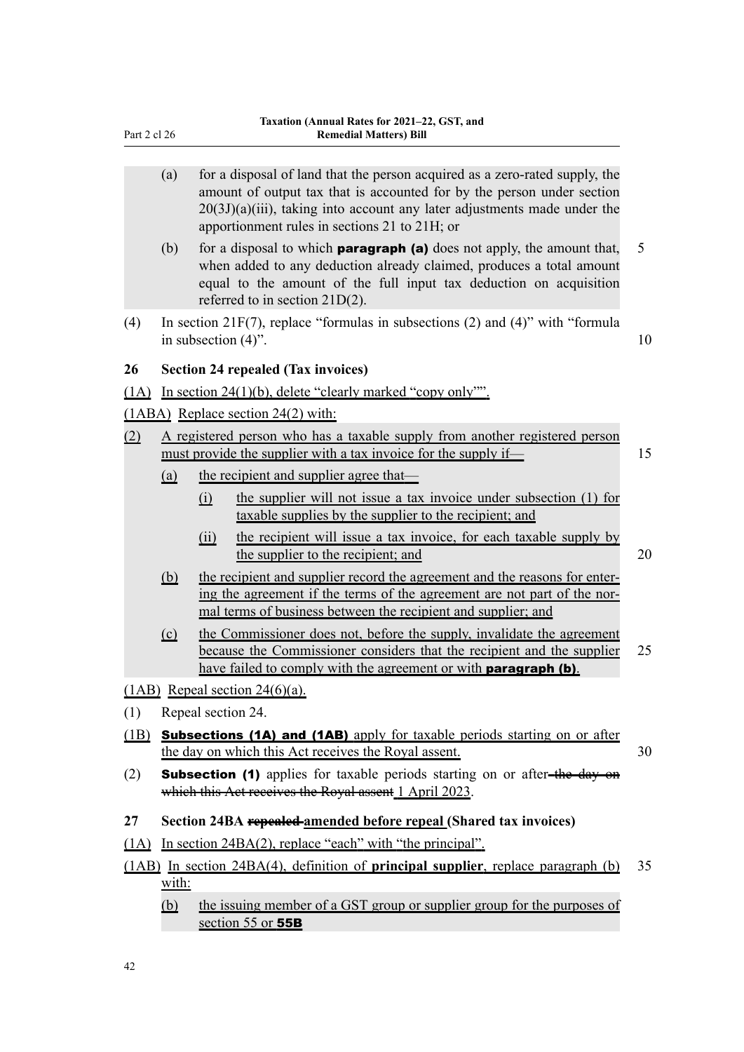(a) for a disposal of land that the person acquired as a zero-rated supply, the amount of output tax that is accounted for by the person under section 20(3J)(a)(iii), taking into account any later adjustments made under the apportionment rules in sections 21 to 21H; or

(b) for a disposal to which **paragraph (a)** does not apply, the amount that, when added to any deduction already claimed, produces a total amount equal to the amount of the full input tax deduction on acquisition referred to in section 21D(2).

(4) In section 21F(7), replace "formulas in subsections (2) and (4)" with "formula in subsection (4)".

### 26 Section 24 repealed (Tax invoices)

(1A) In section 24(1)(b), delete "clearly marked "copy only"".

(1ABA) Replace section 24(2) with:

(2) A registered person who has a taxable supply from another registered person must provide the supplier with a tax invoice for the supply if—

(a) the recipient and supplier agree that—

(i) the supplier will not issue a tax invoice under subsection (1) for taxable supplies by the supplier to the recipient; and

(ii) the recipient will issue a tax invoice, for each taxable supply by the supplier to the recipient; and

(b) the recipient and supplier record the agreement and the reasons for entering the agreement if the terms of the agreement are not part of the normal terms of business between the recipient and supplier; and

(c) the Commissioner does not, before the supply, invalidate the agreement because the Commissioner considers that the recipient and the supplier have failed to comply with the agreement or with **paragraph (b)**.

(1AB) Repeal section 24(6)(a).

(1) Repeal section 24.

(1B) **Subsections (1A) and (1AB)** apply for taxable periods starting on or after the day on which this Act receives the Royal assent.

(2) **Subsection (1)** applies for taxable periods starting on or after ~~the day on which this Act receives the Royal assent~~ 1 April 2023.

### 27 Section 24BA ~~repealed~~ amended before repeal (Shared tax invoices)

(1A) In section 24BA(2), replace "each" with "the principal".

(1AB) In section 24BA(4), definition of **principal supplier**, replace paragraph (b) with:

(b) the issuing member of a GST group or supplier group for the purposes of section 55 or **55B**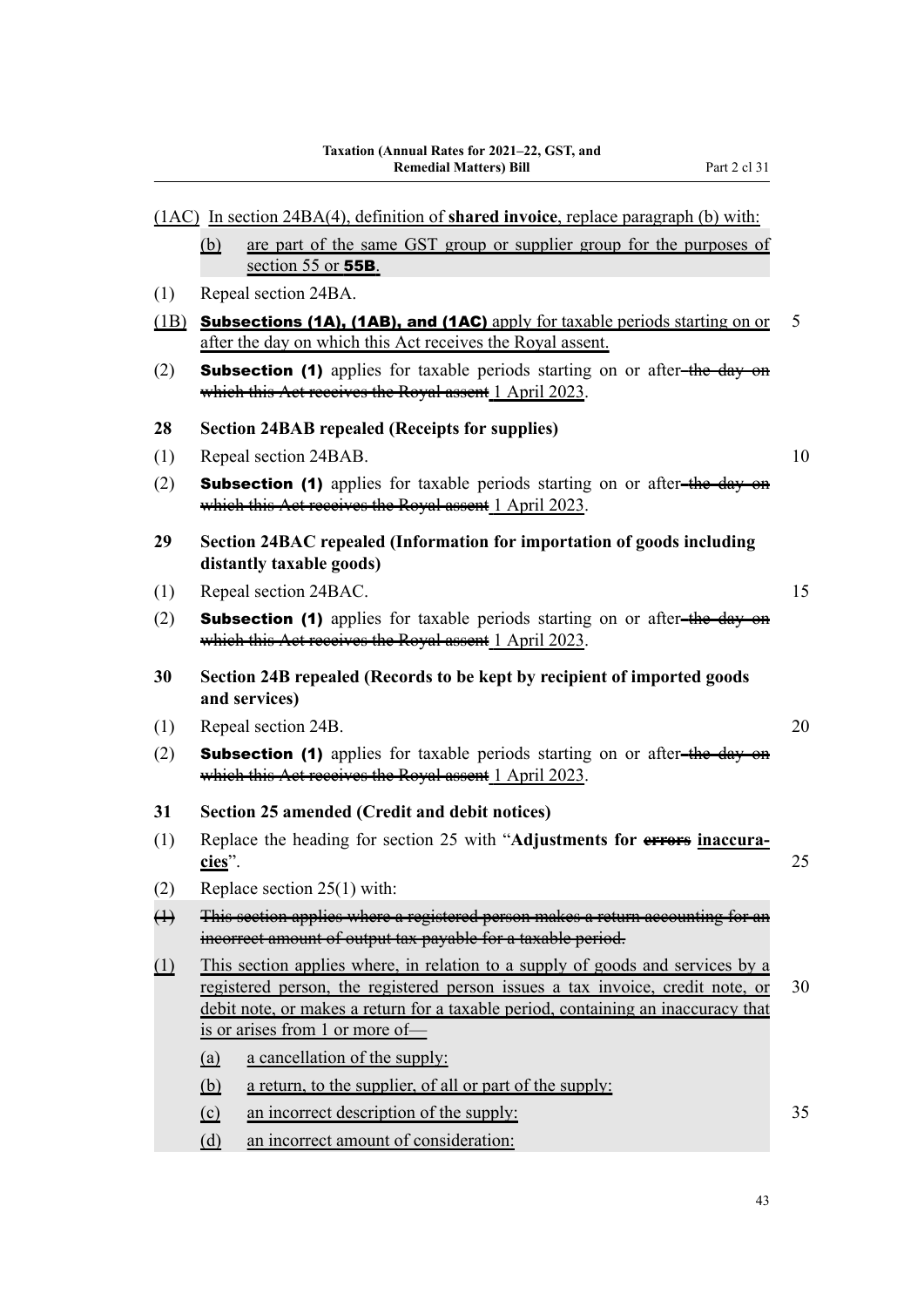(1AC) In section 24BA(4), definition of **shared invoice**, replace paragraph (b) with:

(b) are part of the same GST group or supplier group for the purposes of section 55 or **55B**.

(1) Repeal section 24BA.

(1B) **Subsections (1A), (1AB), and (1AC)** apply for taxable periods starting on or after the day on which this Act receives the Royal assent.

(2) **Subsection (1)** applies for taxable periods starting on or after ~~the day on which this Act receives the Royal assent~~ 1 April 2023.

**28 Section 24BAB repealed (Receipts for supplies)**

(1) Repeal section 24BAB.

(2) **Subsection (1)** applies for taxable periods starting on or after ~~the day on which this Act receives the Royal assent~~ 1 April 2023.

**29 Section 24BAC repealed (Information for importation of goods including distantly taxable goods)**

(1) Repeal section 24BAC.

(2) **Subsection (1)** applies for taxable periods starting on or after ~~the day on which this Act receives the Royal assent~~ 1 April 2023.

**30 Section 24B repealed (Records to be kept by recipient of imported goods and services)**

(1) Repeal section 24B.

(2) **Subsection (1)** applies for taxable periods starting on or after ~~the day on which this Act receives the Royal assent~~ 1 April 2023.

**31 Section 25 amended (Credit and debit notices)**

(1) Replace the heading for section 25 with "**Adjustments for ~~errors~~ inaccuracies**".

(2) Replace section 25(1) with:

~~(1) This section applies where a registered person makes a return accounting for an incorrect amount of output tax payable for a taxable period.~~

(1) This section applies where, in relation to a supply of goods and services by a registered person, the registered person issues a tax invoice, credit note, or debit note, or makes a return for a taxable period, containing an inaccuracy that is or arises from 1 or more of—

(a) a cancellation of the supply:

(b) a return, to the supplier, of all or part of the supply:

(c) an incorrect description of the supply:

(d) an incorrect amount of consideration: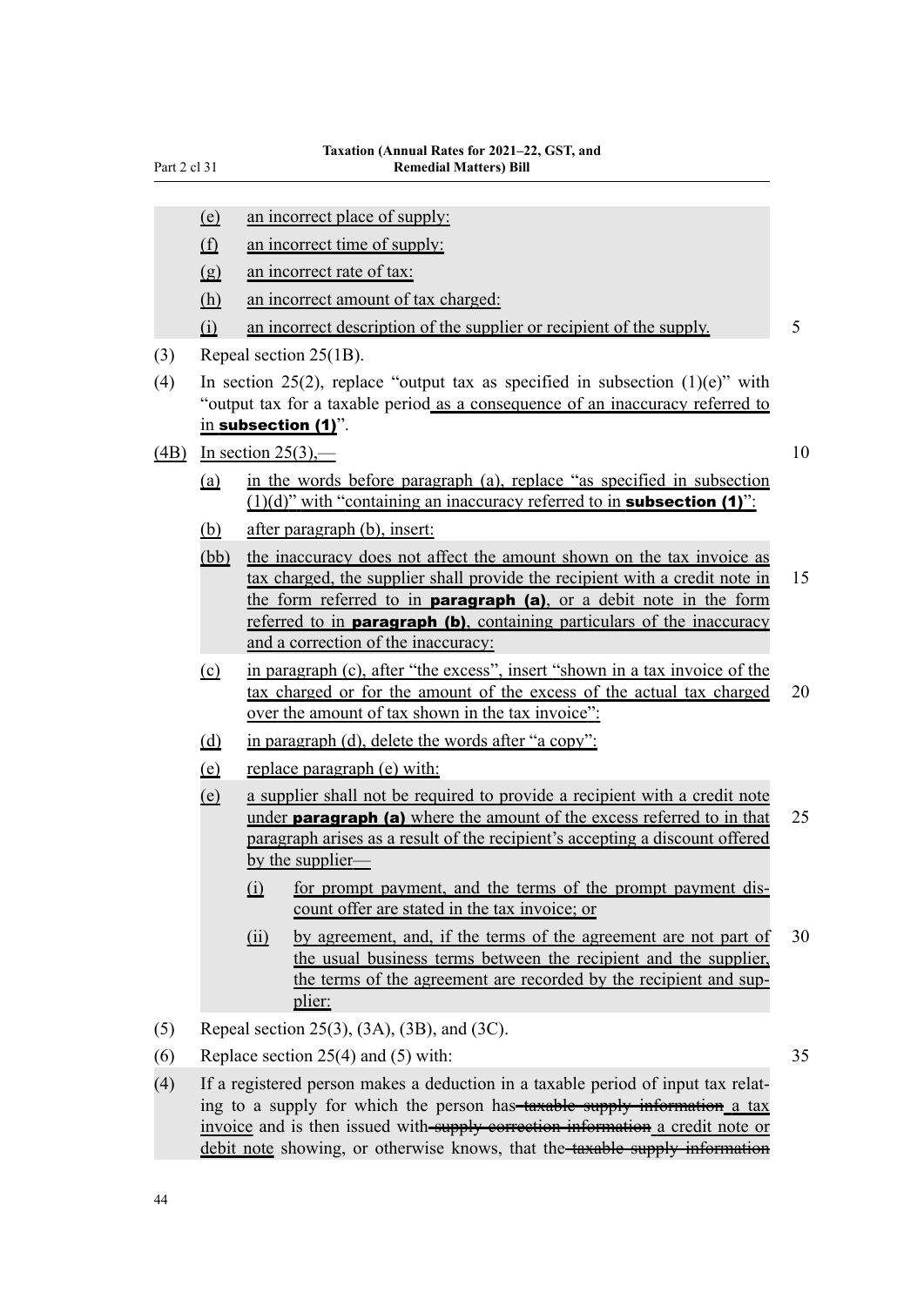(e) an incorrect place of supply:

(f) an incorrect time of supply:

(g) an incorrect rate of tax:

(h) an incorrect amount of tax charged:

(i) an incorrect description of the supplier or recipient of the supply.

(3) Repeal section 25(1B).

(4) In section 25(2), replace "output tax as specified in subsection (1)(e)" with "output tax for a taxable period as a consequence of an inaccuracy referred to in **subsection (1)**".

(4B) In section 25(3),—

(a) in the words before paragraph (a), replace "as specified in subsection (1)(d)" with "containing an inaccuracy referred to in **subsection (1)**":

(b) after paragraph (b), insert:

(bb) the inaccuracy does not affect the amount shown on the tax invoice as tax charged, the supplier shall provide the recipient with a credit note in the form referred to in **paragraph (a)**, or a debit note in the form referred to in **paragraph (b)**, containing particulars of the inaccuracy and a correction of the inaccuracy:

(c) in paragraph (c), after "the excess", insert "shown in a tax invoice of the tax charged or for the amount of the excess of the actual tax charged over the amount of tax shown in the tax invoice":

(d) in paragraph (d), delete the words after "a copy":

(e) replace paragraph (e) with:

(e) a supplier shall not be required to provide a recipient with a credit note under **paragraph (a)** where the amount of the excess referred to in that paragraph arises as a result of the recipient's accepting a discount offered by the supplier—

(i) for prompt payment, and the terms of the prompt payment discount offer are stated in the tax invoice; or

(ii) by agreement, and, if the terms of the agreement are not part of the usual business terms between the recipient and the supplier, the terms of the agreement are recorded by the recipient and supplier:

(5) Repeal section 25(3), (3A), (3B), and (3C).

(6) Replace section 25(4) and (5) with:

(4) If a registered person makes a deduction in a taxable period of input tax relating to a supply for which the person has ~~taxable supply information~~ a tax invoice and is then issued with ~~supply correction information~~ a credit note or debit note showing, or otherwise knows, that the ~~taxable supply information~~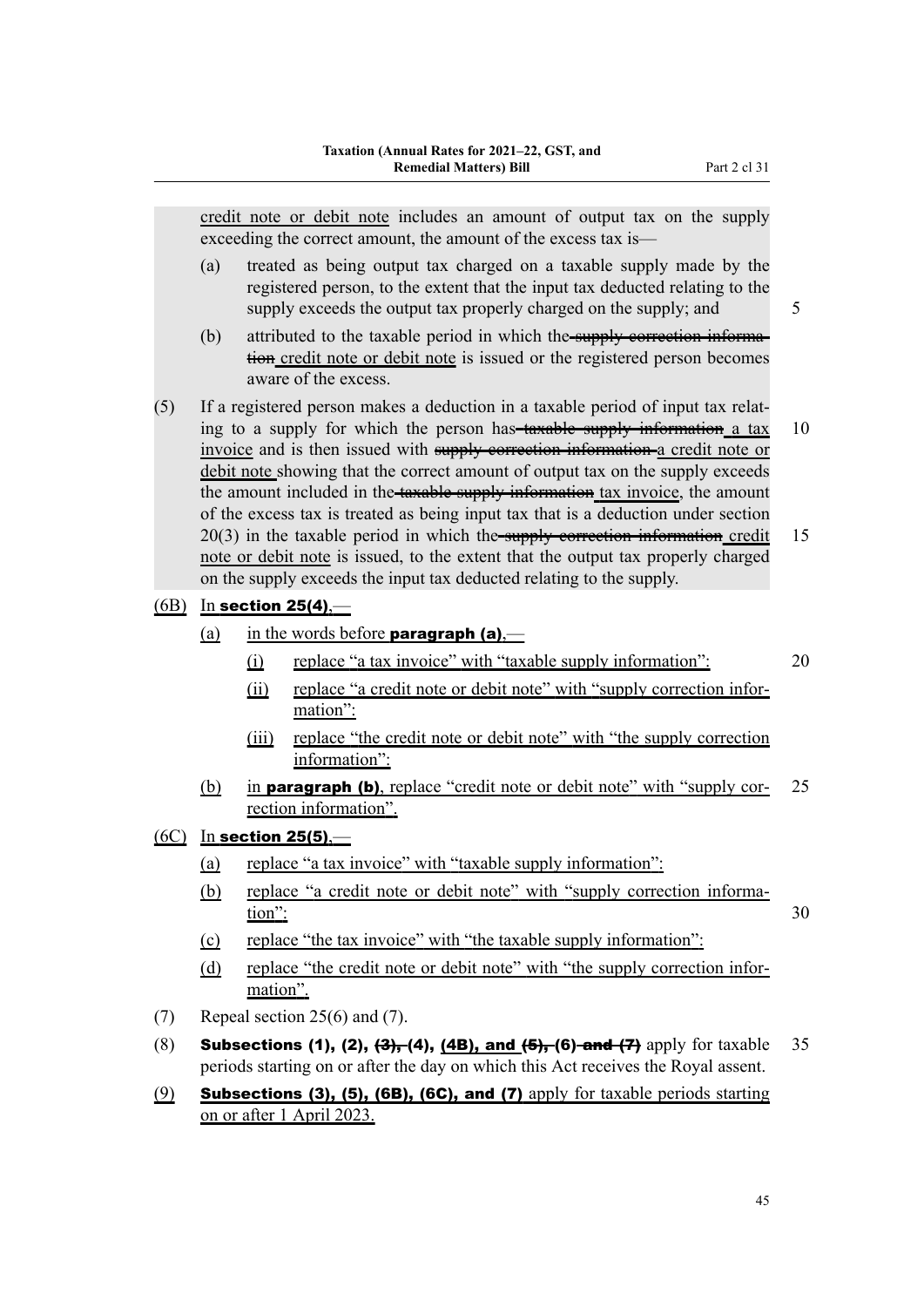credit note or debit note includes an amount of output tax on the supply exceeding the correct amount, the amount of the excess tax is—

(a) treated as being output tax charged on a taxable supply made by the registered person, to the extent that the input tax deducted relating to the supply exceeds the output tax properly charged on the supply; and

(b) attributed to the taxable period in which the ~~supply correction information~~ credit note or debit note is issued or the registered person becomes aware of the excess.

(5) If a registered person makes a deduction in a taxable period of input tax relating to a supply for which the person has ~~taxable supply information~~ a tax invoice and is then issued with ~~supply correction information~~ a credit note or debit note showing that the correct amount of output tax on the supply exceeds the amount included in the ~~taxable supply information~~ tax invoice, the amount of the excess tax is treated as being input tax that is a deduction under section 20(3) in the taxable period in which the ~~supply correction information~~ credit note or debit note is issued, to the extent that the output tax properly charged on the supply exceeds the input tax deducted relating to the supply.

(6B) In **section 25(4)**,—

(a) in the words before **paragraph (a)**,—

(i) replace "a tax invoice" with "taxable supply information":

(ii) replace "a credit note or debit note" with "supply correction information":

(iii) replace "the credit note or debit note" with "the supply correction information":

(b) in **paragraph (b)**, replace "credit note or debit note" with "supply correction information".

(6C) In **section 25(5)**,—

(a) replace "a tax invoice" with "taxable supply information":

(b) replace "a credit note or debit note" with "supply correction information":

(c) replace "the tax invoice" with "the taxable supply information":

(d) replace "the credit note or debit note" with "the supply correction information".

(7) Repeal section 25(6) and (7).

(8) **Subsections (1), (2), ~~(3),~~ (4), (4B), and ~~(5),~~ (6) ~~and (7)~~** apply for taxable periods starting on or after the day on which this Act receives the Royal assent.

(9) **Subsections (3), (5), (6B), (6C), and (7)** apply for taxable periods starting on or after 1 April 2023.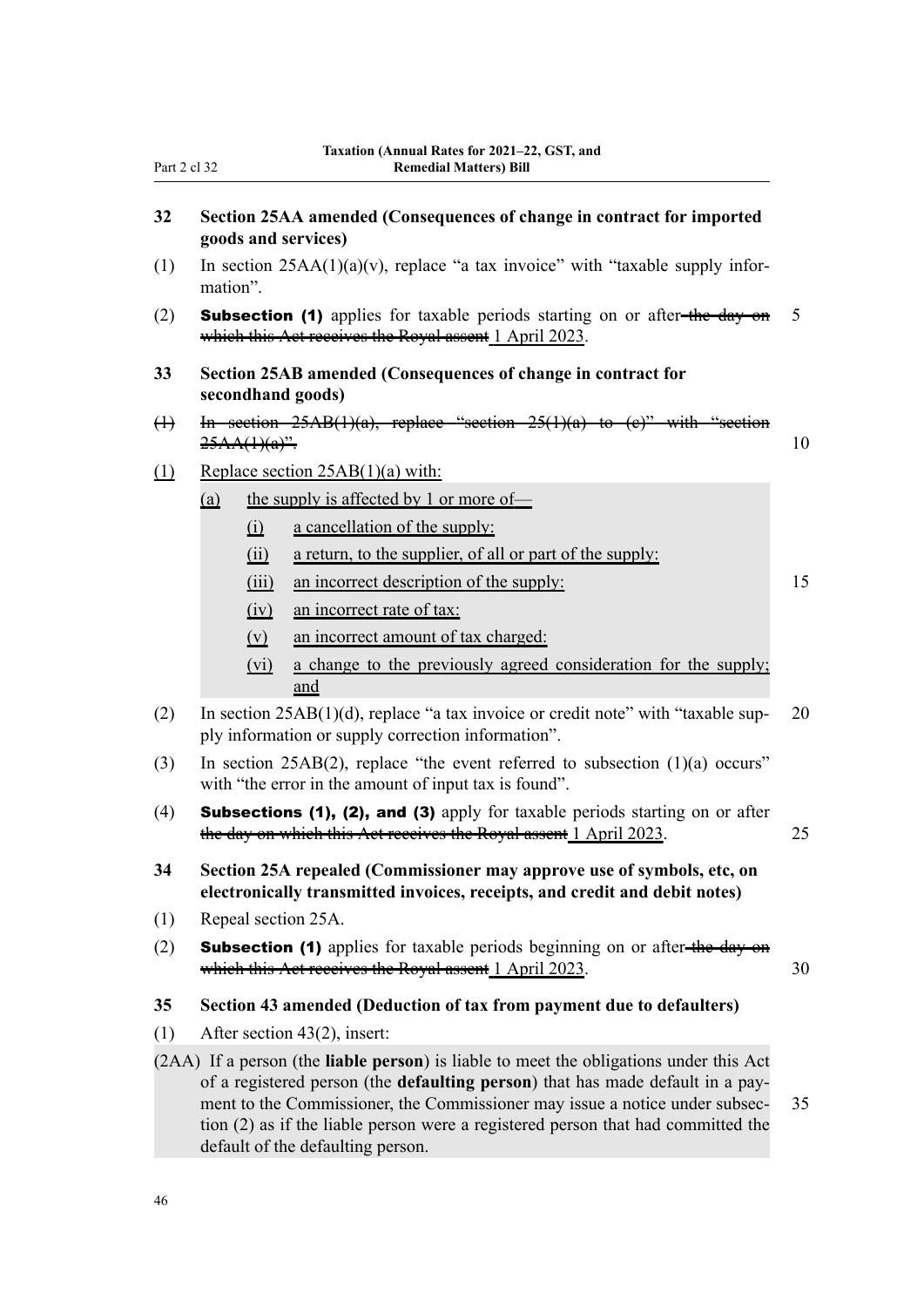## 32 Section 25AA amended (Consequences of change in contract for imported goods and services)

(1) In section 25AA(1)(a)(v), replace "a tax invoice" with "taxable supply information".

(2) **Subsection (1)** applies for taxable periods starting on or after ~~the day on which this Act receives the Royal assent~~ 1 April 2023.

## 33 Section 25AB amended (Consequences of change in contract for secondhand goods)

~~(1) In section 25AB(1)(a), replace "section 25(1)(a) to (e)" with "section 25AA(1)(a)".~~

(1) Replace section 25AB(1)(a) with:

> (a) the supply is affected by 1 or more of—
>
> (i) a cancellation of the supply:
>
> (ii) a return, to the supplier, of all or part of the supply:
>
> (iii) an incorrect description of the supply:
>
> (iv) an incorrect rate of tax:
>
> (v) an incorrect amount of tax charged:
>
> (vi) a change to the previously agreed consideration for the supply; and

(2) In section 25AB(1)(d), replace "a tax invoice or credit note" with "taxable supply information or supply correction information".

(3) In section 25AB(2), replace "the event referred to subsection (1)(a) occurs" with "the error in the amount of input tax is found".

(4) **Subsections (1), (2), and (3)** apply for taxable periods starting on or after ~~the day on which this Act receives the Royal assent~~ 1 April 2023.

## 34 Section 25A repealed (Commissioner may approve use of symbols, etc, on electronically transmitted invoices, receipts, and credit and debit notes)

(1) Repeal section 25A.

(2) **Subsection (1)** applies for taxable periods beginning on or after ~~the day on which this Act receives the Royal assent~~ 1 April 2023.

## 35 Section 43 amended (Deduction of tax from payment due to defaulters)

(1) After section 43(2), insert:

> (2AA) If a person (the **liable person**) is liable to meet the obligations under this Act of a registered person (the **defaulting person**) that has made default in a payment to the Commissioner, the Commissioner may issue a notice under subsection (2) as if the liable person were a registered person that had committed the default of the defaulting person.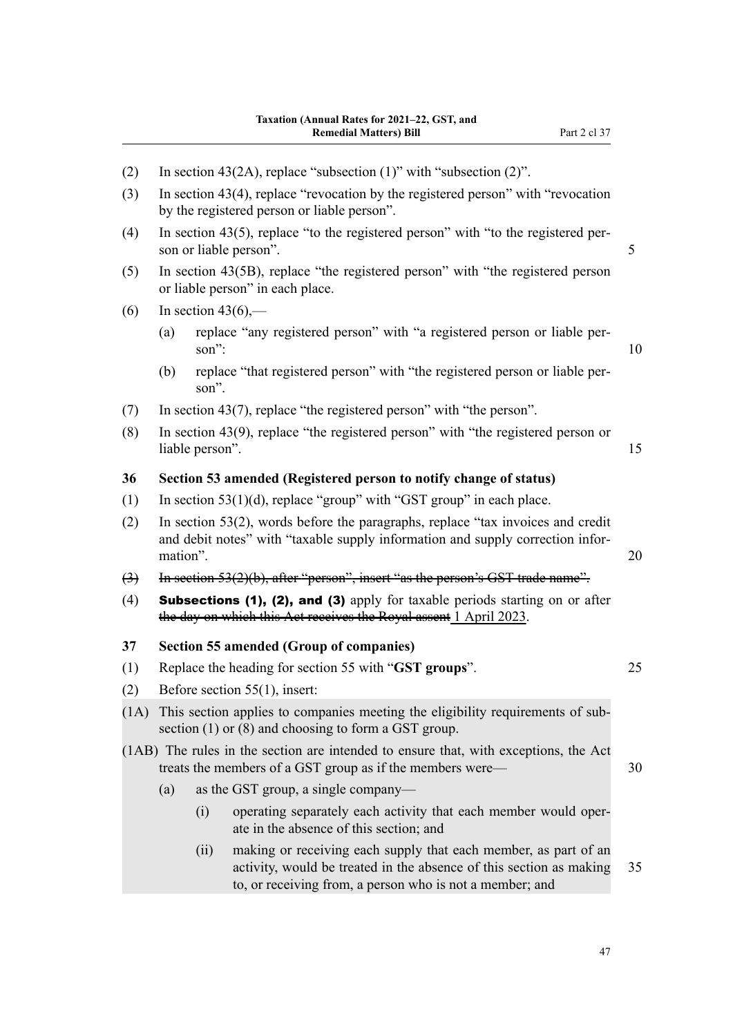(2) In section 43(2A), replace "subsection (1)" with "subsection (2)".

(3) In section 43(4), replace "revocation by the registered person" with "revocation by the registered person or liable person".

(4) In section 43(5), replace "to the registered person" with "to the registered person or liable person".

(5) In section 43(5B), replace "the registered person" with "the registered person or liable person" in each place.

(6) In section 43(6),—

(a) replace "any registered person" with "a registered person or liable person":

(b) replace "that registered person" with "the registered person or liable person".

(7) In section 43(7), replace "the registered person" with "the person".

(8) In section 43(9), replace "the registered person" with "the registered person or liable person".

### 36 Section 53 amended (Registered person to notify change of status)

(1) In section 53(1)(d), replace "group" with "GST group" in each place.

(2) In section 53(2), words before the paragraphs, replace "tax invoices and credit and debit notes" with "taxable supply information and supply correction information".

~~(3) In section 53(2)(b), after "person", insert "as the person's GST trade name".~~

(4) **Subsections (1), (2), and (3)** apply for taxable periods starting on or after ~~the day on which this Act receives the Royal assent~~ 1 April 2023.

### 37 Section 55 amended (Group of companies)

(1) Replace the heading for section 55 with "**GST groups**".

(2) Before section 55(1), insert:

(1A) This section applies to companies meeting the eligibility requirements of subsection (1) or (8) and choosing to form a GST group.

(1AB) The rules in the section are intended to ensure that, with exceptions, the Act treats the members of a GST group as if the members were—

(a) as the GST group, a single company—

(i) operating separately each activity that each member would operate in the absence of this section; and

(ii) making or receiving each supply that each member, as part of an activity, would be treated in the absence of this section as making to, or receiving from, a person who is not a member; and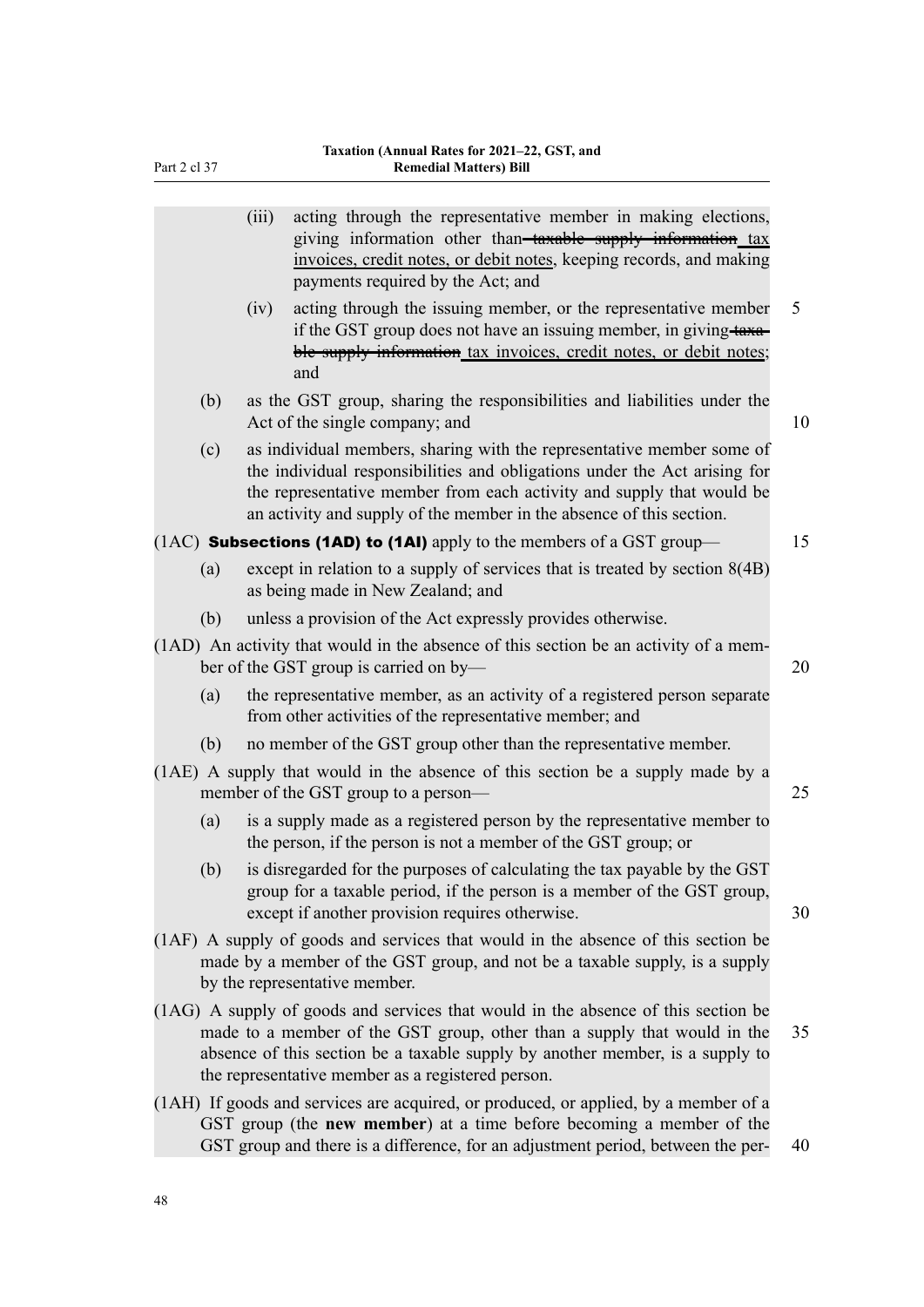(iii) acting through the representative member in making elections, giving information other than ~~taxable supply information~~ tax invoices, credit notes, or debit notes, keeping records, and making payments required by the Act; and

(iv) acting through the issuing member, or the representative member if the GST group does not have an issuing member, in giving ~~taxable supply information~~ tax invoices, credit notes, or debit notes; and

(b) as the GST group, sharing the responsibilities and liabilities under the Act of the single company; and

(c) as individual members, sharing with the representative member some of the individual responsibilities and obligations under the Act arising for the representative member from each activity and supply that would be an activity and supply of the member in the absence of this section.

(1AC) **Subsections (1AD) to (1AI)** apply to the members of a GST group—

(a) except in relation to a supply of services that is treated by section 8(4B) as being made in New Zealand; and

(b) unless a provision of the Act expressly provides otherwise.

(1AD) An activity that would in the absence of this section be an activity of a member of the GST group is carried on by—

(a) the representative member, as an activity of a registered person separate from other activities of the representative member; and

(b) no member of the GST group other than the representative member.

(1AE) A supply that would in the absence of this section be a supply made by a member of the GST group to a person—

(a) is a supply made as a registered person by the representative member to the person, if the person is not a member of the GST group; or

(b) is disregarded for the purposes of calculating the tax payable by the GST group for a taxable period, if the person is a member of the GST group, except if another provision requires otherwise.

(1AF) A supply of goods and services that would in the absence of this section be made by a member of the GST group, and not be a taxable supply, is a supply by the representative member.

(1AG) A supply of goods and services that would in the absence of this section be made to a member of the GST group, other than a supply that would in the absence of this section be a taxable supply by another member, is a supply to the representative member as a registered person.

(1AH) If goods and services are acquired, or produced, or applied, by a member of a GST group (the **new member**) at a time before becoming a member of the GST group and there is a difference, for an adjustment period, between the per-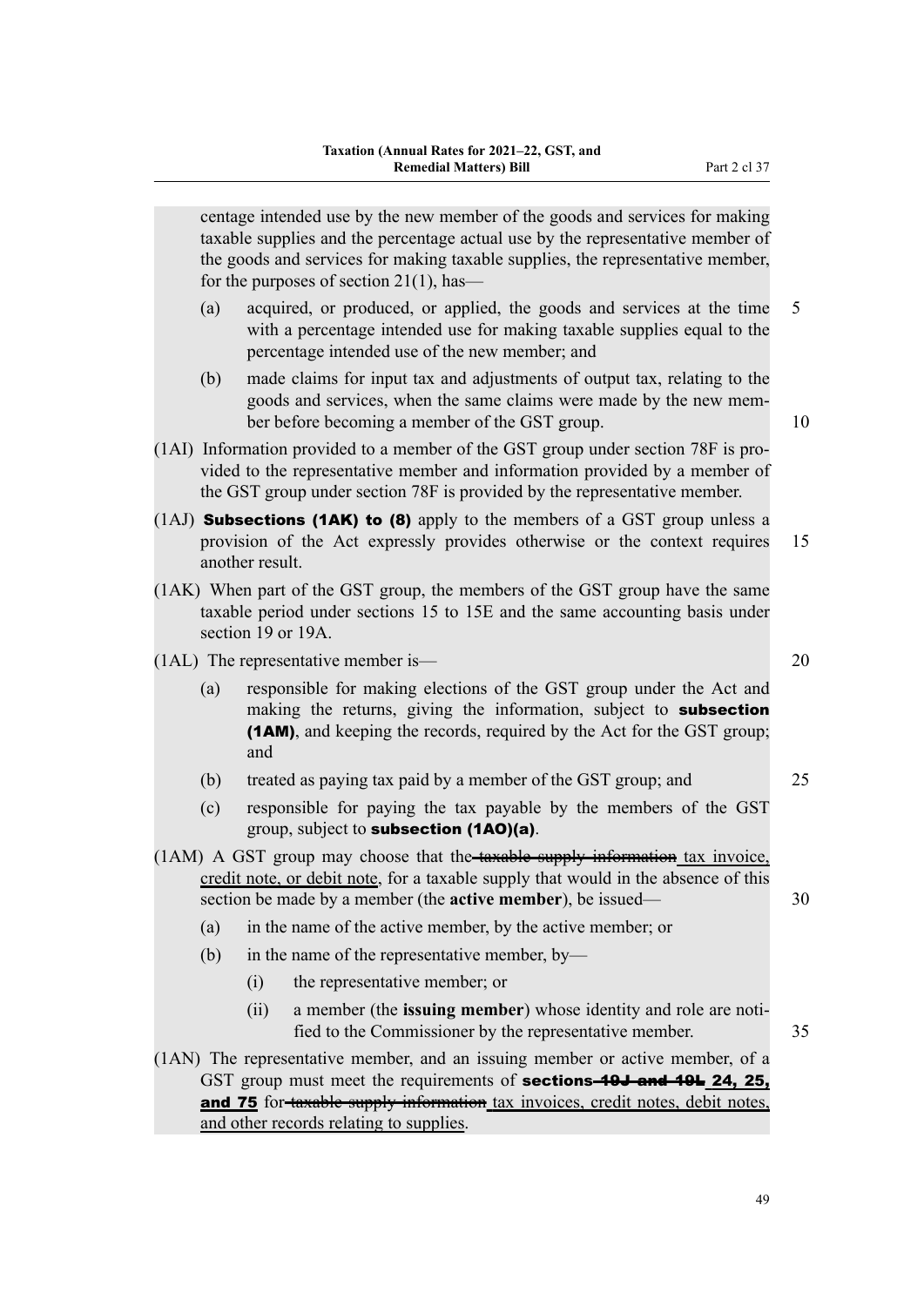centage intended use by the new member of the goods and services for making taxable supplies and the percentage actual use by the representative member of the goods and services for making taxable supplies, the representative member, for the purposes of section 21(1), has—

(a) acquired, or produced, or applied, the goods and services at the time with a percentage intended use for making taxable supplies equal to the percentage intended use of the new member; and

(b) made claims for input tax and adjustments of output tax, relating to the goods and services, when the same claims were made by the new member before becoming a member of the GST group.

(1AI) Information provided to a member of the GST group under section 78F is provided to the representative member and information provided by a member of the GST group under section 78F is provided by the representative member.

(1AJ) **Subsections (1AK) to (8)** apply to the members of a GST group unless a provision of the Act expressly provides otherwise or the context requires another result.

(1AK) When part of the GST group, the members of the GST group have the same taxable period under sections 15 to 15E and the same accounting basis under section 19 or 19A.

(1AL) The representative member is—

(a) responsible for making elections of the GST group under the Act and making the returns, giving the information, subject to **subsection (1AM)**, and keeping the records, required by the Act for the GST group; and

(b) treated as paying tax paid by a member of the GST group; and

(c) responsible for paying the tax payable by the members of the GST group, subject to **subsection (1AO)(a)**.

(1AM) A GST group may choose that the ~~taxable supply information~~ tax invoice, credit note, or debit note, for a taxable supply that would in the absence of this section be made by a member (the **active member**), be issued—

(a) in the name of the active member, by the active member; or

(b) in the name of the representative member, by—

(i) the representative member; or

(ii) a member (the **issuing member**) whose identity and role are notified to the Commissioner by the representative member.

(1AN) The representative member, and an issuing member or active member, of a GST group must meet the requirements of **sections ~~19J and 19L~~ 24, 25, and 75** for ~~taxable supply information~~ tax invoices, credit notes, debit notes, and other records relating to supplies.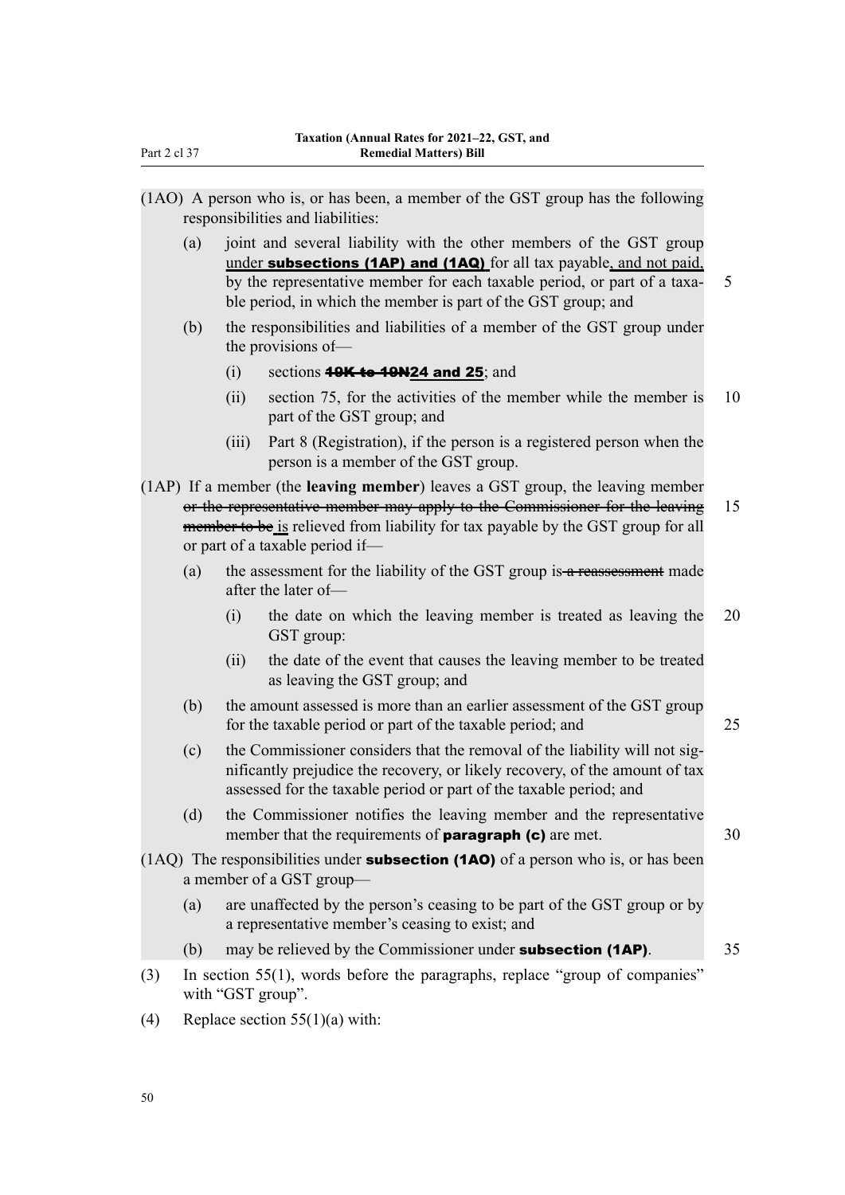(1AO) A person who is, or has been, a member of the GST group has the following responsibilities and liabilities:

(a) joint and several liability with the other members of the GST group under **subsections (1AP) and (1AQ)** for all tax payable, and not paid, by the representative member for each taxable period, or part of a taxable period, in which the member is part of the GST group; and

(b) the responsibilities and liabilities of a member of the GST group under the provisions of—

(i) sections ~~**19K to 19N**~~**24 and 25**; and

(ii) section 75, for the activities of the member while the member is part of the GST group; and

(iii) Part 8 (Registration), if the person is a registered person when the person is a member of the GST group.

(1AP) If a member (the **leaving member**) leaves a GST group, the leaving member ~~or the representative member may apply to the Commissioner for the leaving member to be~~ is relieved from liability for tax payable by the GST group for all or part of a taxable period if—

(a) the assessment for the liability of the GST group is ~~a reassessment~~ made after the later of—

(i) the date on which the leaving member is treated as leaving the GST group:

(ii) the date of the event that causes the leaving member to be treated as leaving the GST group; and

(b) the amount assessed is more than an earlier assessment of the GST group for the taxable period or part of the taxable period; and

(c) the Commissioner considers that the removal of the liability will not significantly prejudice the recovery, or likely recovery, of the amount of tax assessed for the taxable period or part of the taxable period; and

(d) the Commissioner notifies the leaving member and the representative member that the requirements of **paragraph (c)** are met.

(1AQ) The responsibilities under **subsection (1AO)** of a person who is, or has been a member of a GST group—

(a) are unaffected by the person's ceasing to be part of the GST group or by a representative member's ceasing to exist; and

(b) may be relieved by the Commissioner under **subsection (1AP)**.

(3) In section 55(1), words before the paragraphs, replace "group of companies" with "GST group".

(4) Replace section 55(1)(a) with: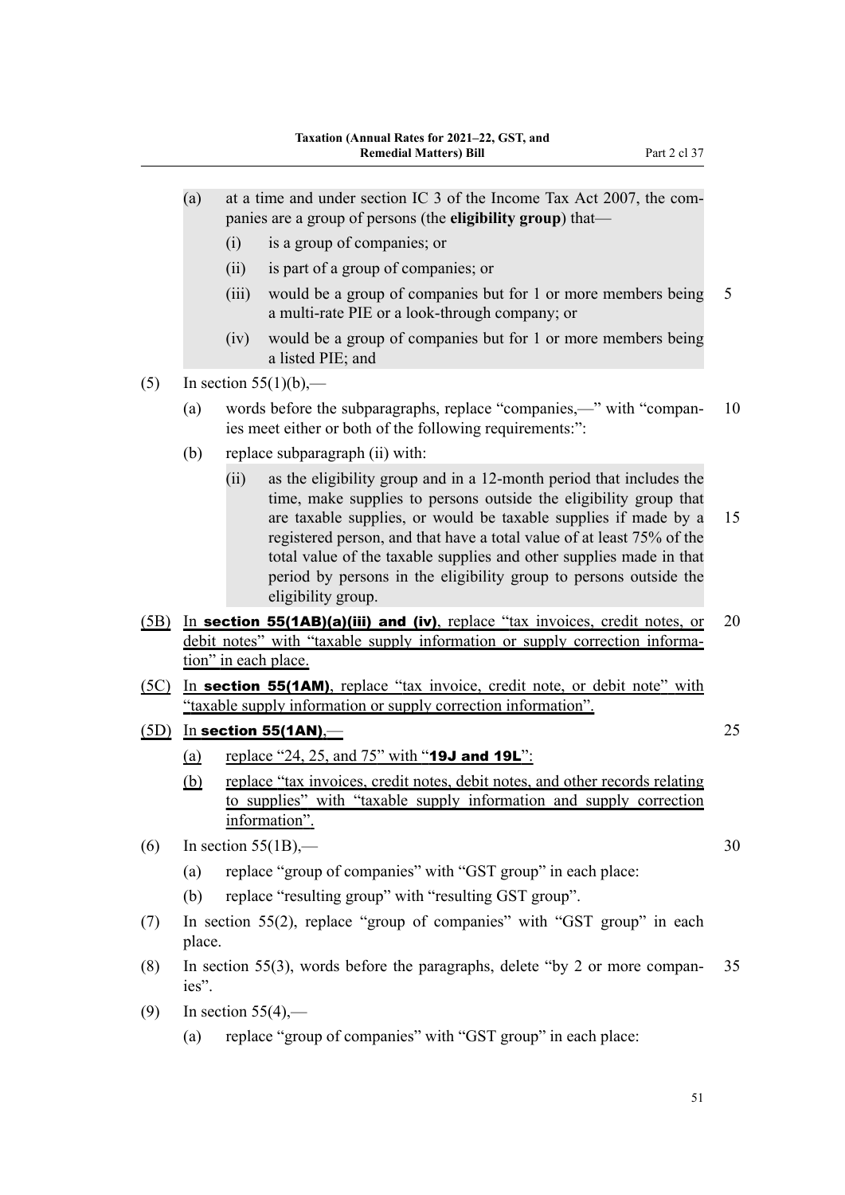(a) at a time and under section IC 3 of the Income Tax Act 2007, the companies are a group of persons (the **eligibility group**) that—

   (i) is a group of companies; or

   (ii) is part of a group of companies; or

   (iii) would be a group of companies but for 1 or more members being a multi-rate PIE or a look-through company; or

   (iv) would be a group of companies but for 1 or more members being a listed PIE; and

(5) In section 55(1)(b),—

   (a) words before the subparagraphs, replace "companies,—" with "companies meet either or both of the following requirements:":

   (b) replace subparagraph (ii) with:

      (ii) as the eligibility group and in a 12-month period that includes the time, make supplies to persons outside the eligibility group that are taxable supplies, or would be taxable supplies if made by a registered person, and that have a total value of at least 75% of the total value of the taxable supplies and other supplies made in that period by persons in the eligibility group to persons outside the eligibility group.

(5B) In **section 55(1AB)(a)(iii) and (iv)**, replace "tax invoices, credit notes, or debit notes" with "taxable supply information or supply correction information" in each place.

(5C) In **section 55(1AM)**, replace "tax invoice, credit note, or debit note" with "taxable supply information or supply correction information".

(5D) In **section 55(1AN)**,—

   (a) replace "24, 25, and 75" with "**19J and 19L**":

   (b) replace "tax invoices, credit notes, debit notes, and other records relating to supplies" with "taxable supply information and supply correction information".

(6) In section 55(1B),—

   (a) replace "group of companies" with "GST group" in each place:

   (b) replace "resulting group" with "resulting GST group".

(7) In section 55(2), replace "group of companies" with "GST group" in each place.

(8) In section 55(3), words before the paragraphs, delete "by 2 or more companies".

(9) In section 55(4),—

   (a) replace "group of companies" with "GST group" in each place: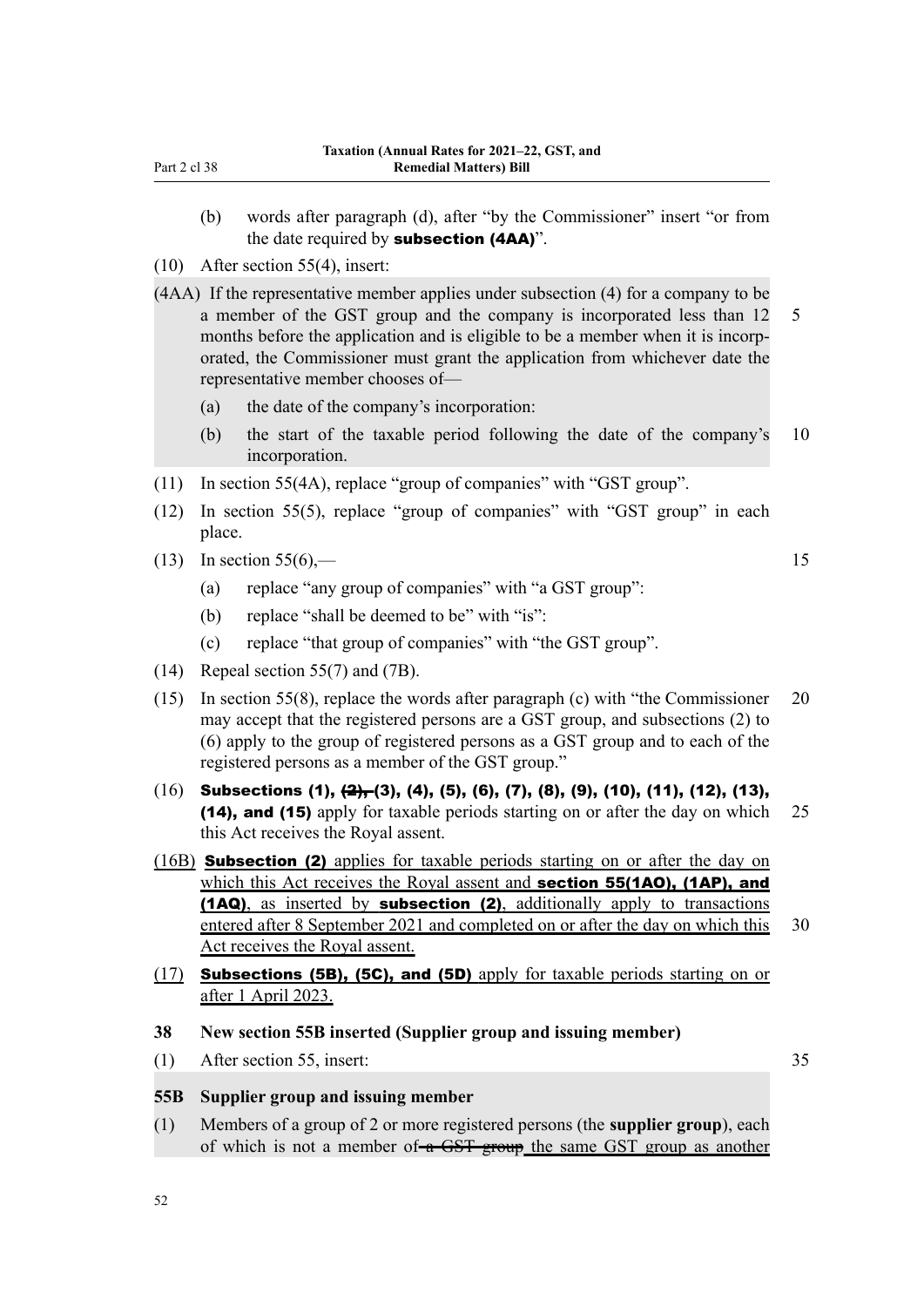(b) words after paragraph (d), after "by the Commissioner" insert "or from the date required by **subsection (4AA)**".

(10) After section 55(4), insert:

(4AA) If the representative member applies under subsection (4) for a company to be a member of the GST group and the company is incorporated less than 12 months before the application and is eligible to be a member when it is incorporated, the Commissioner must grant the application from whichever date the representative member chooses of—

(a) the date of the company's incorporation:

(b) the start of the taxable period following the date of the company's incorporation.

(11) In section 55(4A), replace "group of companies" with "GST group".

(12) In section 55(5), replace "group of companies" with "GST group" in each place.

(13) In section 55(6),—

(a) replace "any group of companies" with "a GST group":

(b) replace "shall be deemed to be" with "is":

(c) replace "that group of companies" with "the GST group".

(14) Repeal section 55(7) and (7B).

(15) In section 55(8), replace the words after paragraph (c) with "the Commissioner may accept that the registered persons are a GST group, and subsections (2) to (6) apply to the group of registered persons as a GST group and to each of the registered persons as a member of the GST group."

(16) **Subsections (1), ~~(2),~~ (3), (4), (5), (6), (7), (8), (9), (10), (11), (12), (13), (14), and (15)** apply for taxable periods starting on or after the day on which this Act receives the Royal assent.

(16B) **Subsection (2)** applies for taxable periods starting on or after the day on which this Act receives the Royal assent and **section 55(1AO), (1AP), and (1AQ)**, as inserted by **subsection (2)**, additionally apply to transactions entered after 8 September 2021 and completed on or after the day on which this Act receives the Royal assent.

(17) **Subsections (5B), (5C), and (5D)** apply for taxable periods starting on or after 1 April 2023.

**38 New section 55B inserted (Supplier group and issuing member)**

(1) After section 55, insert:

**55B Supplier group and issuing member**

(1) Members of a group of 2 or more registered persons (the **supplier group**), each of which is not a member of ~~a GST group~~ the same GST group as another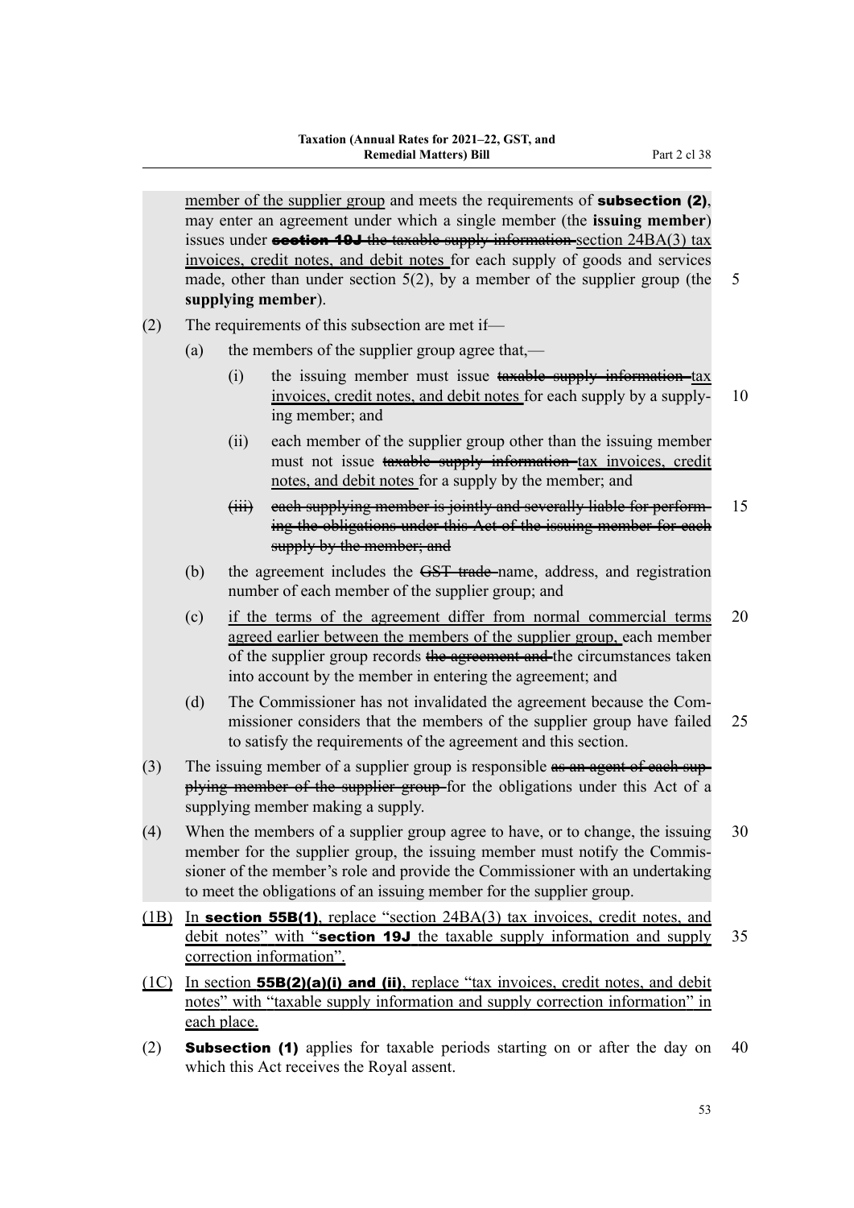member of the supplier group and meets the requirements of **subsection (2)**, may enter an agreement under which a single member (the **issuing member**) issues under ~~**section 19J** the taxable supply information~~ section 24BA(3) tax invoices, credit notes, and debit notes for each supply of goods and services made, other than under section 5(2), by a member of the supplier group (the **supplying member**).

(2) The requirements of this subsection are met if—

- (a) the members of the supplier group agree that,—
  - (i) the issuing member must issue ~~taxable supply information~~ tax invoices, credit notes, and debit notes for each supply by a supplying member; and
  - (ii) each member of the supplier group other than the issuing member must not issue ~~taxable supply information~~ tax invoices, credit notes, and debit notes for a supply by the member; and
  - ~~(iii) each supplying member is jointly and severally liable for performing the obligations under this Act of the issuing member for each supply by the member; and~~
- (b) the agreement includes the ~~GST trade~~ name, address, and registration number of each member of the supplier group; and
- (c) if the terms of the agreement differ from normal commercial terms agreed earlier between the members of the supplier group, each member of the supplier group records ~~the agreement and~~ the circumstances taken into account by the member in entering the agreement; and
- (d) The Commissioner has not invalidated the agreement because the Commissioner considers that the members of the supplier group have failed to satisfy the requirements of the agreement and this section.

(3) The issuing member of a supplier group is responsible ~~as an agent of each supplying member of the supplier group~~ for the obligations under this Act of a supplying member making a supply.

(4) When the members of a supplier group agree to have, or to change, the issuing member for the supplier group, the issuing member must notify the Commissioner of the member's role and provide the Commissioner with an undertaking to meet the obligations of an issuing member for the supplier group.

(1B) In **section 55B(1)**, replace "section 24BA(3) tax invoices, credit notes, and debit notes" with "**section 19J** the taxable supply information and supply correction information".

(1C) In section **55B(2)(a)(i) and (ii)**, replace "tax invoices, credit notes, and debit notes" with "taxable supply information and supply correction information" in each place.

(2) **Subsection (1)** applies for taxable periods starting on or after the day on which this Act receives the Royal assent.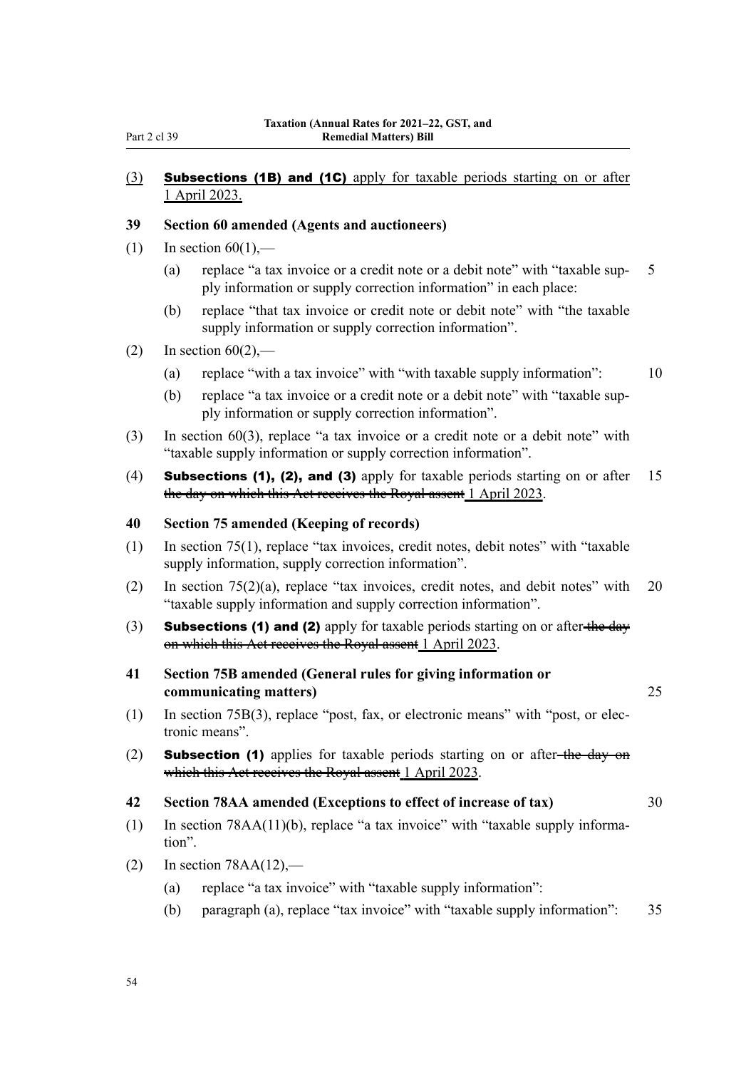(3) **Subsections (1B) and (1C)** apply for taxable periods starting on or after 1 April 2023.

**39 Section 60 amended (Agents and auctioneers)**

(1) In section 60(1),—

(a) replace "a tax invoice or a credit note or a debit note" with "taxable supply information or supply correction information" in each place:

(b) replace "that tax invoice or credit note or debit note" with "the taxable supply information or supply correction information".

(2) In section 60(2),—

(a) replace "with a tax invoice" with "with taxable supply information":

(b) replace "a tax invoice or a credit note or a debit note" with "taxable supply information or supply correction information".

(3) In section 60(3), replace "a tax invoice or a credit note or a debit note" with "taxable supply information or supply correction information".

(4) **Subsections (1), (2), and (3)** apply for taxable periods starting on or after ~~the day on which this Act receives the Royal assent~~ 1 April 2023.

**40 Section 75 amended (Keeping of records)**

(1) In section 75(1), replace "tax invoices, credit notes, debit notes" with "taxable supply information, supply correction information".

(2) In section 75(2)(a), replace "tax invoices, credit notes, and debit notes" with "taxable supply information and supply correction information".

(3) **Subsections (1) and (2)** apply for taxable periods starting on or after ~~the day on which this Act receives the Royal assent~~ 1 April 2023.

**41 Section 75B amended (General rules for giving information or communicating matters)**

(1) In section 75B(3), replace "post, fax, or electronic means" with "post, or electronic means".

(2) **Subsection (1)** applies for taxable periods starting on or after ~~the day on which this Act receives the Royal assent~~ 1 April 2023.

**42 Section 78AA amended (Exceptions to effect of increase of tax)**

(1) In section 78AA(11)(b), replace "a tax invoice" with "taxable supply information".

(2) In section 78AA(12),—

(a) replace "a tax invoice" with "taxable supply information":

(b) paragraph (a), replace "tax invoice" with "taxable supply information":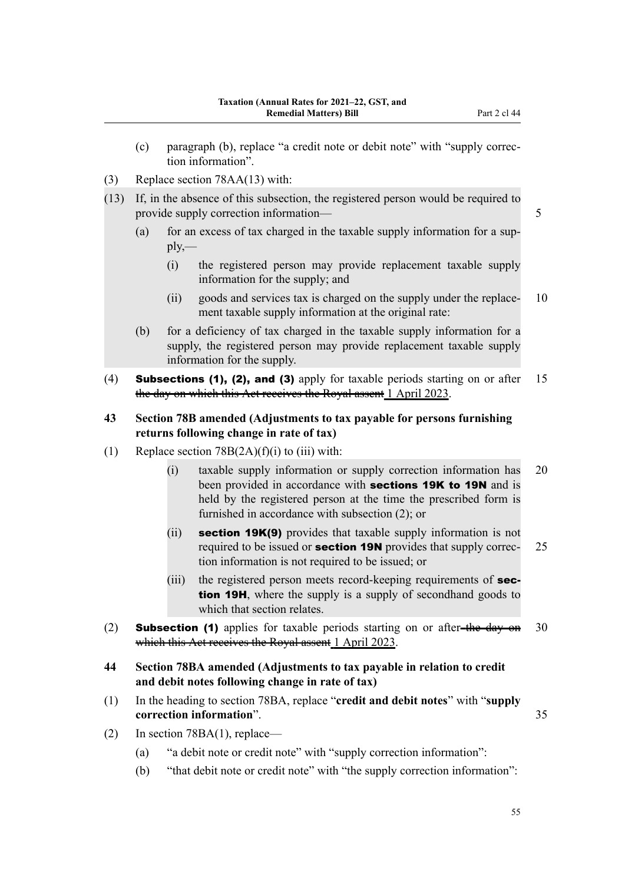(c) paragraph (b), replace "a credit note or debit note" with "supply correction information".

(3) Replace section 78AA(13) with:

(13) If, in the absence of this subsection, the registered person would be required to provide supply correction information—

(a) for an excess of tax charged in the taxable supply information for a supply,—

(i) the registered person may provide replacement taxable supply information for the supply; and

(ii) goods and services tax is charged on the supply under the replacement taxable supply information at the original rate:

(b) for a deficiency of tax charged in the taxable supply information for a supply, the registered person may provide replacement taxable supply information for the supply.

(4) **Subsections (1), (2), and (3)** apply for taxable periods starting on or after ~~the day on which this Act receives the Royal assent~~ 1 April 2023.

**43 Section 78B amended (Adjustments to tax payable for persons furnishing returns following change in rate of tax)**

(1) Replace section 78B(2A)(f)(i) to (iii) with:

(i) taxable supply information or supply correction information has been provided in accordance with **sections 19K to 19N** and is held by the registered person at the time the prescribed form is furnished in accordance with subsection (2); or

(ii) **section 19K(9)** provides that taxable supply information is not required to be issued or **section 19N** provides that supply correction information is not required to be issued; or

(iii) the registered person meets record-keeping requirements of **section 19H**, where the supply is a supply of secondhand goods to which that section relates.

(2) **Subsection (1)** applies for taxable periods starting on or after ~~the day on which this Act receives the Royal assent~~ 1 April 2023.

**44 Section 78BA amended (Adjustments to tax payable in relation to credit and debit notes following change in rate of tax)**

(1) In the heading to section 78BA, replace "**credit and debit notes**" with "**supply correction information**".

(2) In section 78BA(1), replace—

(a) "a debit note or credit note" with "supply correction information":

(b) "that debit note or credit note" with "the supply correction information":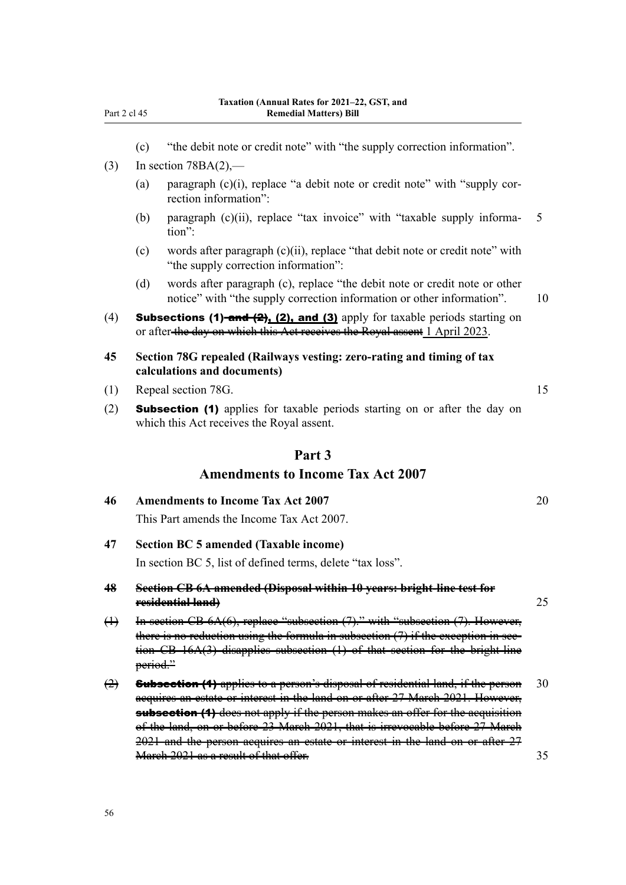(c) "the debit note or credit note" with "the supply correction information".

(3) In section 78BA(2),—

(a) paragraph (c)(i), replace "a debit note or credit note" with "supply correction information":

(b) paragraph (c)(ii), replace "tax invoice" with "taxable supply information":

(c) words after paragraph (c)(ii), replace "that debit note or credit note" with "the supply correction information":

(d) words after paragraph (c), replace "the debit note or credit note or other notice" with "the supply correction information or other information".

(4) **Subsections (1) ~~and (2)~~, (2), and (3)** apply for taxable periods starting on or after ~~the day on which this Act receives the Royal assent~~ 1 April 2023.

**45 Section 78G repealed (Railways vesting: zero-rating and timing of tax calculations and documents)**

(1) Repeal section 78G.

(2) **Subsection (1)** applies for taxable periods starting on or after the day on which this Act receives the Royal assent.

# Part 3

## Amendments to Income Tax Act 2007

**46 Amendments to Income Tax Act 2007**

This Part amends the Income Tax Act 2007.

**47 Section BC 5 amended (Taxable income)**

In section BC 5, list of defined terms, delete "tax loss".

~~**48 Section CB 6A amended (Disposal within 10 years: bright-line test for residential land)**~~

~~(1) In section CB 6A(6), replace "subsection (7)." with "subsection (7). However, there is no reduction using the formula in subsection (7) if the exception in section CB 16A(3) disapplies subsection (1) of that section for the bright-line period."~~

~~(2) **Subsection (1)** applies to a person's disposal of residential land, if the person acquires an estate or interest in the land on or after 27 March 2021. However, **subsection (1)** does not apply if the person makes an offer for the acquisition of the land, on or before 23 March 2021, that is irrevocable before 27 March 2021 and the person acquires an estate or interest in the land on or after 27 March 2021 as a result of that offer.~~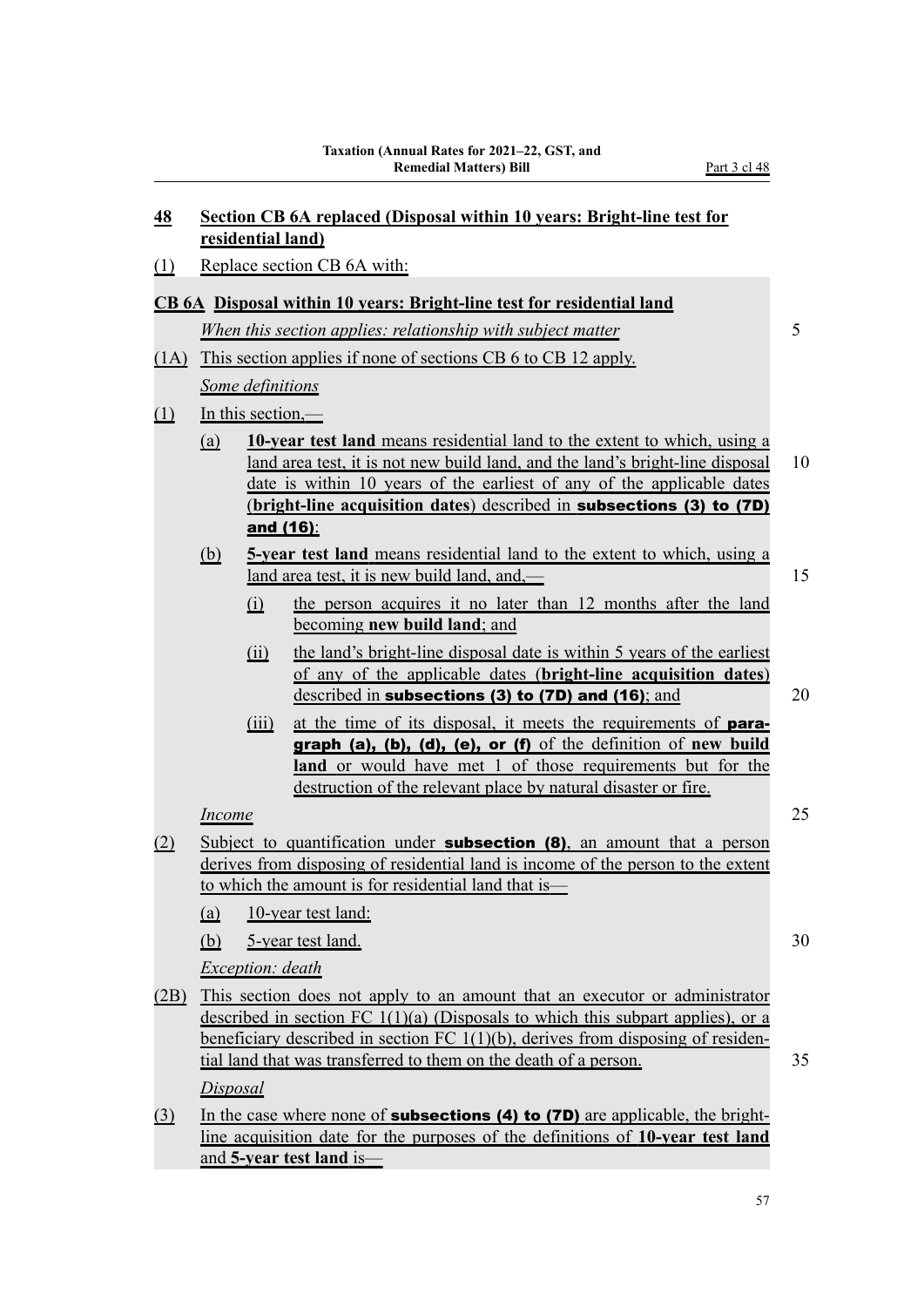## 48 Section CB 6A replaced (Disposal within 10 years: Bright-line test for residential land)

(1) Replace section CB 6A with:

### CB 6A Disposal within 10 years: Bright-line test for residential land

*When this section applies: relationship with subject matter*

(1A) This section applies if none of sections CB 6 to CB 12 apply.

*Some definitions*

(1) In this section,—

(a) **10-year test land** means residential land to the extent to which, using a land area test, it is not new build land, and the land's bright-line disposal date is within 10 years of the earliest of any of the applicable dates (**bright-line acquisition dates**) described in **subsections (3) to (7D) and (16)**:

(b) **5-year test land** means residential land to the extent to which, using a land area test, it is new build land, and,—

(i) the person acquires it no later than 12 months after the land becoming **new build land**; and

(ii) the land's bright-line disposal date is within 5 years of the earliest of any of the applicable dates (**bright-line acquisition dates**) described in **subsections (3) to (7D) and (16)**; and

(iii) at the time of its disposal, it meets the requirements of **paragraph (a), (b), (d), (e), or (f)** of the definition of **new build land** or would have met 1 of those requirements but for the destruction of the relevant place by natural disaster or fire.

*Income*

(2) Subject to quantification under **subsection (8)**, an amount that a person derives from disposing of residential land is income of the person to the extent to which the amount is for residential land that is—

(a) 10-year test land:

(b) 5-year test land.

*Exception: death*

(2B) This section does not apply to an amount that an executor or administrator described in section FC 1(1)(a) (Disposals to which this subpart applies), or a beneficiary described in section FC 1(1)(b), derives from disposing of residential land that was transferred to them on the death of a person.

*Disposal*

(3) In the case where none of **subsections (4) to (7D)** are applicable, the bright-line acquisition date for the purposes of the definitions of **10-year test land** and **5-year test land** is—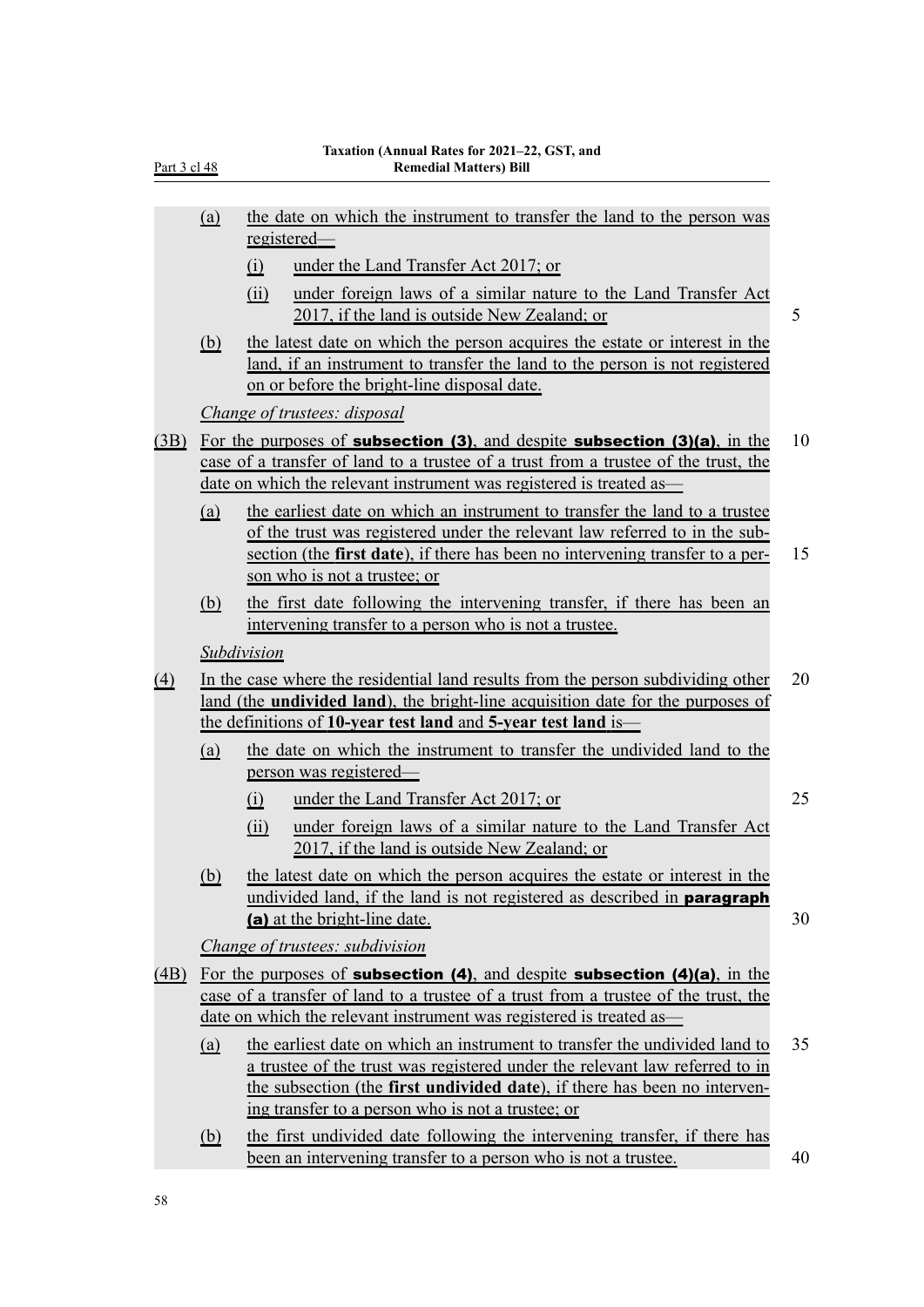(a) the date on which the instrument to transfer the land to the person was registered—

 (i) under the Land Transfer Act 2017; or

 (ii) under foreign laws of a similar nature to the Land Transfer Act 2017, if the land is outside New Zealand; or

(b) the latest date on which the person acquires the estate or interest in the land, if an instrument to transfer the land to the person is not registered on or before the bright-line disposal date.

*Change of trustees: disposal*

(3B) For the purposes of **subsection (3)**, and despite **subsection (3)(a)**, in the case of a transfer of land to a trustee of a trust from a trustee of the trust, the date on which the relevant instrument was registered is treated as—

(a) the earliest date on which an instrument to transfer the land to a trustee of the trust was registered under the relevant law referred to in the subsection (the **first date**), if there has been no intervening transfer to a person who is not a trustee; or

(b) the first date following the intervening transfer, if there has been an intervening transfer to a person who is not a trustee.

*Subdivision*

(4) In the case where the residential land results from the person subdividing other land (the **undivided land**), the bright-line acquisition date for the purposes of the definitions of **10-year test land** and **5-year test land** is—

(a) the date on which the instrument to transfer the undivided land to the person was registered—

 (i) under the Land Transfer Act 2017; or

 (ii) under foreign laws of a similar nature to the Land Transfer Act 2017, if the land is outside New Zealand; or

(b) the latest date on which the person acquires the estate or interest in the undivided land, if the land is not registered as described in **paragraph (a)** at the bright-line date.

*Change of trustees: subdivision*

(4B) For the purposes of **subsection (4)**, and despite **subsection (4)(a)**, in the case of a transfer of land to a trustee of a trust from a trustee of the trust, the date on which the relevant instrument was registered is treated as—

(a) the earliest date on which an instrument to transfer the undivided land to a trustee of the trust was registered under the relevant law referred to in the subsection (the **first undivided date**), if there has been no intervening transfer to a person who is not a trustee; or

(b) the first undivided date following the intervening transfer, if there has been an intervening transfer to a person who is not a trustee.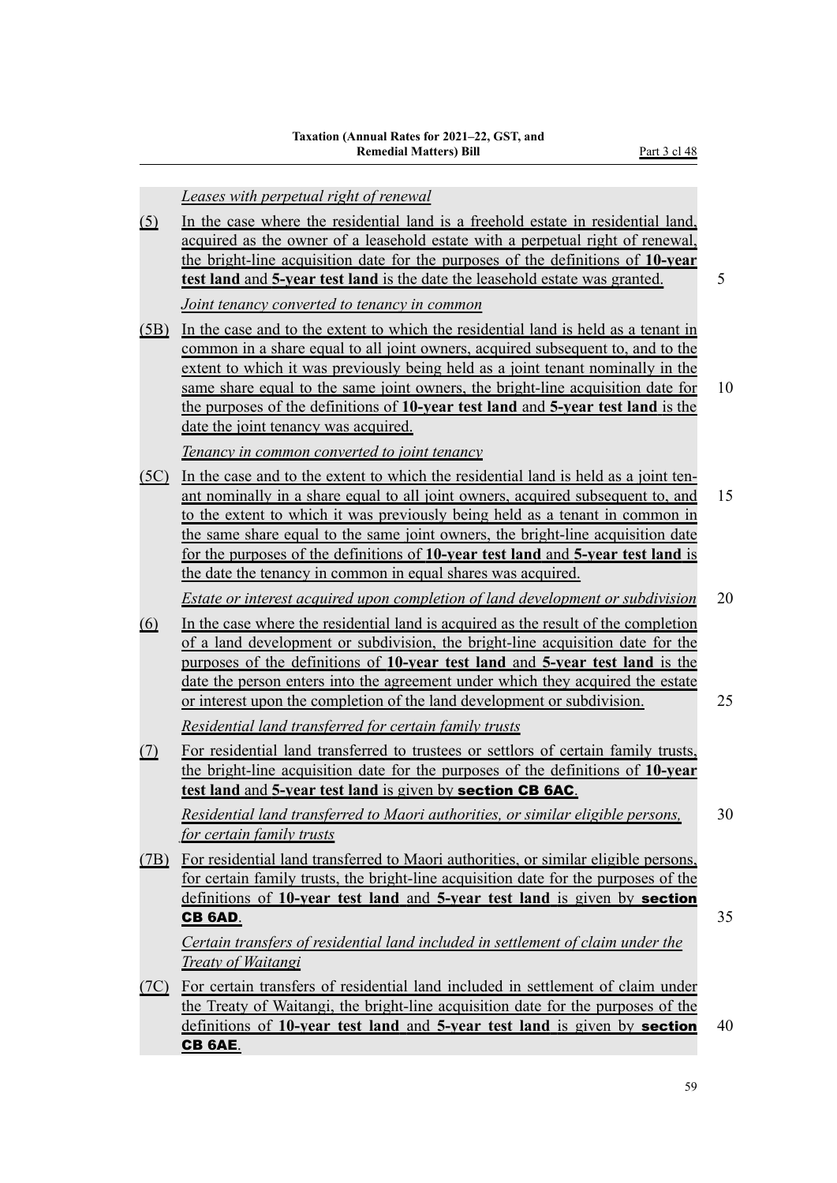*Leases with perpetual right of renewal*

(5) In the case where the residential land is a freehold estate in residential land, acquired as the owner of a leasehold estate with a perpetual right of renewal, the bright-line acquisition date for the purposes of the definitions of **10-year test land** and **5-year test land** is the date the leasehold estate was granted.

*Joint tenancy converted to tenancy in common*

(5B) In the case and to the extent to which the residential land is held as a tenant in common in a share equal to all joint owners, acquired subsequent to, and to the extent to which it was previously being held as a joint tenant nominally in the same share equal to the same joint owners, the bright-line acquisition date for the purposes of the definitions of **10-year test land** and **5-year test land** is the date the joint tenancy was acquired.

*Tenancy in common converted to joint tenancy*

(5C) In the case and to the extent to which the residential land is held as a joint tenant nominally in a share equal to all joint owners, acquired subsequent to, and to the extent to which it was previously being held as a tenant in common in the same share equal to the same joint owners, the bright-line acquisition date for the purposes of the definitions of **10-year test land** and **5-year test land** is the date the tenancy in common in equal shares was acquired.

*Estate or interest acquired upon completion of land development or subdivision*

(6) In the case where the residential land is acquired as the result of the completion of a land development or subdivision, the bright-line acquisition date for the purposes of the definitions of **10-year test land** and **5-year test land** is the date the person enters into the agreement under which they acquired the estate or interest upon the completion of the land development or subdivision.

*Residential land transferred for certain family trusts*

(7) For residential land transferred to trustees or settlors of certain family trusts, the bright-line acquisition date for the purposes of the definitions of **10-year test land** and **5-year test land** is given by **section CB 6AC**.

*Residential land transferred to Maori authorities, or similar eligible persons, for certain family trusts*

(7B) For residential land transferred to Maori authorities, or similar eligible persons, for certain family trusts, the bright-line acquisition date for the purposes of the definitions of **10-year test land** and **5-year test land** is given by **section CB 6AD**.

*Certain transfers of residential land included in settlement of claim under the Treaty of Waitangi*

(7C) For certain transfers of residential land included in settlement of claim under the Treaty of Waitangi, the bright-line acquisition date for the purposes of the definitions of **10-year test land** and **5-year test land** is given by **section CB 6AE**.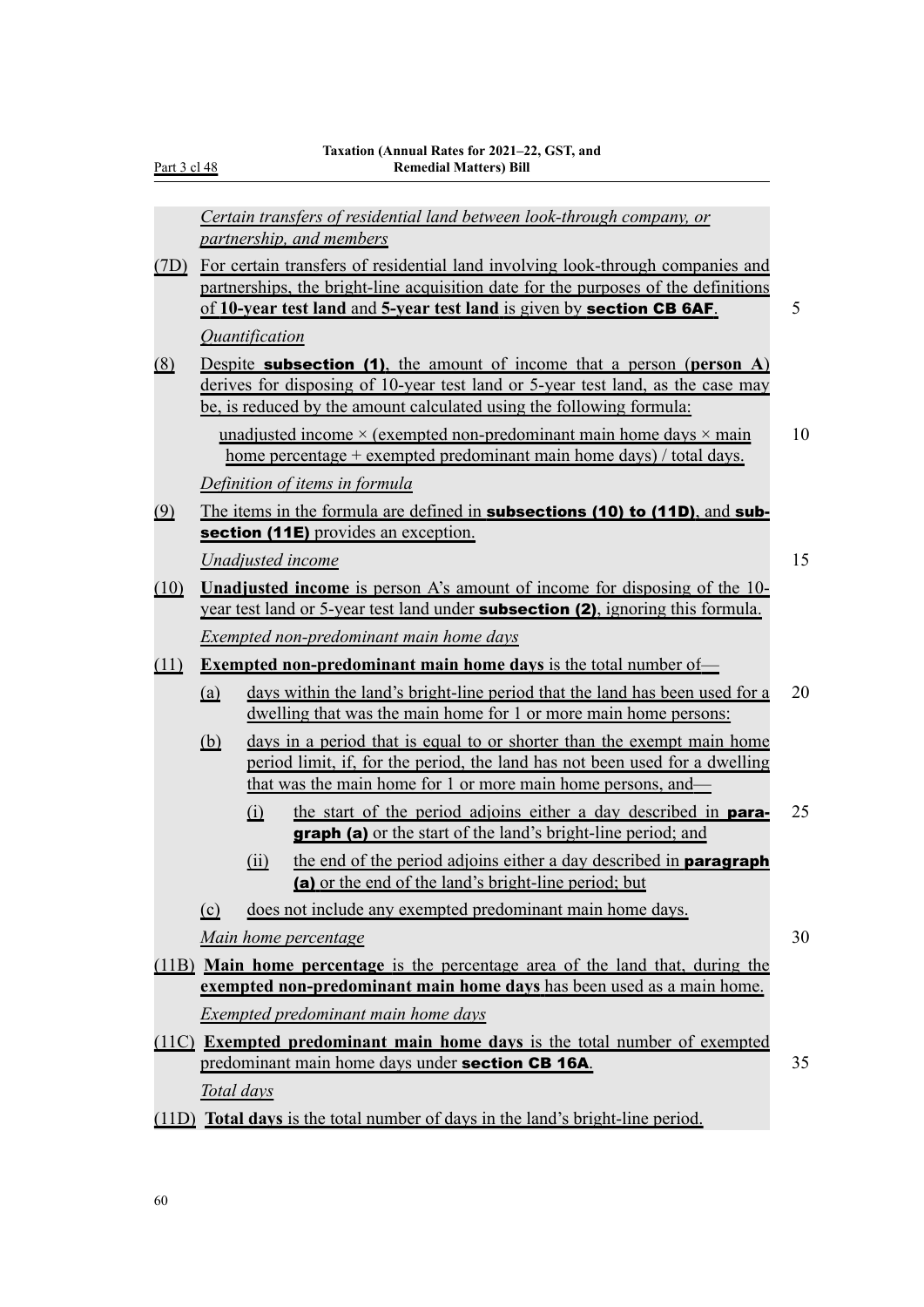*Certain transfers of residential land between look-through company, or partnership, and members*

(7D) For certain transfers of residential land involving look-through companies and partnerships, the bright-line acquisition date for the purposes of the definitions of **10-year test land** and **5-year test land** is given by **section CB 6AF**.

*Quantification*

(8) Despite **subsection (1)**, the amount of income that a person (**person A**) derives for disposing of 10-year test land or 5-year test land, as the case may be, is reduced by the amount calculated using the following formula:

unadjusted income × (exempted non-predominant main home days × main home percentage + exempted predominant main home days) / total days.

*Definition of items in formula*

(9) The items in the formula are defined in **subsections (10) to (11D)**, and **subsection (11E)** provides an exception.

*Unadjusted income*

(10) **Unadjusted income** is person A's amount of income for disposing of the 10-year test land or 5-year test land under **subsection (2)**, ignoring this formula.

*Exempted non-predominant main home days*

(11) **Exempted non-predominant main home days** is the total number of—

- (a) days within the land's bright-line period that the land has been used for a dwelling that was the main home for 1 or more main home persons:
- (b) days in a period that is equal to or shorter than the exempt main home period limit, if, for the period, the land has not been used for a dwelling that was the main home for 1 or more main home persons, and—
  - (i) the start of the period adjoins either a day described in **paragraph (a)** or the start of the land's bright-line period; and
  - (ii) the end of the period adjoins either a day described in **paragraph (a)** or the end of the land's bright-line period; but
- (c) does not include any exempted predominant main home days.

*Main home percentage*

(11B) **Main home percentage** is the percentage area of the land that, during the **exempted non-predominant main home days** has been used as a main home.

*Exempted predominant main home days*

(11C) **Exempted predominant main home days** is the total number of exempted predominant main home days under **section CB 16A**.

*Total days*

(11D) **Total days** is the total number of days in the land's bright-line period.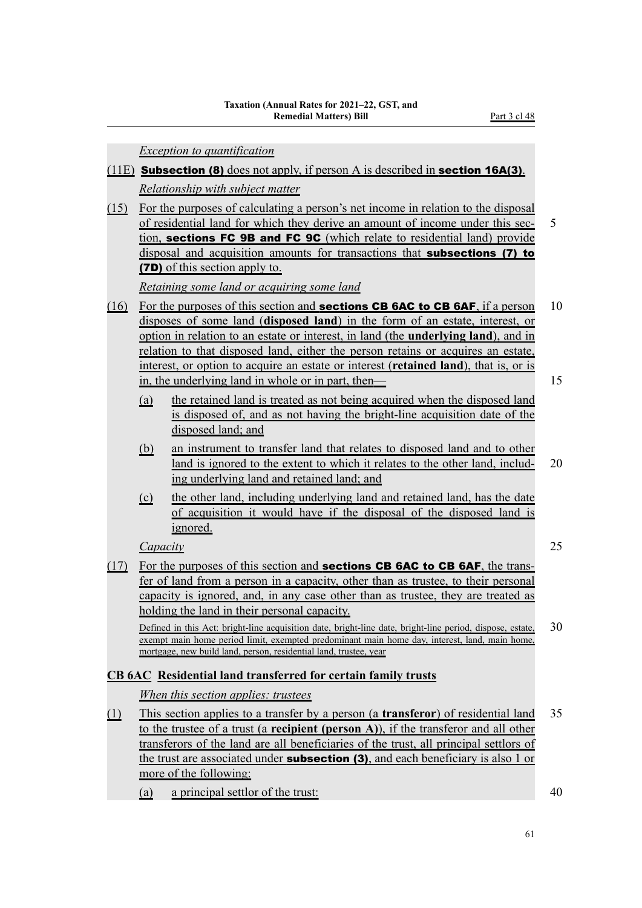*Exception to quantification*

(11E) **Subsection (8)** does not apply, if person A is described in **section 16A(3)**.

*Relationship with subject matter*

(15) For the purposes of calculating a person's net income in relation to the disposal of residential land for which they derive an amount of income under this section, **sections FC 9B and FC 9C** (which relate to residential land) provide disposal and acquisition amounts for transactions that **subsections (7) to (7D)** of this section apply to.

*Retaining some land or acquiring some land*

(16) For the purposes of this section and **sections CB 6AC to CB 6AF**, if a person disposes of some land (**disposed land**) in the form of an estate, interest, or option in relation to an estate or interest, in land (the **underlying land**), and in relation to that disposed land, either the person retains or acquires an estate, interest, or option to acquire an estate or interest (**retained land**), that is, or is in, the underlying land in whole or in part, then—

(a) the retained land is treated as not being acquired when the disposed land is disposed of, and as not having the bright-line acquisition date of the disposed land; and

(b) an instrument to transfer land that relates to disposed land and to other land is ignored to the extent to which it relates to the other land, including underlying land and retained land; and

(c) the other land, including underlying land and retained land, has the date of acquisition it would have if the disposal of the disposed land is ignored.

*Capacity*

(17) For the purposes of this section and **sections CB 6AC to CB 6AF**, the transfer of land from a person in a capacity, other than as trustee, to their personal capacity is ignored, and, in any case other than as trustee, they are treated as holding the land in their personal capacity.

Defined in this Act: bright-line acquisition date, bright-line date, bright-line period, dispose, estate, exempt main home period limit, exempted predominant main home day, interest, land, main home, mortgage, new build land, person, residential land, trustee, year

### CB 6AC Residential land transferred for certain family trusts

*When this section applies: trustees*

(1) This section applies to a transfer by a person (a **transferor**) of residential land to the trustee of a trust (a **recipient (person A)**), if the transferor and all other transferors of the land are all beneficiaries of the trust, all principal settlors of the trust are associated under **subsection (3)**, and each beneficiary is also 1 or more of the following:

(a) a principal settlor of the trust: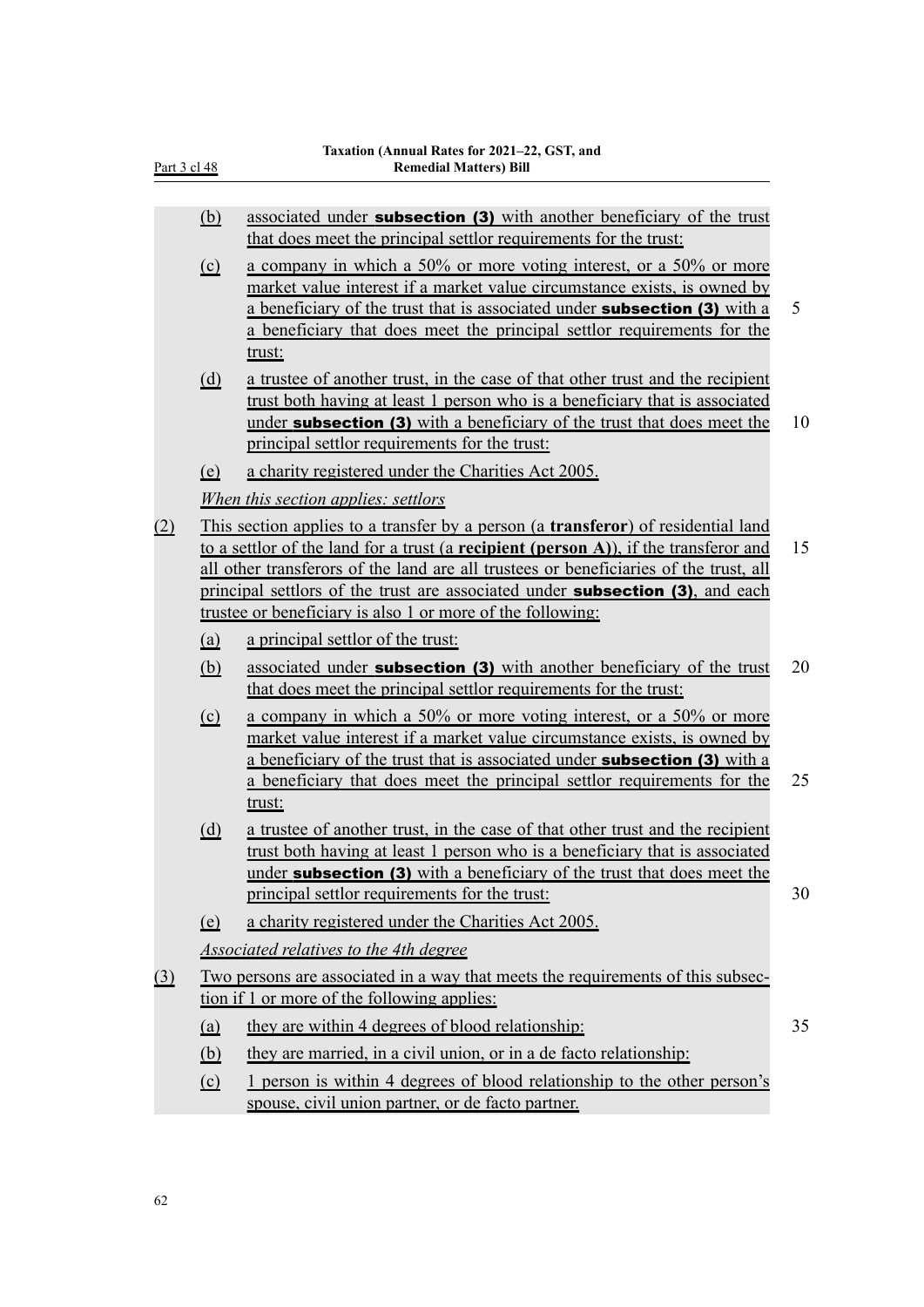(b) associated under **subsection (3)** with another beneficiary of the trust that does meet the principal settlor requirements for the trust:

(c) a company in which a 50% or more voting interest, or a 50% or more market value interest if a market value circumstance exists, is owned by a beneficiary of the trust that is associated under **subsection (3)** with a a beneficiary that does meet the principal settlor requirements for the trust:

(d) a trustee of another trust, in the case of that other trust and the recipient trust both having at least 1 person who is a beneficiary that is associated under **subsection (3)** with a beneficiary of the trust that does meet the principal settlor requirements for the trust:

(e) a charity registered under the Charities Act 2005.

*When this section applies: settlors*

(2) This section applies to a transfer by a person (a **transferor**) of residential land to a settlor of the land for a trust (a **recipient (person A)**), if the transferor and all other transferors of the land are all trustees or beneficiaries of the trust, all principal settlors of the trust are associated under **subsection (3)**, and each trustee or beneficiary is also 1 or more of the following:

(a) a principal settlor of the trust:

(b) associated under **subsection (3)** with another beneficiary of the trust that does meet the principal settlor requirements for the trust:

(c) a company in which a 50% or more voting interest, or a 50% or more market value interest if a market value circumstance exists, is owned by a beneficiary of the trust that is associated under **subsection (3)** with a a beneficiary that does meet the principal settlor requirements for the trust:

(d) a trustee of another trust, in the case of that other trust and the recipient trust both having at least 1 person who is a beneficiary that is associated under **subsection (3)** with a beneficiary of the trust that does meet the principal settlor requirements for the trust:

(e) a charity registered under the Charities Act 2005.

*Associated relatives to the 4th degree*

(3) Two persons are associated in a way that meets the requirements of this subsection if 1 or more of the following applies:

(a) they are within 4 degrees of blood relationship:

(b) they are married, in a civil union, or in a de facto relationship:

(c) 1 person is within 4 degrees of blood relationship to the other person's spouse, civil union partner, or de facto partner.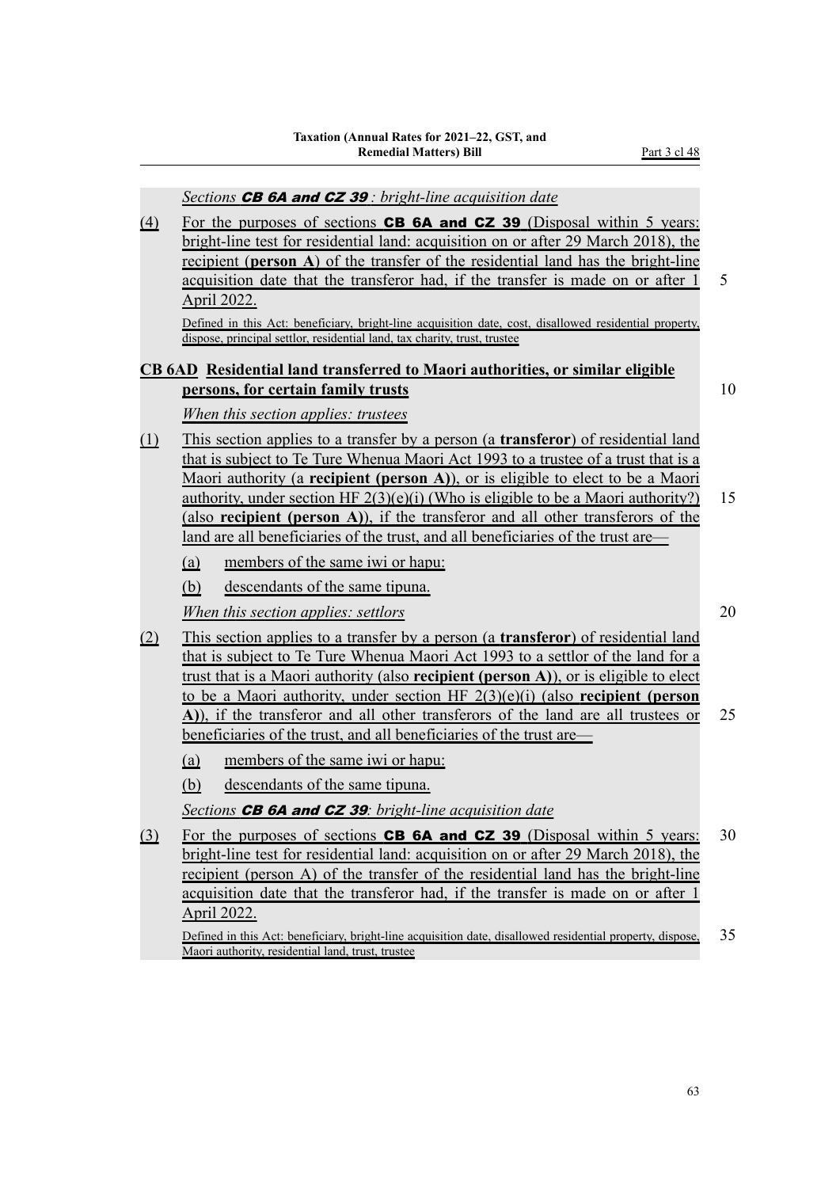*Sections **CB 6A and CZ 39** : bright-line acquisition date*

(4) For the purposes of sections **CB 6A and CZ 39** (Disposal within 5 years: bright-line test for residential land: acquisition on or after 29 March 2018), the recipient (**person A**) of the transfer of the residential land has the bright-line acquisition date that the transferor had, if the transfer is made on or after 1 April 2022.

Defined in this Act: beneficiary, bright-line acquisition date, cost, disallowed residential property, dispose, principal settlor, residential land, tax charity, trust, trustee

### CB 6AD Residential land transferred to Maori authorities, or similar eligible persons, for certain family trusts

*When this section applies: trustees*

(1) This section applies to a transfer by a person (a **transferor**) of residential land that is subject to Te Ture Whenua Maori Act 1993 to a trustee of a trust that is a Maori authority (a **recipient (person A)**), or is eligible to elect to be a Maori authority, under section HF 2(3)(e)(i) (Who is eligible to be a Maori authority?) (also **recipient (person A)**), if the transferor and all other transferors of the land are all beneficiaries of the trust, and all beneficiaries of the trust are—

(a) members of the same iwi or hapu:

(b) descendants of the same tipuna.

*When this section applies: settlors*

(2) This section applies to a transfer by a person (a **transferor**) of residential land that is subject to Te Ture Whenua Maori Act 1993 to a settlor of the land for a trust that is a Maori authority (also **recipient (person A)**), or is eligible to elect to be a Maori authority, under section HF 2(3)(e)(i) (also **recipient (person A)**), if the transferor and all other transferors of the land are all trustees or beneficiaries of the trust, and all beneficiaries of the trust are—

(a) members of the same iwi or hapu:

(b) descendants of the same tipuna.

*Sections **CB 6A and CZ 39**: bright-line acquisition date*

(3) For the purposes of sections **CB 6A and CZ 39** (Disposal within 5 years: bright-line test for residential land: acquisition on or after 29 March 2018), the recipient (person A) of the transfer of the residential land has the bright-line acquisition date that the transferor had, if the transfer is made on or after 1 April 2022.

Defined in this Act: beneficiary, bright-line acquisition date, disallowed residential property, dispose, Maori authority, residential land, trust, trustee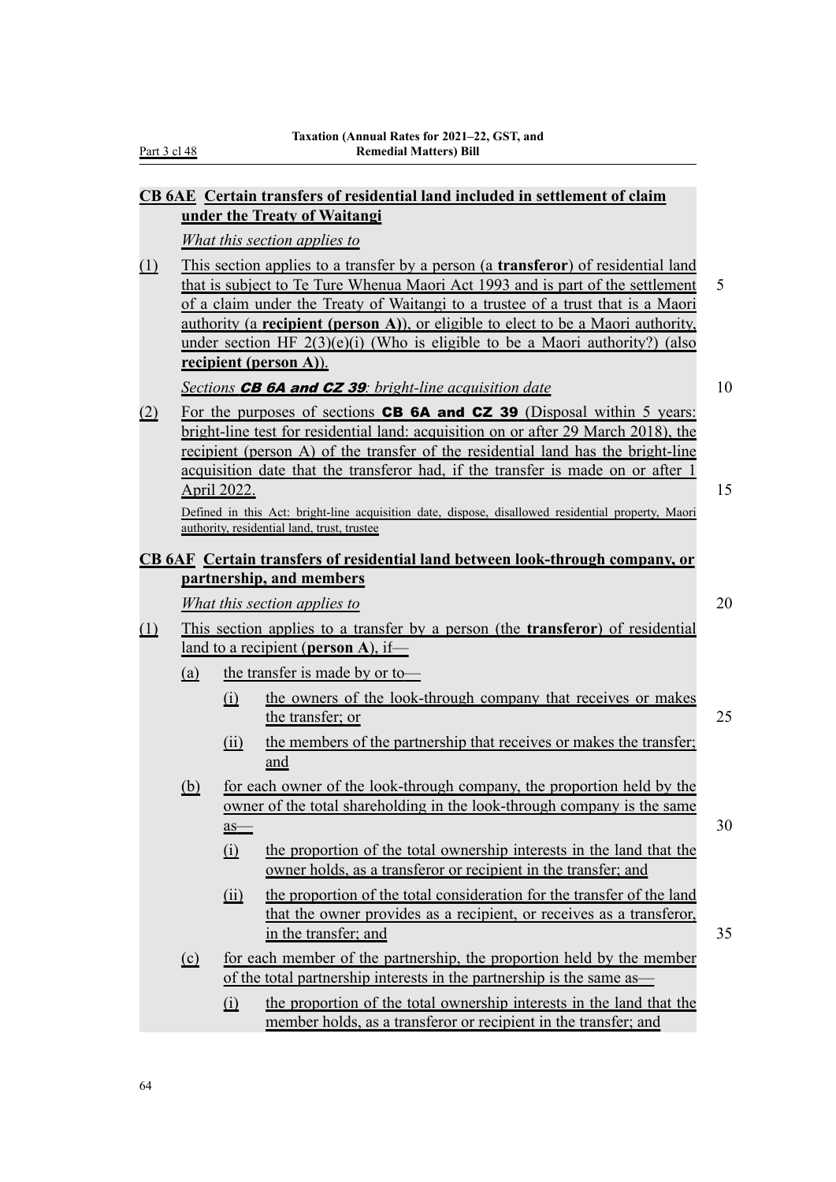### CB 6AE Certain transfers of residential land included in settlement of claim under the Treaty of Waitangi

*What this section applies to*

(1) This section applies to a transfer by a person (a **transferor**) of residential land that is subject to Te Ture Whenua Maori Act 1993 and is part of the settlement of a claim under the Treaty of Waitangi to a trustee of a trust that is a Maori authority (a **recipient (person A)**), or eligible to elect to be a Maori authority, under section HF 2(3)(e)(i) (Who is eligible to be a Maori authority?) (also **recipient (person A)**).

*Sections **CB 6A and CZ 39**: bright-line acquisition date*

(2) For the purposes of sections **CB 6A and CZ 39** (Disposal within 5 years: bright-line test for residential land: acquisition on or after 29 March 2018), the recipient (person A) of the transfer of the residential land has the bright-line acquisition date that the transferor had, if the transfer is made on or after 1 April 2022.

Defined in this Act: bright-line acquisition date, dispose, disallowed residential property, Maori authority, residential land, trust, trustee

### CB 6AF Certain transfers of residential land between look-through company, or partnership, and members

*What this section applies to*

(1) This section applies to a transfer by a person (the **transferor**) of residential land to a recipient (**person A**), if—

(a) the transfer is made by or to—

(i) the owners of the look-through company that receives or makes the transfer; or

(ii) the members of the partnership that receives or makes the transfer; and

(b) for each owner of the look-through company, the proportion held by the owner of the total shareholding in the look-through company is the same as—

(i) the proportion of the total ownership interests in the land that the owner holds, as a transferor or recipient in the transfer; and

(ii) the proportion of the total consideration for the transfer of the land that the owner provides as a recipient, or receives as a transferor, in the transfer; and

(c) for each member of the partnership, the proportion held by the member of the total partnership interests in the partnership is the same as—

(i) the proportion of the total ownership interests in the land that the member holds, as a transferor or recipient in the transfer; and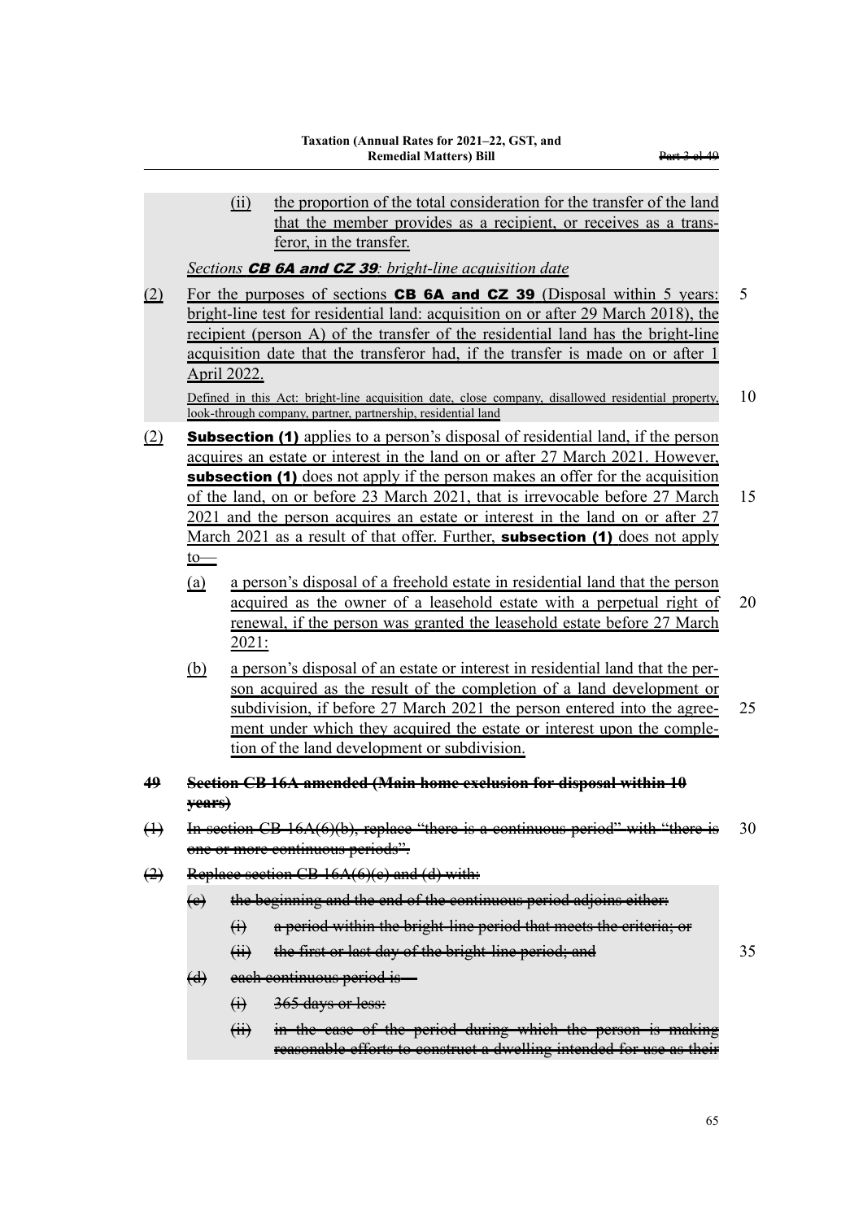(ii) the proportion of the total consideration for the transfer of the land that the member provides as a recipient, or receives as a transferor, in the transfer.

*Sections **CB 6A and CZ 39**: bright-line acquisition date*

(2) For the purposes of sections **CB 6A and CZ 39** (Disposal within 5 years: bright-line test for residential land: acquisition on or after 29 March 2018), the recipient (person A) of the transfer of the residential land has the bright-line acquisition date that the transferor had, if the transfer is made on or after 1 April 2022.

Defined in this Act: bright-line acquisition date, close company, disallowed residential property, look-through company, partner, partnership, residential land

(2) **Subsection (1)** applies to a person's disposal of residential land, if the person acquires an estate or interest in the land on or after 27 March 2021. However, **subsection (1)** does not apply if the person makes an offer for the acquisition of the land, on or before 23 March 2021, that is irrevocable before 27 March 2021 and the person acquires an estate or interest in the land on or after 27 March 2021 as a result of that offer. Further, **subsection (1)** does not apply to—

(a) a person's disposal of a freehold estate in residential land that the person acquired as the owner of a leasehold estate with a perpetual right of renewal, if the person was granted the leasehold estate before 27 March 2021:

(b) a person's disposal of an estate or interest in residential land that the person acquired as the result of the completion of a land development or subdivision, if before 27 March 2021 the person entered into the agreement under which they acquired the estate or interest upon the completion of the land development or subdivision.

### ~~49 Section CB 16A amended (Main home exclusion for disposal within 10 years)~~

~~(1) In section CB 16A(6)(b), replace "there is a continuous period" with "there is one or more continuous periods".~~

~~(2) Replace section CB 16A(6)(c) and (d) with:~~

~~(c) the beginning and the end of the continuous period adjoins either:~~

~~(i) a period within the bright-line period that meets the criteria; or~~

~~(ii) the first or last day of the bright-line period; and~~

~~(d) each continuous period is—~~

~~(i) 365 days or less:~~

~~(ii) in the case of the period during which the person is making reasonable efforts to construct a dwelling intended for use as their~~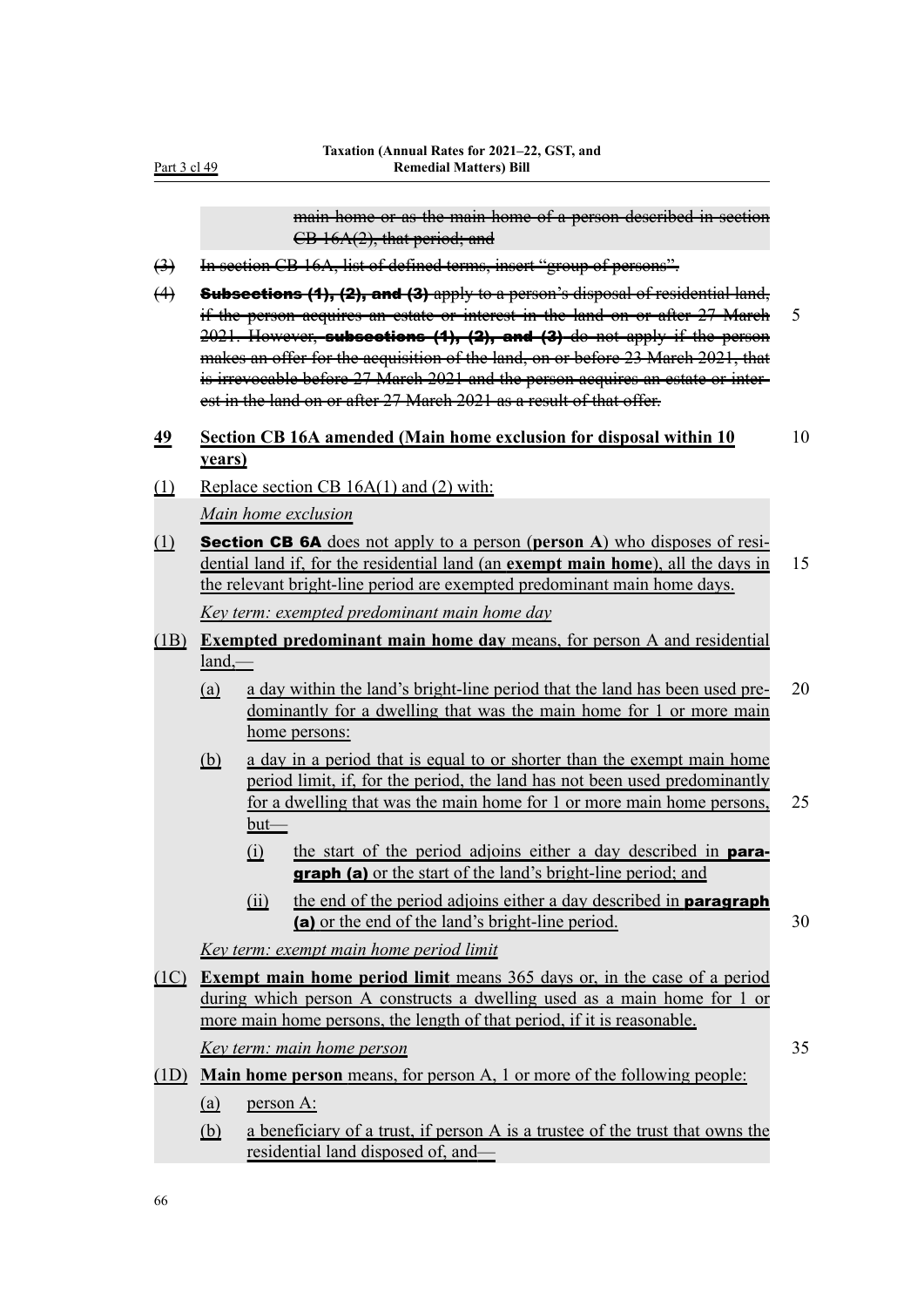~~main home or as the main home of a person described in section CB 16A(2), that period; and~~

~~(3) In section CB 16A, list of defined terms, insert "group of persons".~~

~~(4) **Subsections (1), (2), and (3)** apply to a person's disposal of residential land, if the person acquires an estate or interest in the land on or after 27 March 2021. However, **subsections (1), (2), and (3)** do not apply if the person makes an offer for the acquisition of the land, on or before 23 March 2021, that is irrevocable before 27 March 2021 and the person acquires an estate or interest in the land on or after 27 March 2021 as a result of that offer.~~

## 49 Section CB 16A amended (Main home exclusion for disposal within 10 years)

(1) Replace section CB 16A(1) and (2) with:

*Main home exclusion*

(1) **Section CB 6A** does not apply to a person (**person A**) who disposes of residential land if, for the residential land (an **exempt main home**), all the days in the relevant bright-line period are exempted predominant main home days.

*Key term: exempted predominant main home day*

(1B) **Exempted predominant main home day** means, for person A and residential land,—

(a) a day within the land's bright-line period that the land has been used predominantly for a dwelling that was the main home for 1 or more main home persons:

(b) a day in a period that is equal to or shorter than the exempt main home period limit, if, for the period, the land has not been used predominantly for a dwelling that was the main home for 1 or more main home persons, but—

(i) the start of the period adjoins either a day described in **paragraph (a)** or the start of the land's bright-line period; and

(ii) the end of the period adjoins either a day described in **paragraph (a)** or the end of the land's bright-line period.

*Key term: exempt main home period limit*

(1C) **Exempt main home period limit** means 365 days or, in the case of a period during which person A constructs a dwelling used as a main home for 1 or more main home persons, the length of that period, if it is reasonable.

*Key term: main home person*

(1D) **Main home person** means, for person A, 1 or more of the following people:

(a) person A:

(b) a beneficiary of a trust, if person A is a trustee of the trust that owns the residential land disposed of, and—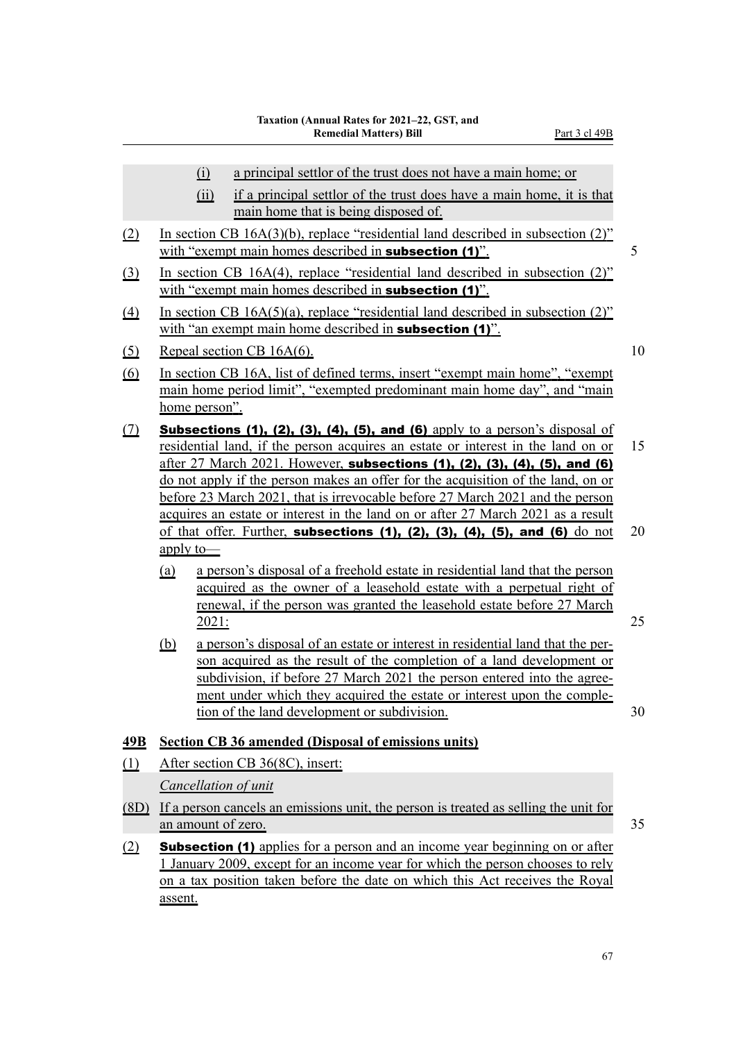(i) a principal settlor of the trust does not have a main home; or

(ii) if a principal settlor of the trust does have a main home, it is that main home that is being disposed of.

(2) In section CB 16A(3)(b), replace "residential land described in subsection (2)" with "exempt main homes described in **subsection (1)**".

(3) In section CB 16A(4), replace "residential land described in subsection (2)" with "exempt main homes described in **subsection (1)**".

(4) In section CB 16A(5)(a), replace "residential land described in subsection (2)" with "an exempt main home described in **subsection (1)**".

(5) Repeal section CB 16A(6).

(6) In section CB 16A, list of defined terms, insert "exempt main home", "exempt main home period limit", "exempted predominant main home day", and "main home person".

(7) **Subsections (1), (2), (3), (4), (5), and (6)** apply to a person's disposal of residential land, if the person acquires an estate or interest in the land on or after 27 March 2021. However, **subsections (1), (2), (3), (4), (5), and (6)** do not apply if the person makes an offer for the acquisition of the land, on or before 23 March 2021, that is irrevocable before 27 March 2021 and the person acquires an estate or interest in the land on or after 27 March 2021 as a result of that offer. Further, **subsections (1), (2), (3), (4), (5), and (6)** do not apply to—

(a) a person's disposal of a freehold estate in residential land that the person acquired as the owner of a leasehold estate with a perpetual right of renewal, if the person was granted the leasehold estate before 27 March 2021:

(b) a person's disposal of an estate or interest in residential land that the person acquired as the result of the completion of a land development or subdivision, if before 27 March 2021 the person entered into the agreement under which they acquired the estate or interest upon the completion of the land development or subdivision.

## 49B Section CB 36 amended (Disposal of emissions units)

(1) After section CB 36(8C), insert:

*Cancellation of unit*

(8D) If a person cancels an emissions unit, the person is treated as selling the unit for an amount of zero.

(2) **Subsection (1)** applies for a person and an income year beginning on or after 1 January 2009, except for an income year for which the person chooses to rely on a tax position taken before the date on which this Act receives the Royal assent.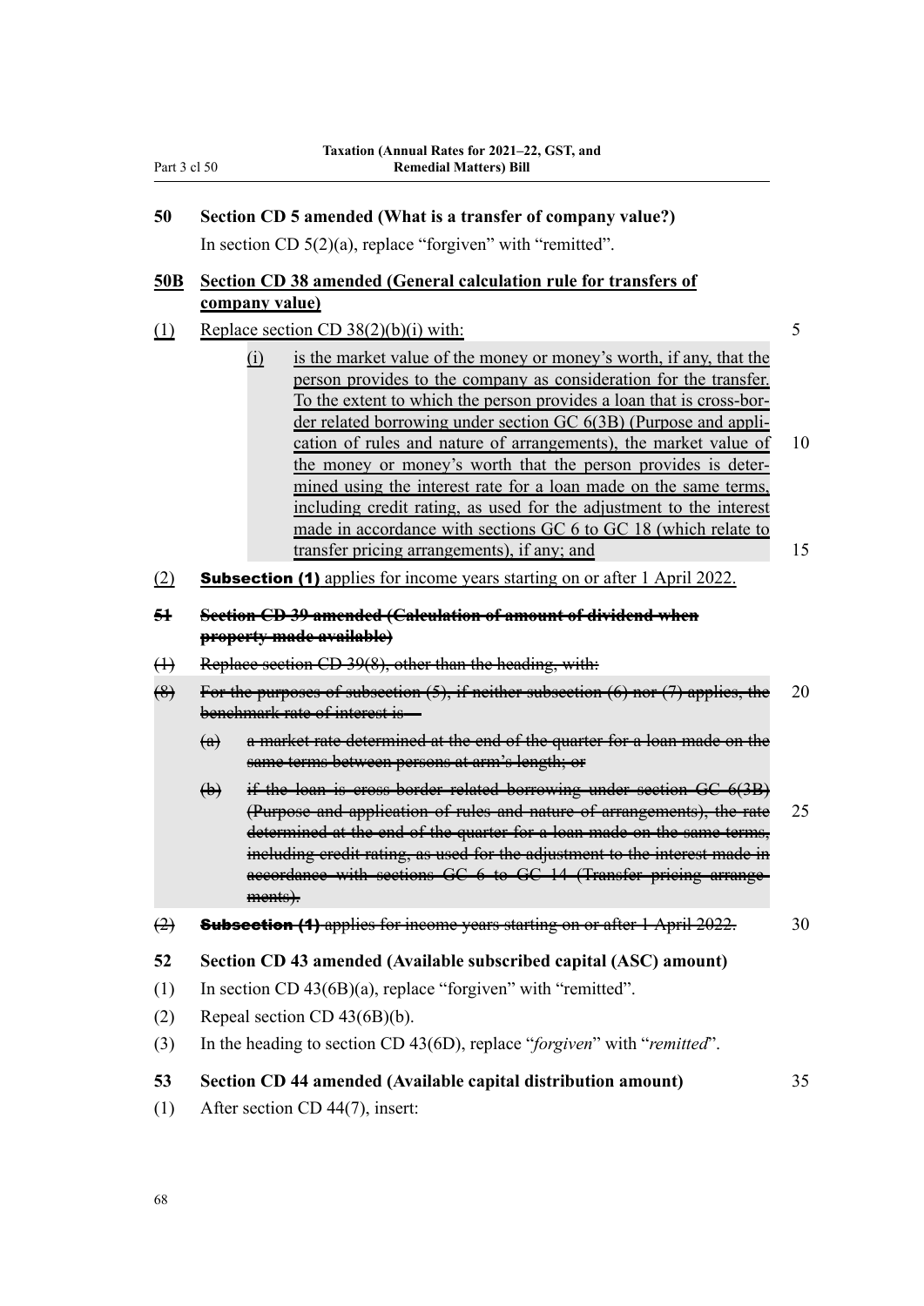**50 Section CD 5 amended (What is a transfer of company value?)**

In section CD 5(2)(a), replace "forgiven" with "remitted".

<u>**50B Section CD 38 amended (General calculation rule for transfers of company value)**</u>

<u>(1) Replace section CD 38(2)(b)(i) with:</u>

> <u>(i) is the market value of the money or money's worth, if any, that the person provides to the company as consideration for the transfer. To the extent to which the person provides a loan that is cross-border related borrowing under section GC 6(3B) (Purpose and application of rules and nature of arrangements), the market value of the money or money's worth that the person provides is determined using the interest rate for a loan made on the same terms, including credit rating, as used for the adjustment to the interest made in accordance with sections GC 6 to GC 18 (which relate to transfer pricing arrangements), if any; and</u>

<u>(2) **Subsection (1)** applies for income years starting on or after 1 April 2022.</u>

~~**51 Section CD 39 amended (Calculation of amount of dividend when property made available)**~~

~~(1) Replace section CD 39(8), other than the heading, with:~~

> ~~(8) For the purposes of subsection (5), if neither subsection (6) nor (7) applies, the benchmark rate of interest is—~~
>
> ~~(a) a market rate determined at the end of the quarter for a loan made on the same terms between persons at arm's length; or~~
>
> ~~(b) if the loan is cross-border related borrowing under section GC 6(3B) (Purpose and application of rules and nature of arrangements), the rate determined at the end of the quarter for a loan made on the same terms, including credit rating, as used for the adjustment to the interest made in accordance with sections GC 6 to GC 14 (Transfer pricing arrangements).~~

~~(2) **Subsection (1)** applies for income years starting on or after 1 April 2022.~~

**52 Section CD 43 amended (Available subscribed capital (ASC) amount)**

(1) In section CD 43(6B)(a), replace "forgiven" with "remitted".

(2) Repeal section CD 43(6B)(b).

(3) In the heading to section CD 43(6D), replace "*forgiven*" with "*remitted*".

**53 Section CD 44 amended (Available capital distribution amount)**

(1) After section CD 44(7), insert: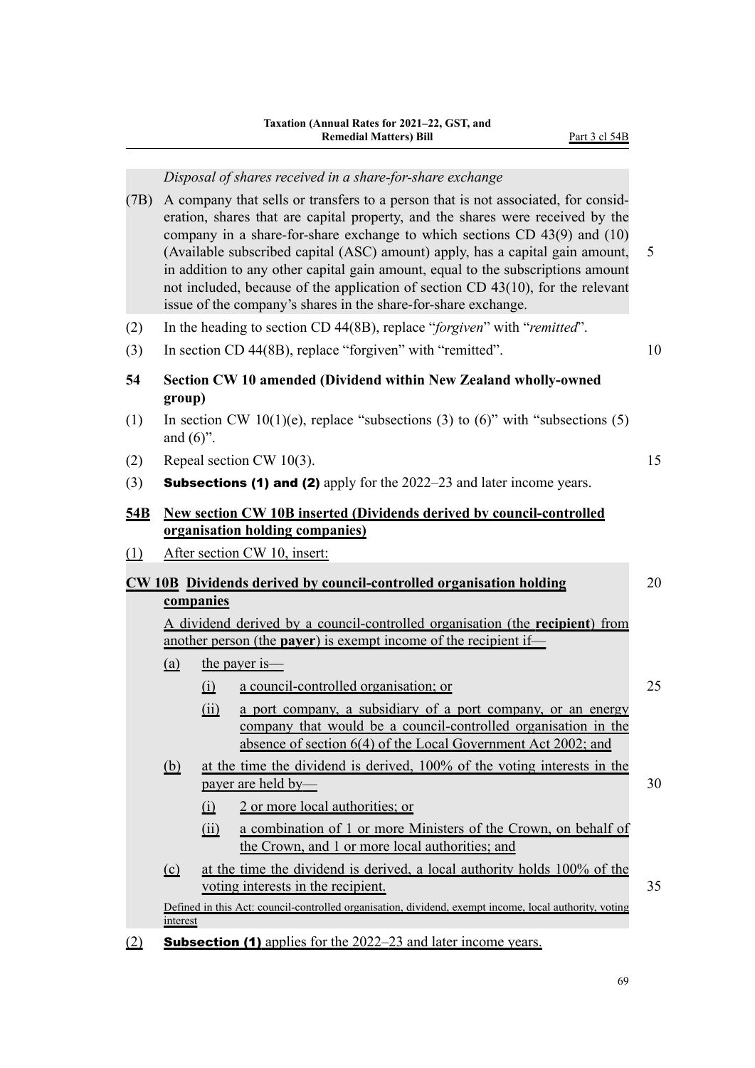*Disposal of shares received in a share-for-share exchange*

(7B) A company that sells or transfers to a person that is not associated, for consideration, shares that are capital property, and the shares were received by the company in a share-for-share exchange to which sections CD 43(9) and (10) (Available subscribed capital (ASC) amount) apply, has a capital gain amount, in addition to any other capital gain amount, equal to the subscriptions amount not included, because of the application of section CD 43(10), for the relevant issue of the company's shares in the share-for-share exchange.

(2) In the heading to section CD 44(8B), replace "*forgiven*" with "*remitted*".

(3) In section CD 44(8B), replace "forgiven" with "remitted".

**54 Section CW 10 amended (Dividend within New Zealand wholly-owned group)**

(1) In section CW 10(1)(e), replace "subsections (3) to (6)" with "subsections (5) and (6)".

(2) Repeal section CW 10(3).

(3) **Subsections (1) and (2)** apply for the 2022–23 and later income years.

**54B New section CW 10B inserted (Dividends derived by council-controlled organisation holding companies)**

(1) After section CW 10, insert:

**CW 10B Dividends derived by council-controlled organisation holding companies**

A dividend derived by a council-controlled organisation (the **recipient**) from another person (the **payer**) is exempt income of the recipient if—

(a) the payer is—

(i) a council-controlled organisation; or

(ii) a port company, a subsidiary of a port company, or an energy company that would be a council-controlled organisation in the absence of section 6(4) of the Local Government Act 2002; and

(b) at the time the dividend is derived, 100% of the voting interests in the payer are held by—

(i) 2 or more local authorities; or

(ii) a combination of 1 or more Ministers of the Crown, on behalf of the Crown, and 1 or more local authorities; and

(c) at the time the dividend is derived, a local authority holds 100% of the voting interests in the recipient.

Defined in this Act: council-controlled organisation, dividend, exempt income, local authority, voting interest

(2) **Subsection (1)** applies for the 2022–23 and later income years.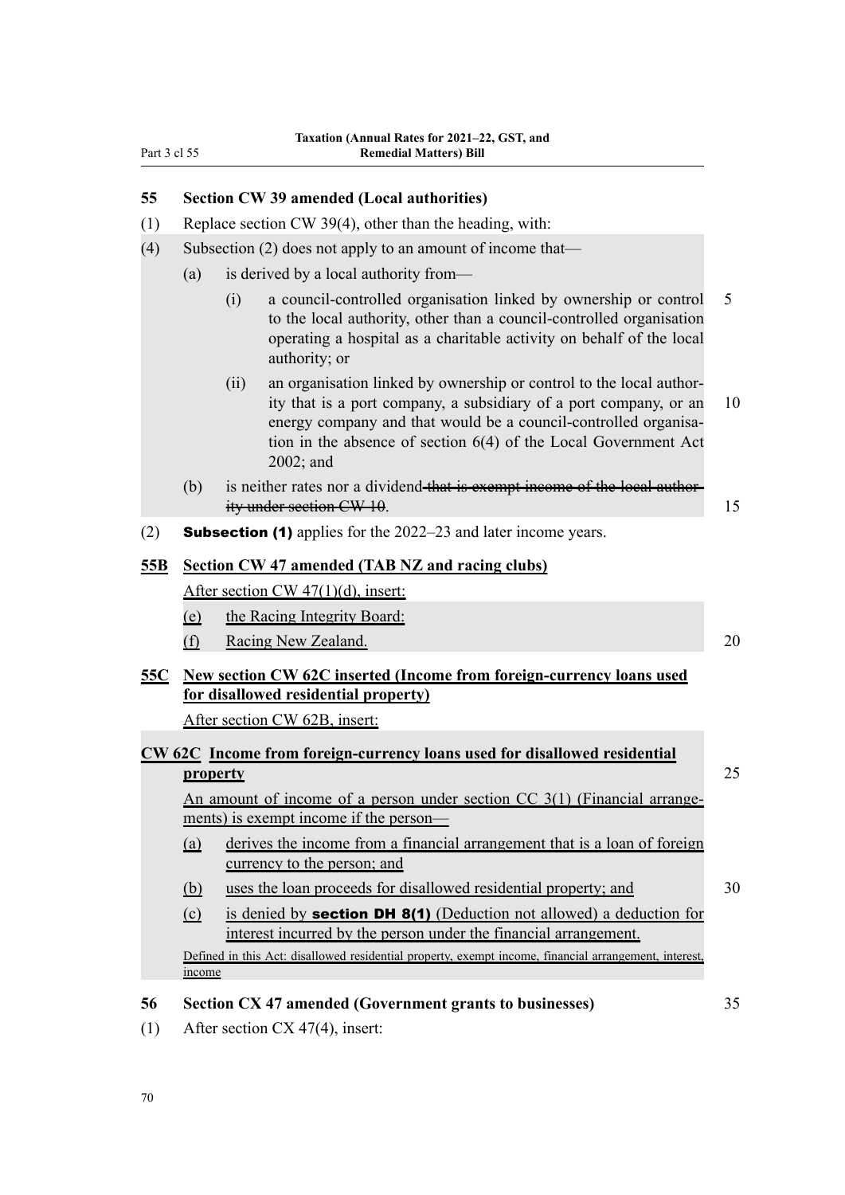## 55 Section CW 39 amended (Local authorities)

(1) Replace section CW 39(4), other than the heading, with:

(4) Subsection (2) does not apply to an amount of income that—

(a) is derived by a local authority from—

(i) a council-controlled organisation linked by ownership or control to the local authority, other than a council-controlled organisation operating a hospital as a charitable activity on behalf of the local authority; or

(ii) an organisation linked by ownership or control to the local authority that is a port company, a subsidiary of a port company, or an energy company and that would be a council-controlled organisation in the absence of section 6(4) of the Local Government Act 2002; and

(b) is neither rates nor a dividend ~~that is exempt income of the local authority under section CW 10~~.

(2) **Subsection (1)** applies for the 2022–23 and later income years.

## 55B Section CW 47 amended (TAB NZ and racing clubs)

After section CW 47(1)(d), insert:

(e) the Racing Integrity Board:

(f) Racing New Zealand.

## 55C New section CW 62C inserted (Income from foreign-currency loans used for disallowed residential property)

After section CW 62B, insert:

### CW 62C Income from foreign-currency loans used for disallowed residential property

An amount of income of a person under section CC 3(1) (Financial arrangements) is exempt income if the person—

(a) derives the income from a financial arrangement that is a loan of foreign currency to the person; and

(b) uses the loan proceeds for disallowed residential property; and

(c) is denied by **section DH 8(1)** (Deduction not allowed) a deduction for interest incurred by the person under the financial arrangement.

Defined in this Act: disallowed residential property, exempt income, financial arrangement, interest, income

## 56 Section CX 47 amended (Government grants to businesses)

(1) After section CX 47(4), insert: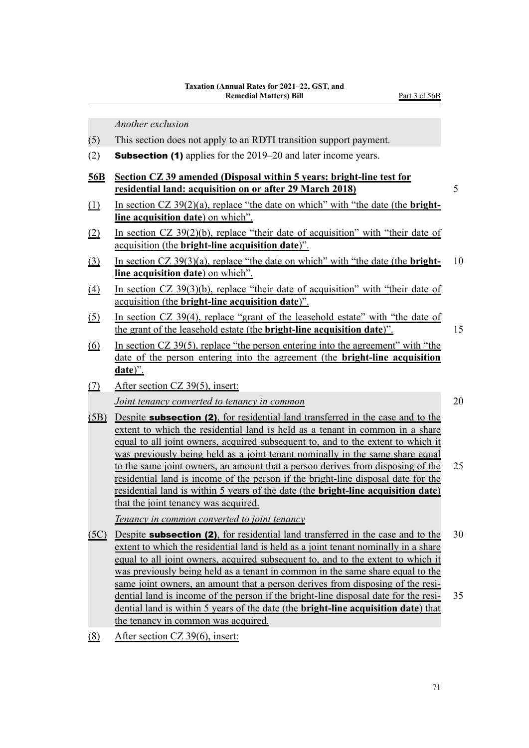*Another exclusion*

(5) This section does not apply to an RDTI transition support payment.

(2) **Subsection (1)** applies for the 2019–20 and later income years.

**56B Section CZ 39 amended (Disposal within 5 years: bright-line test for residential land: acquisition on or after 29 March 2018)**

(1) In section CZ 39(2)(a), replace "the date on which" with "the date (the **bright-line acquisition date**) on which".

(2) In section CZ 39(2)(b), replace "their date of acquisition" with "their date of acquisition (the **bright-line acquisition date**)".

(3) In section CZ 39(3)(a), replace "the date on which" with "the date (the **bright-line acquisition date**) on which".

(4) In section CZ 39(3)(b), replace "their date of acquisition" with "their date of acquisition (the **bright-line acquisition date**)".

(5) In section CZ 39(4), replace "grant of the leasehold estate" with "the date of the grant of the leasehold estate (the **bright-line acquisition date**)".

(6) In section CZ 39(5), replace "the person entering into the agreement" with "the date of the person entering into the agreement (the **bright-line acquisition date**)".

(7) After section CZ 39(5), insert:

*Joint tenancy converted to tenancy in common*

(5B) Despite **subsection (2)**, for residential land transferred in the case and to the extent to which the residential land is held as a tenant in common in a share equal to all joint owners, acquired subsequent to, and to the extent to which it was previously being held as a joint tenant nominally in the same share equal to the same joint owners, an amount that a person derives from disposing of the residential land is income of the person if the bright-line disposal date for the residential land is within 5 years of the date (the **bright-line acquisition date**) that the joint tenancy was acquired.

*Tenancy in common converted to joint tenancy*

(5C) Despite **subsection (2)**, for residential land transferred in the case and to the extent to which the residential land is held as a joint tenant nominally in a share equal to all joint owners, acquired subsequent to, and to the extent to which it was previously being held as a tenant in common in the same share equal to the same joint owners, an amount that a person derives from disposing of the residential land is income of the person if the bright-line disposal date for the residential land is within 5 years of the date (the **bright-line acquisition date**) that the tenancy in common was acquired.

(8) After section CZ 39(6), insert: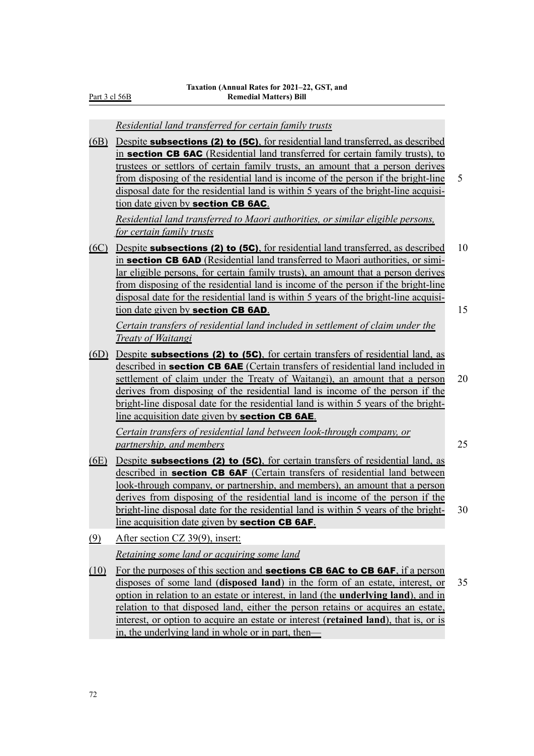*Residential land transferred for certain family trusts*

(6B) Despite **subsections (2) to (5C)**, for residential land transferred, as described in **section CB 6AC** (Residential land transferred for certain family trusts), to trustees or settlors of certain family trusts, an amount that a person derives from disposing of the residential land is income of the person if the bright-line disposal date for the residential land is within 5 years of the bright-line acquisition date given by **section CB 6AC**.

*Residential land transferred to Maori authorities, or similar eligible persons, for certain family trusts*

(6C) Despite **subsections (2) to (5C)**, for residential land transferred, as described in **section CB 6AD** (Residential land transferred to Maori authorities, or similar eligible persons, for certain family trusts), an amount that a person derives from disposing of the residential land is income of the person if the bright-line disposal date for the residential land is within 5 years of the bright-line acquisition date given by **section CB 6AD**.

*Certain transfers of residential land included in settlement of claim under the Treaty of Waitangi*

(6D) Despite **subsections (2) to (5C)**, for certain transfers of residential land, as described in **section CB 6AE** (Certain transfers of residential land included in settlement of claim under the Treaty of Waitangi), an amount that a person derives from disposing of the residential land is income of the person if the bright-line disposal date for the residential land is within 5 years of the bright-line acquisition date given by **section CB 6AE**.

*Certain transfers of residential land between look-through company, or partnership, and members*

(6E) Despite **subsections (2) to (5C)**, for certain transfers of residential land, as described in **section CB 6AF** (Certain transfers of residential land between look-through company, or partnership, and members), an amount that a person derives from disposing of the residential land is income of the person if the bright-line disposal date for the residential land is within 5 years of the bright-line acquisition date given by **section CB 6AF**.

(9) After section CZ 39(9), insert:

*Retaining some land or acquiring some land*

(10) For the purposes of this section and **sections CB 6AC to CB 6AF**, if a person disposes of some land (**disposed land**) in the form of an estate, interest, or option in relation to an estate or interest, in land (the **underlying land**), and in relation to that disposed land, either the person retains or acquires an estate, interest, or option to acquire an estate or interest (**retained land**), that is, or is in, the underlying land in whole or in part, then—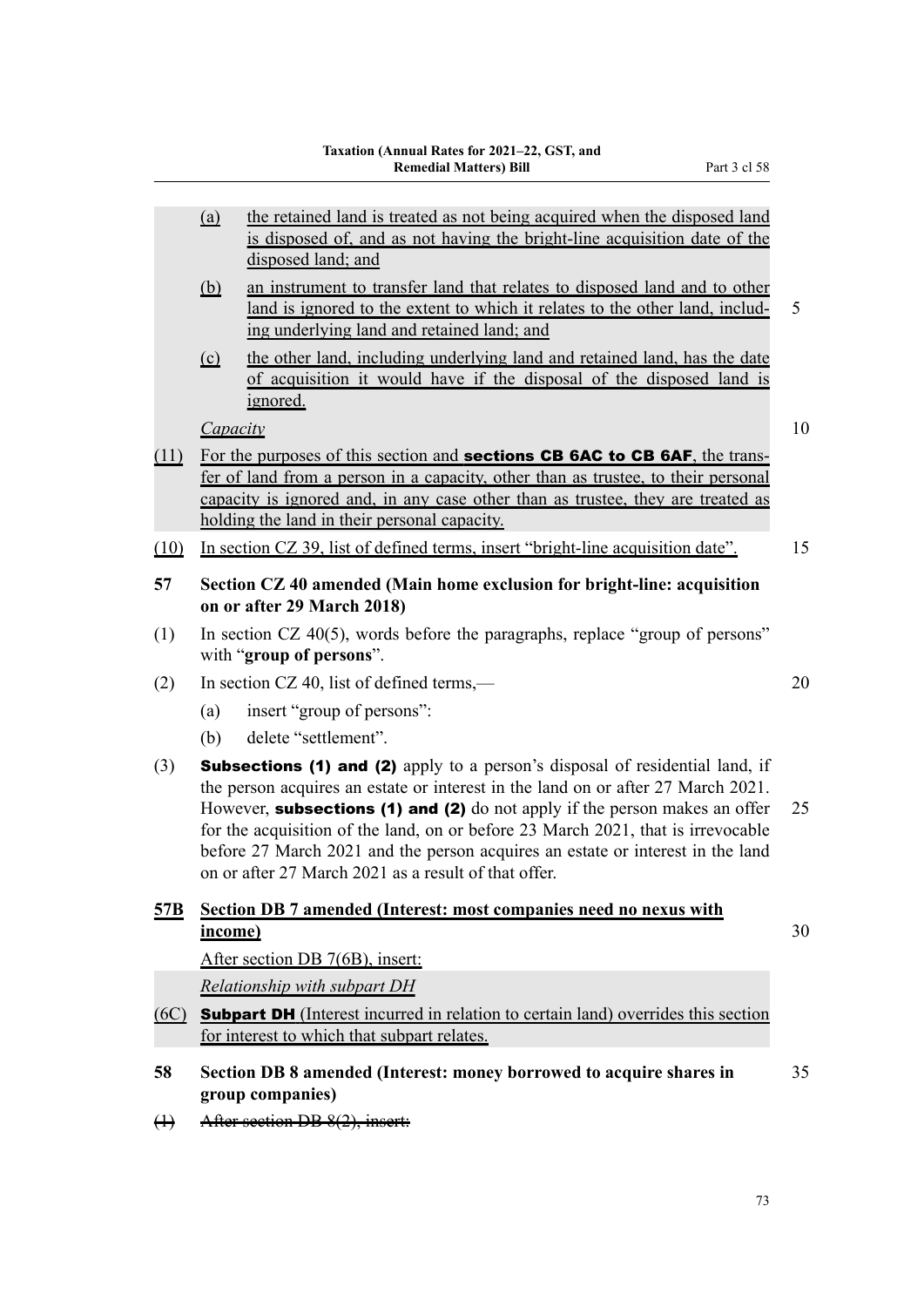(a) the retained land is treated as not being acquired when the disposed land is disposed of, and as not having the bright-line acquisition date of the disposed land; and

(b) an instrument to transfer land that relates to disposed land and to other land is ignored to the extent to which it relates to the other land, including underlying land and retained land; and

(c) the other land, including underlying land and retained land, has the date of acquisition it would have if the disposal of the disposed land is ignored.

*Capacity*

(11) For the purposes of this section and **sections CB 6AC to CB 6AF**, the transfer of land from a person in a capacity, other than as trustee, to their personal capacity is ignored and, in any case other than as trustee, they are treated as holding the land in their personal capacity.

(10) In section CZ 39, list of defined terms, insert "bright-line acquisition date".

**57 Section CZ 40 amended (Main home exclusion for bright-line: acquisition on or after 29 March 2018)**

(1) In section CZ 40(5), words before the paragraphs, replace "group of persons" with "**group of persons**".

(2) In section CZ 40, list of defined terms,—

(a) insert "group of persons":

(b) delete "settlement".

(3) **Subsections (1) and (2)** apply to a person's disposal of residential land, if the person acquires an estate or interest in the land on or after 27 March 2021. However, **subsections (1) and (2)** do not apply if the person makes an offer for the acquisition of the land, on or before 23 March 2021, that is irrevocable before 27 March 2021 and the person acquires an estate or interest in the land on or after 27 March 2021 as a result of that offer.

**57B Section DB 7 amended (Interest: most companies need no nexus with income)**

After section DB 7(6B), insert:

*Relationship with subpart DH*

(6C) **Subpart DH** (Interest incurred in relation to certain land) overrides this section for interest to which that subpart relates.

**58 Section DB 8 amended (Interest: money borrowed to acquire shares in group companies)**

~~(1) After section DB 8(2), insert:~~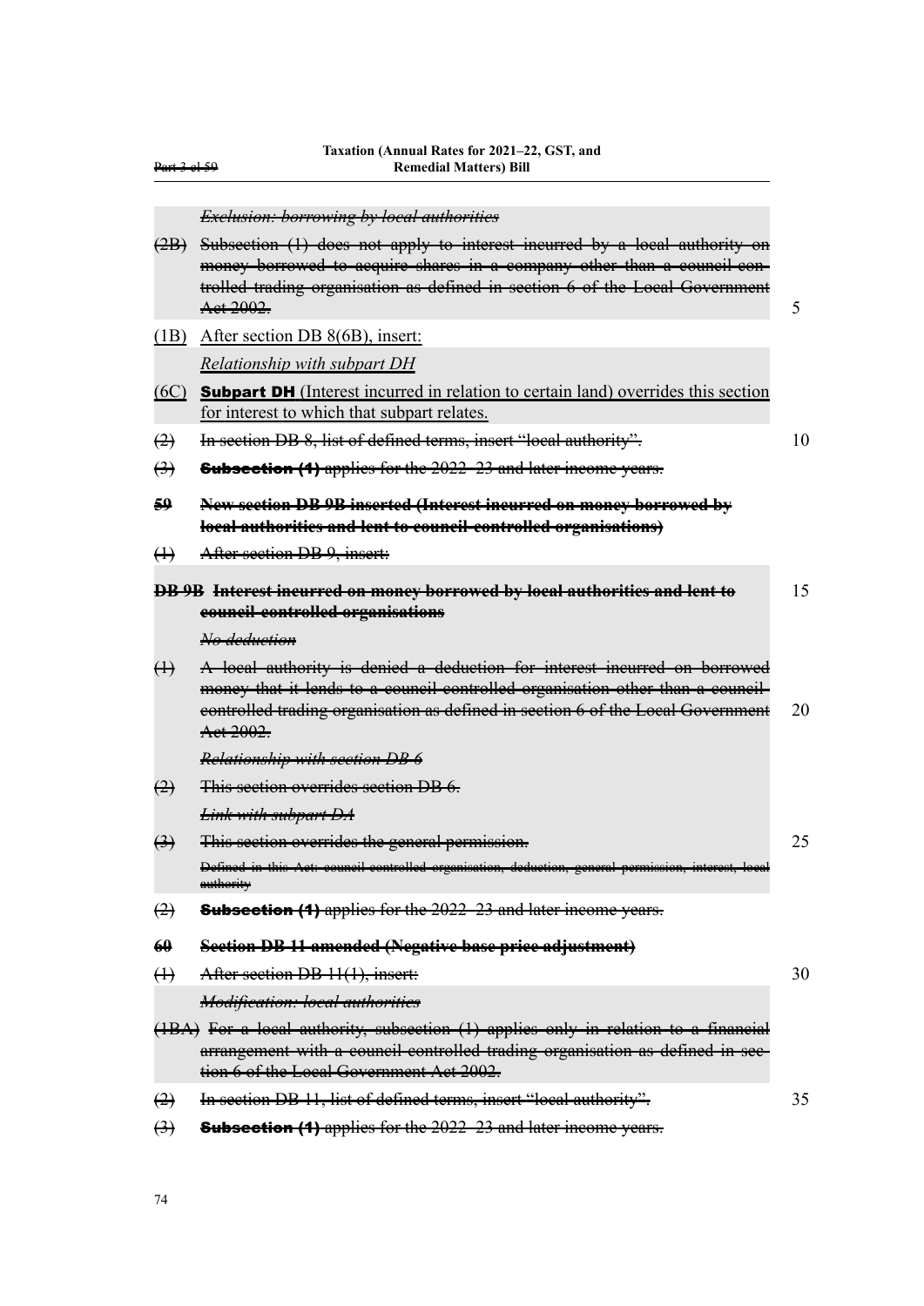*Exclusion: borrowing by local authorities*

~~(2B) Subsection (1) does not apply to interest incurred by a local authority on money borrowed to acquire shares in a company other than a council-controlled trading organisation as defined in section 6 of the Local Government Act 2002.~~

(1B) After section DB 8(6B), insert:

*Relationship with subpart DH*

(6C) **Subpart DH** (Interest incurred in relation to certain land) overrides this section for interest to which that subpart relates.

~~(2) In section DB 8, list of defined terms, insert "local authority".~~

~~(3) **Subsection (1)** applies for the 2022–23 and later income years.~~

~~**59 New section DB 9B inserted (Interest incurred on money borrowed by local authorities and lent to council-controlled organisations)**~~

~~(1) After section DB 9, insert:~~

~~**DB 9B Interest incurred on money borrowed by local authorities and lent to council-controlled organisations**~~

~~*No deduction*~~

~~(1) A local authority is denied a deduction for interest incurred on borrowed money that it lends to a council-controlled organisation other than a council-controlled trading organisation as defined in section 6 of the Local Government Act 2002.~~

~~*Relationship with section DB 6*~~

~~(2) This section overrides section DB 6.~~

~~*Link with subpart DA*~~

~~(3) This section overrides the general permission.~~

~~Defined in this Act: council-controlled organisation, deduction, general permission, interest, local authority~~

~~(2) **Subsection (1)** applies for the 2022–23 and later income years.~~

~~**60 Section DB 11 amended (Negative base price adjustment)**~~

~~(1) After section DB 11(1), insert:~~

~~*Modification: local authorities*~~

~~(1BA) For a local authority, subsection (1) applies only in relation to a financial arrangement with a council-controlled trading organisation as defined in section 6 of the Local Government Act 2002.~~

~~(2) In section DB 11, list of defined terms, insert "local authority".~~

~~(3) **Subsection (1)** applies for the 2022–23 and later income years.~~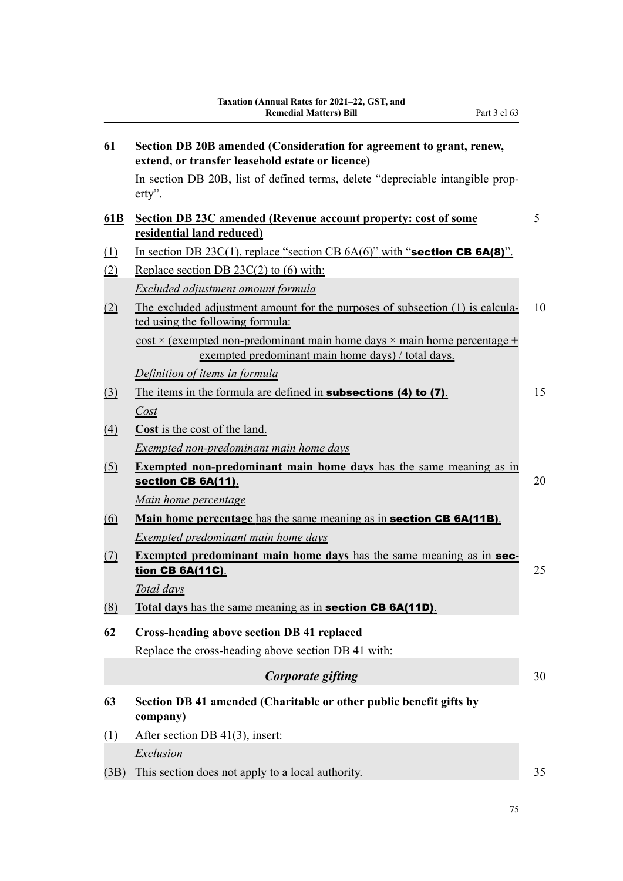**61 Section DB 20B amended (Consideration for agreement to grant, renew, extend, or transfer leasehold estate or licence)**

In section DB 20B, list of defined terms, delete "depreciable intangible property".

**61B Section DB 23C amended (Revenue account property: cost of some residential land reduced)**

(1) In section DB 23C(1), replace "section CB 6A(6)" with "**section CB 6A(8)**".

(2) Replace section DB 23C(2) to (6) with:

*Excluded adjustment amount formula*

(2) The excluded adjustment amount for the purposes of subsection (1) is calculated using the following formula:

cost × (exempted non-predominant main home days × main home percentage + exempted predominant main home days) / total days.

*Definition of items in formula*

(3) The items in the formula are defined in **subsections (4) to (7)**.

*Cost*

(4) **Cost** is the cost of the land.

*Exempted non-predominant main home days*

(5) **Exempted non-predominant main home days** has the same meaning as in **section CB 6A(11)**.

*Main home percentage*

(6) **Main home percentage** has the same meaning as in **section CB 6A(11B)**.

*Exempted predominant main home days*

(7) **Exempted predominant main home days** has the same meaning as in **section CB 6A(11C)**.

*Total days*

(8) **Total days** has the same meaning as in **section CB 6A(11D)**.

**62 Cross-heading above section DB 41 replaced**

Replace the cross-heading above section DB 41 with:

***Corporate gifting***

**63 Section DB 41 amended (Charitable or other public benefit gifts by company)**

(1) After section DB 41(3), insert:

*Exclusion*

(3B) This section does not apply to a local authority.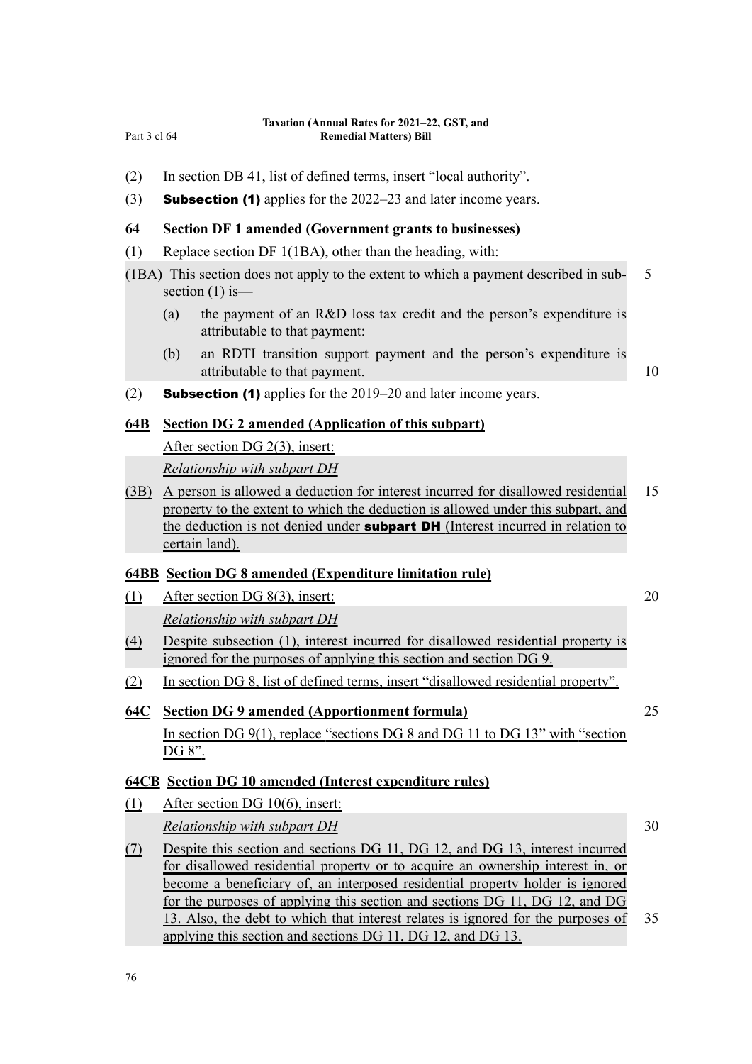(2) In section DB 41, list of defined terms, insert "local authority".

(3) **Subsection (1)** applies for the 2022–23 and later income years.

### 64 Section DF 1 amended (Government grants to businesses)

(1) Replace section DF 1(1BA), other than the heading, with:

(1BA) This section does not apply to the extent to which a payment described in subsection (1) is—

(a) the payment of an R&D loss tax credit and the person's expenditure is attributable to that payment:

(b) an RDTI transition support payment and the person's expenditure is attributable to that payment.

(2) **Subsection (1)** applies for the 2019–20 and later income years.

### 64B Section DG 2 amended (Application of this subpart)

After section DG 2(3), insert:

*Relationship with subpart DH*

(3B) A person is allowed a deduction for interest incurred for disallowed residential property to the extent to which the deduction is allowed under this subpart, and the deduction is not denied under **subpart DH** (Interest incurred in relation to certain land).

### 64BB Section DG 8 amended (Expenditure limitation rule)

(1) After section DG 8(3), insert:

*Relationship with subpart DH*

(4) Despite subsection (1), interest incurred for disallowed residential property is ignored for the purposes of applying this section and section DG 9.

(2) In section DG 8, list of defined terms, insert "disallowed residential property".

### 64C Section DG 9 amended (Apportionment formula)

In section DG 9(1), replace "sections DG 8 and DG 11 to DG 13" with "section DG 8".

### 64CB Section DG 10 amended (Interest expenditure rules)

(1) After section DG 10(6), insert:

*Relationship with subpart DH*

(7) Despite this section and sections DG 11, DG 12, and DG 13, interest incurred for disallowed residential property or to acquire an ownership interest in, or become a beneficiary of, an interposed residential property holder is ignored for the purposes of applying this section and sections DG 11, DG 12, and DG 13. Also, the debt to which that interest relates is ignored for the purposes of applying this section and sections DG 11, DG 12, and DG 13.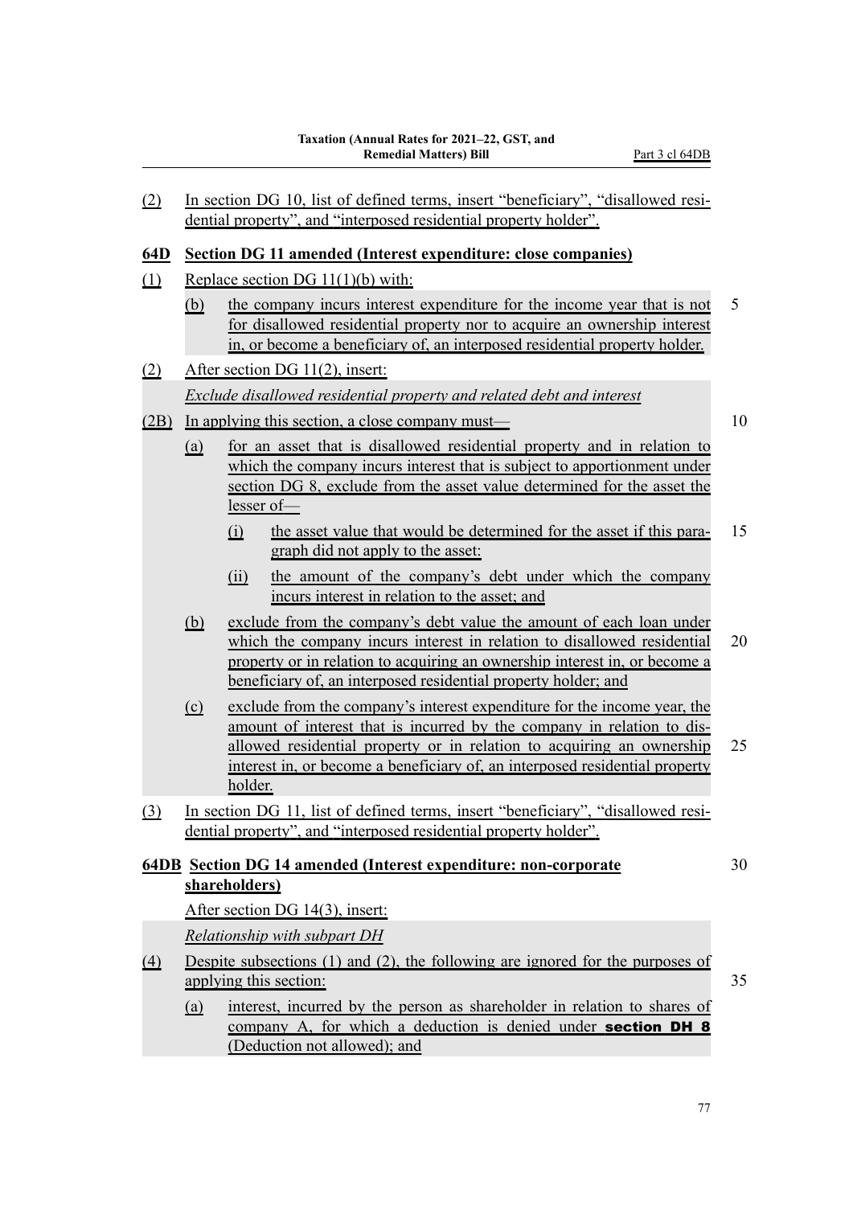(2) In section DG 10, list of defined terms, insert "beneficiary", "disallowed residential property", and "interposed residential property holder".

**64D Section DG 11 amended (Interest expenditure: close companies)**

(1) Replace section DG 11(1)(b) with:

(b) the company incurs interest expenditure for the income year that is not for disallowed residential property nor to acquire an ownership interest in, or become a beneficiary of, an interposed residential property holder.

(2) After section DG 11(2), insert:

*Exclude disallowed residential property and related debt and interest*

(2B) In applying this section, a close company must—

(a) for an asset that is disallowed residential property and in relation to which the company incurs interest that is subject to apportionment under section DG 8, exclude from the asset value determined for the asset the lesser of—

(i) the asset value that would be determined for the asset if this paragraph did not apply to the asset:

(ii) the amount of the company's debt under which the company incurs interest in relation to the asset; and

(b) exclude from the company's debt value the amount of each loan under which the company incurs interest in relation to disallowed residential property or in relation to acquiring an ownership interest in, or become a beneficiary of, an interposed residential property holder; and

(c) exclude from the company's interest expenditure for the income year, the amount of interest that is incurred by the company in relation to disallowed residential property or in relation to acquiring an ownership interest in, or become a beneficiary of, an interposed residential property holder.

(3) In section DG 11, list of defined terms, insert "beneficiary", "disallowed residential property", and "interposed residential property holder".

**64DB Section DG 14 amended (Interest expenditure: non-corporate shareholders)**

After section DG 14(3), insert:

*Relationship with subpart DH*

(4) Despite subsections (1) and (2), the following are ignored for the purposes of applying this section:

(a) interest, incurred by the person as shareholder in relation to shares of company A, for which a deduction is denied under **section DH 8** (Deduction not allowed); and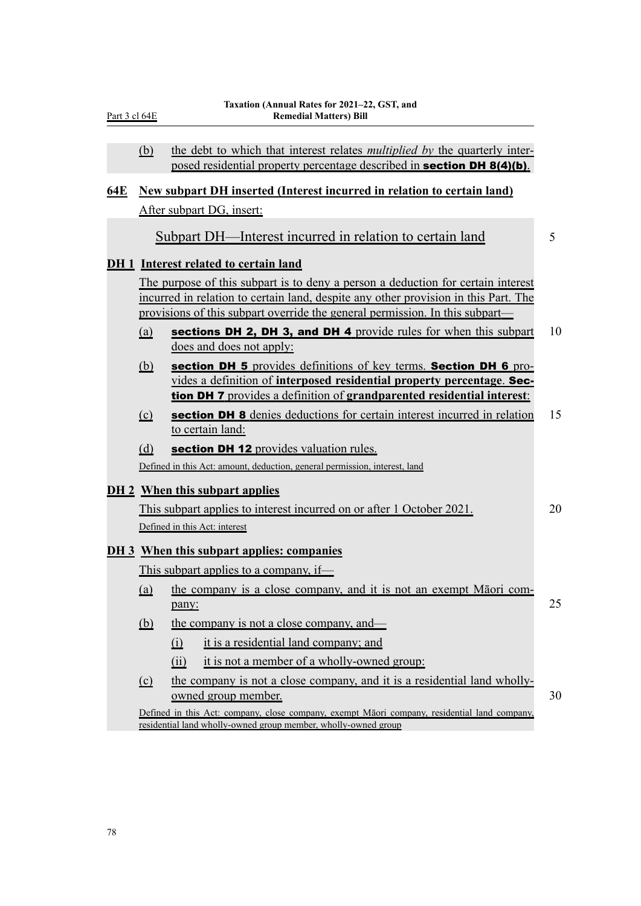(b) the debt to which that interest relates *multiplied by* the quarterly interposed residential property percentage described in **section DH 8(4)(b)**.

### 64E New subpart DH inserted (Interest incurred in relation to certain land)

After subpart DG, insert:

## Subpart DH—Interest incurred in relation to certain land

### DH 1 Interest related to certain land

The purpose of this subpart is to deny a person a deduction for certain interest incurred in relation to certain land, despite any other provision in this Part. The provisions of this subpart override the general permission. In this subpart—

(a) **sections DH 2, DH 3, and DH 4** provide rules for when this subpart does and does not apply:

(b) **section DH 5** provides definitions of key terms. **Section DH 6** provides a definition of **interposed residential property percentage**. **Section DH 7** provides a definition of **grandparented residential interest**:

(c) **section DH 8** denies deductions for certain interest incurred in relation to certain land:

(d) **section DH 12** provides valuation rules.

Defined in this Act: amount, deduction, general permission, interest, land

### DH 2 When this subpart applies

This subpart applies to interest incurred on or after 1 October 2021.

Defined in this Act: interest

### DH 3 When this subpart applies: companies

This subpart applies to a company, if—

(a) the company is a close company, and it is not an exempt Māori company:

(b) the company is not a close company, and—

(i) it is a residential land company; and

(ii) it is not a member of a wholly-owned group:

(c) the company is not a close company, and it is a residential land wholly-owned group member.

Defined in this Act: company, close company, exempt Māori company, residential land company, residential land wholly-owned group member, wholly-owned group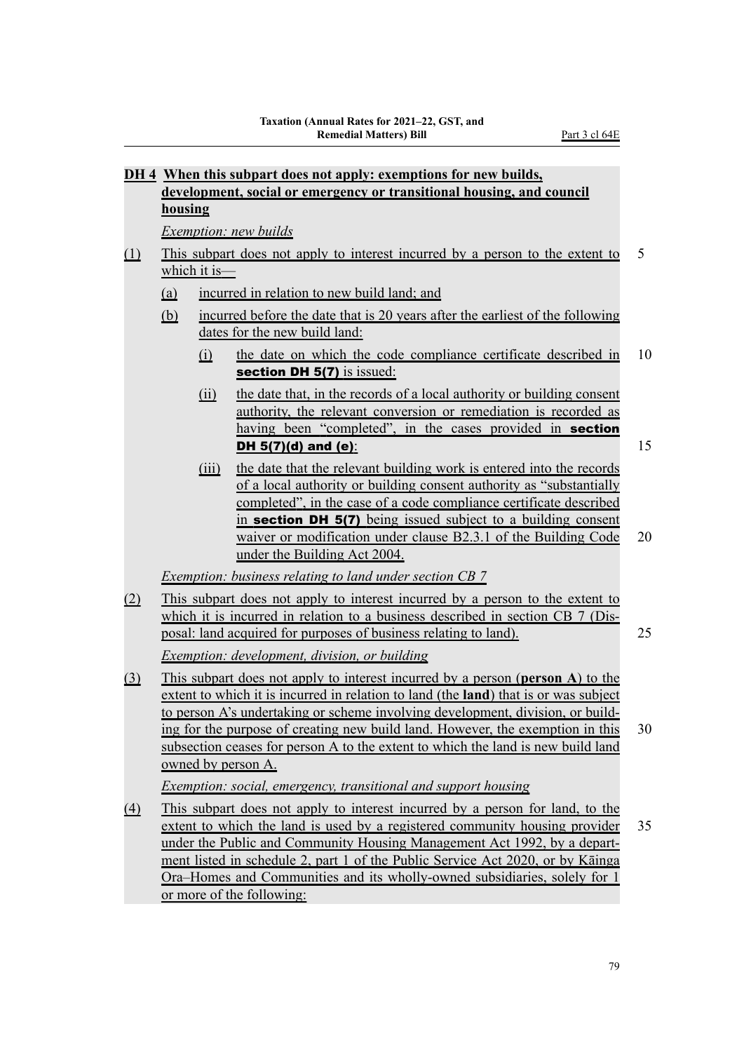## DH 4 When this subpart does not apply: exemptions for new builds, development, social or emergency or transitional housing, and council housing

*Exemption: new builds*

(1) This subpart does not apply to interest incurred by a person to the extent to which it is—

  (a) incurred in relation to new build land; and

  (b) incurred before the date that is 20 years after the earliest of the following dates for the new build land:

    (i) the date on which the code compliance certificate described in **section DH 5(7)** is issued:

    (ii) the date that, in the records of a local authority or building consent authority, the relevant conversion or remediation is recorded as having been "completed", in the cases provided in **section DH 5(7)(d) and (e)**:

    (iii) the date that the relevant building work is entered into the records of a local authority or building consent authority as "substantially completed", in the case of a code compliance certificate described in **section DH 5(7)** being issued subject to a building consent waiver or modification under clause B2.3.1 of the Building Code under the Building Act 2004.

*Exemption: business relating to land under section CB 7*

(2) This subpart does not apply to interest incurred by a person to the extent to which it is incurred in relation to a business described in section CB 7 (Disposal: land acquired for purposes of business relating to land).

*Exemption: development, division, or building*

(3) This subpart does not apply to interest incurred by a person (**person A**) to the extent to which it is incurred in relation to land (the **land**) that is or was subject to person A's undertaking or scheme involving development, division, or building for the purpose of creating new build land. However, the exemption in this subsection ceases for person A to the extent to which the land is new build land owned by person A.

*Exemption: social, emergency, transitional and support housing*

(4) This subpart does not apply to interest incurred by a person for land, to the extent to which the land is used by a registered community housing provider under the Public and Community Housing Management Act 1992, by a department listed in schedule 2, part 1 of the Public Service Act 2020, or by Kāinga Ora–Homes and Communities and its wholly-owned subsidiaries, solely for 1 or more of the following: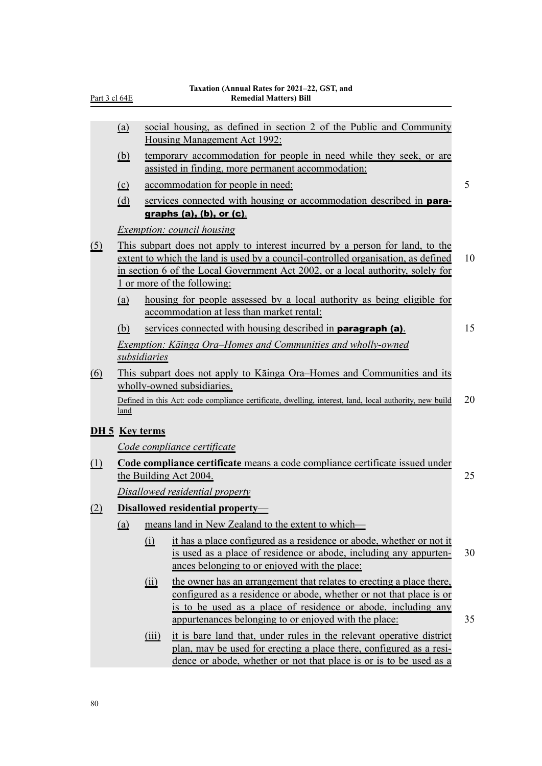(a) social housing, as defined in section 2 of the Public and Community Housing Management Act 1992:

(b) temporary accommodation for people in need while they seek, or are assisted in finding, more permanent accommodation:

(c) accommodation for people in need:

(d) services connected with housing or accommodation described in **paragraphs (a), (b), or (c)**.

*Exemption: council housing*

(5) This subpart does not apply to interest incurred by a person for land, to the extent to which the land is used by a council-controlled organisation, as defined in section 6 of the Local Government Act 2002, or a local authority, solely for 1 or more of the following:

(a) housing for people assessed by a local authority as being eligible for accommodation at less than market rental:

(b) services connected with housing described in **paragraph (a)**.

*Exemption: Kāinga Ora–Homes and Communities and wholly-owned subsidiaries*

(6) This subpart does not apply to Kāinga Ora–Homes and Communities and its wholly-owned subsidiaries.

Defined in this Act: code compliance certificate, dwelling, interest, land, local authority, new build land

**DH 5 Key terms**

*Code compliance certificate*

(1) **Code compliance certificate** means a code compliance certificate issued under the Building Act 2004.

*Disallowed residential property*

(2) **Disallowed residential property**—

(a) means land in New Zealand to the extent to which—

(i) it has a place configured as a residence or abode, whether or not it is used as a place of residence or abode, including any appurtenances belonging to or enjoyed with the place:

(ii) the owner has an arrangement that relates to erecting a place there, configured as a residence or abode, whether or not that place is or is to be used as a place of residence or abode, including any appurtenances belonging to or enjoyed with the place:

(iii) it is bare land that, under rules in the relevant operative district plan, may be used for erecting a place there, configured as a residence or abode, whether or not that place is or is to be used as a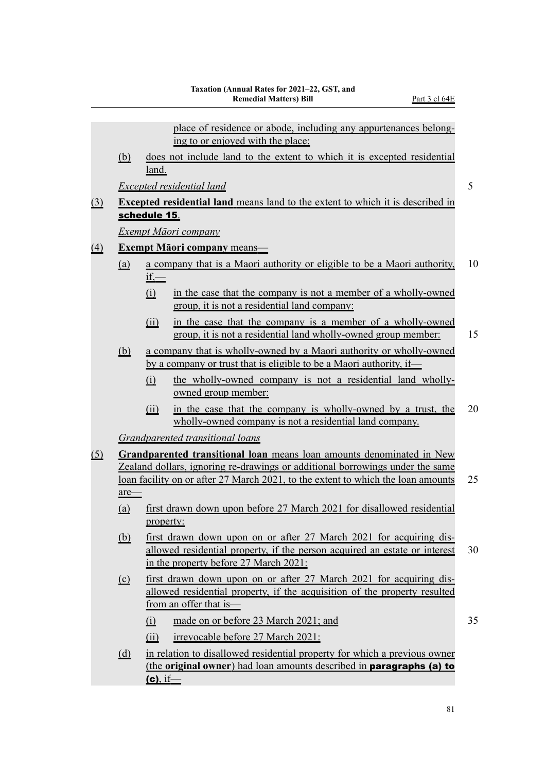place of residence or abode, including any appurtenances belonging to or enjoyed with the place:

(b) does not include land to the extent to which it is excepted residential land.

*Excepted residential land*

(3) **Excepted residential land** means land to the extent to which it is described in **schedule 15**.

*Exempt Māori company*

(4) **Exempt Māori company** means—

(a) a company that is a Maori authority or eligible to be a Maori authority, if,—

(i) in the case that the company is not a member of a wholly-owned group, it is not a residential land company:

(ii) in the case that the company is a member of a wholly-owned group, it is not a residential land wholly-owned group member:

(b) a company that is wholly-owned by a Maori authority or wholly-owned by a company or trust that is eligible to be a Maori authority, if—

(i) the wholly-owned company is not a residential land wholly-owned group member:

(ii) in the case that the company is wholly-owned by a trust, the wholly-owned company is not a residential land company.

*Grandparented transitional loans*

(5) **Grandparented transitional loan** means loan amounts denominated in New Zealand dollars, ignoring re-drawings or additional borrowings under the same loan facility on or after 27 March 2021, to the extent to which the loan amounts are—

(a) first drawn down upon before 27 March 2021 for disallowed residential property:

(b) first drawn down upon on or after 27 March 2021 for acquiring disallowed residential property, if the person acquired an estate or interest in the property before 27 March 2021:

(c) first drawn down upon on or after 27 March 2021 for acquiring disallowed residential property, if the acquisition of the property resulted from an offer that is—

(i) made on or before 23 March 2021; and

(ii) irrevocable before 27 March 2021:

(d) in relation to disallowed residential property for which a previous owner (the **original owner**) had loan amounts described in **paragraphs (a) to (c)**, if—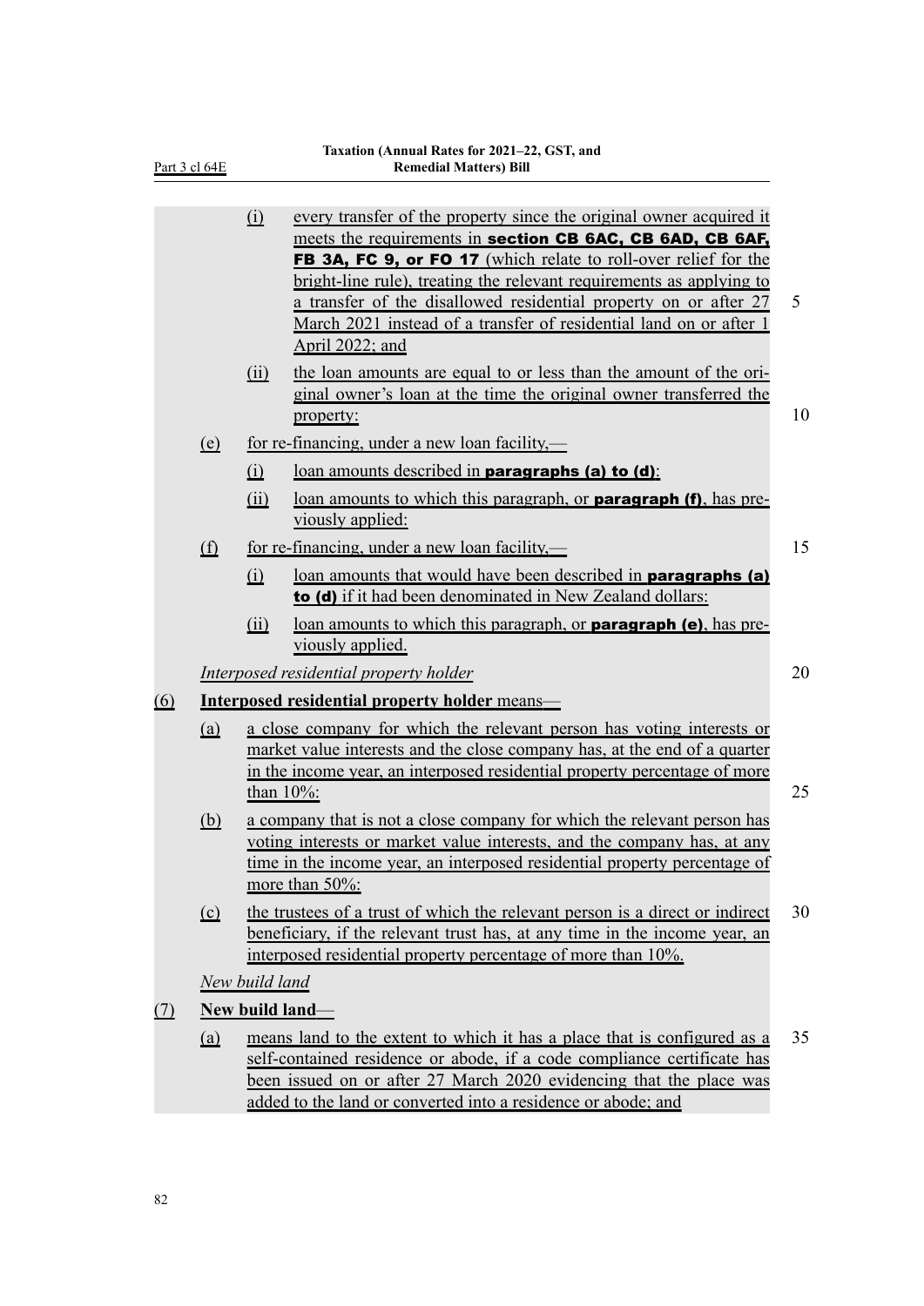(i) every transfer of the property since the original owner acquired it meets the requirements in **section CB 6AC, CB 6AD, CB 6AF, FB 3A, FC 9, or FO 17** (which relate to roll-over relief for the bright-line rule), treating the relevant requirements as applying to a transfer of the disallowed residential property on or after 27 March 2021 instead of a transfer of residential land on or after 1 April 2022; and

(ii) the loan amounts are equal to or less than the amount of the original owner's loan at the time the original owner transferred the property:

(e) for re-financing, under a new loan facility,—

(i) loan amounts described in **paragraphs (a) to (d)**:

(ii) loan amounts to which this paragraph, or **paragraph (f)**, has previously applied:

(f) for re-financing, under a new loan facility,—

(i) loan amounts that would have been described in **paragraphs (a) to (d)** if it had been denominated in New Zealand dollars:

(ii) loan amounts to which this paragraph, or **paragraph (e)**, has previously applied.

*Interposed residential property holder*

(6) **Interposed residential property holder** means—

(a) a close company for which the relevant person has voting interests or market value interests and the close company has, at the end of a quarter in the income year, an interposed residential property percentage of more than 10%:

(b) a company that is not a close company for which the relevant person has voting interests or market value interests, and the company has, at any time in the income year, an interposed residential property percentage of more than 50%:

(c) the trustees of a trust of which the relevant person is a direct or indirect beneficiary, if the relevant trust has, at any time in the income year, an interposed residential property percentage of more than 10%.

*New build land*

(7) **New build land**—

(a) means land to the extent to which it has a place that is configured as a self-contained residence or abode, if a code compliance certificate has been issued on or after 27 March 2020 evidencing that the place was added to the land or converted into a residence or abode; and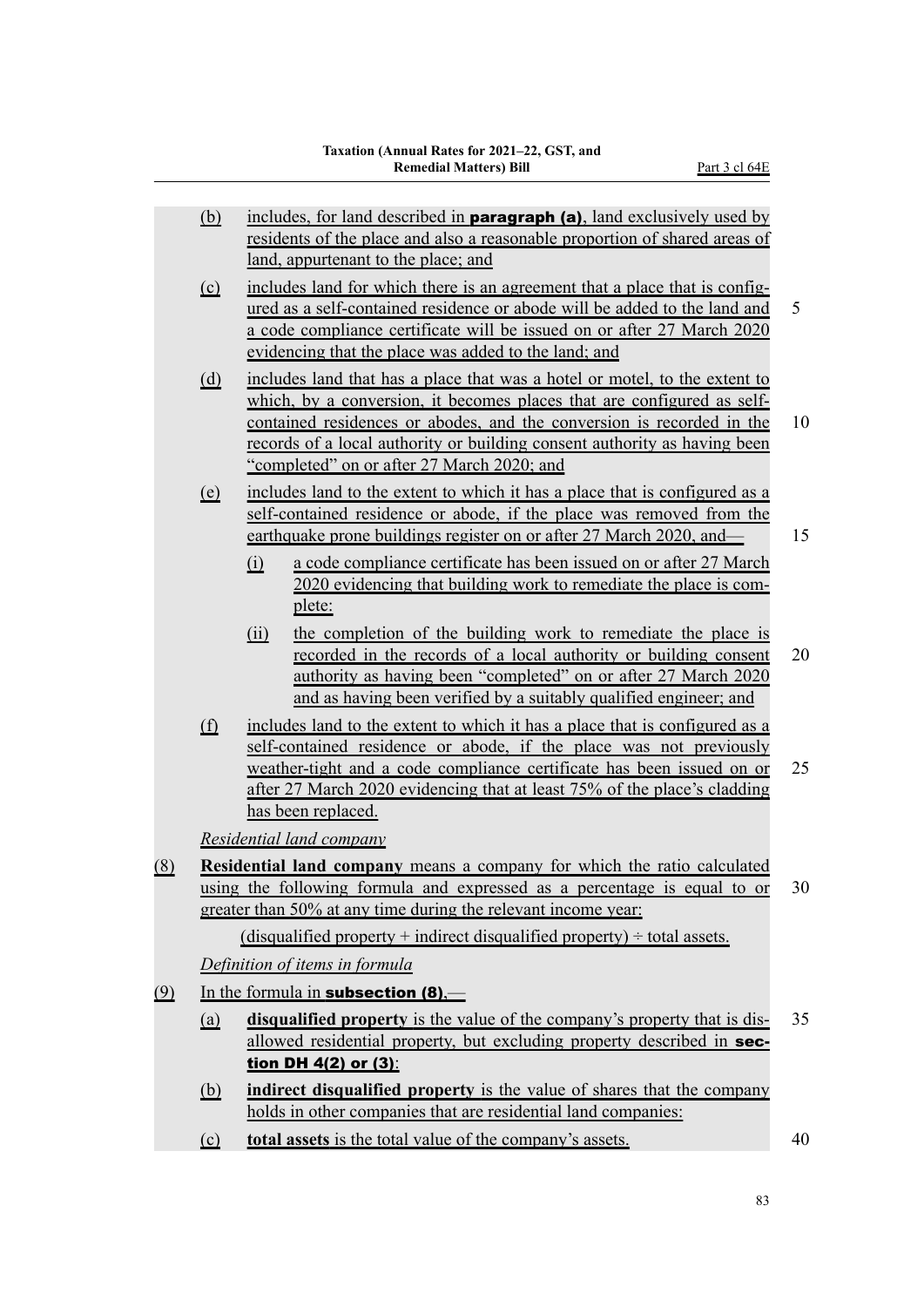(b) includes, for land described in **paragraph (a)**, land exclusively used by residents of the place and also a reasonable proportion of shared areas of land, appurtenant to the place; and

(c) includes land for which there is an agreement that a place that is configured as a self-contained residence or abode will be added to the land and a code compliance certificate will be issued on or after 27 March 2020 evidencing that the place was added to the land; and

(d) includes land that has a place that was a hotel or motel, to the extent to which, by a conversion, it becomes places that are configured as self-contained residences or abodes, and the conversion is recorded in the records of a local authority or building consent authority as having been "completed" on or after 27 March 2020; and

(e) includes land to the extent to which it has a place that is configured as a self-contained residence or abode, if the place was removed from the earthquake prone buildings register on or after 27 March 2020, and—

(i) a code compliance certificate has been issued on or after 27 March 2020 evidencing that building work to remediate the place is complete:

(ii) the completion of the building work to remediate the place is recorded in the records of a local authority or building consent authority as having been "completed" on or after 27 March 2020 and as having been verified by a suitably qualified engineer; and

(f) includes land to the extent to which it has a place that is configured as a self-contained residence or abode, if the place was not previously weather-tight and a code compliance certificate has been issued on or after 27 March 2020 evidencing that at least 75% of the place's cladding has been replaced.

*Residential land company*

(8) **Residential land company** means a company for which the ratio calculated using the following formula and expressed as a percentage is equal to or greater than 50% at any time during the relevant income year:

(disqualified property + indirect disqualified property) ÷ total assets.

*Definition of items in formula*

(9) In the formula in **subsection (8)**,—

(a) **disqualified property** is the value of the company's property that is disallowed residential property, but excluding property described in **section DH 4(2) or (3)**:

(b) **indirect disqualified property** is the value of shares that the company holds in other companies that are residential land companies:

(c) **total assets** is the total value of the company's assets.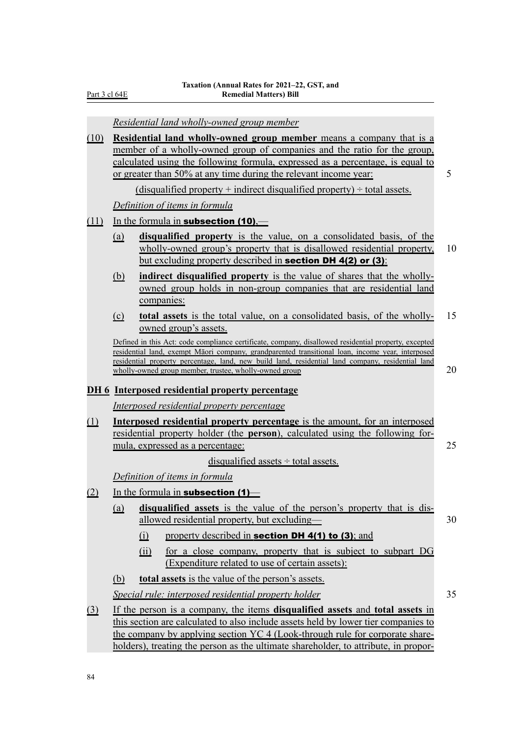*Residential land wholly-owned group member*

(10) **Residential land wholly-owned group member** means a company that is a member of a wholly-owned group of companies and the ratio for the group, calculated using the following formula, expressed as a percentage, is equal to or greater than 50% at any time during the relevant income year:

(disqualified property + indirect disqualified property) ÷ total assets.

*Definition of items in formula*

(11) In the formula in **subsection (10)**,—

- (a) **disqualified property** is the value, on a consolidated basis, of the wholly-owned group's property that is disallowed residential property, but excluding property described in **section DH 4(2) or (3)**:
- (b) **indirect disqualified property** is the value of shares that the wholly-owned group holds in non-group companies that are residential land companies:
- (c) **total assets** is the total value, on a consolidated basis, of the wholly-owned group's assets.

Defined in this Act: code compliance certificate, company, disallowed residential property, excepted residential land, exempt Māori company, grandparented transitional loan, income year, interposed residential property percentage, land, new build land, residential land company, residential land wholly-owned group member, trustee, wholly-owned group

## DH 6 Interposed residential property percentage

*Interposed residential property percentage*

(1) **Interposed residential property percentage** is the amount, for an interposed residential property holder (the **person**), calculated using the following formula, expressed as a percentage:

disqualified assets ÷ total assets.

*Definition of items in formula*

(2) In the formula in **subsection (1)**—

- (a) **disqualified assets** is the value of the person's property that is disallowed residential property, but excluding—
  - (i) property described in **section DH 4(1) to (3)**; and
  - (ii) for a close company, property that is subject to subpart DG (Expenditure related to use of certain assets):
- (b) **total assets** is the value of the person's assets.

*Special rule: interposed residential property holder*

(3) If the person is a company, the items **disqualified assets** and **total assets** in this section are calculated to also include assets held by lower tier companies to the company by applying section YC 4 (Look-through rule for corporate shareholders), treating the person as the ultimate shareholder, to attribute, in propor-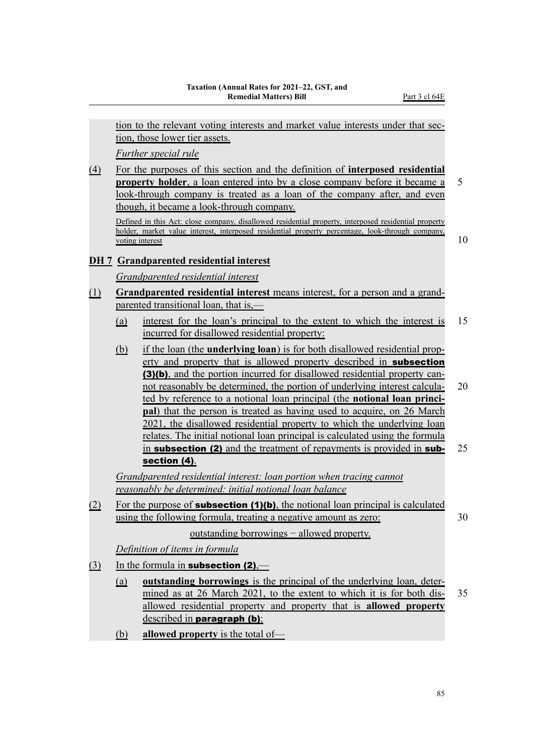tion to the relevant voting interests and market value interests under that section, those lower tier assets.

*Further special rule*

(4) For the purposes of this section and the definition of **interposed residential property holder**, a loan entered into by a close company before it became a look-through company is treated as a loan of the company after, and even though, it became a look-through company.

Defined in this Act: close company, disallowed residential property, interposed residential property holder, market value interest, interposed residential property percentage, look-through company, voting interest

### DH 7 Grandparented residential interest

*Grandparented residential interest*

(1) **Grandparented residential interest** means interest, for a person and a grandparented transitional loan, that is,—

- (a) interest for the loan's principal to the extent to which the interest is incurred for disallowed residential property:
- (b) if the loan (the **underlying loan**) is for both disallowed residential property and property that is allowed property described in **subsection (3)(b)**, and the portion incurred for disallowed residential property cannot reasonably be determined, the portion of underlying interest calculated by reference to a notional loan principal (the **notional loan principal**) that the person is treated as having used to acquire, on 26 March 2021, the disallowed residential property to which the underlying loan relates. The initial notional loan principal is calculated using the formula in **subsection (2)** and the treatment of repayments is provided in **subsection (4)**.

*Grandparented residential interest: loan portion when tracing cannot reasonably be determined: initial notional loan balance*

(2) For the purpose of **subsection (1)(b)**, the notional loan principal is calculated using the following formula, treating a negative amount as zero:

$$\text{outstanding borrowings} - \text{allowed property}.$$

*Definition of items in formula*

(3) In the formula in **subsection (2)**,—

- (a) **outstanding borrowings** is the principal of the underlying loan, determined as at 26 March 2021, to the extent to which it is for both disallowed residential property and property that is **allowed property** described in **paragraph (b)**:
- (b) **allowed property** is the total of—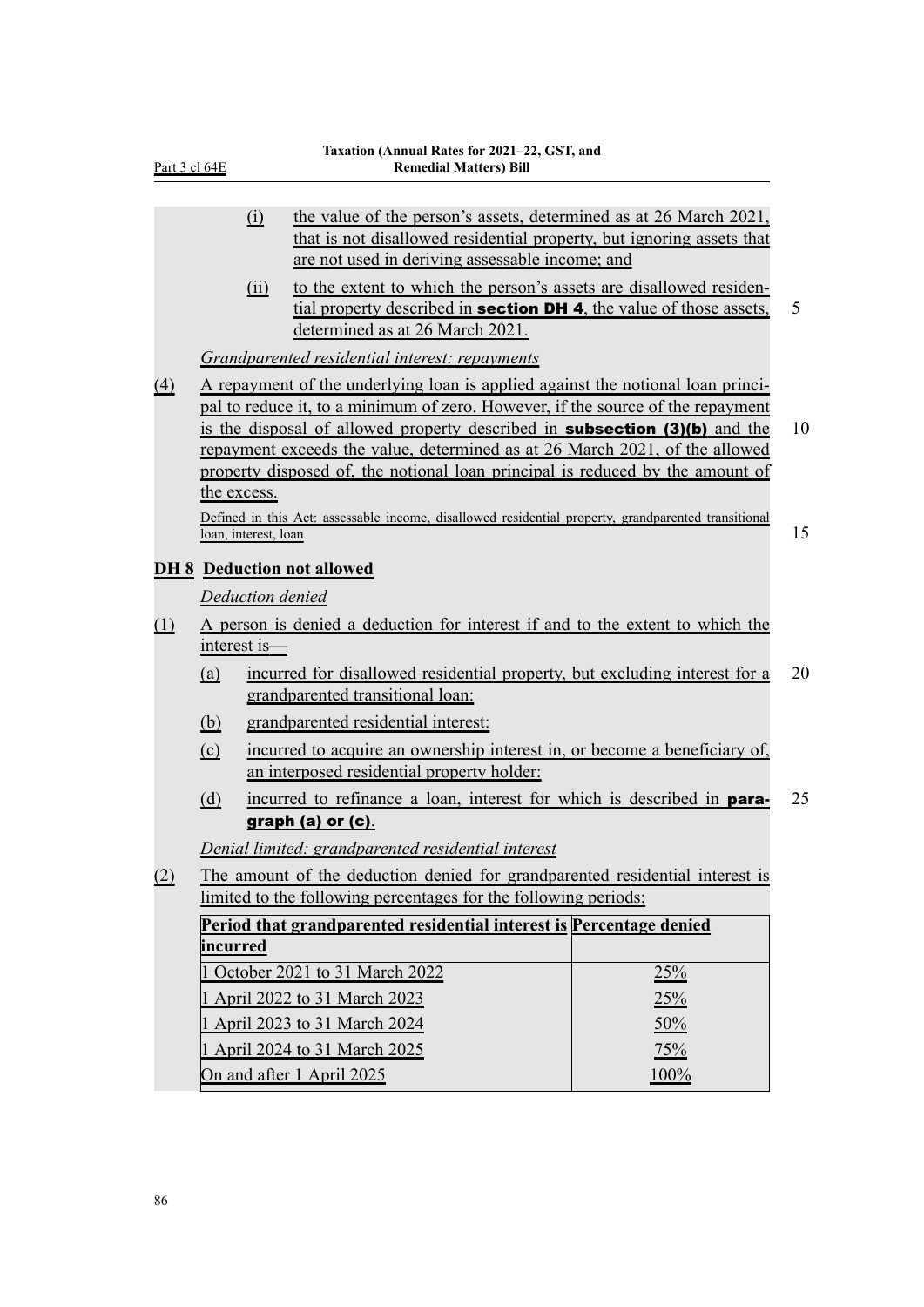(i) the value of the person's assets, determined as at 26 March 2021, that is not disallowed residential property, but ignoring assets that are not used in deriving assessable income; and

(ii) to the extent to which the person's assets are disallowed residential property described in **section DH 4**, the value of those assets, determined as at 26 March 2021.

*Grandparented residential interest: repayments*

(4) A repayment of the underlying loan is applied against the notional loan principal to reduce it, to a minimum of zero. However, if the source of the repayment is the disposal of allowed property described in **subsection (3)(b)** and the repayment exceeds the value, determined as at 26 March 2021, of the allowed property disposed of, the notional loan principal is reduced by the amount of the excess.

Defined in this Act: assessable income, disallowed residential property, grandparented transitional loan, interest, loan

## DH 8 Deduction not allowed

*Deduction denied*

(1) A person is denied a deduction for interest if and to the extent to which the interest is—

(a) incurred for disallowed residential property, but excluding interest for a grandparented transitional loan:

(b) grandparented residential interest:

(c) incurred to acquire an ownership interest in, or become a beneficiary of, an interposed residential property holder:

(d) incurred to refinance a loan, interest for which is described in **paragraph (a) or (c)**.

*Denial limited: grandparented residential interest*

(2) The amount of the deduction denied for grandparented residential interest is limited to the following percentages for the following periods:

| Period that grandparented residential interest is incurred | Percentage denied |
|---|---|
| 1 October 2021 to 31 March 2022 | 25% |
| 1 April 2022 to 31 March 2023 | 25% |
| 1 April 2023 to 31 March 2024 | 50% |
| 1 April 2024 to 31 March 2025 | 75% |
| On and after 1 April 2025 | 100% |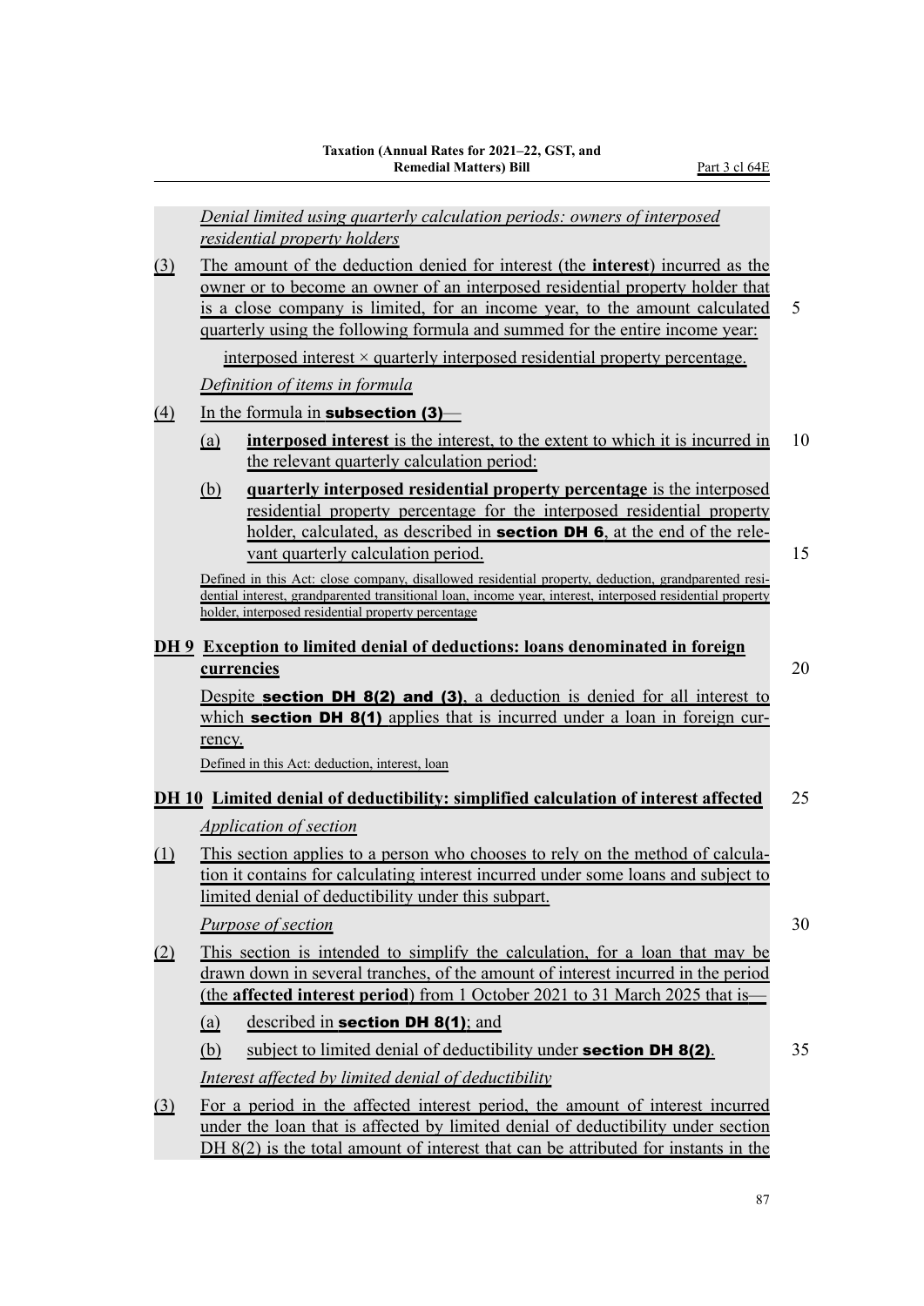*Denial limited using quarterly calculation periods: owners of interposed residential property holders*

(3) The amount of the deduction denied for interest (the **interest**) incurred as the owner or to become an owner of an interposed residential property holder that is a close company is limited, for an income year, to the amount calculated quarterly using the following formula and summed for the entire income year:

interposed interest × quarterly interposed residential property percentage.

*Definition of items in formula*

(4) In the formula in **subsection (3)**—

(a) **interposed interest** is the interest, to the extent to which it is incurred in the relevant quarterly calculation period:

(b) **quarterly interposed residential property percentage** is the interposed residential property percentage for the interposed residential property holder, calculated, as described in **section DH 6**, at the end of the relevant quarterly calculation period.

Defined in this Act: close company, disallowed residential property, deduction, grandparented residential interest, grandparented transitional loan, income year, interest, interposed residential property holder, interposed residential property percentage

## DH 9 Exception to limited denial of deductions: loans denominated in foreign currencies

Despite **section DH 8(2) and (3)**, a deduction is denied for all interest to which **section DH 8(1)** applies that is incurred under a loan in foreign currency.

Defined in this Act: deduction, interest, loan

## DH 10 Limited denial of deductibility: simplified calculation of interest affected

*Application of section*

(1) This section applies to a person who chooses to rely on the method of calculation it contains for calculating interest incurred under some loans and subject to limited denial of deductibility under this subpart.

*Purpose of section*

(2) This section is intended to simplify the calculation, for a loan that may be drawn down in several tranches, of the amount of interest incurred in the period (the **affected interest period**) from 1 October 2021 to 31 March 2025 that is—

(a) described in **section DH 8(1)**; and

(b) subject to limited denial of deductibility under **section DH 8(2)**.

*Interest affected by limited denial of deductibility*

(3) For a period in the affected interest period, the amount of interest incurred under the loan that is affected by limited denial of deductibility under section DH 8(2) is the total amount of interest that can be attributed for instants in the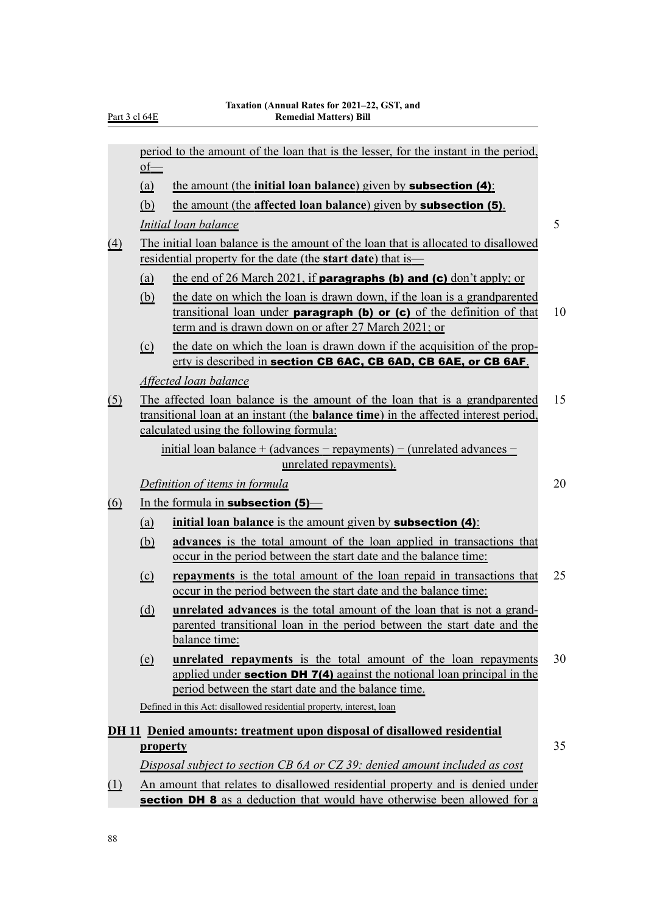period to the amount of the loan that is the lesser, for the instant in the period, of—

(a) the amount (the **initial loan balance**) given by **subsection (4)**:

(b) the amount (the **affected loan balance**) given by **subsection (5)**.

*Initial loan balance*

(4) The initial loan balance is the amount of the loan that is allocated to disallowed residential property for the date (the **start date**) that is—

(a) the end of 26 March 2021, if **paragraphs (b) and (c)** don't apply; or

(b) the date on which the loan is drawn down, if the loan is a grandparented transitional loan under **paragraph (b) or (c)** of the definition of that term and is drawn down on or after 27 March 2021; or

(c) the date on which the loan is drawn down if the acquisition of the property is described in **section CB 6AC, CB 6AD, CB 6AE, or CB 6AF**.

*Affected loan balance*

(5) The affected loan balance is the amount of the loan that is a grandparented transitional loan at an instant (the **balance time**) in the affected interest period, calculated using the following formula:

initial loan balance + (advances − repayments) − (unrelated advances − unrelated repayments).

*Definition of items in formula*

(6) In the formula in **subsection (5)**—

(a) **initial loan balance** is the amount given by **subsection (4)**:

(b) **advances** is the total amount of the loan applied in transactions that occur in the period between the start date and the balance time:

(c) **repayments** is the total amount of the loan repaid in transactions that occur in the period between the start date and the balance time:

(d) **unrelated advances** is the total amount of the loan that is not a grandparented transitional loan in the period between the start date and the balance time:

(e) **unrelated repayments** is the total amount of the loan repayments applied under **section DH 7(4)** against the notional loan principal in the period between the start date and the balance time.

Defined in this Act: disallowed residential property, interest, loan

### DH 11 Denied amounts: treatment upon disposal of disallowed residential property

*Disposal subject to section CB 6A or CZ 39: denied amount included as cost*

(1) An amount that relates to disallowed residential property and is denied under **section DH 8** as a deduction that would have otherwise been allowed for a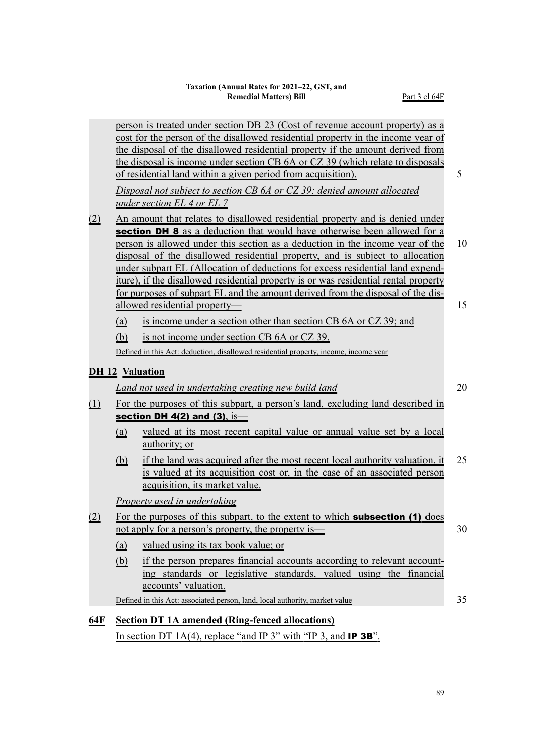person is treated under section DB 23 (Cost of revenue account property) as a cost for the person of the disallowed residential property in the income year of the disposal of the disallowed residential property if the amount derived from the disposal is income under section CB 6A or CZ 39 (which relate to disposals of residential land within a given period from acquisition).

*Disposal not subject to section CB 6A or CZ 39: denied amount allocated under section EL 4 or EL 7*

(2) An amount that relates to disallowed residential property and is denied under **section DH 8** as a deduction that would have otherwise been allowed for a person is allowed under this section as a deduction in the income year of the disposal of the disallowed residential property, and is subject to allocation under subpart EL (Allocation of deductions for excess residential land expenditure), if the disallowed residential property is or was residential rental property for purposes of subpart EL and the amount derived from the disposal of the disallowed residential property—

(a) is income under a section other than section CB 6A or CZ 39; and

(b) is not income under section CB 6A or CZ 39.

Defined in this Act: deduction, disallowed residential property, income, income year

**DH 12 Valuation**

*Land not used in undertaking creating new build land*

(1) For the purposes of this subpart, a person's land, excluding land described in **section DH 4(2) and (3)**, is—

(a) valued at its most recent capital value or annual value set by a local authority; or

(b) if the land was acquired after the most recent local authority valuation, it is valued at its acquisition cost or, in the case of an associated person acquisition, its market value.

*Property used in undertaking*

(2) For the purposes of this subpart, to the extent to which **subsection (1)** does not apply for a person's property, the property is—

(a) valued using its tax book value; or

(b) if the person prepares financial accounts according to relevant accounting standards or legislative standards, valued using the financial accounts' valuation.

Defined in this Act: associated person, land, local authority, market value

## 64F Section DT 1A amended (Ring-fenced allocations)

In section DT 1A(4), replace "and IP 3" with "IP 3, and **IP 3B**".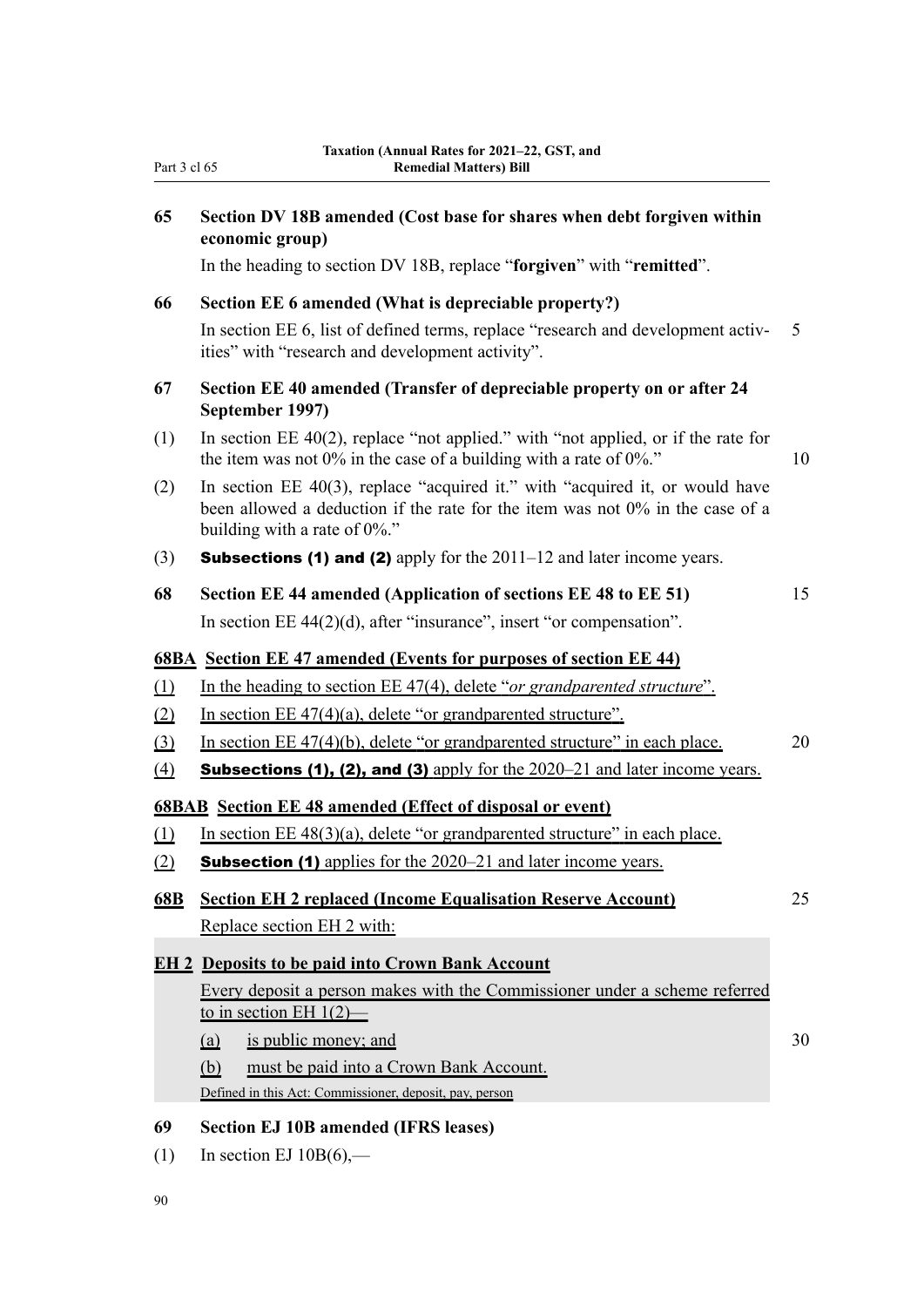### 65 Section DV 18B amended (Cost base for shares when debt forgiven within economic group)

In the heading to section DV 18B, replace "**forgiven**" with "**remitted**".

### 66 Section EE 6 amended (What is depreciable property?)

In section EE 6, list of defined terms, replace "research and development activities" with "research and development activity".

### 67 Section EE 40 amended (Transfer of depreciable property on or after 24 September 1997)

(1) In section EE 40(2), replace "not applied." with "not applied, or if the rate for the item was not 0% in the case of a building with a rate of 0%."

(2) In section EE 40(3), replace "acquired it." with "acquired it, or would have been allowed a deduction if the rate for the item was not 0% in the case of a building with a rate of 0%."

(3) **Subsections (1) and (2)** apply for the 2011–12 and later income years.

### 68 Section EE 44 amended (Application of sections EE 48 to EE 51)

In section EE 44(2)(d), after "insurance", insert "or compensation".

### 68BA Section EE 47 amended (Events for purposes of section EE 44)

(1) In the heading to section EE 47(4), delete "*or grandparented structure*".

(2) In section EE 47(4)(a), delete "or grandparented structure".

(3) In section EE 47(4)(b), delete "or grandparented structure" in each place.

(4) **Subsections (1), (2), and (3)** apply for the 2020–21 and later income years.

### 68BAB Section EE 48 amended (Effect of disposal or event)

(1) In section EE 48(3)(a), delete "or grandparented structure" in each place.

(2) **Subsection (1)** applies for the 2020–21 and later income years.

### 68B Section EH 2 replaced (Income Equalisation Reserve Account)

Replace section EH 2 with:

> **EH 2 Deposits to be paid into Crown Bank Account**
>
> Every deposit a person makes with the Commissioner under a scheme referred to in section EH 1(2)—
>
> (a) is public money; and
>
> (b) must be paid into a Crown Bank Account.
>
> Defined in this Act: Commissioner, deposit, pay, person

### 69 Section EJ 10B amended (IFRS leases)

(1) In section EJ 10B(6),—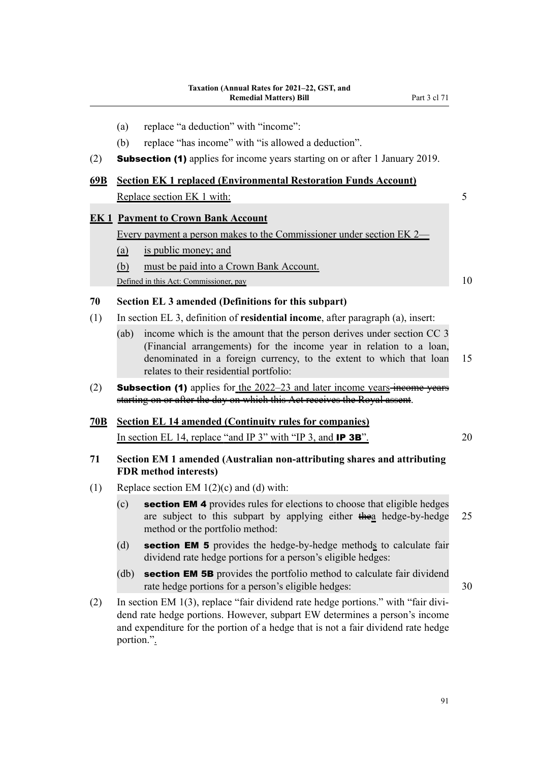(a) replace “a deduction” with “income”:

(b) replace “has income” with “is allowed a deduction”.

(2) **Subsection (1)** applies for income years starting on or after 1 January 2019.

**69B Section EK 1 replaced (Environmental Restoration Funds Account)**

Replace section EK 1 with:

**EK 1 Payment to Crown Bank Account**

Every payment a person makes to the Commissioner under section EK 2—

(a) is public money; and

(b) must be paid into a Crown Bank Account.

Defined in this Act: Commissioner, pay

**70 Section EL 3 amended (Definitions for this subpart)**

(1) In section EL 3, definition of **residential income**, after paragraph (a), insert:

(ab) income which is the amount that the person derives under section CC 3 (Financial arrangements) for the income year in relation to a loan, denominated in a foreign currency, to the extent to which that loan relates to their residential portfolio:

(2) **Subsection (1)** applies for the 2022–23 and later income years ~~income years starting on or after the day on which this Act receives the Royal assent~~.

**70B Section EL 14 amended (Continuity rules for companies)**

In section EL 14, replace “and IP 3” with “IP 3, and **IP 3B**”.

**71 Section EM 1 amended (Australian non-attributing shares and attributing FDR method interests)**

(1) Replace section EM 1(2)(c) and (d) with:

(c) **section EM 4** provides rules for elections to choose that eligible hedges are subject to this subpart by applying either ~~the~~a hedge-by-hedge method or the portfolio method:

(d) **section EM 5** provides the hedge-by-hedge methods to calculate fair dividend rate hedge portions for a person’s eligible hedges:

(db) **section EM 5B** provides the portfolio method to calculate fair dividend rate hedge portions for a person’s eligible hedges:

(2) In section EM 1(3), replace “fair dividend rate hedge portions.” with “fair dividend rate hedge portions. However, subpart EW determines a person’s income and expenditure for the portion of a hedge that is not a fair dividend rate hedge portion.”.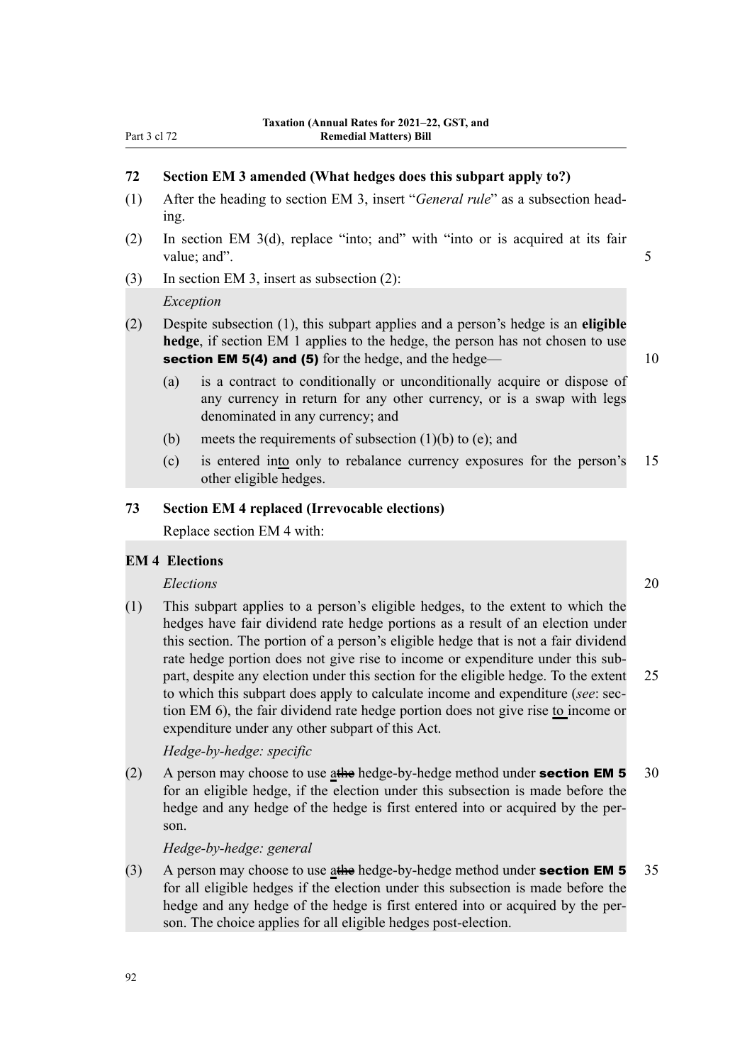## 72 Section EM 3 amended (What hedges does this subpart apply to?)

(1) After the heading to section EM 3, insert "*General rule*" as a subsection heading.

(2) In section EM 3(d), replace "into; and" with "into or is acquired at its fair value; and".

(3) In section EM 3, insert as subsection (2):

*Exception*

(2) Despite subsection (1), this subpart applies and a person's hedge is an **eligible hedge**, if section EM 1 applies to the hedge, the person has not chosen to use **section EM 5(4) and (5)** for the hedge, and the hedge—

- (a) is a contract to conditionally or unconditionally acquire or dispose of any currency in return for any other currency, or is a swap with legs denominated in any currency; and
- (b) meets the requirements of subsection (1)(b) to (e); and
- (c) is entered into only to rebalance currency exposures for the person's other eligible hedges.

## 73 Section EM 4 replaced (Irrevocable elections)

Replace section EM 4 with:

### EM 4 Elections

*Elections*

(1) This subpart applies to a person's eligible hedges, to the extent to which the hedges have fair dividend rate hedge portions as a result of an election under this section. The portion of a person's eligible hedge that is not a fair dividend rate hedge portion does not give rise to income or expenditure under this subpart, despite any election under this section for the eligible hedge. To the extent to which this subpart does apply to calculate income and expenditure (*see*: section EM 6), the fair dividend rate hedge portion does not give rise to income or expenditure under any other subpart of this Act.

*Hedge-by-hedge: specific*

(2) A person may choose to use a~~the~~ hedge-by-hedge method under **section EM 5** for an eligible hedge, if the election under this subsection is made before the hedge and any hedge of the hedge is first entered into or acquired by the person.

*Hedge-by-hedge: general*

(3) A person may choose to use a~~the~~ hedge-by-hedge method under **section EM 5** for all eligible hedges if the election under this subsection is made before the hedge and any hedge of the hedge is first entered into or acquired by the person. The choice applies for all eligible hedges post-election.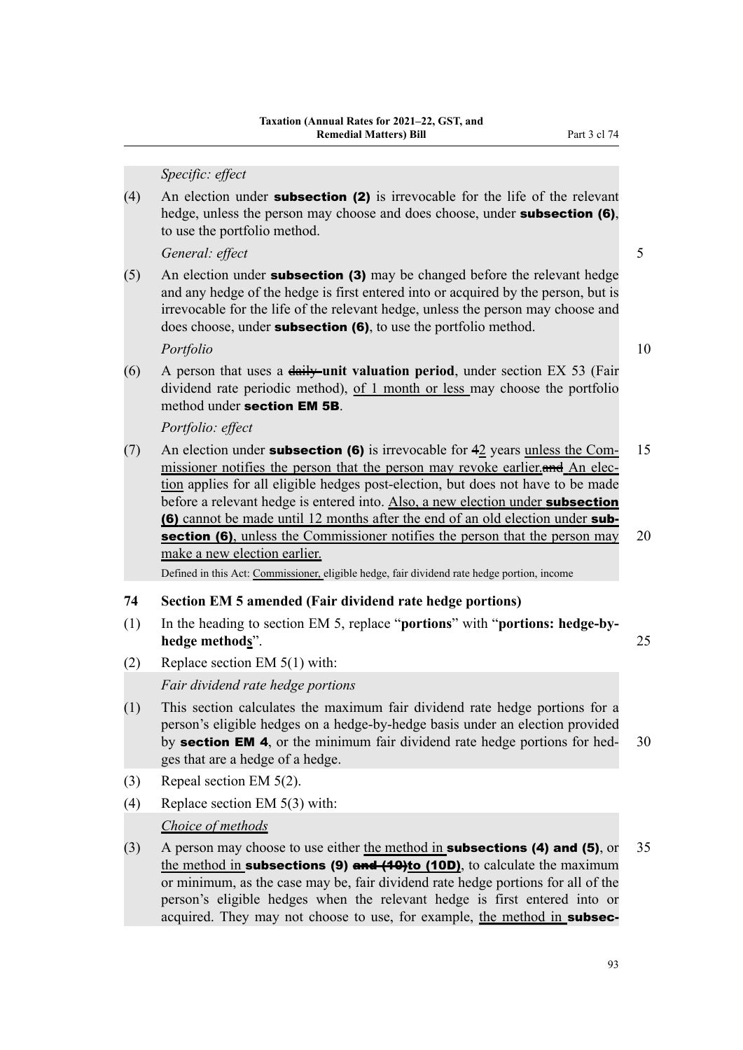*Specific: effect*

(4) An election under **subsection (2)** is irrevocable for the life of the relevant hedge, unless the person may choose and does choose, under **subsection (6)**, to use the portfolio method.

*General: effect*

(5) An election under **subsection (3)** may be changed before the relevant hedge and any hedge of the hedge is first entered into or acquired by the person, but is irrevocable for the life of the relevant hedge, unless the person may choose and does choose, under **subsection (6)**, to use the portfolio method.

*Portfolio*

(6) A person that uses a ~~daily~~ **unit valuation period**, under section EX 53 (Fair dividend rate periodic method), of 1 month or less may choose the portfolio method under **section EM 5B**.

*Portfolio: effect*

(7) An election under **subsection (6)** is irrevocable for ~~4~~2 years unless the Commissioner notifies the person that the person may revoke earlier.~~and~~ An election applies for all eligible hedges post-election, but does not have to be made before a relevant hedge is entered into. Also, a new election under **subsection (6)** cannot be made until 12 months after the end of an old election under **subsection (6)**, unless the Commissioner notifies the person that the person may make a new election earlier.

Defined in this Act: Commissioner, eligible hedge, fair dividend rate hedge portion, income

**74 Section EM 5 amended (Fair dividend rate hedge portions)**

(1) In the heading to section EM 5, replace "**portions**" with "**portions: hedge-by-hedge methods**".

(2) Replace section EM 5(1) with:

*Fair dividend rate hedge portions*

(1) This section calculates the maximum fair dividend rate hedge portions for a person's eligible hedges on a hedge-by-hedge basis under an election provided by **section EM 4**, or the minimum fair dividend rate hedge portions for hedges that are a hedge of a hedge.

(3) Repeal section EM 5(2).

(4) Replace section EM 5(3) with:

*Choice of methods*

(3) A person may choose to use either the method in **subsections (4) and (5)**, or the method in **subsections (9) ~~and (10)~~to (10D)**, to calculate the maximum or minimum, as the case may be, fair dividend rate hedge portions for all of the person's eligible hedges when the relevant hedge is first entered into or acquired. They may not choose to use, for example, the method in **subsec-**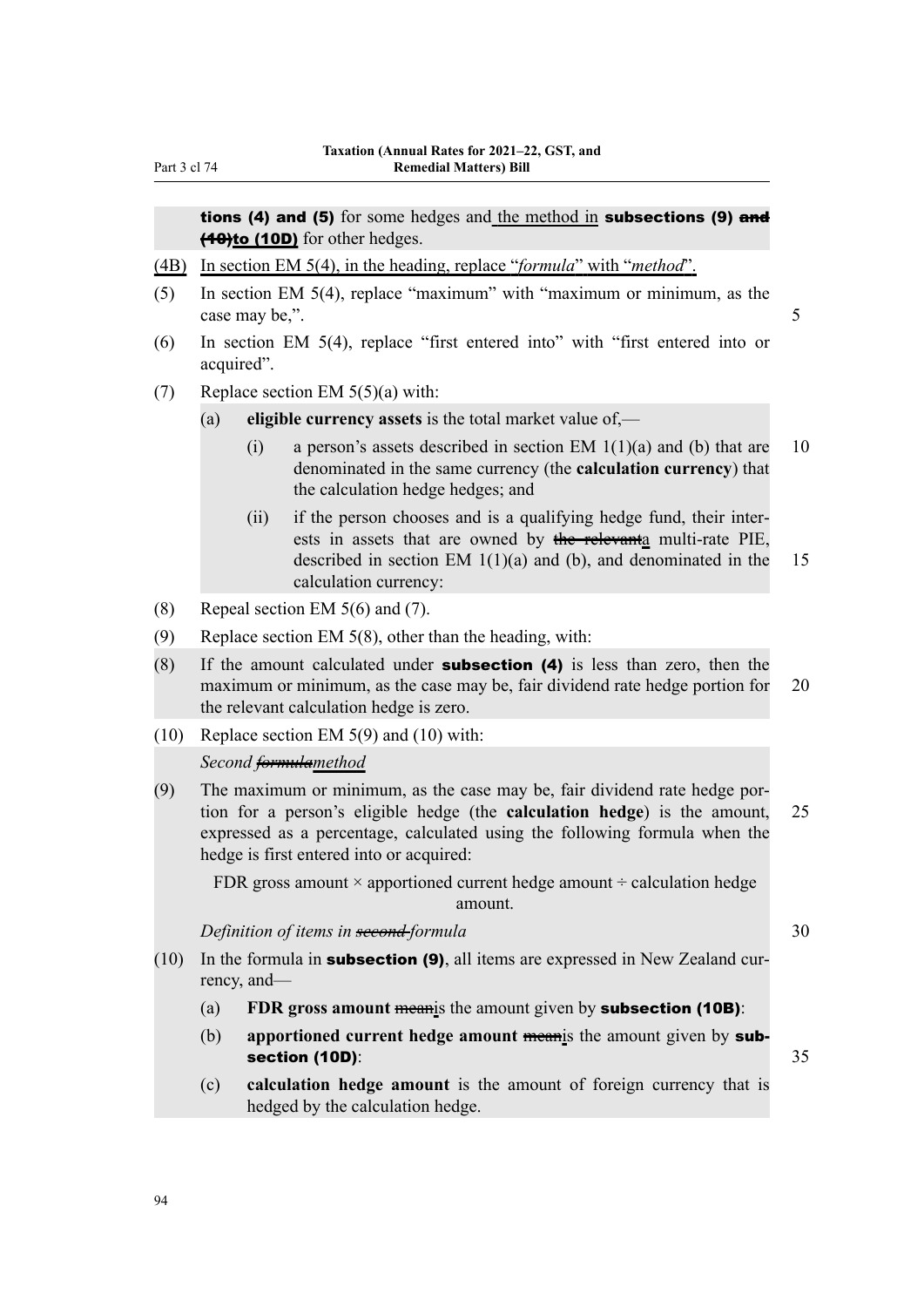**tions (4) and (5)** for some hedges and the method in **subsections (9) ~~and (10)~~to (10D)** for other hedges.

(4B) In section EM 5(4), in the heading, replace "*formula*" with "*method*".

(5) In section EM 5(4), replace "maximum" with "maximum or minimum, as the case may be,".

(6) In section EM 5(4), replace "first entered into" with "first entered into or acquired".

(7) Replace section EM 5(5)(a) with:

(a) **eligible currency assets** is the total market value of,—

(i) a person's assets described in section EM 1(1)(a) and (b) that are denominated in the same currency (the **calculation currency**) that the calculation hedge hedges; and

(ii) if the person chooses and is a qualifying hedge fund, their interests in assets that are owned by ~~the relevant~~a multi-rate PIE, described in section EM 1(1)(a) and (b), and denominated in the calculation currency:

(8) Repeal section EM 5(6) and (7).

(9) Replace section EM 5(8), other than the heading, with:

(8) If the amount calculated under **subsection (4)** is less than zero, then the maximum or minimum, as the case may be, fair dividend rate hedge portion for the relevant calculation hedge is zero.

(10) Replace section EM 5(9) and (10) with:

*Second ~~formula~~method*

(9) The maximum or minimum, as the case may be, fair dividend rate hedge portion for a person's eligible hedge (the **calculation hedge**) is the amount, expressed as a percentage, calculated using the following formula when the hedge is first entered into or acquired:

FDR gross amount × apportioned current hedge amount ÷ calculation hedge amount.

*Definition of items in ~~second~~ formula*

(10) In the formula in **subsection (9)**, all items are expressed in New Zealand currency, and—

(a) **FDR gross amount** ~~mean~~is the amount given by **subsection (10B)**:

(b) **apportioned current hedge amount** ~~mean~~is the amount given by **subsection (10D)**:

(c) **calculation hedge amount** is the amount of foreign currency that is hedged by the calculation hedge.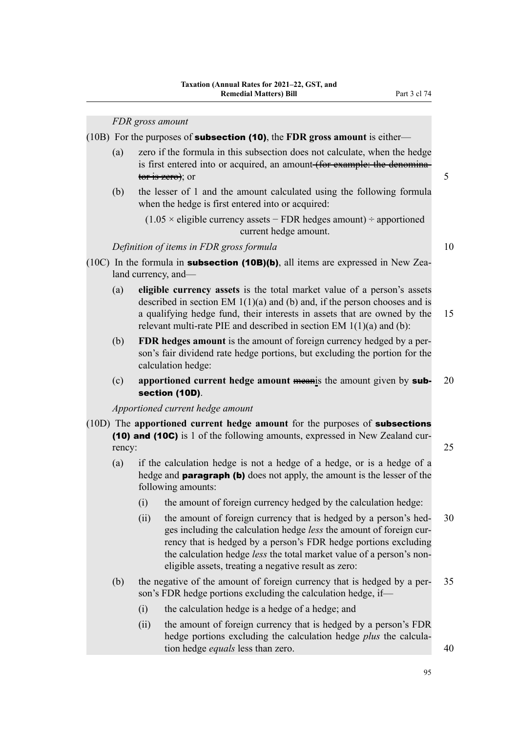*FDR gross amount*

(10B) For the purposes of **subsection (10)**, the **FDR gross amount** is either—

(a) zero if the formula in this subsection does not calculate, when the hedge is first entered into or acquired, an amount ~~(for example: the denominator is zero)~~; or

(b) the lesser of 1 and the amount calculated using the following formula when the hedge is first entered into or acquired:

(1.05 × eligible currency assets − FDR hedges amount) ÷ apportioned current hedge amount.

*Definition of items in FDR gross formula*

(10C) In the formula in **subsection (10B)(b)**, all items are expressed in New Zealand currency, and—

(a) **eligible currency assets** is the total market value of a person's assets described in section EM 1(1)(a) and (b) and, if the person chooses and is a qualifying hedge fund, their interests in assets that are owned by the relevant multi-rate PIE and described in section EM 1(1)(a) and (b):

(b) **FDR hedges amount** is the amount of foreign currency hedged by a person's fair dividend rate hedge portions, but excluding the portion for the calculation hedge:

(c) **apportioned current hedge amount** ~~mean~~is the amount given by **subsection (10D)**.

*Apportioned current hedge amount*

(10D) The **apportioned current hedge amount** for the purposes of **subsections (10) and (10C)** is 1 of the following amounts, expressed in New Zealand currency:

(a) if the calculation hedge is not a hedge of a hedge, or is a hedge of a hedge and **paragraph (b)** does not apply, the amount is the lesser of the following amounts:

(i) the amount of foreign currency hedged by the calculation hedge:

(ii) the amount of foreign currency that is hedged by a person's hedges including the calculation hedge *less* the amount of foreign currency that is hedged by a person's FDR hedge portions excluding the calculation hedge *less* the total market value of a person's non-eligible assets, treating a negative result as zero:

(b) the negative of the amount of foreign currency that is hedged by a person's FDR hedge portions excluding the calculation hedge, if—

(i) the calculation hedge is a hedge of a hedge; and

(ii) the amount of foreign currency that is hedged by a person's FDR hedge portions excluding the calculation hedge *plus* the calculation hedge *equals* less than zero.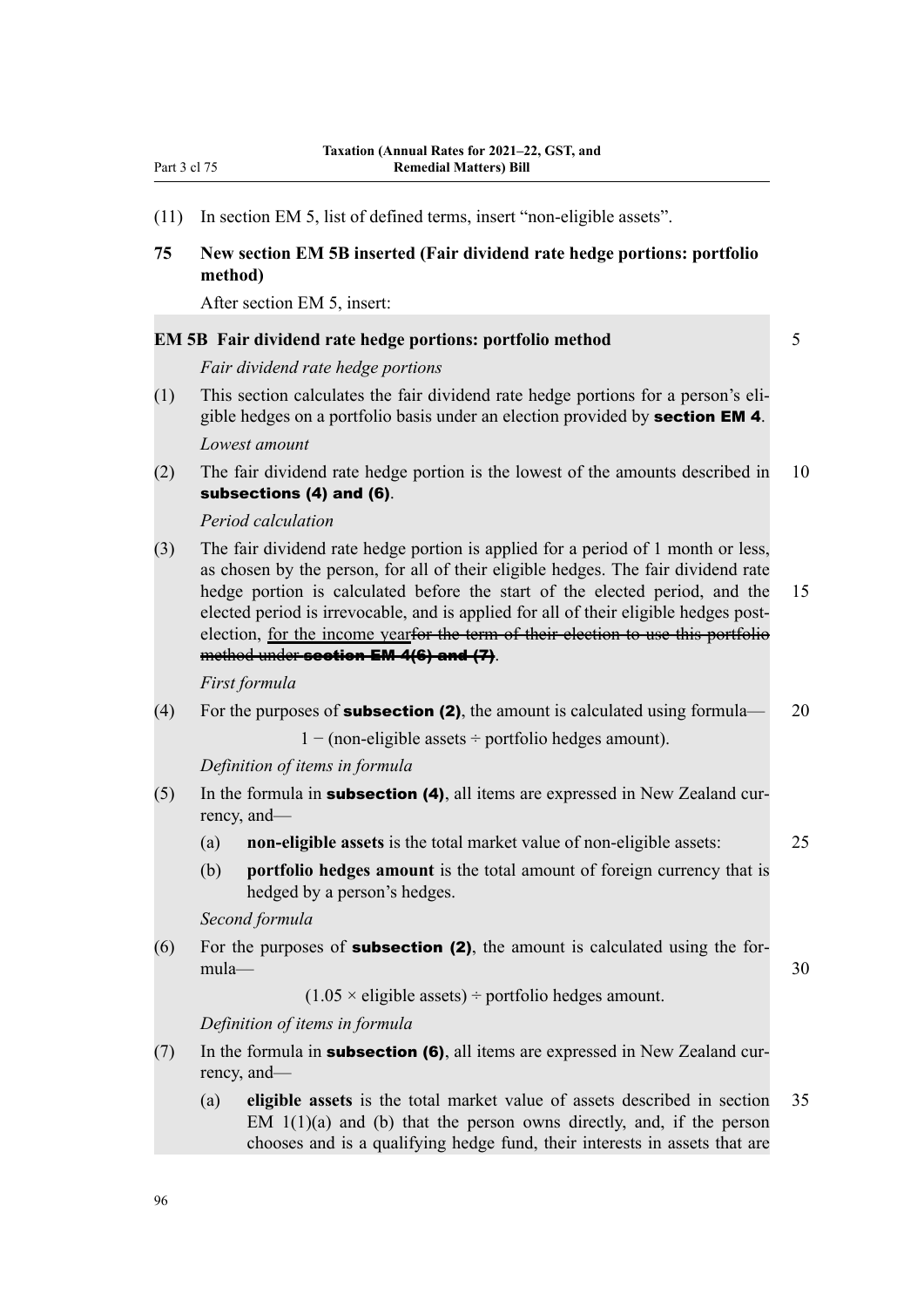(11) In section EM 5, list of defined terms, insert "non-eligible assets".

### 75 New section EM 5B inserted (Fair dividend rate hedge portions: portfolio method)

After section EM 5, insert:

#### EM 5B Fair dividend rate hedge portions: portfolio method

*Fair dividend rate hedge portions*

(1) This section calculates the fair dividend rate hedge portions for a person's eligible hedges on a portfolio basis under an election provided by **section EM 4**.

*Lowest amount*

(2) The fair dividend rate hedge portion is the lowest of the amounts described in **subsections (4) and (6)**.

*Period calculation*

(3) The fair dividend rate hedge portion is applied for a period of 1 month or less, as chosen by the person, for all of their eligible hedges. The fair dividend rate hedge portion is calculated before the start of the elected period, and the elected period is irrevocable, and is applied for all of their eligible hedges post-election, <u>for the income year</u>~~for the term of their election to use this portfolio method under **section EM 4(6) and (7)**~~.

*First formula*

(4) For the purposes of **subsection (2)**, the amount is calculated using formula—

$$1 - (\text{non-eligible assets} \div \text{portfolio hedges amount}).$$

*Definition of items in formula*

(5) In the formula in **subsection (4)**, all items are expressed in New Zealand currency, and—

(a) **non-eligible assets** is the total market value of non-eligible assets:

(b) **portfolio hedges amount** is the total amount of foreign currency that is hedged by a person's hedges.

*Second formula*

(6) For the purposes of **subsection (2)**, the amount is calculated using the formula—

$$(1.05 \times \text{eligible assets}) \div \text{portfolio hedges amount}.$$

*Definition of items in formula*

(7) In the formula in **subsection (6)**, all items are expressed in New Zealand currency, and—

(a) **eligible assets** is the total market value of assets described in section EM 1(1)(a) and (b) that the person owns directly, and, if the person chooses and is a qualifying hedge fund, their interests in assets that are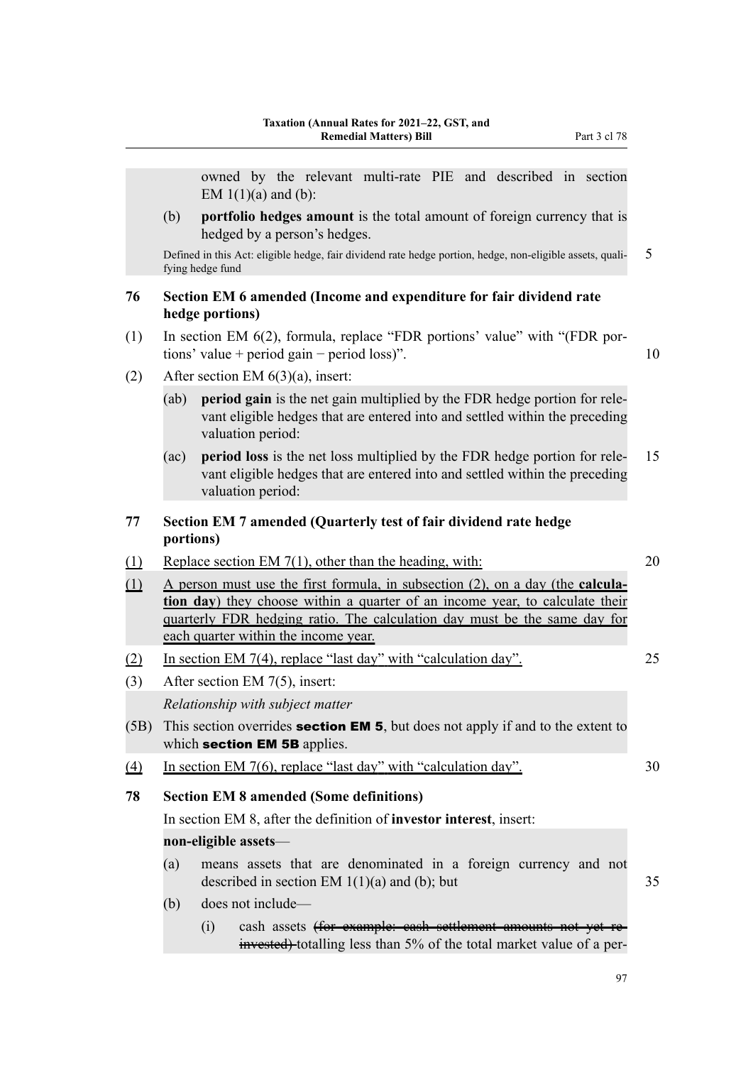owned by the relevant multi-rate PIE and described in section EM 1(1)(a) and (b):

(b) **portfolio hedges amount** is the total amount of foreign currency that is hedged by a person's hedges.

Defined in this Act: eligible hedge, fair dividend rate hedge portion, hedge, non-eligible assets, qualifying hedge fund

## 76 Section EM 6 amended (Income and expenditure for fair dividend rate hedge portions)

(1) In section EM 6(2), formula, replace "FDR portions' value" with "(FDR portions' value + period gain − period loss)".

(2) After section EM 6(3)(a), insert:

(ab) **period gain** is the net gain multiplied by the FDR hedge portion for relevant eligible hedges that are entered into and settled within the preceding valuation period:

(ac) **period loss** is the net loss multiplied by the FDR hedge portion for relevant eligible hedges that are entered into and settled within the preceding valuation period:

## 77 Section EM 7 amended (Quarterly test of fair dividend rate hedge portions)

(1) Replace section EM 7(1), other than the heading, with:

(1) A person must use the first formula, in subsection (2), on a day (the **calculation day**) they choose within a quarter of an income year, to calculate their quarterly FDR hedging ratio. The calculation day must be the same day for each quarter within the income year.

(2) In section EM 7(4), replace "last day" with "calculation day".

(3) After section EM 7(5), insert:

*Relationship with subject matter*

(5B) This section overrides **section EM 5**, but does not apply if and to the extent to which **section EM 5B** applies.

(4) In section EM 7(6), replace "last day" with "calculation day".

## 78 Section EM 8 amended (Some definitions)

In section EM 8, after the definition of **investor interest**, insert:

**non-eligible assets**—

(a) means assets that are denominated in a foreign currency and not described in section EM 1(1)(a) and (b); but

(b) does not include—

(i) cash assets ~~(for example: cash settlement amounts not yet re-invested)~~ totalling less than 5% of the total market value of a per-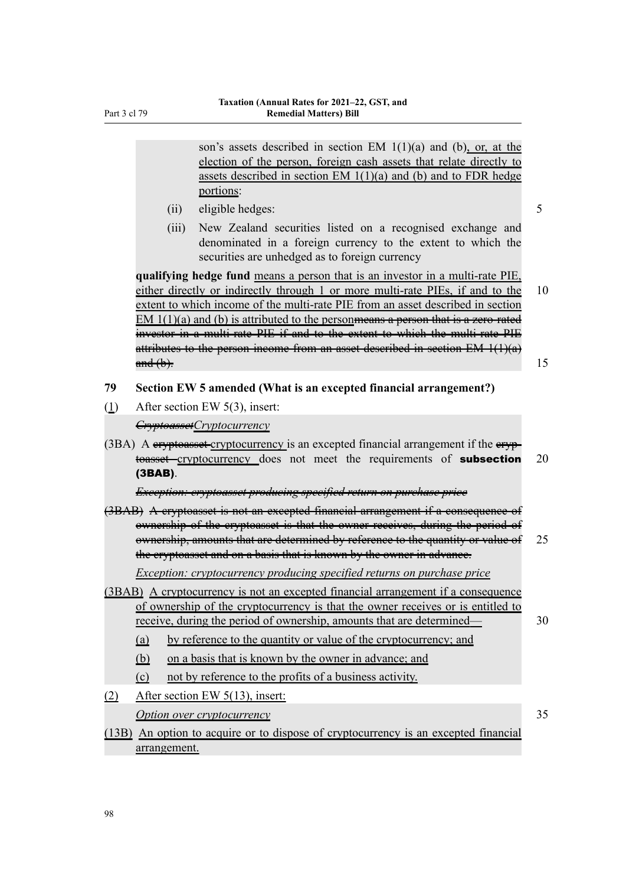son's assets described in section EM 1(1)(a) and (b), or, at the election of the person, foreign cash assets that relate directly to assets described in section EM 1(1)(a) and (b) and to FDR hedge portions:

(ii) eligible hedges:

(iii) New Zealand securities listed on a recognised exchange and denominated in a foreign currency to the extent to which the securities are unhedged as to foreign currency

**qualifying hedge fund** means a person that is an investor in a multi-rate PIE, either directly or indirectly through 1 or more multi-rate PIEs, if and to the extent to which income of the multi-rate PIE from an asset described in section EM 1(1)(a) and (b) is attributed to the person~~means a person that is a zero-rated investor in a multi-rate PIE if and to the extent to which the multi-rate PIE attributes to the person income from an asset described in section EM 1(1)(a) and (b).~~

## 79 Section EW 5 amended (What is an excepted financial arrangement?)

(1) After section EW 5(3), insert:

*~~Cryptoasset~~Cryptocurrency*

(3BA) A ~~cryptoasset~~ cryptocurrency is an excepted financial arrangement if the ~~cryptoasset~~ cryptocurrency does not meet the requirements of **subsection (3BAB)**.

*~~Exception: cryptoasset producing specified return on purchase price~~*

~~(3BAB) A cryptoasset is not an excepted financial arrangement if a consequence of ownership of the cryptoasset is that the owner receives, during the period of ownership, amounts that are determined by reference to the quantity or value of the cryptoasset and on a basis that is known by the owner in advance.~~

*Exception: cryptocurrency producing specified returns on purchase price*

(3BAB) A cryptocurrency is not an excepted financial arrangement if a consequence of ownership of the cryptocurrency is that the owner receives or is entitled to receive, during the period of ownership, amounts that are determined—

(a) by reference to the quantity or value of the cryptocurrency; and

(b) on a basis that is known by the owner in advance; and

(c) not by reference to the profits of a business activity.

(2) After section EW 5(13), insert:

*Option over cryptocurrency*

(13B) An option to acquire or to dispose of cryptocurrency is an excepted financial arrangement.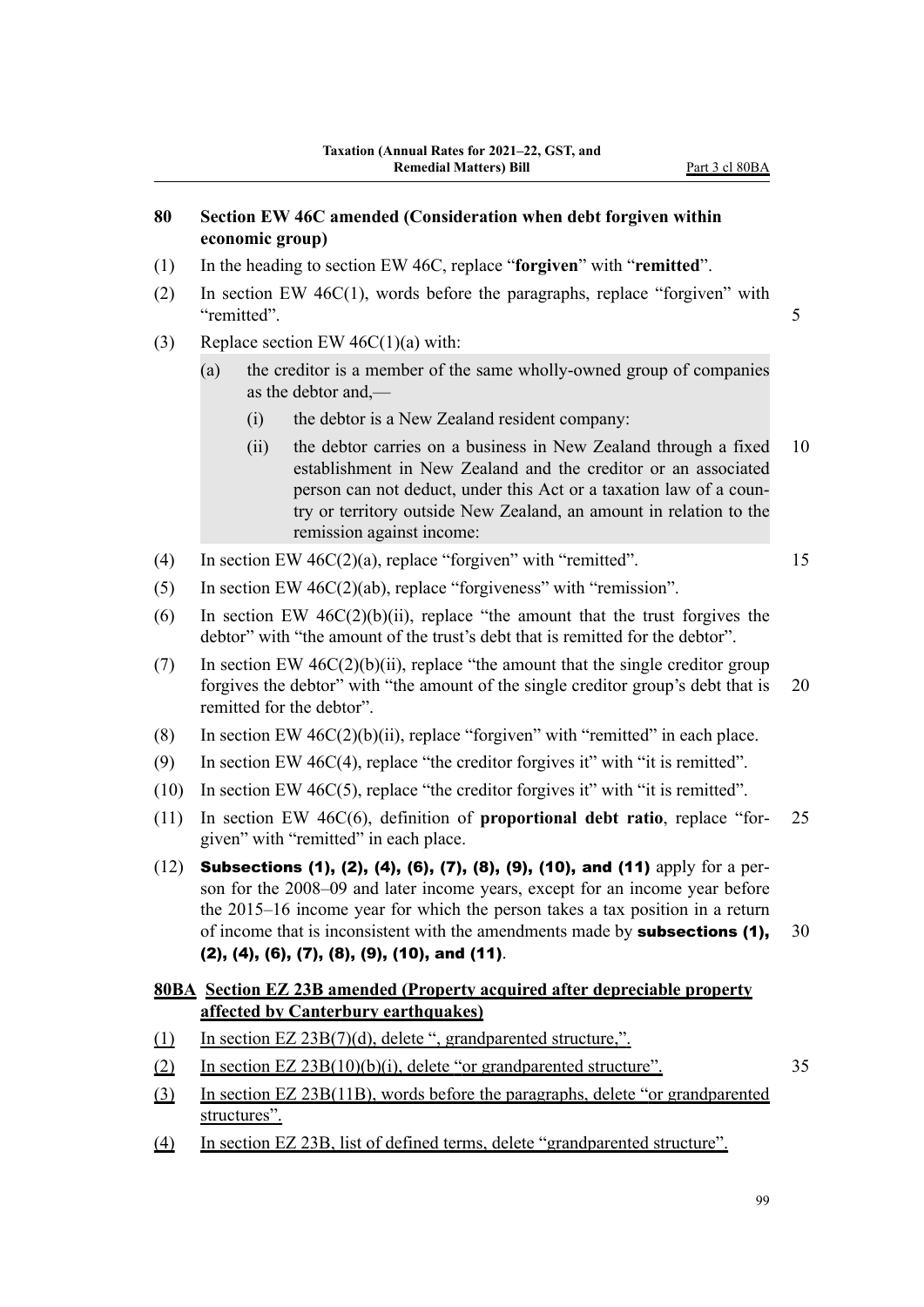## 80 Section EW 46C amended (Consideration when debt forgiven within economic group)

(1) In the heading to section EW 46C, replace "**forgiven**" with "**remitted**".

(2) In section EW 46C(1), words before the paragraphs, replace "forgiven" with "remitted".

(3) Replace section EW 46C(1)(a) with:

> (a) the creditor is a member of the same wholly-owned group of companies as the debtor and,—
>
> > (i) the debtor is a New Zealand resident company:
> >
> > (ii) the debtor carries on a business in New Zealand through a fixed establishment in New Zealand and the creditor or an associated person can not deduct, under this Act or a taxation law of a country or territory outside New Zealand, an amount in relation to the remission against income:

(4) In section EW 46C(2)(a), replace "forgiven" with "remitted".

(5) In section EW 46C(2)(ab), replace "forgiveness" with "remission".

(6) In section EW 46C(2)(b)(ii), replace "the amount that the trust forgives the debtor" with "the amount of the trust's debt that is remitted for the debtor".

(7) In section EW 46C(2)(b)(ii), replace "the amount that the single creditor group forgives the debtor" with "the amount of the single creditor group's debt that is remitted for the debtor".

(8) In section EW 46C(2)(b)(ii), replace "forgiven" with "remitted" in each place.

(9) In section EW 46C(4), replace "the creditor forgives it" with "it is remitted".

(10) In section EW 46C(5), replace "the creditor forgives it" with "it is remitted".

(11) In section EW 46C(6), definition of **proportional debt ratio**, replace "forgiven" with "remitted" in each place.

(12) **Subsections (1), (2), (4), (6), (7), (8), (9), (10), and (11)** apply for a person for the 2008–09 and later income years, except for an income year before the 2015–16 income year for which the person takes a tax position in a return of income that is inconsistent with the amendments made by **subsections (1), (2), (4), (6), (7), (8), (9), (10), and (11)**.

## 80BA Section EZ 23B amended (Property acquired after depreciable property affected by Canterbury earthquakes)

(1) In section EZ 23B(7)(d), delete ", grandparented structure,".

(2) In section EZ 23B(10)(b)(i), delete "or grandparented structure".

(3) In section EZ 23B(11B), words before the paragraphs, delete "or grandparented structures".

(4) In section EZ 23B, list of defined terms, delete "grandparented structure".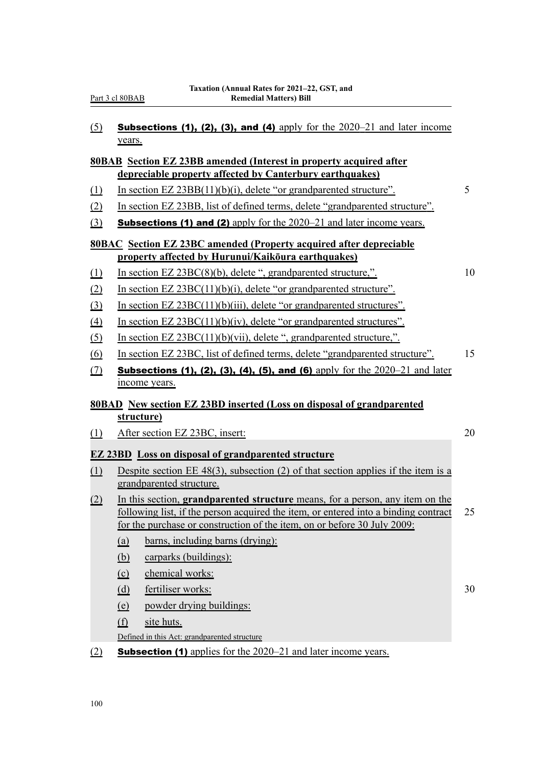(5) **Subsections (1), (2), (3), and (4)** apply for the 2020–21 and later income years.

### 80BAB Section EZ 23BB amended (Interest in property acquired after depreciable property affected by Canterbury earthquakes)

(1) In section EZ 23BB(11)(b)(i), delete "or grandparented structure".

(2) In section EZ 23BB, list of defined terms, delete "grandparented structure".

(3) **Subsections (1) and (2)** apply for the 2020–21 and later income years.

### 80BAC Section EZ 23BC amended (Property acquired after depreciable property affected by Hurunui/Kaikōura earthquakes)

(1) In section EZ 23BC(8)(b), delete ", grandparented structure,".

(2) In section EZ 23BC(11)(b)(i), delete "or grandparented structure".

(3) In section EZ 23BC(11)(b)(iii), delete "or grandparented structures".

(4) In section EZ 23BC(11)(b)(iv), delete "or grandparented structures".

(5) In section EZ 23BC(11)(b)(vii), delete ", grandparented structure,".

(6) In section EZ 23BC, list of defined terms, delete "grandparented structure".

(7) **Subsections (1), (2), (3), (4), (5), and (6)** apply for the 2020–21 and later income years.

### 80BAD New section EZ 23BD inserted (Loss on disposal of grandparented structure)

(1) After section EZ 23BC, insert:

#### EZ 23BD Loss on disposal of grandparented structure

(1) Despite section EE 48(3), subsection (2) of that section applies if the item is a grandparented structure.

(2) In this section, **grandparented structure** means, for a person, any item on the following list, if the person acquired the item, or entered into a binding contract for the purchase or construction of the item, on or before 30 July 2009:

- (a) barns, including barns (drying):
- (b) carparks (buildings):
- (c) chemical works:
- (d) fertiliser works:
- (e) powder drying buildings:
- (f) site huts.

Defined in this Act: grandparented structure

(2) **Subsection (1)** applies for the 2020–21 and later income years.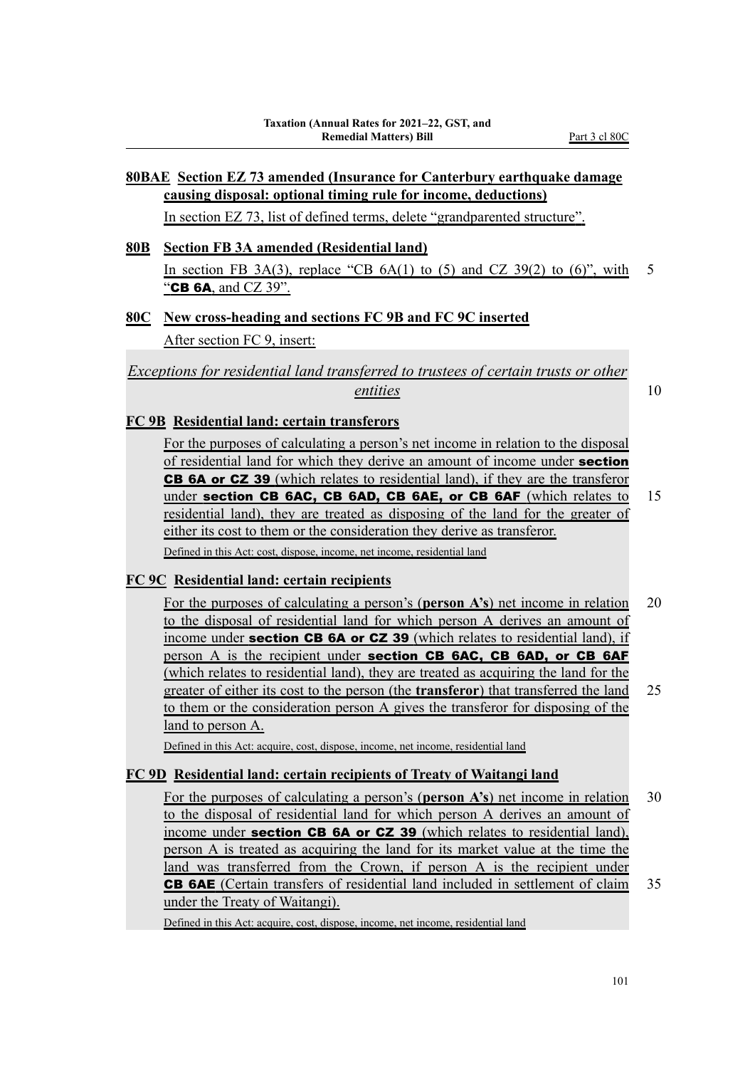**80BAE Section EZ 73 amended (Insurance for Canterbury earthquake damage causing disposal: optional timing rule for income, deductions)**

In section EZ 73, list of defined terms, delete "grandparented structure".

**80B Section FB 3A amended (Residential land)**

In section FB 3A(3), replace "CB 6A(1) to (5) and CZ 39(2) to (6)", with "**CB 6A**, and CZ 39".

**80C New cross-heading and sections FC 9B and FC 9C inserted**

After section FC 9, insert:

*Exceptions for residential land transferred to trustees of certain trusts or other entities*

**FC 9B Residential land: certain transferors**

For the purposes of calculating a person's net income in relation to the disposal of residential land for which they derive an amount of income under **section CB 6A or CZ 39** (which relates to residential land), if they are the transferor under **section CB 6AC, CB 6AD, CB 6AE, or CB 6AF** (which relates to residential land), they are treated as disposing of the land for the greater of either its cost to them or the consideration they derive as transferor.

Defined in this Act: cost, dispose, income, net income, residential land

**FC 9C Residential land: certain recipients**

For the purposes of calculating a person's (**person A's**) net income in relation to the disposal of residential land for which person A derives an amount of income under **section CB 6A or CZ 39** (which relates to residential land), if person A is the recipient under **section CB 6AC, CB 6AD, or CB 6AF** (which relates to residential land), they are treated as acquiring the land for the greater of either its cost to the person (the **transferor**) that transferred the land to them or the consideration person A gives the transferor for disposing of the land to person A.

Defined in this Act: acquire, cost, dispose, income, net income, residential land

**FC 9D Residential land: certain recipients of Treaty of Waitangi land**

For the purposes of calculating a person's (**person A's**) net income in relation to the disposal of residential land for which person A derives an amount of income under **section CB 6A or CZ 39** (which relates to residential land), person A is treated as acquiring the land for its market value at the time the land was transferred from the Crown, if person A is the recipient under **CB 6AE** (Certain transfers of residential land included in settlement of claim under the Treaty of Waitangi).

Defined in this Act: acquire, cost, dispose, income, net income, residential land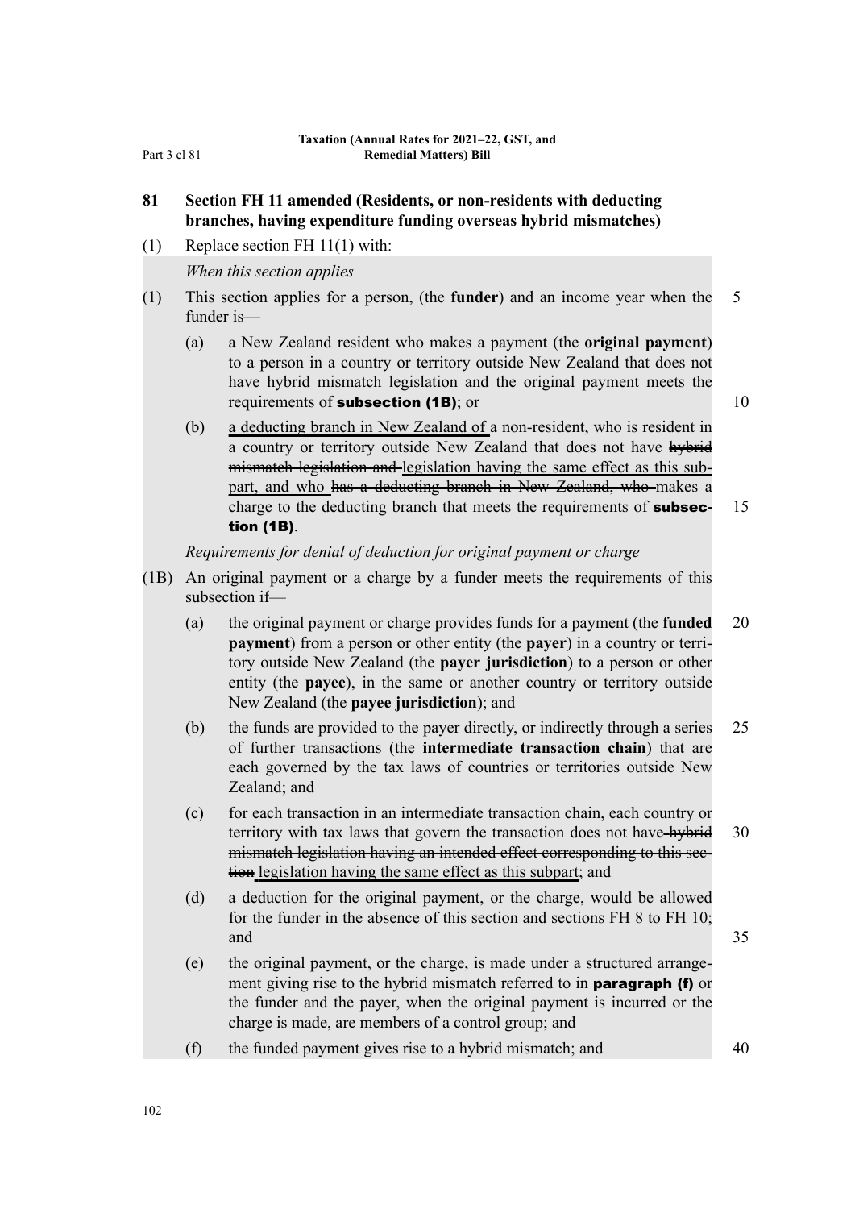## 81 Section FH 11 amended (Residents, or non-residents with deducting branches, having expenditure funding overseas hybrid mismatches)

(1) Replace section FH 11(1) with:

*When this section applies*

(1) This section applies for a person, (the **funder**) and an income year when the funder is—

(a) a New Zealand resident who makes a payment (the **original payment**) to a person in a country or territory outside New Zealand that does not have hybrid mismatch legislation and the original payment meets the requirements of **subsection (1B)**; or

(b) <u>a deducting branch in New Zealand of</u> a non-resident, who is resident in a country or territory outside New Zealand that does not have ~~hybrid mismatch legislation and~~ <u>legislation having the same effect as this subpart, and</u> who ~~has a deducting branch in New Zealand, who~~ makes a charge to the deducting branch that meets the requirements of **subsection (1B)**.

*Requirements for denial of deduction for original payment or charge*

(1B) An original payment or a charge by a funder meets the requirements of this subsection if—

(a) the original payment or charge provides funds for a payment (the **funded payment**) from a person or other entity (the **payer**) in a country or territory outside New Zealand (the **payer jurisdiction**) to a person or other entity (the **payee**), in the same or another country or territory outside New Zealand (the **payee jurisdiction**); and

(b) the funds are provided to the payer directly, or indirectly through a series of further transactions (the **intermediate transaction chain**) that are each governed by the tax laws of countries or territories outside New Zealand; and

(c) for each transaction in an intermediate transaction chain, each country or territory with tax laws that govern the transaction does not have ~~hybrid mismatch legislation having an intended effect corresponding to this section~~ <u>legislation having the same effect as this subpart</u>; and

(d) a deduction for the original payment, or the charge, would be allowed for the funder in the absence of this section and sections FH 8 to FH 10; and

(e) the original payment, or the charge, is made under a structured arrangement giving rise to the hybrid mismatch referred to in **paragraph (f)** or the funder and the payer, when the original payment is incurred or the charge is made, are members of a control group; and

(f) the funded payment gives rise to a hybrid mismatch; and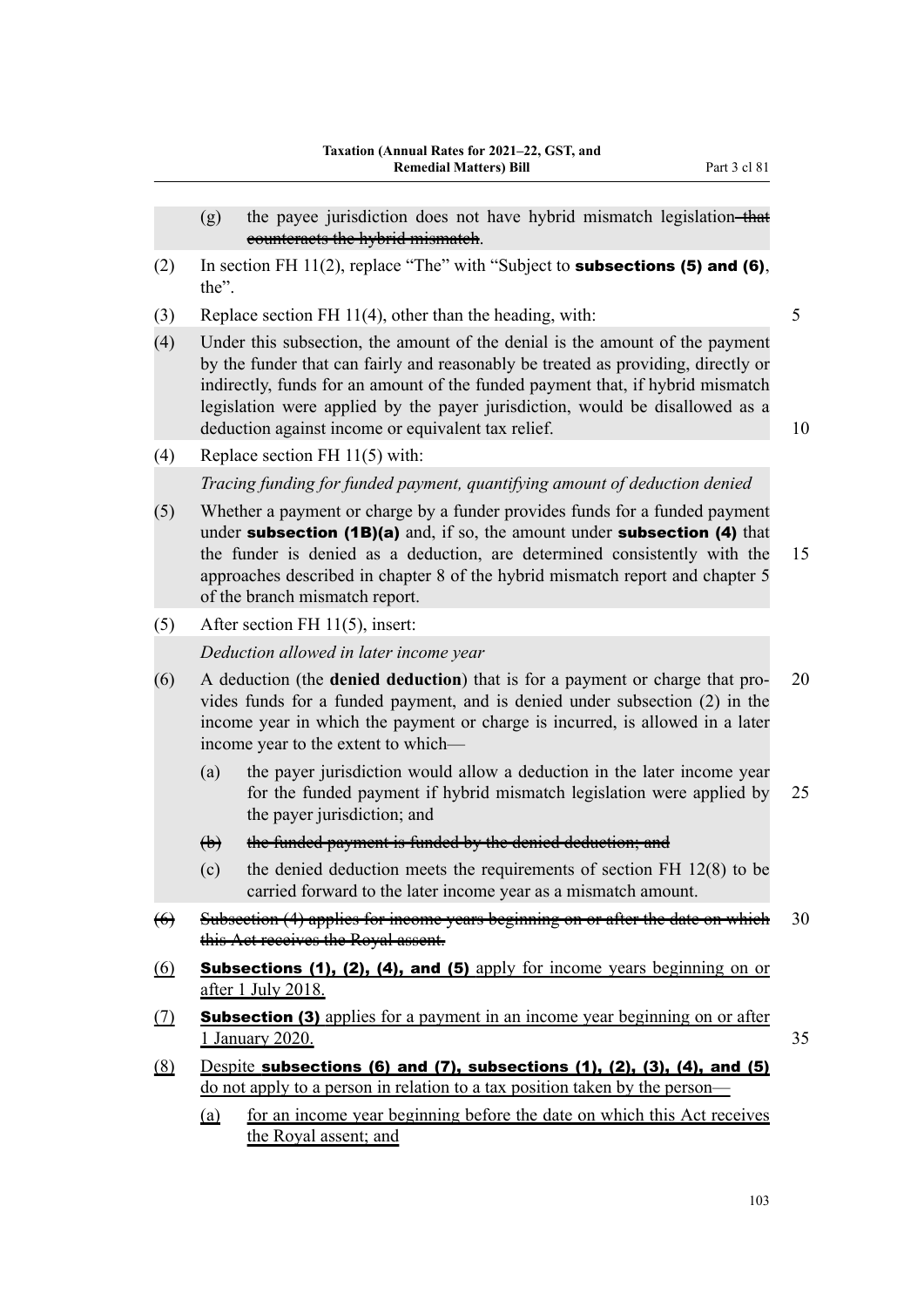(g) the payee jurisdiction does not have hybrid mismatch legislation ~~that counteracts the hybrid mismatch~~.

(2) In section FH 11(2), replace "The" with "Subject to **subsections (5) and (6)**, the".

(3) Replace section FH 11(4), other than the heading, with:

(4) Under this subsection, the amount of the denial is the amount of the payment by the funder that can fairly and reasonably be treated as providing, directly or indirectly, funds for an amount of the funded payment that, if hybrid mismatch legislation were applied by the payer jurisdiction, would be disallowed as a deduction against income or equivalent tax relief.

(4) Replace section FH 11(5) with:

*Tracing funding for funded payment, quantifying amount of deduction denied*

(5) Whether a payment or charge by a funder provides funds for a funded payment under **subsection (1B)(a)** and, if so, the amount under **subsection (4)** that the funder is denied as a deduction, are determined consistently with the approaches described in chapter 8 of the hybrid mismatch report and chapter 5 of the branch mismatch report.

(5) After section FH 11(5), insert:

*Deduction allowed in later income year*

(6) A deduction (the **denied deduction**) that is for a payment or charge that provides funds for a funded payment, and is denied under subsection (2) in the income year in which the payment or charge is incurred, is allowed in a later income year to the extent to which—

(a) the payer jurisdiction would allow a deduction in the later income year for the funded payment if hybrid mismatch legislation were applied by the payer jurisdiction; and

~~(b) the funded payment is funded by the denied deduction; and~~

(c) the denied deduction meets the requirements of section FH 12(8) to be carried forward to the later income year as a mismatch amount.

~~(6) Subsection (4) applies for income years beginning on or after the date on which this Act receives the Royal assent.~~

<u>(6)</u> <u>**Subsections (1), (2), (4), and (5)** apply for income years beginning on or after 1 July 2018.</u>

<u>(7)</u> <u>**Subsection (3)** applies for a payment in an income year beginning on or after 1 January 2020.</u>

<u>(8)</u> <u>Despite **subsections (6) and (7), subsections (1), (2), (3), (4), and (5)** do not apply to a person in relation to a tax position taken by the person—</u>

<u>(a)</u> <u>for an income year beginning before the date on which this Act receives the Royal assent; and</u>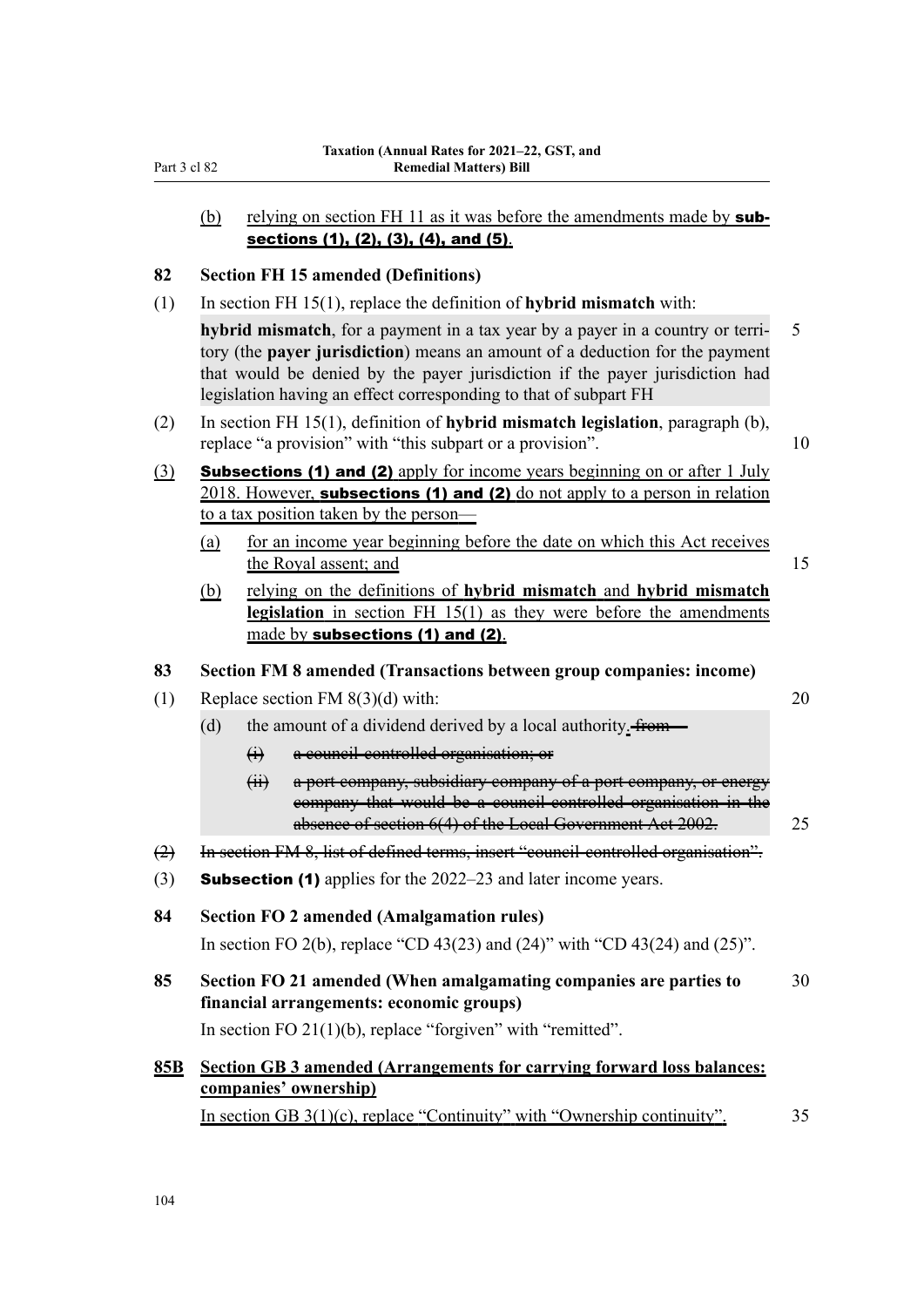(b) relying on section FH 11 as it was before the amendments made by **subsections (1), (2), (3), (4), and (5)**.

**82 Section FH 15 amended (Definitions)**

(1) In section FH 15(1), replace the definition of **hybrid mismatch** with:

**hybrid mismatch**, for a payment in a tax year by a payer in a country or territory (the **payer jurisdiction**) means an amount of a deduction for the payment that would be denied by the payer jurisdiction if the payer jurisdiction had legislation having an effect corresponding to that of subpart FH

(2) In section FH 15(1), definition of **hybrid mismatch legislation**, paragraph (b), replace "a provision" with "this subpart or a provision".

(3) **Subsections (1) and (2)** apply for income years beginning on or after 1 July 2018. However, **subsections (1) and (2)** do not apply to a person in relation to a tax position taken by the person—

(a) for an income year beginning before the date on which this Act receives the Royal assent; and

(b) relying on the definitions of **hybrid mismatch** and **hybrid mismatch legislation** in section FH 15(1) as they were before the amendments made by **subsections (1) and (2)**.

**83 Section FM 8 amended (Transactions between group companies: income)**

(1) Replace section FM 8(3)(d) with:

(d) the amount of a dividend derived by a local authority. ~~from—~~

~~(i) a council-controlled organisation; or~~

~~(ii) a port company, subsidiary company of a port company, or energy company that would be a council-controlled organisation in the absence of section 6(4) of the Local Government Act 2002.~~

~~(2) In section FM 8, list of defined terms, insert "council-controlled organisation".~~

(3) **Subsection (1)** applies for the 2022–23 and later income years.

**84 Section FO 2 amended (Amalgamation rules)**

In section FO 2(b), replace "CD 43(23) and (24)" with "CD 43(24) and (25)".

**85 Section FO 21 amended (When amalgamating companies are parties to financial arrangements: economic groups)**

In section FO 21(1)(b), replace "forgiven" with "remitted".

**85B Section GB 3 amended (Arrangements for carrying forward loss balances: companies' ownership)**

In section GB 3(1)(c), replace "Continuity" with "Ownership continuity".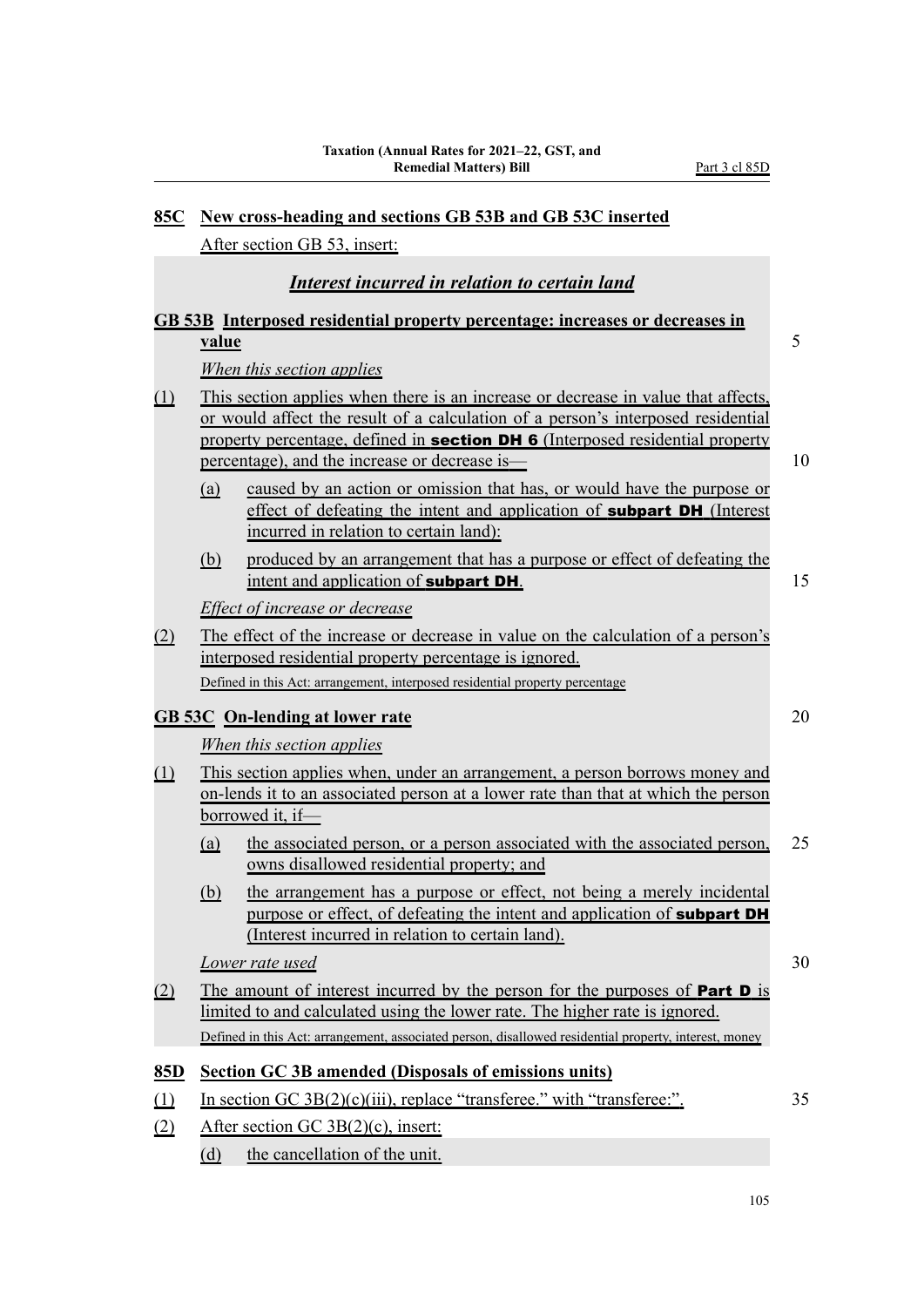**85C New cross-heading and sections GB 53B and GB 53C inserted**

After section GB 53, insert:

***Interest incurred in relation to certain land***

**GB 53B Interposed residential property percentage: increases or decreases in value**

*When this section applies*

(1) This section applies when there is an increase or decrease in value that affects, or would affect the result of a calculation of a person's interposed residential property percentage, defined in **section DH 6** (Interposed residential property percentage), and the increase or decrease is—

(a) caused by an action or omission that has, or would have the purpose or effect of defeating the intent and application of **subpart DH** (Interest incurred in relation to certain land):

(b) produced by an arrangement that has a purpose or effect of defeating the intent and application of **subpart DH**.

*Effect of increase or decrease*

(2) The effect of the increase or decrease in value on the calculation of a person's interposed residential property percentage is ignored.

Defined in this Act: arrangement, interposed residential property percentage

**GB 53C On-lending at lower rate**

*When this section applies*

(1) This section applies when, under an arrangement, a person borrows money and on-lends it to an associated person at a lower rate than that at which the person borrowed it, if—

(a) the associated person, or a person associated with the associated person, owns disallowed residential property; and

(b) the arrangement has a purpose or effect, not being a merely incidental purpose or effect, of defeating the intent and application of **subpart DH** (Interest incurred in relation to certain land).

*Lower rate used*

(2) The amount of interest incurred by the person for the purposes of **Part D** is limited to and calculated using the lower rate. The higher rate is ignored.

Defined in this Act: arrangement, associated person, disallowed residential property, interest, money

**85D Section GC 3B amended (Disposals of emissions units)**

(1) In section GC 3B(2)(c)(iii), replace "transferee." with "transferee:".

(2) After section GC 3B(2)(c), insert:

(d) the cancellation of the unit.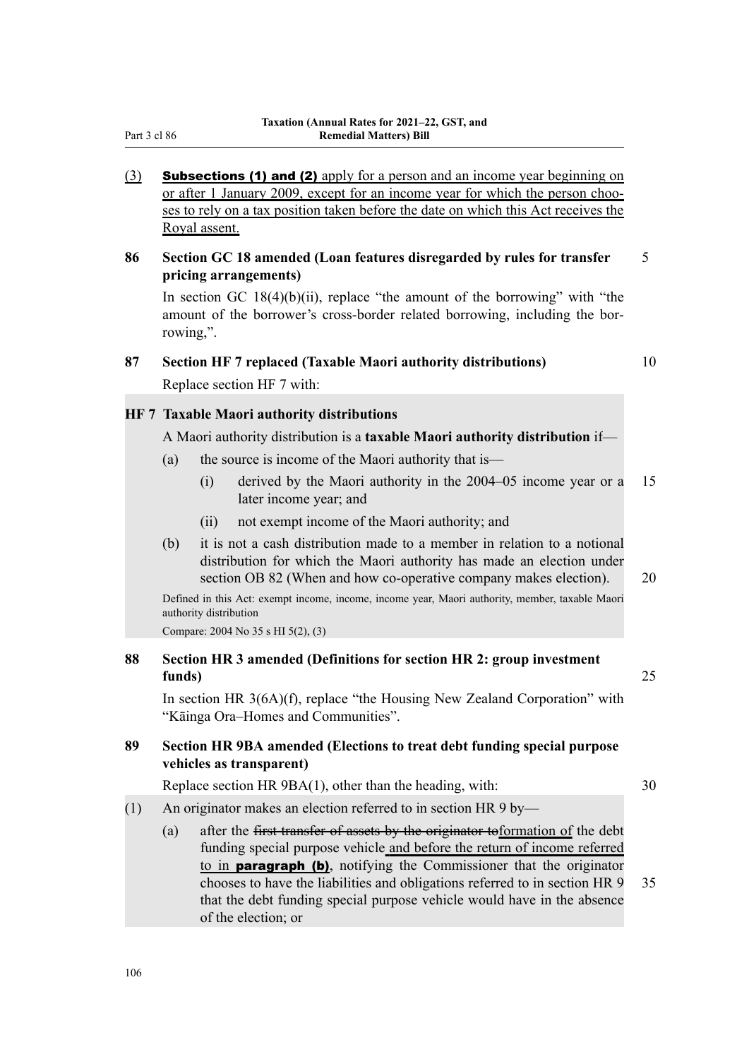(3) **Subsections (1) and (2)** apply for a person and an income year beginning on or after 1 January 2009, except for an income year for which the person chooses to rely on a tax position taken before the date on which this Act receives the Royal assent.

### 86 Section GC 18 amended (Loan features disregarded by rules for transfer pricing arrangements)

In section GC 18(4)(b)(ii), replace "the amount of the borrowing" with "the amount of the borrower's cross-border related borrowing, including the borrowing,".

### 87 Section HF 7 replaced (Taxable Maori authority distributions)

Replace section HF 7 with:

**HF 7 Taxable Maori authority distributions**

A Maori authority distribution is a **taxable Maori authority distribution** if—

(a) the source is income of the Maori authority that is—

(i) derived by the Maori authority in the 2004–05 income year or a later income year; and

(ii) not exempt income of the Maori authority; and

(b) it is not a cash distribution made to a member in relation to a notional distribution for which the Maori authority has made an election under section OB 82 (When and how co-operative company makes election).

Defined in this Act: exempt income, income, income year, Maori authority, member, taxable Maori authority distribution

Compare: 2004 No 35 s HI 5(2), (3)

### 88 Section HR 3 amended (Definitions for section HR 2: group investment funds)

In section HR 3(6A)(f), replace "the Housing New Zealand Corporation" with "Kāinga Ora–Homes and Communities".

### 89 Section HR 9BA amended (Elections to treat debt funding special purpose vehicles as transparent)

Replace section HR 9BA(1), other than the heading, with:

(1) An originator makes an election referred to in section HR 9 by—

(a) after the ~~first transfer of assets by the originator to~~formation of the debt funding special purpose vehicle and before the return of income referred to in **paragraph (b)**, notifying the Commissioner that the originator chooses to have the liabilities and obligations referred to in section HR 9 that the debt funding special purpose vehicle would have in the absence of the election; or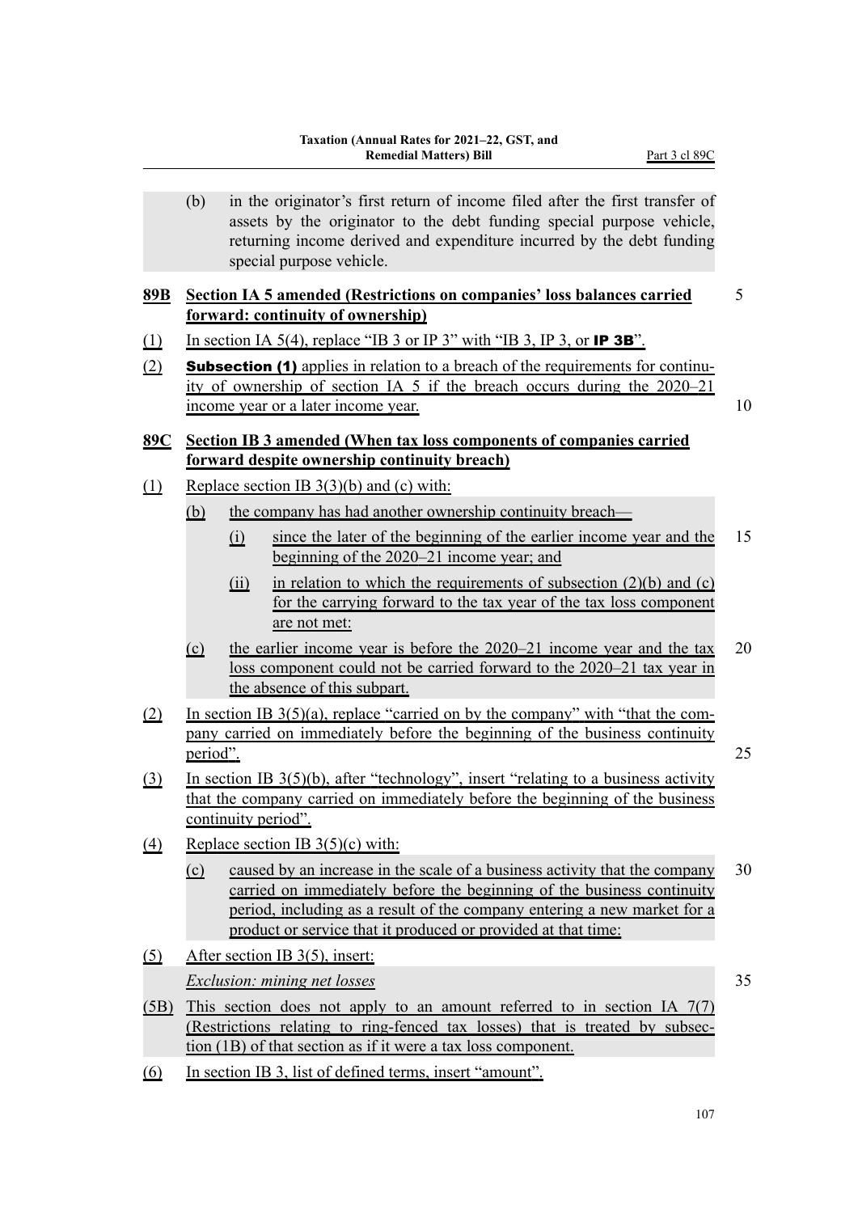(b) in the originator's first return of income filed after the first transfer of assets by the originator to the debt funding special purpose vehicle, returning income derived and expenditure incurred by the debt funding special purpose vehicle.

**89B Section IA 5 amended (Restrictions on companies' loss balances carried forward: continuity of ownership)**

(1) In section IA 5(4), replace "IB 3 or IP 3" with "IB 3, IP 3, or **IP 3B**".

(2) **Subsection (1)** applies in relation to a breach of the requirements for continuity of ownership of section IA 5 if the breach occurs during the 2020–21 income year or a later income year.

**89C Section IB 3 amended (When tax loss components of companies carried forward despite ownership continuity breach)**

(1) Replace section IB 3(3)(b) and (c) with:

(b) the company has had another ownership continuity breach—

(i) since the later of the beginning of the earlier income year and the beginning of the 2020–21 income year; and

(ii) in relation to which the requirements of subsection (2)(b) and (c) for the carrying forward to the tax year of the tax loss component are not met:

(c) the earlier income year is before the 2020–21 income year and the tax loss component could not be carried forward to the 2020–21 tax year in the absence of this subpart.

(2) In section IB 3(5)(a), replace "carried on by the company" with "that the company carried on immediately before the beginning of the business continuity period".

(3) In section IB 3(5)(b), after "technology", insert "relating to a business activity that the company carried on immediately before the beginning of the business continuity period".

(4) Replace section IB 3(5)(c) with:

(c) caused by an increase in the scale of a business activity that the company carried on immediately before the beginning of the business continuity period, including as a result of the company entering a new market for a product or service that it produced or provided at that time:

(5) After section IB 3(5), insert:

*Exclusion: mining net losses*

(5B) This section does not apply to an amount referred to in section IA 7(7) (Restrictions relating to ring-fenced tax losses) that is treated by subsection (1B) of that section as if it were a tax loss component.

(6) In section IB 3, list of defined terms, insert "amount".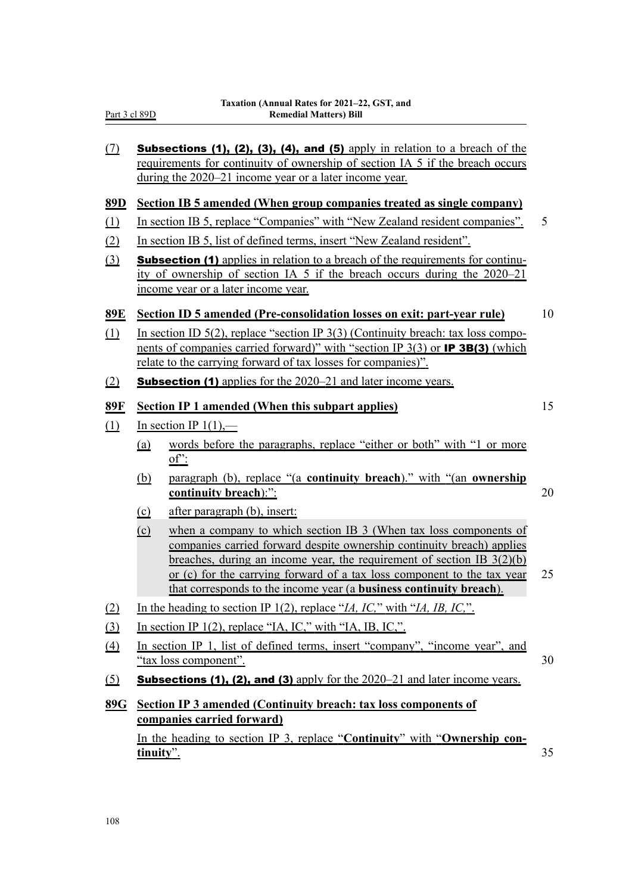(7) **Subsections (1), (2), (3), (4), and (5)** apply in relation to a breach of the requirements for continuity of ownership of section IA 5 if the breach occurs during the 2020–21 income year or a later income year.

### 89D Section IB 5 amended (When group companies treated as single company)

(1) In section IB 5, replace "Companies" with "New Zealand resident companies".

(2) In section IB 5, list of defined terms, insert "New Zealand resident".

(3) **Subsection (1)** applies in relation to a breach of the requirements for continuity of ownership of section IA 5 if the breach occurs during the 2020–21 income year or a later income year.

### 89E Section ID 5 amended (Pre-consolidation losses on exit: part-year rule)

(1) In section ID 5(2), replace "section IP 3(3) (Continuity breach: tax loss components of companies carried forward)" with "section IP 3(3) or **IP 3B(3)** (which relate to the carrying forward of tax losses for companies)".

(2) **Subsection (1)** applies for the 2020–21 and later income years.

### 89F Section IP 1 amended (When this subpart applies)

(1) In section IP 1(1),—

- (a) words before the paragraphs, replace "either or both" with "1 or more of":
- (b) paragraph (b), replace "(a **continuity breach**)." with "(an **ownership continuity breach**):":
- (c) after paragraph (b), insert:

> (c) when a company to which section IB 3 (When tax loss components of companies carried forward despite ownership continuity breach) applies breaches, during an income year, the requirement of section IB 3(2)(b) or (c) for the carrying forward of a tax loss component to the tax year that corresponds to the income year (a **business continuity breach**).

(2) In the heading to section IP 1(2), replace "*IA, IC,*" with "*IA, IB, IC,*".

(3) In section IP 1(2), replace "IA, IC," with "IA, IB, IC,".

(4) In section IP 1, list of defined terms, insert "company", "income year", and "tax loss component".

(5) **Subsections (1), (2), and (3)** apply for the 2020–21 and later income years.

### 89G Section IP 3 amended (Continuity breach: tax loss components of companies carried forward)

In the heading to section IP 3, replace "**Continuity**" with "**Ownership continuity**".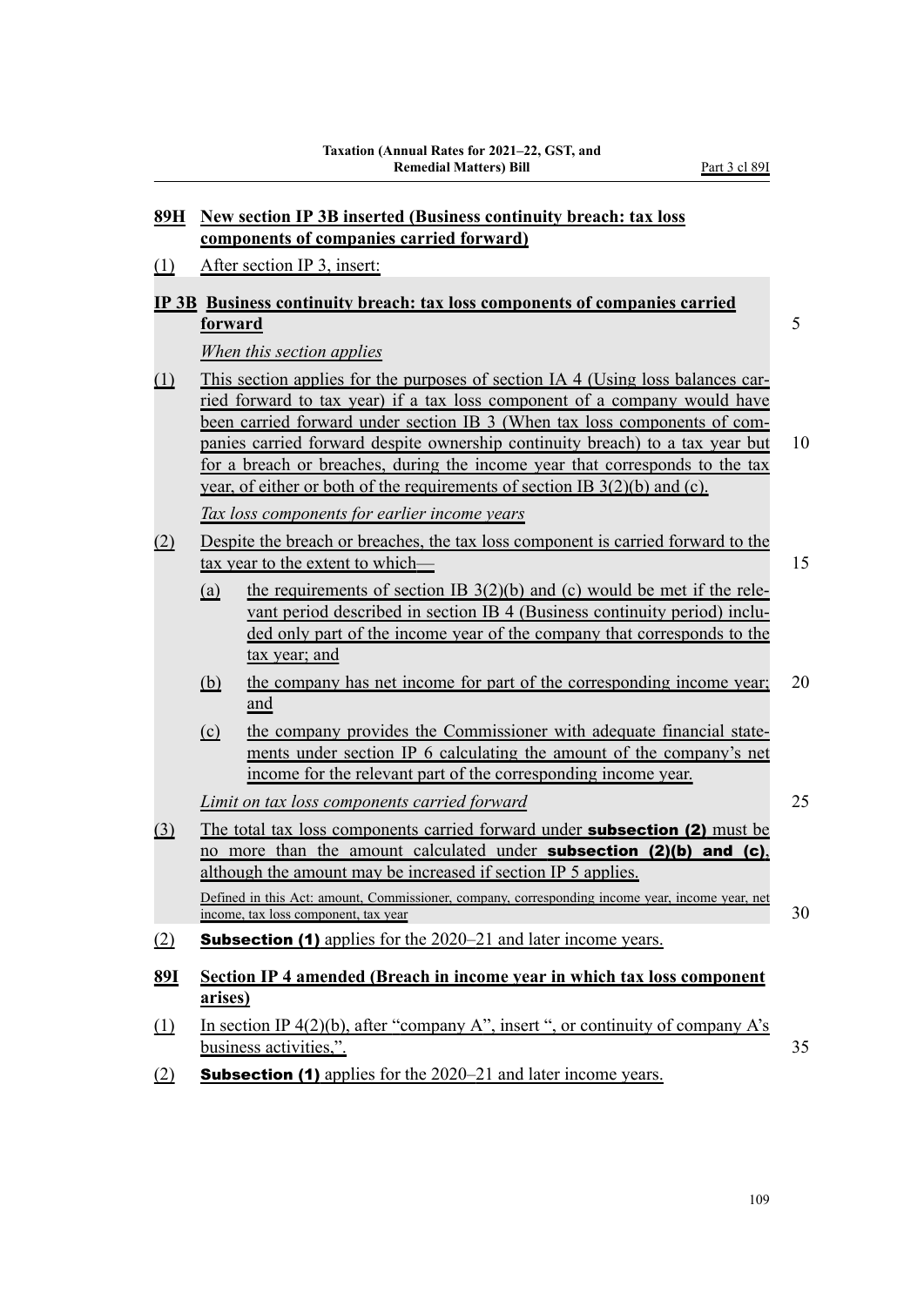## 89H New section IP 3B inserted (Business continuity breach: tax loss components of companies carried forward)

(1) After section IP 3, insert:

### IP 3B Business continuity breach: tax loss components of companies carried forward

*When this section applies*

(1) This section applies for the purposes of section IA 4 (Using loss balances carried forward to tax year) if a tax loss component of a company would have been carried forward under section IB 3 (When tax loss components of companies carried forward despite ownership continuity breach) to a tax year but for a breach or breaches, during the income year that corresponds to the tax year, of either or both of the requirements of section IB 3(2)(b) and (c).

*Tax loss components for earlier income years*

(2) Despite the breach or breaches, the tax loss component is carried forward to the tax year to the extent to which—

(a) the requirements of section IB 3(2)(b) and (c) would be met if the relevant period described in section IB 4 (Business continuity period) included only part of the income year of the company that corresponds to the tax year; and

(b) the company has net income for part of the corresponding income year; and

(c) the company provides the Commissioner with adequate financial statements under section IP 6 calculating the amount of the company's net income for the relevant part of the corresponding income year.

*Limit on tax loss components carried forward*

(3) The total tax loss components carried forward under **subsection (2)** must be no more than the amount calculated under **subsection (2)(b) and (c)**, although the amount may be increased if section IP 5 applies.

Defined in this Act: amount, Commissioner, company, corresponding income year, income year, net income, tax loss component, tax year

(2) **Subsection (1)** applies for the 2020–21 and later income years.

## 89I Section IP 4 amended (Breach in income year in which tax loss component arises)

(1) In section IP 4(2)(b), after "company A", insert ", or continuity of company A's business activities,".

(2) **Subsection (1)** applies for the 2020–21 and later income years.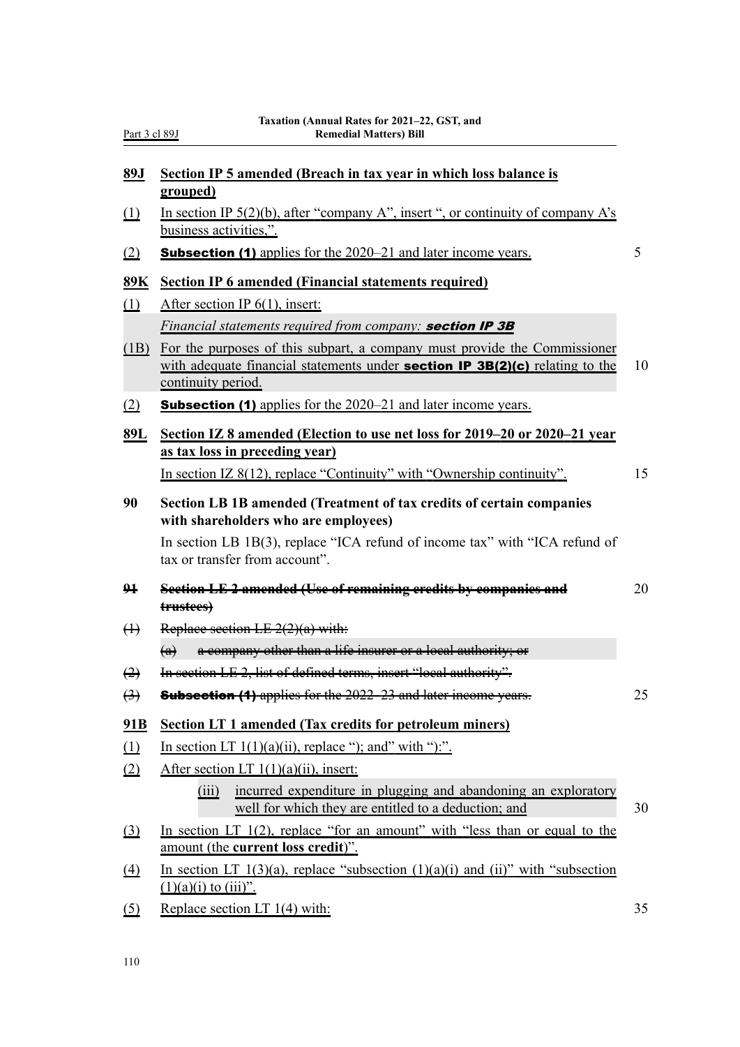**89J Section IP 5 amended (Breach in tax year in which loss balance is grouped)**

(1) In section IP 5(2)(b), after "company A", insert ", or continuity of company A's business activities,".

(2) **Subsection (1)** applies for the 2020–21 and later income years.

**89K Section IP 6 amended (Financial statements required)**

(1) After section IP 6(1), insert:

*Financial statements required from company:* ***section IP 3B***

(1B) For the purposes of this subpart, a company must provide the Commissioner with adequate financial statements under **section IP 3B(2)(c)** relating to the continuity period.

(2) **Subsection (1)** applies for the 2020–21 and later income years.

**89L Section IZ 8 amended (Election to use net loss for 2019–20 or 2020–21 year as tax loss in preceding year)**

In section IZ 8(12), replace "Continuity" with "Ownership continuity".

**90 Section LB 1B amended (Treatment of tax credits of certain companies with shareholders who are employees)**

In section LB 1B(3), replace "ICA refund of income tax" with "ICA refund of tax or transfer from account".

~~**91 Section LE 2 amended (Use of remaining credits by companies and trustees)**~~

~~(1) Replace section LE 2(2)(a) with:~~

~~(a) a company other than a life insurer or a local authority; or~~

~~(2) In section LE 2, list of defined terms, insert "local authority".~~

~~(3) **Subsection (1)** applies for the 2022–23 and later income years.~~

**91B Section LT 1 amended (Tax credits for petroleum miners)**

(1) In section LT 1(1)(a)(ii), replace "); and" with "):".

(2) After section LT 1(1)(a)(ii), insert:

(iii) incurred expenditure in plugging and abandoning an exploratory well for which they are entitled to a deduction; and

(3) In section LT 1(2), replace "for an amount" with "less than or equal to the amount (the **current loss credit**)".

(4) In section LT 1(3)(a), replace "subsection (1)(a)(i) and (ii)" with "subsection (1)(a)(i) to (iii)".

(5) Replace section LT 1(4) with: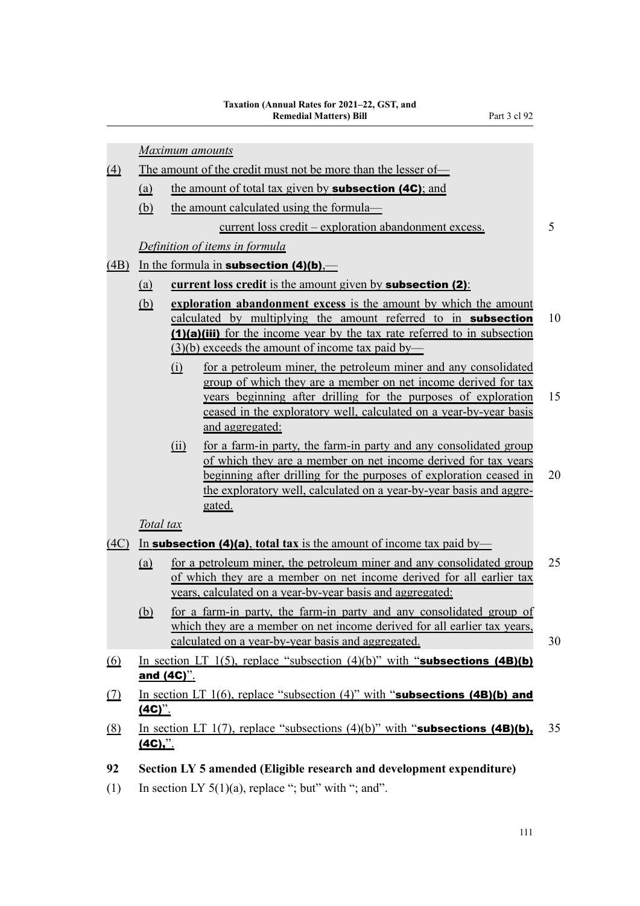*Maximum amounts*

(4) The amount of the credit must not be more than the lesser of—

(a) the amount of total tax given by **subsection (4C)**; and

(b) the amount calculated using the formula—

current loss credit – exploration abandonment excess.

*Definition of items in formula*

(4B) In the formula in **subsection (4)(b)**,—

(a) **current loss credit** is the amount given by **subsection (2)**:

(b) **exploration abandonment excess** is the amount by which the amount calculated by multiplying the amount referred to in **subsection (1)(a)(iii)** for the income year by the tax rate referred to in subsection (3)(b) exceeds the amount of income tax paid by—

(i) for a petroleum miner, the petroleum miner and any consolidated group of which they are a member on net income derived for tax years beginning after drilling for the purposes of exploration ceased in the exploratory well, calculated on a year-by-year basis and aggregated:

(ii) for a farm-in party, the farm-in party and any consolidated group of which they are a member on net income derived for tax years beginning after drilling for the purposes of exploration ceased in the exploratory well, calculated on a year-by-year basis and aggregated.

*Total tax*

(4C) In **subsection (4)(a)**, **total tax** is the amount of income tax paid by—

(a) for a petroleum miner, the petroleum miner and any consolidated group of which they are a member on net income derived for all earlier tax years, calculated on a year-by-year basis and aggregated:

(b) for a farm-in party, the farm-in party and any consolidated group of which they are a member on net income derived for all earlier tax years, calculated on a year-by-year basis and aggregated.

(6) In section LT 1(5), replace "subsection (4)(b)" with "**subsections (4B)(b) and (4C)**".

(7) In section LT 1(6), replace "subsection (4)" with "**subsections (4B)(b) and (4C)**".

(8) In section LT 1(7), replace "subsections (4)(b)" with "**subsections (4B)(b), (4C),**".

**92 Section LY 5 amended (Eligible research and development expenditure)**

(1) In section LY 5(1)(a), replace "; but" with "; and".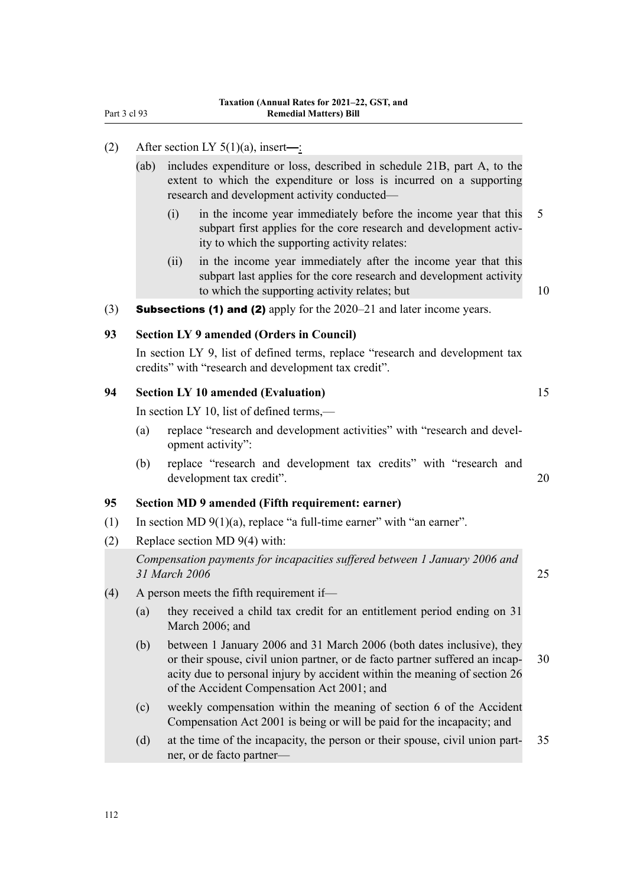(2) After section LY 5(1)(a), insert—:

(ab) includes expenditure or loss, described in schedule 21B, part A, to the extent to which the expenditure or loss is incurred on a supporting research and development activity conducted—

(i) in the income year immediately before the income year that this subpart first applies for the core research and development activity to which the supporting activity relates:

(ii) in the income year immediately after the income year that this subpart last applies for the core research and development activity to which the supporting activity relates; but

(3) **Subsections (1) and (2)** apply for the 2020–21 and later income years.

### 93 Section LY 9 amended (Orders in Council)

In section LY 9, list of defined terms, replace "research and development tax credits" with "research and development tax credit".

### 94 Section LY 10 amended (Evaluation)

In section LY 10, list of defined terms,—

(a) replace "research and development activities" with "research and development activity":

(b) replace "research and development tax credits" with "research and development tax credit".

### 95 Section MD 9 amended (Fifth requirement: earner)

(1) In section MD 9(1)(a), replace "a full-time earner" with "an earner".

(2) Replace section MD 9(4) with:

*Compensation payments for incapacities suffered between 1 January 2006 and 31 March 2006*

(4) A person meets the fifth requirement if—

(a) they received a child tax credit for an entitlement period ending on 31 March 2006; and

(b) between 1 January 2006 and 31 March 2006 (both dates inclusive), they or their spouse, civil union partner, or de facto partner suffered an incapacity due to personal injury by accident within the meaning of section 26 of the Accident Compensation Act 2001; and

(c) weekly compensation within the meaning of section 6 of the Accident Compensation Act 2001 is being or will be paid for the incapacity; and

(d) at the time of the incapacity, the person or their spouse, civil union partner, or de facto partner—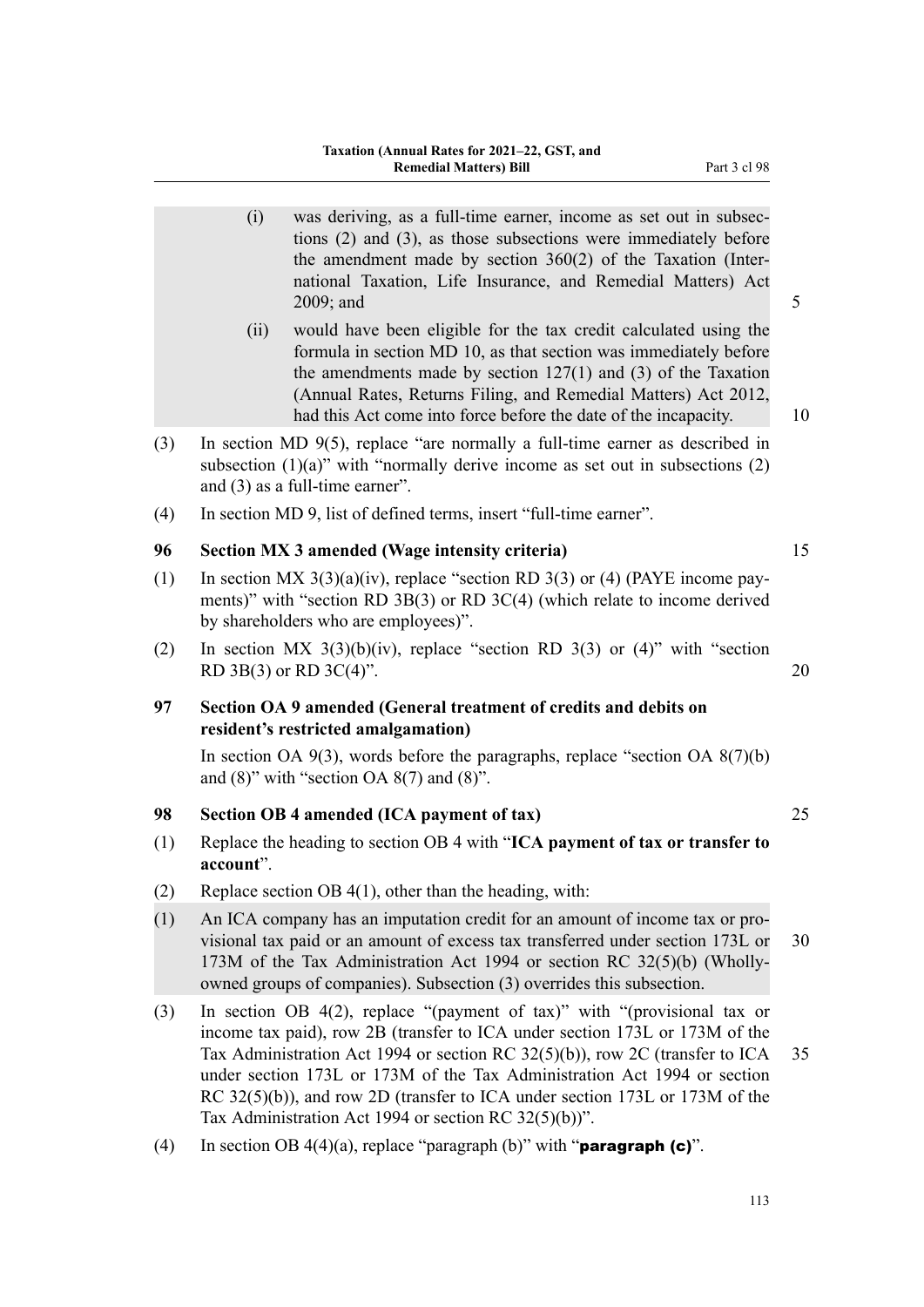(i) was deriving, as a full-time earner, income as set out in subsections (2) and (3), as those subsections were immediately before the amendment made by section 360(2) of the Taxation (International Taxation, Life Insurance, and Remedial Matters) Act 2009; and

(ii) would have been eligible for the tax credit calculated using the formula in section MD 10, as that section was immediately before the amendments made by section 127(1) and (3) of the Taxation (Annual Rates, Returns Filing, and Remedial Matters) Act 2012, had this Act come into force before the date of the incapacity.

(3) In section MD 9(5), replace "are normally a full-time earner as described in subsection (1)(a)" with "normally derive income as set out in subsections (2) and (3) as a full-time earner".

(4) In section MD 9, list of defined terms, insert "full-time earner".

### 96 Section MX 3 amended (Wage intensity criteria)

(1) In section MX 3(3)(a)(iv), replace "section RD 3(3) or (4) (PAYE income payments)" with "section RD 3B(3) or RD 3C(4) (which relate to income derived by shareholders who are employees)".

(2) In section MX 3(3)(b)(iv), replace "section RD 3(3) or (4)" with "section RD 3B(3) or RD 3C(4)".

### 97 Section OA 9 amended (General treatment of credits and debits on resident's restricted amalgamation)

In section OA 9(3), words before the paragraphs, replace "section OA 8(7)(b) and (8)" with "section OA 8(7) and (8)".

### 98 Section OB 4 amended (ICA payment of tax)

(1) Replace the heading to section OB 4 with "**ICA payment of tax or transfer to account**".

(2) Replace section OB 4(1), other than the heading, with:

(1) An ICA company has an imputation credit for an amount of income tax or provisional tax paid or an amount of excess tax transferred under section 173L or 173M of the Tax Administration Act 1994 or section RC 32(5)(b) (Wholly-owned groups of companies). Subsection (3) overrides this subsection.

(3) In section OB 4(2), replace "(payment of tax)" with "(provisional tax or income tax paid), row 2B (transfer to ICA under section 173L or 173M of the Tax Administration Act 1994 or section RC 32(5)(b)), row 2C (transfer to ICA under section 173L or 173M of the Tax Administration Act 1994 or section RC 32(5)(b)), and row 2D (transfer to ICA under section 173L or 173M of the Tax Administration Act 1994 or section RC 32(5)(b))".

(4) In section OB 4(4)(a), replace "paragraph (b)" with "**paragraph (c)**".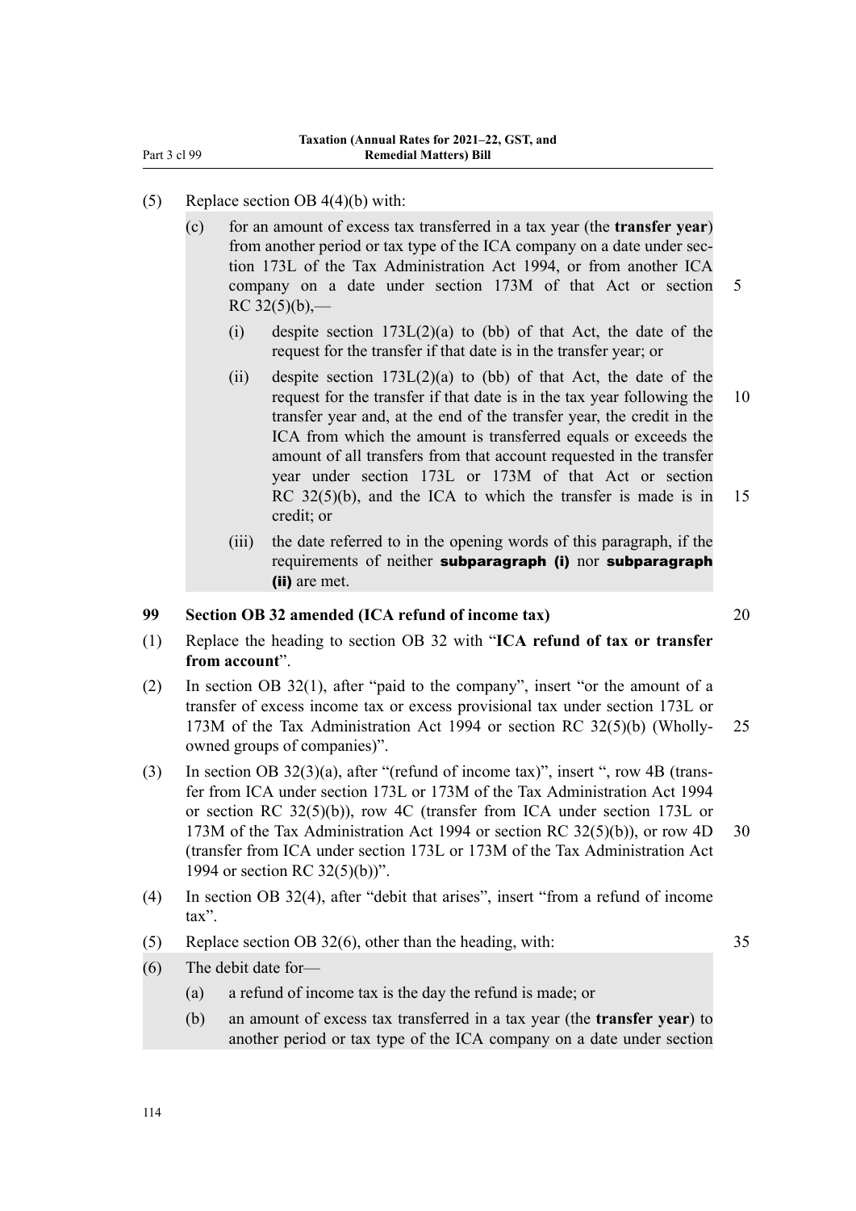(5) Replace section OB 4(4)(b) with:

(c) for an amount of excess tax transferred in a tax year (the **transfer year**) from another period or tax type of the ICA company on a date under section 173L of the Tax Administration Act 1994, or from another ICA company on a date under section 173M of that Act or section RC 32(5)(b),—

(i) despite section 173L(2)(a) to (bb) of that Act, the date of the request for the transfer if that date is in the transfer year; or

(ii) despite section 173L(2)(a) to (bb) of that Act, the date of the request for the transfer if that date is in the tax year following the transfer year and, at the end of the transfer year, the credit in the ICA from which the amount is transferred equals or exceeds the amount of all transfers from that account requested in the transfer year under section 173L or 173M of that Act or section RC 32(5)(b), and the ICA to which the transfer is made is in credit; or

(iii) the date referred to in the opening words of this paragraph, if the requirements of neither **subparagraph (i)** nor **subparagraph (ii)** are met.

**99 Section OB 32 amended (ICA refund of income tax)**

(1) Replace the heading to section OB 32 with "**ICA refund of tax or transfer from account**".

(2) In section OB 32(1), after "paid to the company", insert "or the amount of a transfer of excess income tax or excess provisional tax under section 173L or 173M of the Tax Administration Act 1994 or section RC 32(5)(b) (Wholly-owned groups of companies)".

(3) In section OB 32(3)(a), after "(refund of income tax)", insert ", row 4B (transfer from ICA under section 173L or 173M of the Tax Administration Act 1994 or section RC 32(5)(b)), row 4C (transfer from ICA under section 173L or 173M of the Tax Administration Act 1994 or section RC 32(5)(b)), or row 4D (transfer from ICA under section 173L or 173M of the Tax Administration Act 1994 or section RC 32(5)(b))".

(4) In section OB 32(4), after "debit that arises", insert "from a refund of income tax".

(5) Replace section OB 32(6), other than the heading, with:

(6) The debit date for—

(a) a refund of income tax is the day the refund is made; or

(b) an amount of excess tax transferred in a tax year (the **transfer year**) to another period or tax type of the ICA company on a date under section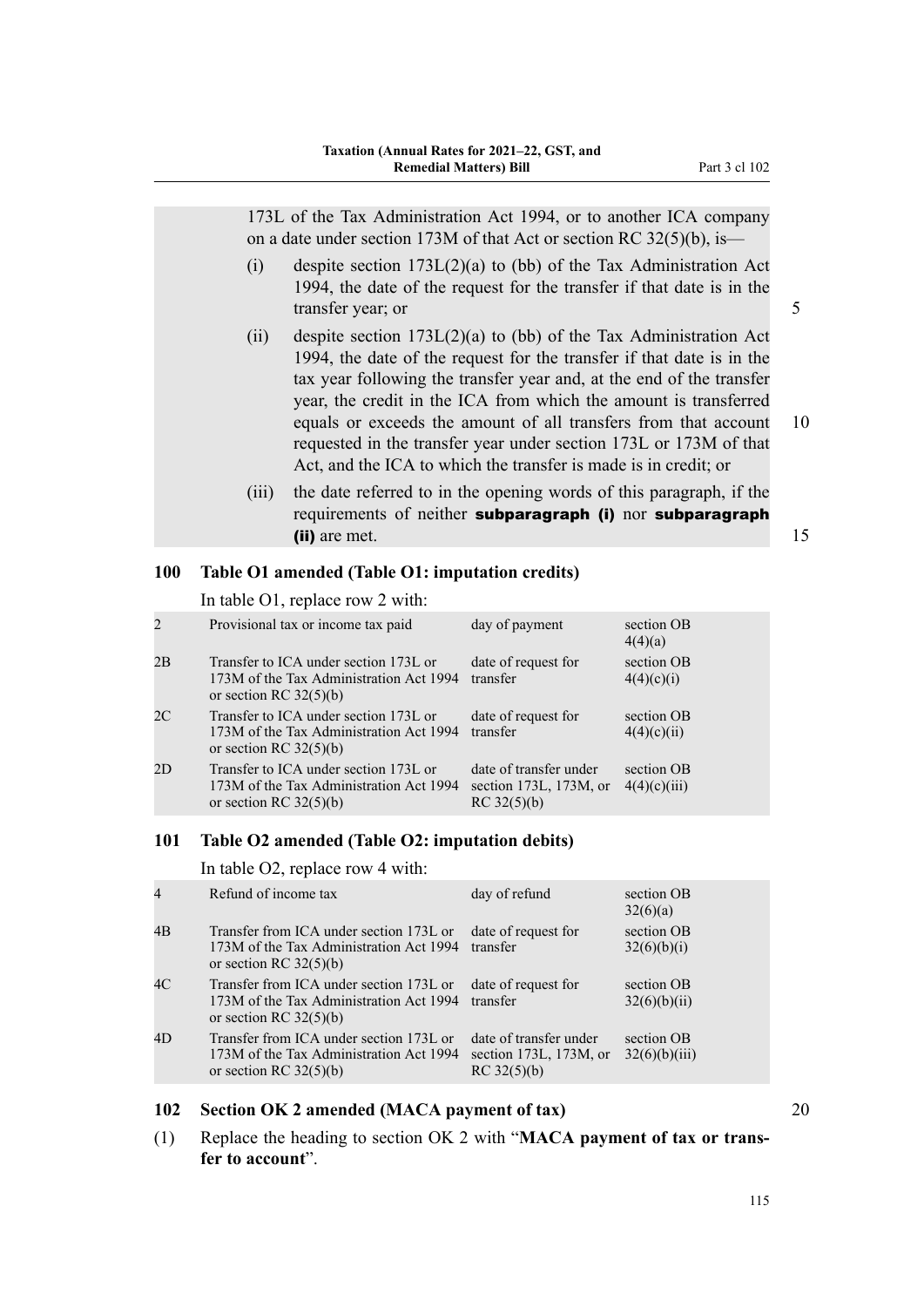173L of the Tax Administration Act 1994, or to another ICA company on a date under section 173M of that Act or section RC 32(5)(b), is—

(i) despite section 173L(2)(a) to (bb) of the Tax Administration Act 1994, the date of the request for the transfer if that date is in the transfer year; or

(ii) despite section 173L(2)(a) to (bb) of the Tax Administration Act 1994, the date of the request for the transfer if that date is in the tax year following the transfer year and, at the end of the transfer year, the credit in the ICA from which the amount is transferred equals or exceeds the amount of all transfers from that account requested in the transfer year under section 173L or 173M of that Act, and the ICA to which the transfer is made is in credit; or

(iii) the date referred to in the opening words of this paragraph, if the requirements of neither **subparagraph (i)** nor **subparagraph (ii)** are met.

### 100 Table O1 amended (Table O1: imputation credits)

In table O1, replace row 2 with:

| | | | |
|---|---|---|---|
| 2 | Provisional tax or income tax paid | day of payment | section OB 4(4)(a) |
| 2B | Transfer to ICA under section 173L or 173M of the Tax Administration Act 1994 or section RC 32(5)(b) | date of request for transfer | section OB 4(4)(c)(i) |
| 2C | Transfer to ICA under section 173L or 173M of the Tax Administration Act 1994 or section RC 32(5)(b) | date of request for transfer | section OB 4(4)(c)(ii) |
| 2D | Transfer to ICA under section 173L or 173M of the Tax Administration Act 1994 or section RC 32(5)(b) | date of transfer under section 173L, 173M, or RC 32(5)(b) | section OB 4(4)(c)(iii) |

### 101 Table O2 amended (Table O2: imputation debits)

In table O2, replace row 4 with:

| | | | |
|---|---|---|---|
| 4 | Refund of income tax | day of refund | section OB 32(6)(a) |
| 4B | Transfer from ICA under section 173L or 173M of the Tax Administration Act 1994 or section RC 32(5)(b) | date of request for transfer | section OB 32(6)(b)(i) |
| 4C | Transfer from ICA under section 173L or 173M of the Tax Administration Act 1994 or section RC 32(5)(b) | date of request for transfer | section OB 32(6)(b)(ii) |
| 4D | Transfer from ICA under section 173L or 173M of the Tax Administration Act 1994 or section RC 32(5)(b) | date of transfer under section 173L, 173M, or RC 32(5)(b) | section OB 32(6)(b)(iii) |

### 102 Section OK 2 amended (MACA payment of tax)

(1) Replace the heading to section OK 2 with "**MACA payment of tax or transfer to account**".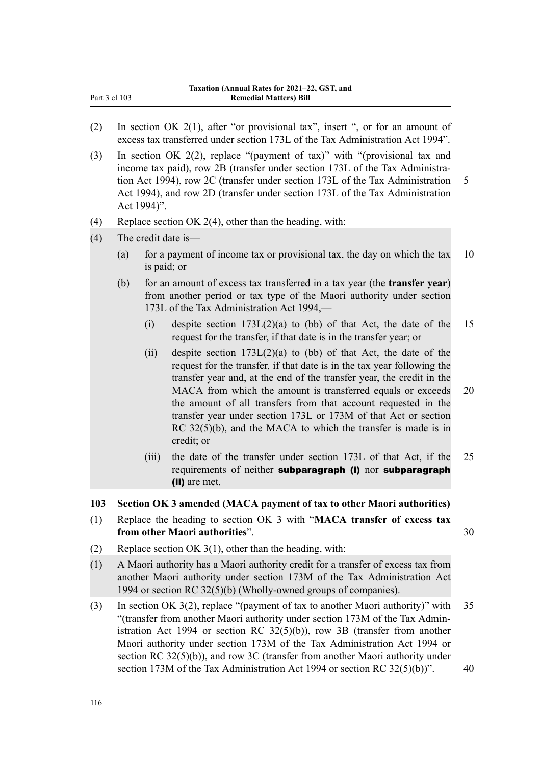(2) In section OK 2(1), after "or provisional tax", insert ", or for an amount of excess tax transferred under section 173L of the Tax Administration Act 1994".

(3) In section OK 2(2), replace "(payment of tax)" with "(provisional tax and income tax paid), row 2B (transfer under section 173L of the Tax Administration Act 1994), row 2C (transfer under section 173L of the Tax Administration Act 1994), and row 2D (transfer under section 173L of the Tax Administration Act 1994)".

(4) Replace section OK 2(4), other than the heading, with:

(4) The credit date is—

  (a) for a payment of income tax or provisional tax, the day on which the tax is paid; or

  (b) for an amount of excess tax transferred in a tax year (the **transfer year**) from another period or tax type of the Maori authority under section 173L of the Tax Administration Act 1994,—

    (i) despite section 173L(2)(a) to (bb) of that Act, the date of the request for the transfer, if that date is in the transfer year; or

    (ii) despite section 173L(2)(a) to (bb) of that Act, the date of the request for the transfer, if that date is in the tax year following the transfer year and, at the end of the transfer year, the credit in the MACA from which the amount is transferred equals or exceeds the amount of all transfers from that account requested in the transfer year under section 173L or 173M of that Act or section RC 32(5)(b), and the MACA to which the transfer is made is in credit; or

    (iii) the date of the transfer under section 173L of that Act, if the requirements of neither **subparagraph (i)** nor **subparagraph (ii)** are met.

## 103 Section OK 3 amended (MACA payment of tax to other Maori authorities)

(1) Replace the heading to section OK 3 with "**MACA transfer of excess tax from other Maori authorities**".

(2) Replace section OK 3(1), other than the heading, with:

(1) A Maori authority has a Maori authority credit for a transfer of excess tax from another Maori authority under section 173M of the Tax Administration Act 1994 or section RC 32(5)(b) (Wholly-owned groups of companies).

(3) In section OK 3(2), replace "(payment of tax to another Maori authority)" with "(transfer from another Maori authority under section 173M of the Tax Administration Act 1994 or section RC 32(5)(b)), row 3B (transfer from another Maori authority under section 173M of the Tax Administration Act 1994 or section RC 32(5)(b)), and row 3C (transfer from another Maori authority under section 173M of the Tax Administration Act 1994 or section RC 32(5)(b))".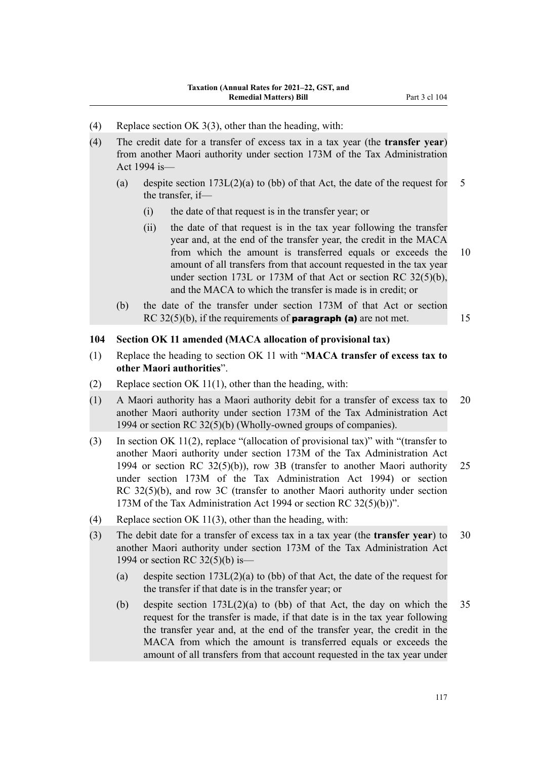(4) Replace section OK 3(3), other than the heading, with:

(4) The credit date for a transfer of excess tax in a tax year (the **transfer year**) from another Maori authority under section 173M of the Tax Administration Act 1994 is—

   (a) despite section 173L(2)(a) to (bb) of that Act, the date of the request for the transfer, if—

      (i) the date of that request is in the transfer year; or

      (ii) the date of that request is in the tax year following the transfer year and, at the end of the transfer year, the credit in the MACA from which the amount is transferred equals or exceeds the amount of all transfers from that account requested in the tax year under section 173L or 173M of that Act or section RC 32(5)(b), and the MACA to which the transfer is made is in credit; or

   (b) the date of the transfer under section 173M of that Act or section RC 32(5)(b), if the requirements of **paragraph (a)** are not met.

### 104 Section OK 11 amended (MACA allocation of provisional tax)

(1) Replace the heading to section OK 11 with "**MACA transfer of excess tax to other Maori authorities**".

(2) Replace section OK 11(1), other than the heading, with:

(1) A Maori authority has a Maori authority debit for a transfer of excess tax to another Maori authority under section 173M of the Tax Administration Act 1994 or section RC 32(5)(b) (Wholly-owned groups of companies).

(3) In section OK 11(2), replace "(allocation of provisional tax)" with "(transfer to another Maori authority under section 173M of the Tax Administration Act 1994 or section RC 32(5)(b)), row 3B (transfer to another Maori authority under section 173M of the Tax Administration Act 1994) or section RC 32(5)(b), and row 3C (transfer to another Maori authority under section 173M of the Tax Administration Act 1994 or section RC 32(5)(b))".

(4) Replace section OK 11(3), other than the heading, with:

(3) The debit date for a transfer of excess tax in a tax year (the **transfer year**) to another Maori authority under section 173M of the Tax Administration Act 1994 or section RC 32(5)(b) is—

   (a) despite section 173L(2)(a) to (bb) of that Act, the date of the request for the transfer if that date is in the transfer year; or

   (b) despite section 173L(2)(a) to (bb) of that Act, the day on which the request for the transfer is made, if that date is in the tax year following the transfer year and, at the end of the transfer year, the credit in the MACA from which the amount is transferred equals or exceeds the amount of all transfers from that account requested in the tax year under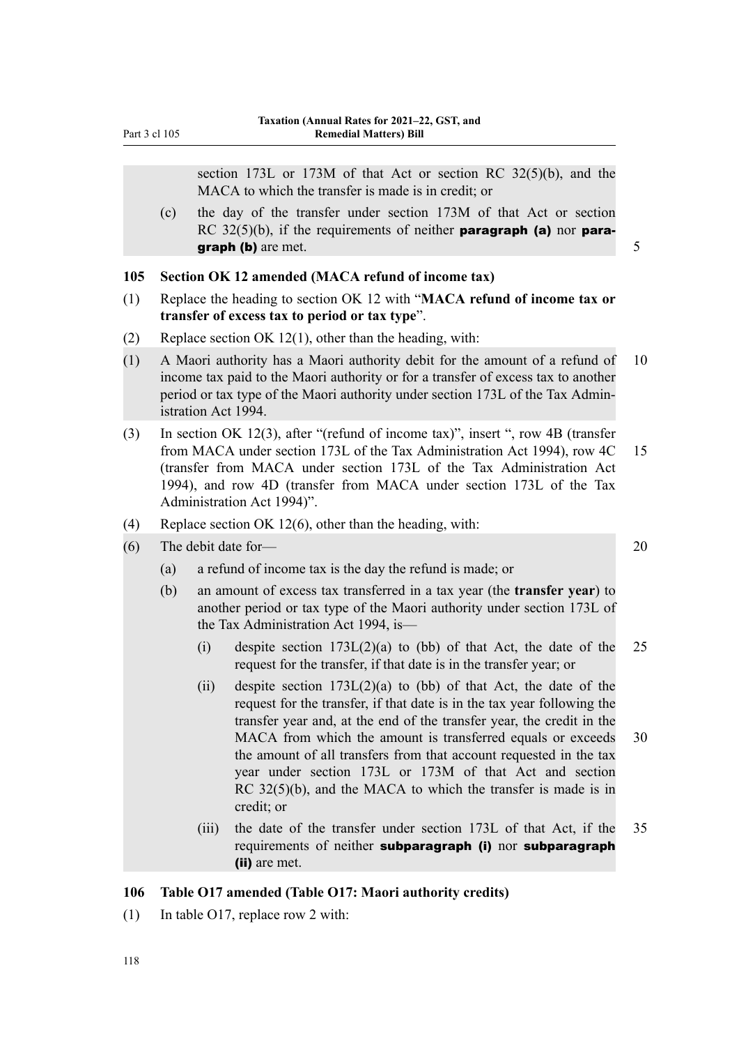section 173L or 173M of that Act or section RC 32(5)(b), and the MACA to which the transfer is made is in credit; or

(c) the day of the transfer under section 173M of that Act or section RC 32(5)(b), if the requirements of neither **paragraph (a)** nor **paragraph (b)** are met.

### 105 Section OK 12 amended (MACA refund of income tax)

(1) Replace the heading to section OK 12 with "**MACA refund of income tax or transfer of excess tax to period or tax type**".

(2) Replace section OK 12(1), other than the heading, with:

(1) A Maori authority has a Maori authority debit for the amount of a refund of income tax paid to the Maori authority or for a transfer of excess tax to another period or tax type of the Maori authority under section 173L of the Tax Administration Act 1994.

(3) In section OK 12(3), after "(refund of income tax)", insert ", row 4B (transfer from MACA under section 173L of the Tax Administration Act 1994), row 4C (transfer from MACA under section 173L of the Tax Administration Act 1994), and row 4D (transfer from MACA under section 173L of the Tax Administration Act 1994)".

(4) Replace section OK 12(6), other than the heading, with:

(6) The debit date for—

(a) a refund of income tax is the day the refund is made; or

(b) an amount of excess tax transferred in a tax year (the **transfer year**) to another period or tax type of the Maori authority under section 173L of the Tax Administration Act 1994, is—

(i) despite section 173L(2)(a) to (bb) of that Act, the date of the request for the transfer, if that date is in the transfer year; or

(ii) despite section 173L(2)(a) to (bb) of that Act, the date of the request for the transfer, if that date is in the tax year following the transfer year and, at the end of the transfer year, the credit in the MACA from which the amount is transferred equals or exceeds the amount of all transfers from that account requested in the tax year under section 173L or 173M of that Act and section RC 32(5)(b), and the MACA to which the transfer is made is in credit; or

(iii) the date of the transfer under section 173L of that Act, if the requirements of neither **subparagraph (i)** nor **subparagraph (ii)** are met.

### 106 Table O17 amended (Table O17: Maori authority credits)

(1) In table O17, replace row 2 with: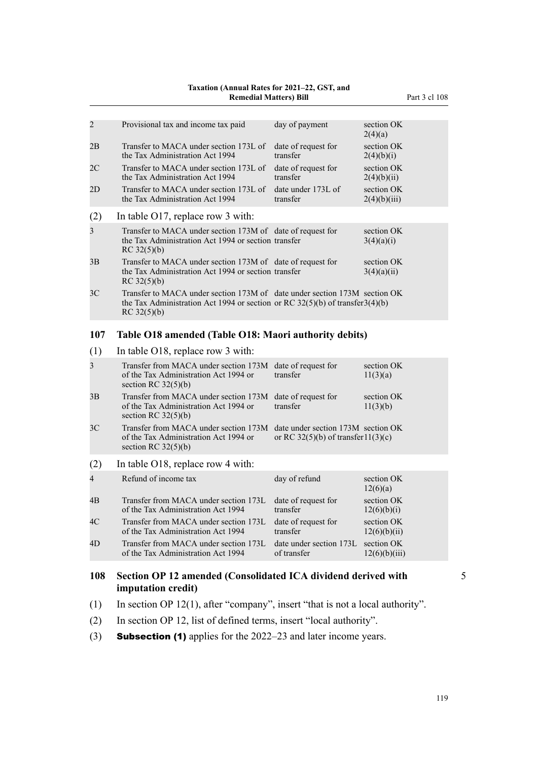| | | | |
|---|---|---|---|
| 2 | Provisional tax and income tax paid | day of payment | section OK 2(4)(a) |
| 2B | Transfer to MACA under section 173L of the Tax Administration Act 1994 | date of request for transfer | section OK 2(4)(b)(i) |
| 2C | Transfer to MACA under section 173L of the Tax Administration Act 1994 | date of request for transfer | section OK 2(4)(b)(ii) |
| 2D | Transfer to MACA under section 173L of the Tax Administration Act 1994 | date under 173L of transfer | section OK 2(4)(b)(iii) |

(2) In table O17, replace row 3 with:

| | | | |
|---|---|---|---|
| 3 | Transfer to MACA under section 173M of the Tax Administration Act 1994 or section RC 32(5)(b) | date of request for transfer | section OK 3(4)(a)(i) |
| 3B | Transfer to MACA under section 173M of the Tax Administration Act 1994 or section RC 32(5)(b) | date of request for transfer | section OK 3(4)(a)(ii) |
| 3C | Transfer to MACA under section 173M of the Tax Administration Act 1994 or section RC 32(5)(b) | date under section 173M or RC 32(5)(b) of transfer | section OK 3(4)(b) |

### 107 Table O18 amended (Table O18: Maori authority debits)

(1) In table O18, replace row 3 with:

| | | | |
|---|---|---|---|
| 3 | Transfer from MACA under section 173M of the Tax Administration Act 1994 or section RC 32(5)(b) | date of request for transfer | section OK 11(3)(a) |
| 3B | Transfer from MACA under section 173M of the Tax Administration Act 1994 or section RC 32(5)(b) | date of request for transfer | section OK 11(3)(b) |
| 3C | Transfer from MACA under section 173M of the Tax Administration Act 1994 or section RC 32(5)(b) | date under section 173M or RC 32(5)(b) of transfer | section OK 11(3)(c) |

(2) In table O18, replace row 4 with:

| | | | |
|---|---|---|---|
| 4 | Refund of income tax | day of refund | section OK 12(6)(a) |
| 4B | Transfer from MACA under section 173L of the Tax Administration Act 1994 | date of request for transfer | section OK 12(6)(b)(i) |
| 4C | Transfer from MACA under section 173L of the Tax Administration Act 1994 | date of request for transfer | section OK 12(6)(b)(ii) |
| 4D | Transfer from MACA under section 173L of the Tax Administration Act 1994 | date under section 173L of transfer | section OK 12(6)(b)(iii) |

### 108 Section OP 12 amended (Consolidated ICA dividend derived with imputation credit)

(1) In section OP 12(1), after "company", insert "that is not a local authority".

(2) In section OP 12, list of defined terms, insert "local authority".

(3) **Subsection (1)** applies for the 2022–23 and later income years.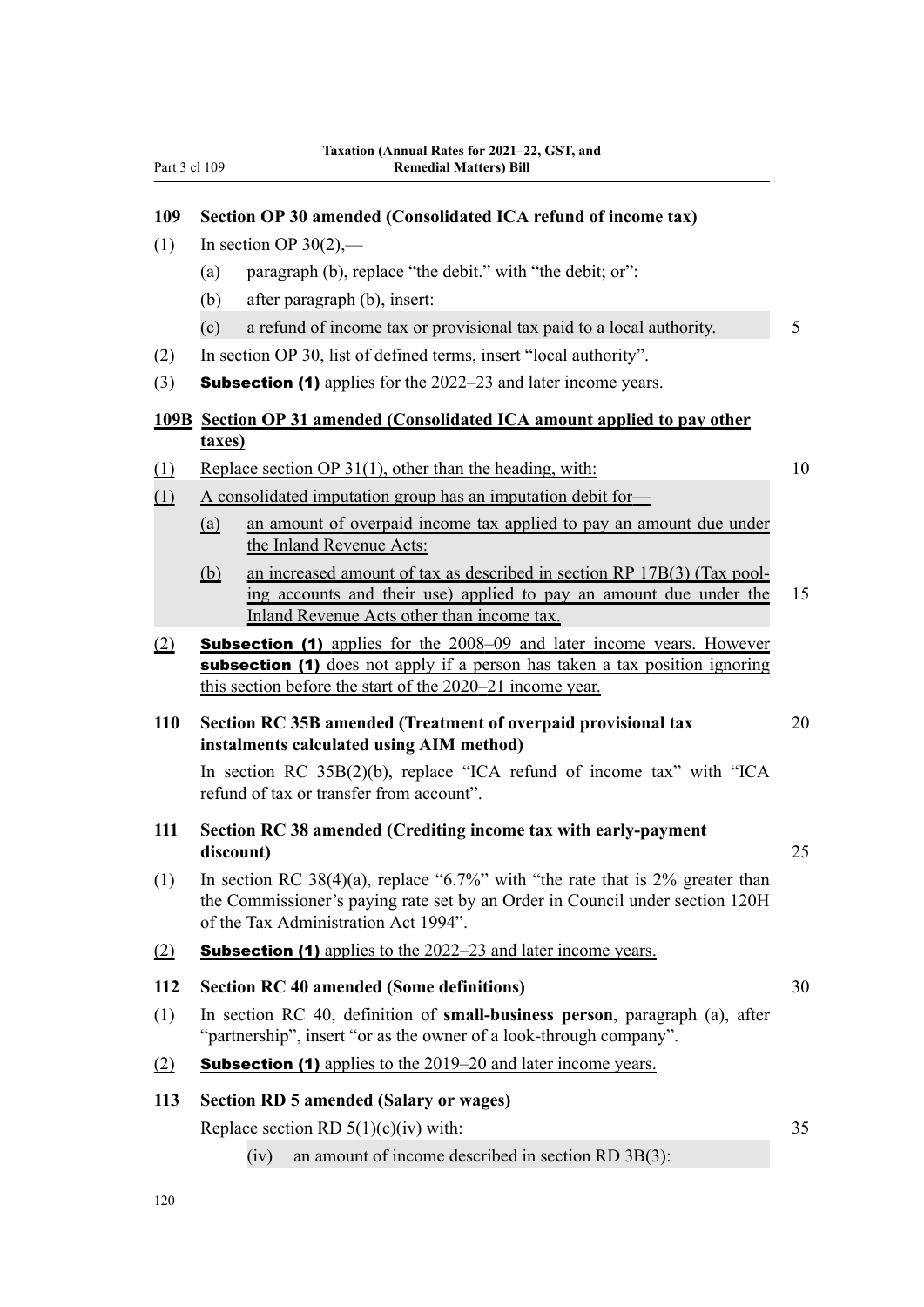## 109 Section OP 30 amended (Consolidated ICA refund of income tax)

(1) In section OP 30(2),—

(a) paragraph (b), replace "the debit." with "the debit; or":

(b) after paragraph (b), insert:

(c) a refund of income tax or provisional tax paid to a local authority.

(2) In section OP 30, list of defined terms, insert "local authority".

(3) **Subsection (1)** applies for the 2022–23 and later income years.

## 109B Section OP 31 amended (Consolidated ICA amount applied to pay other taxes)

(1) Replace section OP 31(1), other than the heading, with:

(1) A consolidated imputation group has an imputation debit for—

(a) an amount of overpaid income tax applied to pay an amount due under the Inland Revenue Acts:

(b) an increased amount of tax as described in section RP 17B(3) (Tax pooling accounts and their use) applied to pay an amount due under the Inland Revenue Acts other than income tax.

(2) **Subsection (1)** applies for the 2008–09 and later income years. However **subsection (1)** does not apply if a person has taken a tax position ignoring this section before the start of the 2020–21 income year.

## 110 Section RC 35B amended (Treatment of overpaid provisional tax instalments calculated using AIM method)

In section RC 35B(2)(b), replace "ICA refund of income tax" with "ICA refund of tax or transfer from account".

## 111 Section RC 38 amended (Crediting income tax with early-payment discount)

(1) In section RC 38(4)(a), replace "6.7%" with "the rate that is 2% greater than the Commissioner's paying rate set by an Order in Council under section 120H of the Tax Administration Act 1994".

(2) **Subsection (1)** applies to the 2022–23 and later income years.

## 112 Section RC 40 amended (Some definitions)

(1) In section RC 40, definition of **small-business person**, paragraph (a), after "partnership", insert "or as the owner of a look-through company".

(2) **Subsection (1)** applies to the 2019–20 and later income years.

## 113 Section RD 5 amended (Salary or wages)

Replace section RD 5(1)(c)(iv) with:

(iv) an amount of income described in section RD 3B(3):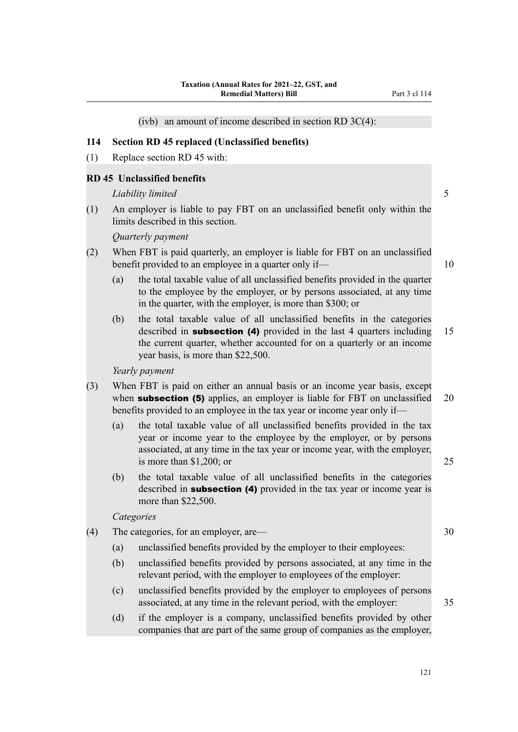(ivb) an amount of income described in section RD 3C(4):

## 114 Section RD 45 replaced (Unclassified benefits)

(1) Replace section RD 45 with:

### RD 45 Unclassified benefits

*Liability limited*

(1) An employer is liable to pay FBT on an unclassified benefit only within the limits described in this section.

*Quarterly payment*

(2) When FBT is paid quarterly, an employer is liable for FBT on an unclassified benefit provided to an employee in a quarter only if—

(a) the total taxable value of all unclassified benefits provided in the quarter to the employee by the employer, or by persons associated, at any time in the quarter, with the employer, is more than $300; or

(b) the total taxable value of all unclassified benefits in the categories described in **subsection (4)** provided in the last 4 quarters including the current quarter, whether accounted for on a quarterly or an income year basis, is more than $22,500.

*Yearly payment*

(3) When FBT is paid on either an annual basis or an income year basis, except when **subsection (5)** applies, an employer is liable for FBT on unclassified benefits provided to an employee in the tax year or income year only if—

(a) the total taxable value of all unclassified benefits provided in the tax year or income year to the employee by the employer, or by persons associated, at any time in the tax year or income year, with the employer, is more than $1,200; or

(b) the total taxable value of all unclassified benefits in the categories described in **subsection (4)** provided in the tax year or income year is more than $22,500.

*Categories*

(4) The categories, for an employer, are—

(a) unclassified benefits provided by the employer to their employees:

(b) unclassified benefits provided by persons associated, at any time in the relevant period, with the employer to employees of the employer:

(c) unclassified benefits provided by the employer to employees of persons associated, at any time in the relevant period, with the employer:

(d) if the employer is a company, unclassified benefits provided by other companies that are part of the same group of companies as the employer,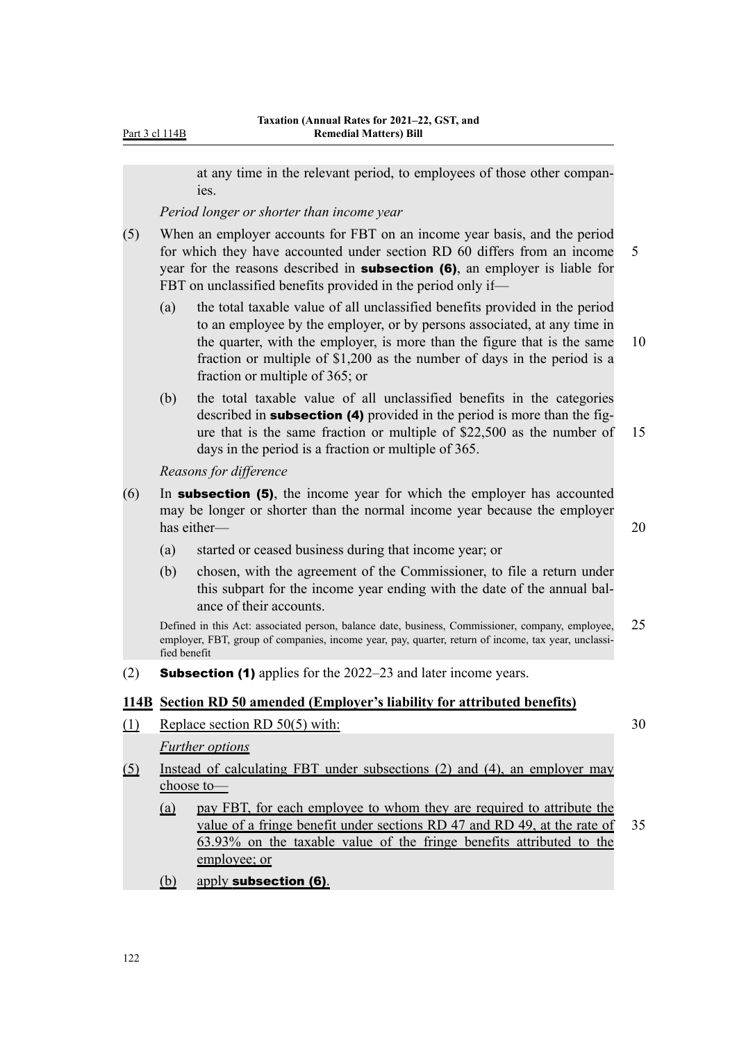at any time in the relevant period, to employees of those other companies.

*Period longer or shorter than income year*

(5) When an employer accounts for FBT on an income year basis, and the period for which they have accounted under section RD 60 differs from an income year for the reasons described in **subsection (6)**, an employer is liable for FBT on unclassified benefits provided in the period only if—

(a) the total taxable value of all unclassified benefits provided in the period to an employee by the employer, or by persons associated, at any time in the quarter, with the employer, is more than the figure that is the same fraction or multiple of $1,200 as the number of days in the period is a fraction or multiple of 365; or

(b) the total taxable value of all unclassified benefits in the categories described in **subsection (4)** provided in the period is more than the figure that is the same fraction or multiple of $22,500 as the number of days in the period is a fraction or multiple of 365.

*Reasons for difference*

(6) In **subsection (5)**, the income year for which the employer has accounted may be longer or shorter than the normal income year because the employer has either—

(a) started or ceased business during that income year; or

(b) chosen, with the agreement of the Commissioner, to file a return under this subpart for the income year ending with the date of the annual balance of their accounts.

Defined in this Act: associated person, balance date, business, Commissioner, company, employee, employer, FBT, group of companies, income year, pay, quarter, return of income, tax year, unclassified benefit

(2) **Subsection (1)** applies for the 2022–23 and later income years.

**114B Section RD 50 amended (Employer's liability for attributed benefits)**

(1) Replace section RD 50(5) with:

*Further options*

(5) Instead of calculating FBT under subsections (2) and (4), an employer may choose to—

(a) pay FBT, for each employee to whom they are required to attribute the value of a fringe benefit under sections RD 47 and RD 49, at the rate of 63.93% on the taxable value of the fringe benefits attributed to the employee; or

(b) apply **subsection (6)**.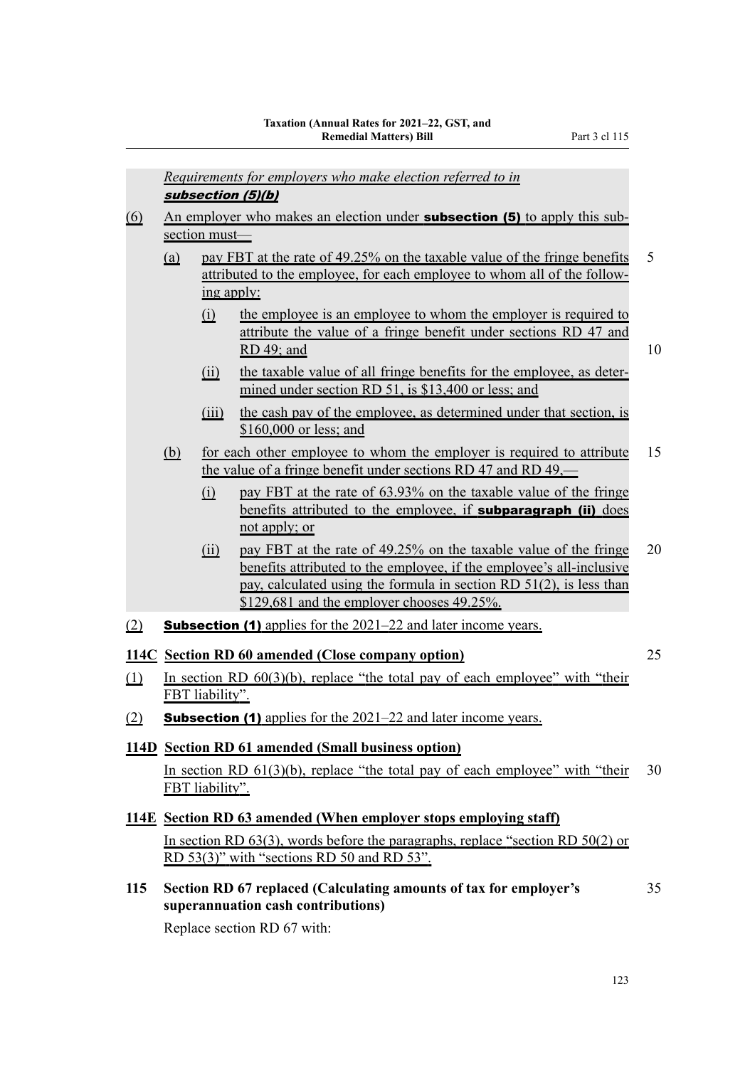*Requirements for employers who make election referred to in* ***subsection (5)(b)***

(6) An employer who makes an election under **subsection (5)** to apply this subsection must—

(a) pay FBT at the rate of 49.25% on the taxable value of the fringe benefits attributed to the employee, for each employee to whom all of the following apply:

(i) the employee is an employee to whom the employer is required to attribute the value of a fringe benefit under sections RD 47 and RD 49; and

(ii) the taxable value of all fringe benefits for the employee, as determined under section RD 51, is $13,400 or less; and

(iii) the cash pay of the employee, as determined under that section, is $160,000 or less; and

(b) for each other employee to whom the employer is required to attribute the value of a fringe benefit under sections RD 47 and RD 49,—

(i) pay FBT at the rate of 63.93% on the taxable value of the fringe benefits attributed to the employee, if **subparagraph (ii)** does not apply; or

(ii) pay FBT at the rate of 49.25% on the taxable value of the fringe benefits attributed to the employee, if the employee's all-inclusive pay, calculated using the formula in section RD 51(2), is less than $129,681 and the employer chooses 49.25%.

(2) **Subsection (1)** applies for the 2021–22 and later income years.

**114C Section RD 60 amended (Close company option)**

(1) In section RD 60(3)(b), replace "the total pay of each employee" with "their FBT liability".

(2) **Subsection (1)** applies for the 2021–22 and later income years.

**114D Section RD 61 amended (Small business option)**

In section RD 61(3)(b), replace "the total pay of each employee" with "their FBT liability".

**114E Section RD 63 amended (When employer stops employing staff)**

In section RD 63(3), words before the paragraphs, replace "section RD 50(2) or RD 53(3)" with "sections RD 50 and RD 53".

**115 Section RD 67 replaced (Calculating amounts of tax for employer's superannuation cash contributions)**

Replace section RD 67 with: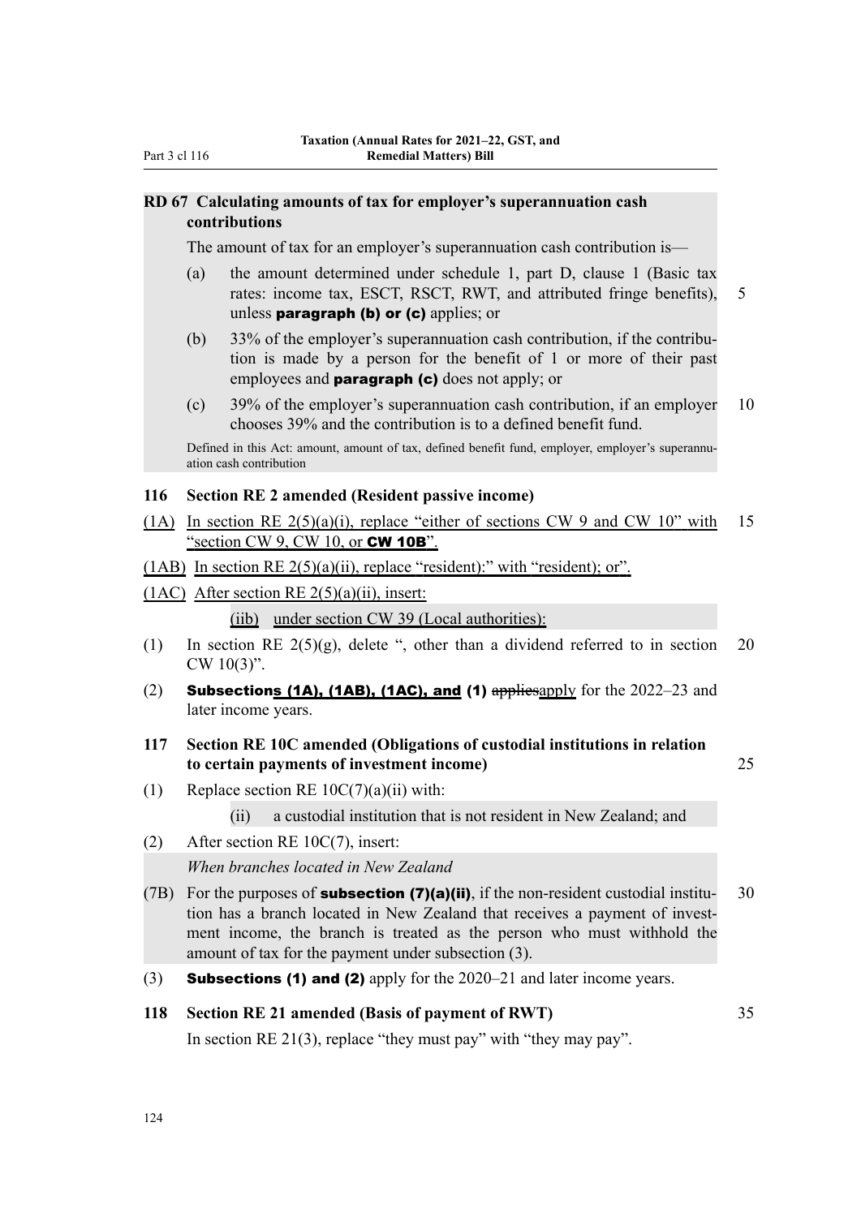**RD 67 Calculating amounts of tax for employer's superannuation cash contributions**

The amount of tax for an employer's superannuation cash contribution is—

(a) the amount determined under schedule 1, part D, clause 1 (Basic tax rates: income tax, ESCT, RSCT, RWT, and attributed fringe benefits), unless **paragraph (b) or (c)** applies; or

(b) 33% of the employer's superannuation cash contribution, if the contribution is made by a person for the benefit of 1 or more of their past employees and **paragraph (c)** does not apply; or

(c) 39% of the employer's superannuation cash contribution, if an employer chooses 39% and the contribution is to a defined benefit fund.

Defined in this Act: amount, amount of tax, defined benefit fund, employer, employer's superannuation cash contribution

**116 Section RE 2 amended (Resident passive income)**

(1A) In section RE 2(5)(a)(i), replace "either of sections CW 9 and CW 10" with "section CW 9, CW 10, or **CW 10B**".

(1AB) In section RE 2(5)(a)(ii), replace "resident):" with "resident); or".

(1AC) After section RE 2(5)(a)(ii), insert:

(iib) under section CW 39 (Local authorities):

(1) In section RE 2(5)(g), delete ", other than a dividend referred to in section CW 10(3)".

(2) **Subsections (1A), (1AB), (1AC), and (1)** ~~applies~~apply for the 2022–23 and later income years.

**117 Section RE 10C amended (Obligations of custodial institutions in relation to certain payments of investment income)**

(1) Replace section RE 10C(7)(a)(ii) with:

(ii) a custodial institution that is not resident in New Zealand; and

(2) After section RE 10C(7), insert:

*When branches located in New Zealand*

(7B) For the purposes of **subsection (7)(a)(ii)**, if the non-resident custodial institution has a branch located in New Zealand that receives a payment of investment income, the branch is treated as the person who must withhold the amount of tax for the payment under subsection (3).

(3) **Subsections (1) and (2)** apply for the 2020–21 and later income years.

**118 Section RE 21 amended (Basis of payment of RWT)**

In section RE 21(3), replace "they must pay" with "they may pay".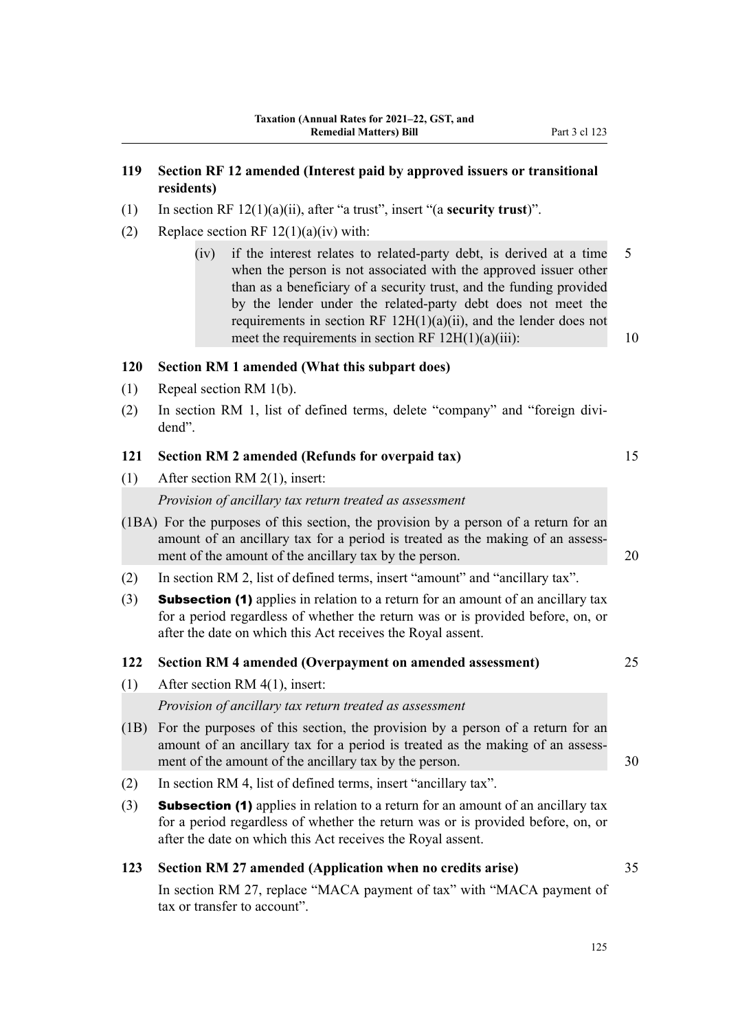### 119 Section RF 12 amended (Interest paid by approved issuers or transitional residents)

(1) In section RF 12(1)(a)(ii), after "a trust", insert "(a **security trust**)".

(2) Replace section RF 12(1)(a)(iv) with:

> (iv) if the interest relates to related-party debt, is derived at a time when the person is not associated with the approved issuer other than as a beneficiary of a security trust, and the funding provided by the lender under the related-party debt does not meet the requirements in section RF 12H(1)(a)(ii), and the lender does not meet the requirements in section RF 12H(1)(a)(iii):

### 120 Section RM 1 amended (What this subpart does)

(1) Repeal section RM 1(b).

(2) In section RM 1, list of defined terms, delete "company" and "foreign dividend".

### 121 Section RM 2 amended (Refunds for overpaid tax)

(1) After section RM 2(1), insert:

> *Provision of ancillary tax return treated as assessment*
>
> (1BA) For the purposes of this section, the provision by a person of a return for an amount of an ancillary tax for a period is treated as the making of an assessment of the amount of the ancillary tax by the person.

(2) In section RM 2, list of defined terms, insert "amount" and "ancillary tax".

(3) **Subsection (1)** applies in relation to a return for an amount of an ancillary tax for a period regardless of whether the return was or is provided before, on, or after the date on which this Act receives the Royal assent.

### 122 Section RM 4 amended (Overpayment on amended assessment)

(1) After section RM 4(1), insert:

> *Provision of ancillary tax return treated as assessment*
>
> (1B) For the purposes of this section, the provision by a person of a return for an amount of an ancillary tax for a period is treated as the making of an assessment of the amount of the ancillary tax by the person.

(2) In section RM 4, list of defined terms, insert "ancillary tax".

(3) **Subsection (1)** applies in relation to a return for an amount of an ancillary tax for a period regardless of whether the return was or is provided before, on, or after the date on which this Act receives the Royal assent.

### 123 Section RM 27 amended (Application when no credits arise)

In section RM 27, replace "MACA payment of tax" with "MACA payment of tax or transfer to account".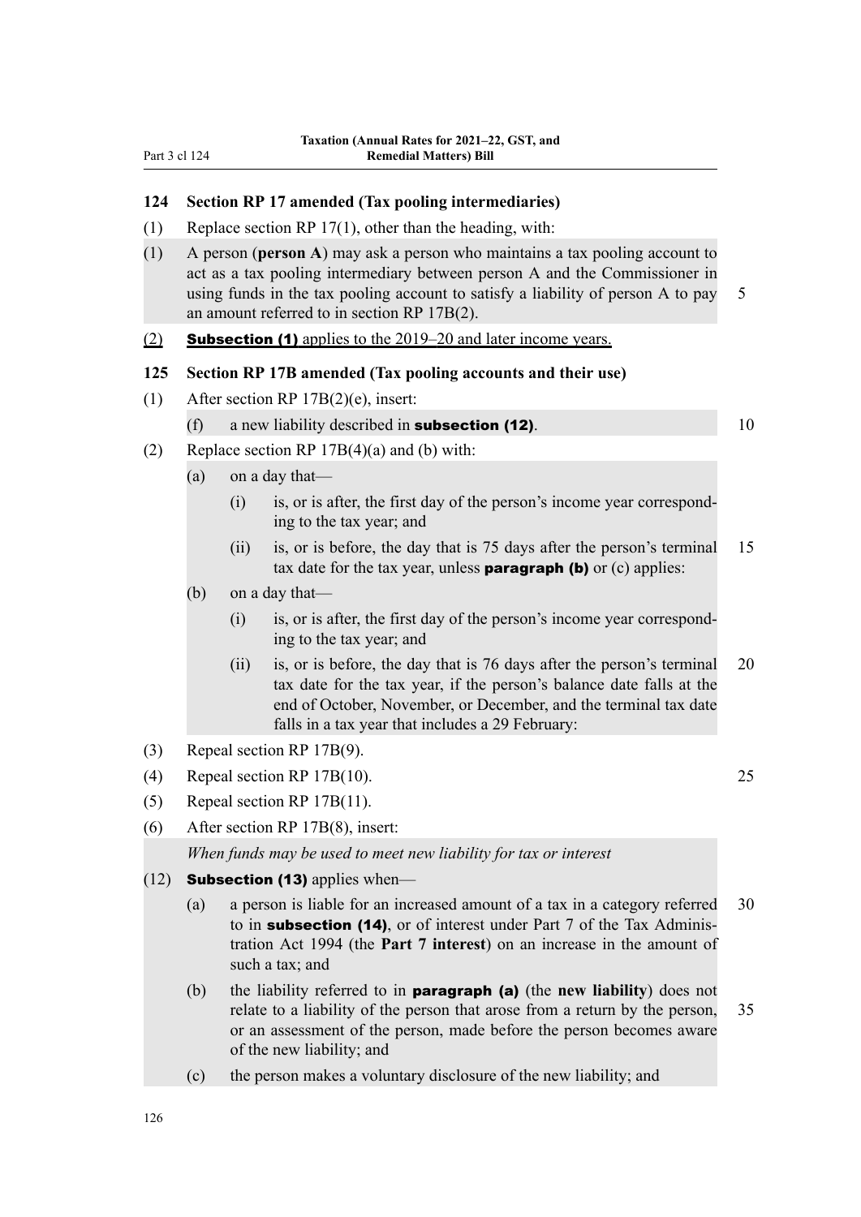### 124 Section RP 17 amended (Tax pooling intermediaries)

(1) Replace section RP 17(1), other than the heading, with:

(1) A person (**person A**) may ask a person who maintains a tax pooling account to act as a tax pooling intermediary between person A and the Commissioner in using funds in the tax pooling account to satisfy a liability of person A to pay an amount referred to in section RP 17B(2).

(2) **Subsection (1)** applies to the 2019–20 and later income years.

### 125 Section RP 17B amended (Tax pooling accounts and their use)

(1) After section RP 17B(2)(e), insert:

(f) a new liability described in **subsection (12)**.

(2) Replace section RP 17B(4)(a) and (b) with:

(a) on a day that—

(i) is, or is after, the first day of the person's income year corresponding to the tax year; and

(ii) is, or is before, the day that is 75 days after the person's terminal tax date for the tax year, unless **paragraph (b)** or (c) applies:

(b) on a day that—

(i) is, or is after, the first day of the person's income year corresponding to the tax year; and

(ii) is, or is before, the day that is 76 days after the person's terminal tax date for the tax year, if the person's balance date falls at the end of October, November, or December, and the terminal tax date falls in a tax year that includes a 29 February:

(3) Repeal section RP 17B(9).

(4) Repeal section RP 17B(10).

(5) Repeal section RP 17B(11).

(6) After section RP 17B(8), insert:

*When funds may be used to meet new liability for tax or interest*

(12) **Subsection (13)** applies when—

(a) a person is liable for an increased amount of a tax in a category referred to in **subsection (14)**, or of interest under Part 7 of the Tax Administration Act 1994 (the **Part 7 interest**) on an increase in the amount of such a tax; and

(b) the liability referred to in **paragraph (a)** (the **new liability**) does not relate to a liability of the person that arose from a return by the person, or an assessment of the person, made before the person becomes aware of the new liability; and

(c) the person makes a voluntary disclosure of the new liability; and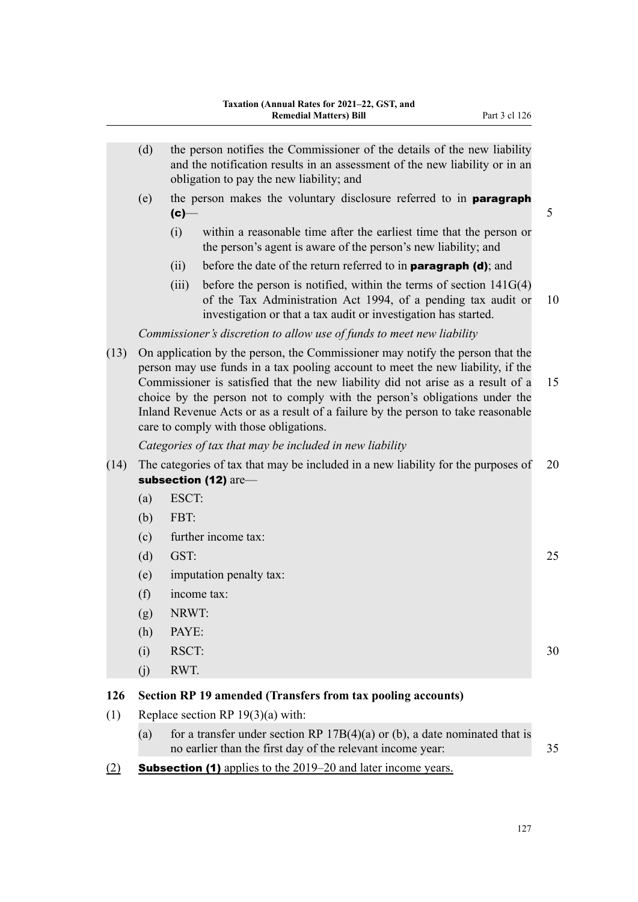(d) the person notifies the Commissioner of the details of the new liability and the notification results in an assessment of the new liability or in an obligation to pay the new liability; and

(e) the person makes the voluntary disclosure referred to in **paragraph (c)**—

  (i) within a reasonable time after the earliest time that the person or the person's agent is aware of the person's new liability; and

  (ii) before the date of the return referred to in **paragraph (d)**; and

  (iii) before the person is notified, within the terms of section 141G(4) of the Tax Administration Act 1994, of a pending tax audit or investigation or that a tax audit or investigation has started.

*Commissioner's discretion to allow use of funds to meet new liability*

(13) On application by the person, the Commissioner may notify the person that the person may use funds in a tax pooling account to meet the new liability, if the Commissioner is satisfied that the new liability did not arise as a result of a choice by the person not to comply with the person's obligations under the Inland Revenue Acts or as a result of a failure by the person to take reasonable care to comply with those obligations.

*Categories of tax that may be included in new liability*

(14) The categories of tax that may be included in a new liability for the purposes of **subsection (12)** are—

(a) ESCT:

(b) FBT:

(c) further income tax:

(d) GST:

(e) imputation penalty tax:

(f) income tax:

(g) NRWT:

(h) PAYE:

(i) RSCT:

(j) RWT.

**126 Section RP 19 amended (Transfers from tax pooling accounts)**

(1) Replace section RP 19(3)(a) with:

(a) for a transfer under section RP 17B(4)(a) or (b), a date nominated that is no earlier than the first day of the relevant income year:

(2) **Subsection (1)** applies to the 2019–20 and later income years.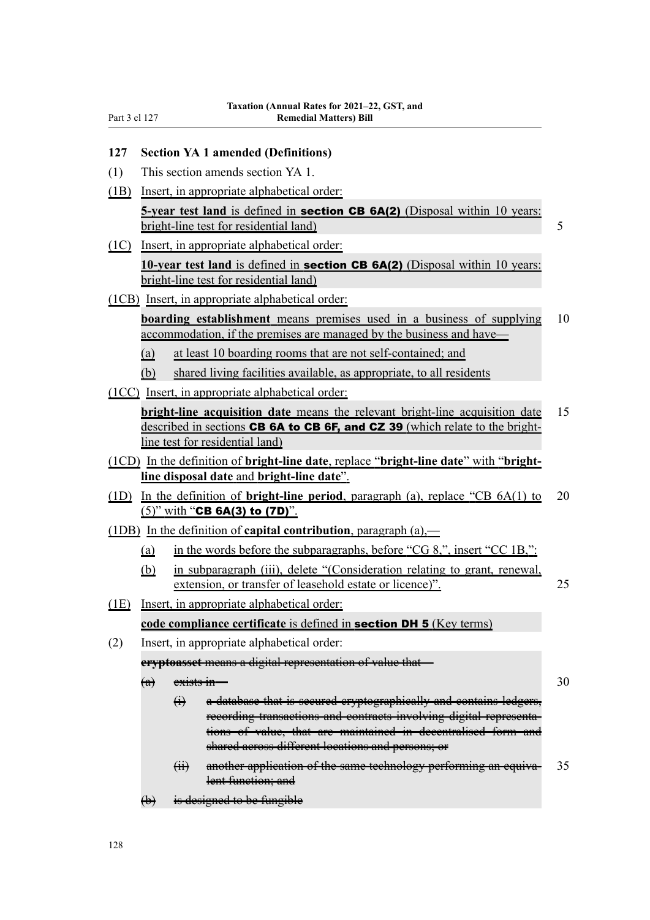## 127 Section YA 1 amended (Definitions)

(1) This section amends section YA 1.

(1B) Insert, in appropriate alphabetical order:

**5-year test land** is defined in **section CB 6A(2)** (Disposal within 10 years: bright-line test for residential land)

(1C) Insert, in appropriate alphabetical order:

**10-year test land** is defined in **section CB 6A(2)** (Disposal within 10 years: bright-line test for residential land)

(1CB) Insert, in appropriate alphabetical order:

**boarding establishment** means premises used in a business of supplying accommodation, if the premises are managed by the business and have—

(a) at least 10 boarding rooms that are not self-contained; and

(b) shared living facilities available, as appropriate, to all residents

(1CC) Insert, in appropriate alphabetical order:

**bright-line acquisition date** means the relevant bright-line acquisition date described in sections **CB 6A to CB 6F, and CZ 39** (which relate to the bright-line test for residential land)

(1CD) In the definition of **bright-line date**, replace "**bright-line date**" with "**bright-line disposal date** and **bright-line date**".

(1D) In the definition of **bright-line period**, paragraph (a), replace "CB 6A(1) to (5)" with "**CB 6A(3) to (7D)**".

(1DB) In the definition of **capital contribution**, paragraph (a),—

(a) in the words before the subparagraphs, before "CG 8,", insert "CC 1B,":

(b) in subparagraph (iii), delete "(Consideration relating to grant, renewal, extension, or transfer of leasehold estate or licence)".

(1E) Insert, in appropriate alphabetical order:

**code compliance certificate** is defined in **section DH 5** (Key terms)

(2) Insert, in appropriate alphabetical order:

~~**cryptoasset** means a digital representation of value that—~~

~~(a) exists in—~~

~~(i) a database that is secured cryptographically and contains ledgers, recording transactions and contracts involving digital representations of value, that are maintained in decentralised form and shared across different locations and persons; or~~

~~(ii) another application of the same technology performing an equivalent function; and~~

~~(b) is designed to be fungible~~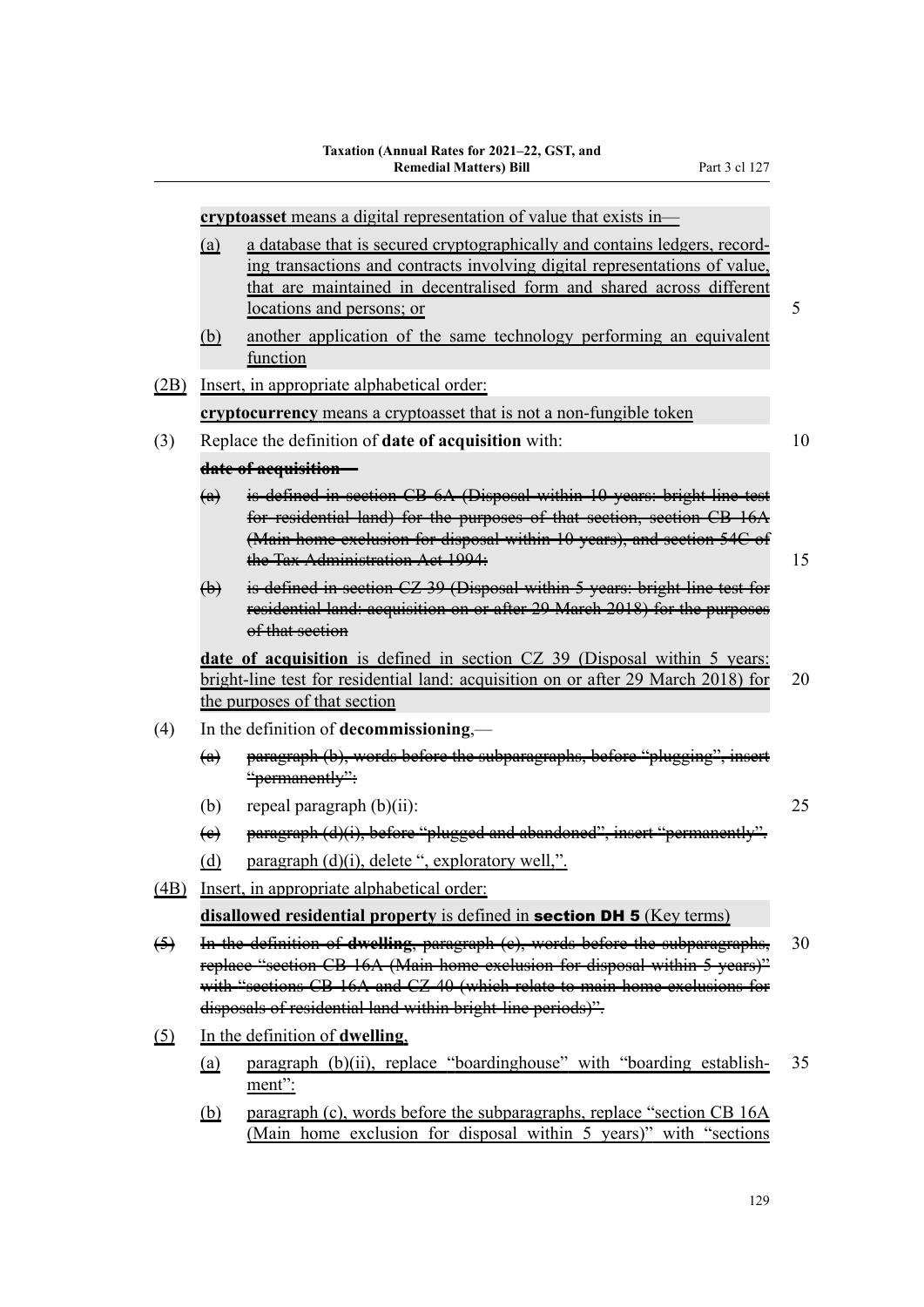**cryptoasset** means a digital representation of value that exists in—

(a) a database that is secured cryptographically and contains ledgers, recording transactions and contracts involving digital representations of value, that are maintained in decentralised form and shared across different locations and persons; or

(b) another application of the same technology performing an equivalent function

(2B) Insert, in appropriate alphabetical order:

**cryptocurrency** means a cryptoasset that is not a non-fungible token

(3) Replace the definition of **date of acquisition** with:

~~**date of acquisition**—~~

~~(a) is defined in section CB 6A (Disposal within 10 years: bright-line test for residential land) for the purposes of that section, section CB 16A (Main home exclusion for disposal within 10 years), and section 54C of the Tax Administration Act 1994:~~

~~(b) is defined in section CZ 39 (Disposal within 5 years: bright-line test for residential land: acquisition on or after 29 March 2018) for the purposes of that section~~

**date of acquisition** is defined in section CZ 39 (Disposal within 5 years: bright-line test for residential land: acquisition on or after 29 March 2018) for the purposes of that section

(4) In the definition of **decommissioning**,—

~~(a) paragraph (b), words before the subparagraphs, before "plugging", insert "permanently":~~

(b) repeal paragraph (b)(ii):

~~(c) paragraph (d)(i), before "plugged and abandoned", insert "permanently".~~

(d) paragraph (d)(i), delete ", exploratory well,".

(4B) Insert, in appropriate alphabetical order:

**disallowed residential property** is defined in **section DH 5** (Key terms)

~~(5) In the definition of **dwelling**, paragraph (c), words before the subparagraphs, replace "section CB 16A (Main home exclusion for disposal within 5 years)" with "sections CB 16A and CZ 40 (which relate to main home exclusions for disposals of residential land within bright-line periods)".~~

(5) In the definition of **dwelling**,

(a) paragraph (b)(ii), replace "boardinghouse" with "boarding establishment":

(b) paragraph (c), words before the subparagraphs, replace "section CB 16A (Main home exclusion for disposal within 5 years)" with "sections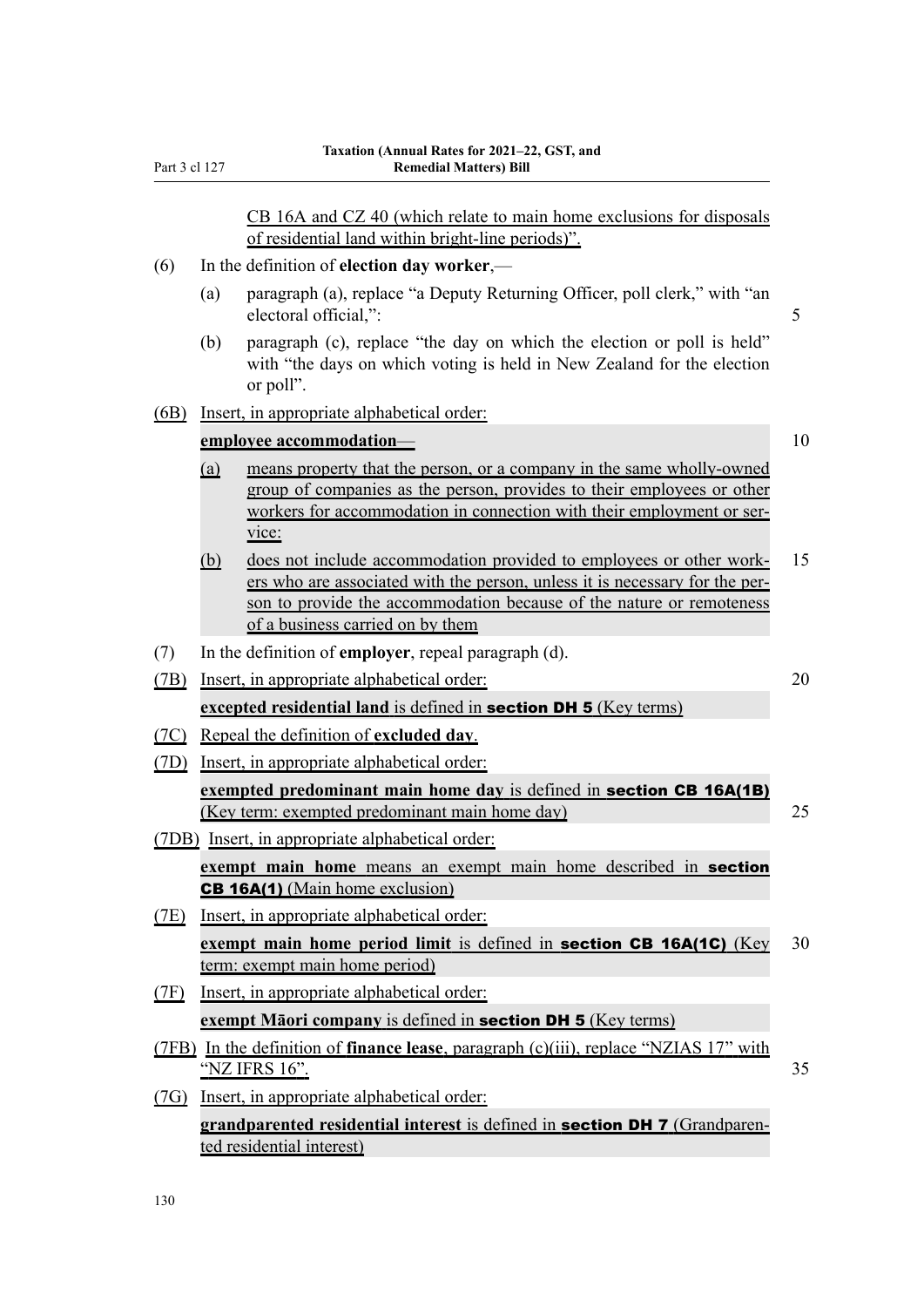CB 16A and CZ 40 (which relate to main home exclusions for disposals of residential land within bright-line periods)".

(6) In the definition of **election day worker**,—

(a) paragraph (a), replace "a Deputy Returning Officer, poll clerk," with "an electoral official,":

(b) paragraph (c), replace "the day on which the election or poll is held" with "the days on which voting is held in New Zealand for the election or poll".

(6B) Insert, in appropriate alphabetical order:

**employee accommodation**—

(a) means property that the person, or a company in the same wholly-owned group of companies as the person, provides to their employees or other workers for accommodation in connection with their employment or service:

(b) does not include accommodation provided to employees or other workers who are associated with the person, unless it is necessary for the person to provide the accommodation because of the nature or remoteness of a business carried on by them

(7) In the definition of **employer**, repeal paragraph (d).

(7B) Insert, in appropriate alphabetical order:

**excepted residential land** is defined in **section DH 5** (Key terms)

(7C) Repeal the definition of **excluded day**.

(7D) Insert, in appropriate alphabetical order:

**exempted predominant main home day** is defined in **section CB 16A(1B)** (Key term: exempted predominant main home day)

(7DB) Insert, in appropriate alphabetical order:

**exempt main home** means an exempt main home described in **section CB 16A(1)** (Main home exclusion)

(7E) Insert, in appropriate alphabetical order:

**exempt main home period limit** is defined in **section CB 16A(1C)** (Key term: exempt main home period)

(7F) Insert, in appropriate alphabetical order:

**exempt Māori company** is defined in **section DH 5** (Key terms)

(7FB) In the definition of **finance lease**, paragraph (c)(iii), replace "NZIAS 17" with "NZ IFRS 16".

(7G) Insert, in appropriate alphabetical order:

**grandparented residential interest** is defined in **section DH 7** (Grandparented residential interest)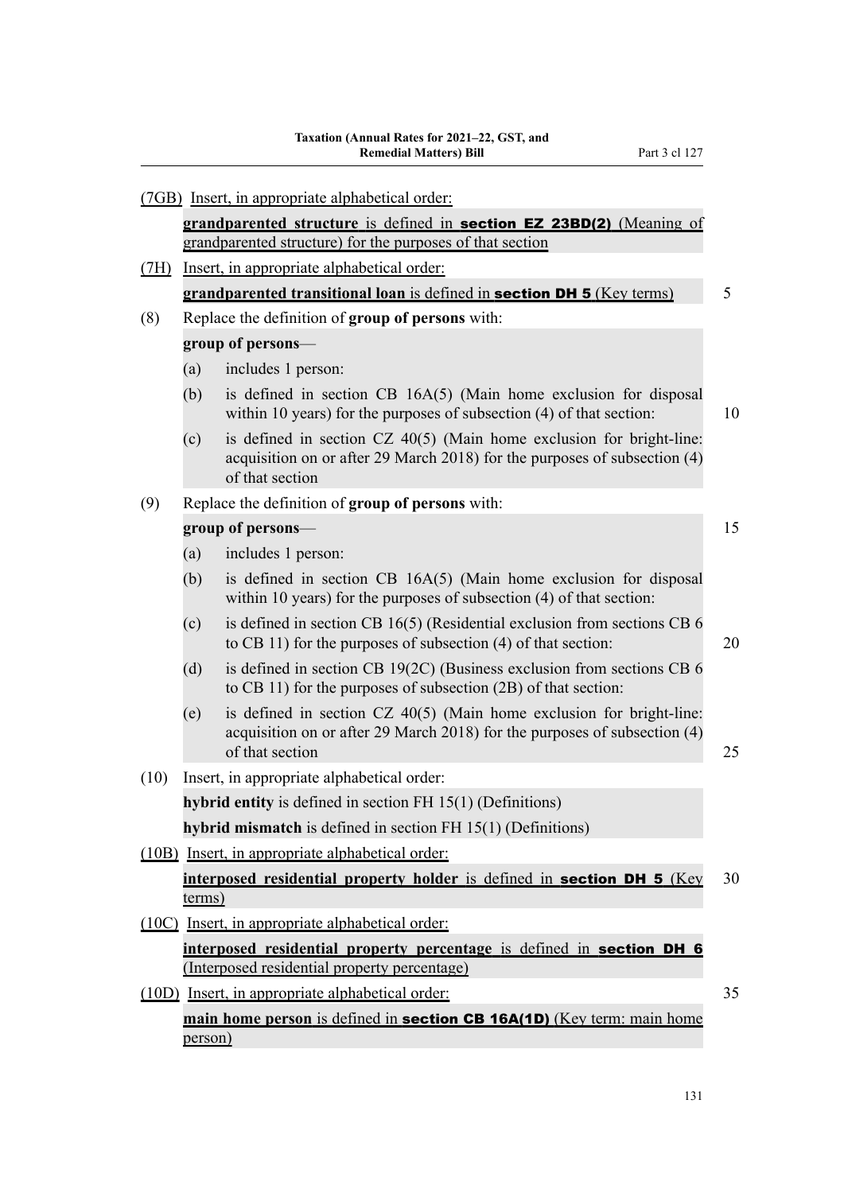(7GB) Insert, in appropriate alphabetical order:

**grandparented structure** is defined in **section EZ 23BD(2)** (Meaning of grandparented structure) for the purposes of that section

(7H) Insert, in appropriate alphabetical order:

**grandparented transitional loan** is defined in **section DH 5** (Key terms)

(8) Replace the definition of **group of persons** with:

**group of persons**—

(a) includes 1 person:

(b) is defined in section CB 16A(5) (Main home exclusion for disposal within 10 years) for the purposes of subsection (4) of that section:

(c) is defined in section CZ 40(5) (Main home exclusion for bright-line: acquisition on or after 29 March 2018) for the purposes of subsection (4) of that section

(9) Replace the definition of **group of persons** with:

**group of persons**—

(a) includes 1 person:

(b) is defined in section CB 16A(5) (Main home exclusion for disposal within 10 years) for the purposes of subsection (4) of that section:

(c) is defined in section CB 16(5) (Residential exclusion from sections CB 6 to CB 11) for the purposes of subsection (4) of that section:

(d) is defined in section CB 19(2C) (Business exclusion from sections CB 6 to CB 11) for the purposes of subsection (2B) of that section:

(e) is defined in section CZ 40(5) (Main home exclusion for bright-line: acquisition on or after 29 March 2018) for the purposes of subsection (4) of that section

(10) Insert, in appropriate alphabetical order:

**hybrid entity** is defined in section FH 15(1) (Definitions)

**hybrid mismatch** is defined in section FH 15(1) (Definitions)

(10B) Insert, in appropriate alphabetical order:

**interposed residential property holder** is defined in **section DH 5** (Key terms)

(10C) Insert, in appropriate alphabetical order:

**interposed residential property percentage** is defined in **section DH 6** (Interposed residential property percentage)

(10D) Insert, in appropriate alphabetical order:

**main home person** is defined in **section CB 16A(1D)** (Key term: main home person)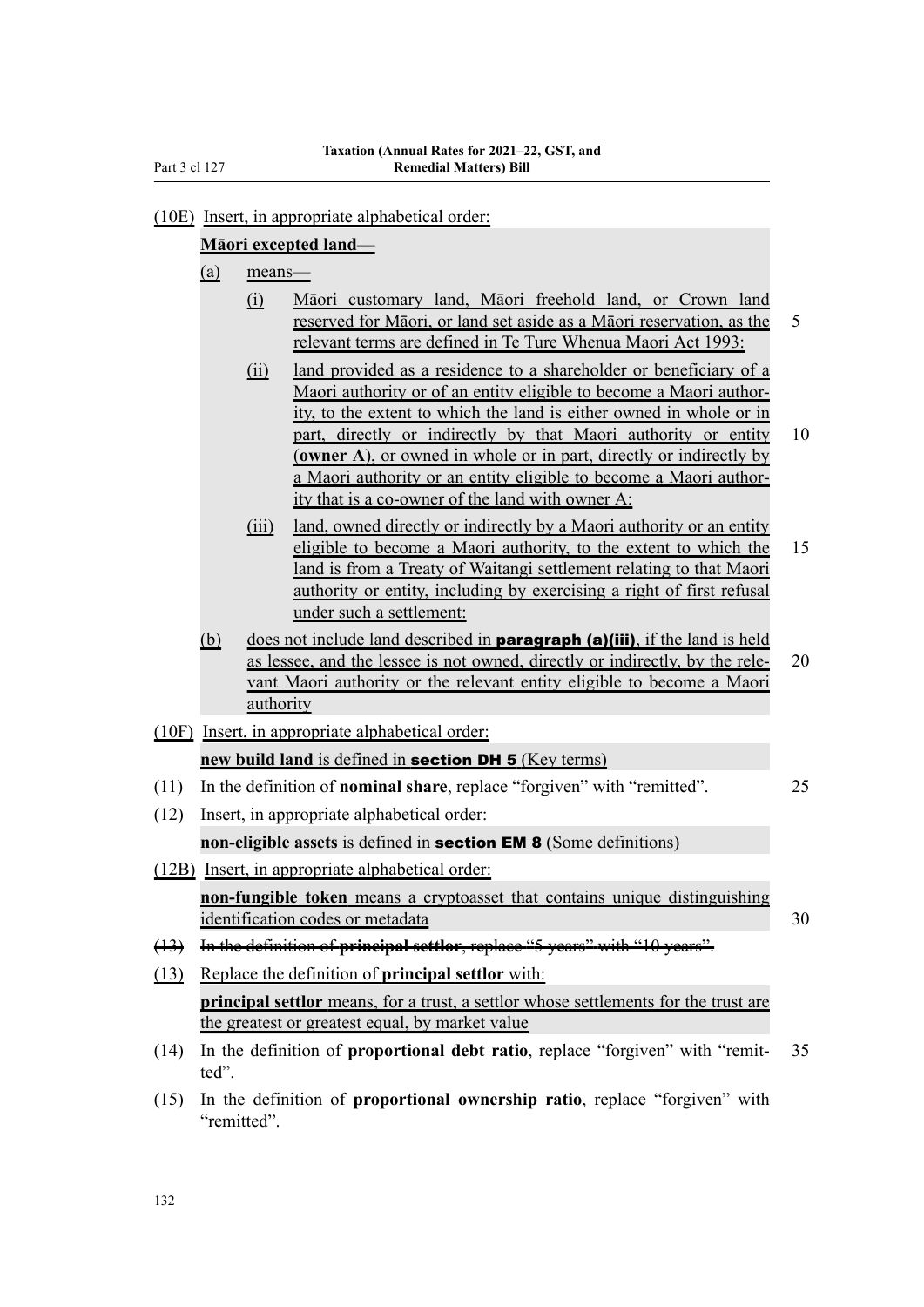(10E) Insert, in appropriate alphabetical order:

**Māori excepted land**—

(a) means—

(i) Māori customary land, Māori freehold land, or Crown land reserved for Māori, or land set aside as a Māori reservation, as the relevant terms are defined in Te Ture Whenua Maori Act 1993:

(ii) land provided as a residence to a shareholder or beneficiary of a Maori authority or of an entity eligible to become a Maori authority, to the extent to which the land is either owned in whole or in part, directly or indirectly by that Maori authority or entity (**owner A**), or owned in whole or in part, directly or indirectly by a Maori authority or an entity eligible to become a Maori authority that is a co-owner of the land with owner A:

(iii) land, owned directly or indirectly by a Maori authority or an entity eligible to become a Maori authority, to the extent to which the land is from a Treaty of Waitangi settlement relating to that Maori authority or entity, including by exercising a right of first refusal under such a settlement:

(b) does not include land described in **paragraph (a)(iii)**, if the land is held as lessee, and the lessee is not owned, directly or indirectly, by the relevant Maori authority or the relevant entity eligible to become a Maori authority

(10F) Insert, in appropriate alphabetical order:

**new build land** is defined in **section DH 5** (Key terms)

(11) In the definition of **nominal share**, replace "forgiven" with "remitted".

(12) Insert, in appropriate alphabetical order:

**non-eligible assets** is defined in **section EM 8** (Some definitions)

(12B) Insert, in appropriate alphabetical order:

**non-fungible token** means a cryptoasset that contains unique distinguishing identification codes or metadata

~~(13) In the definition of **principal settlor**, replace "5 years" with "10 years".~~

(13) Replace the definition of **principal settlor** with:

**principal settlor** means, for a trust, a settlor whose settlements for the trust are the greatest or greatest equal, by market value

(14) In the definition of **proportional debt ratio**, replace "forgiven" with "remitted".

(15) In the definition of **proportional ownership ratio**, replace "forgiven" with "remitted".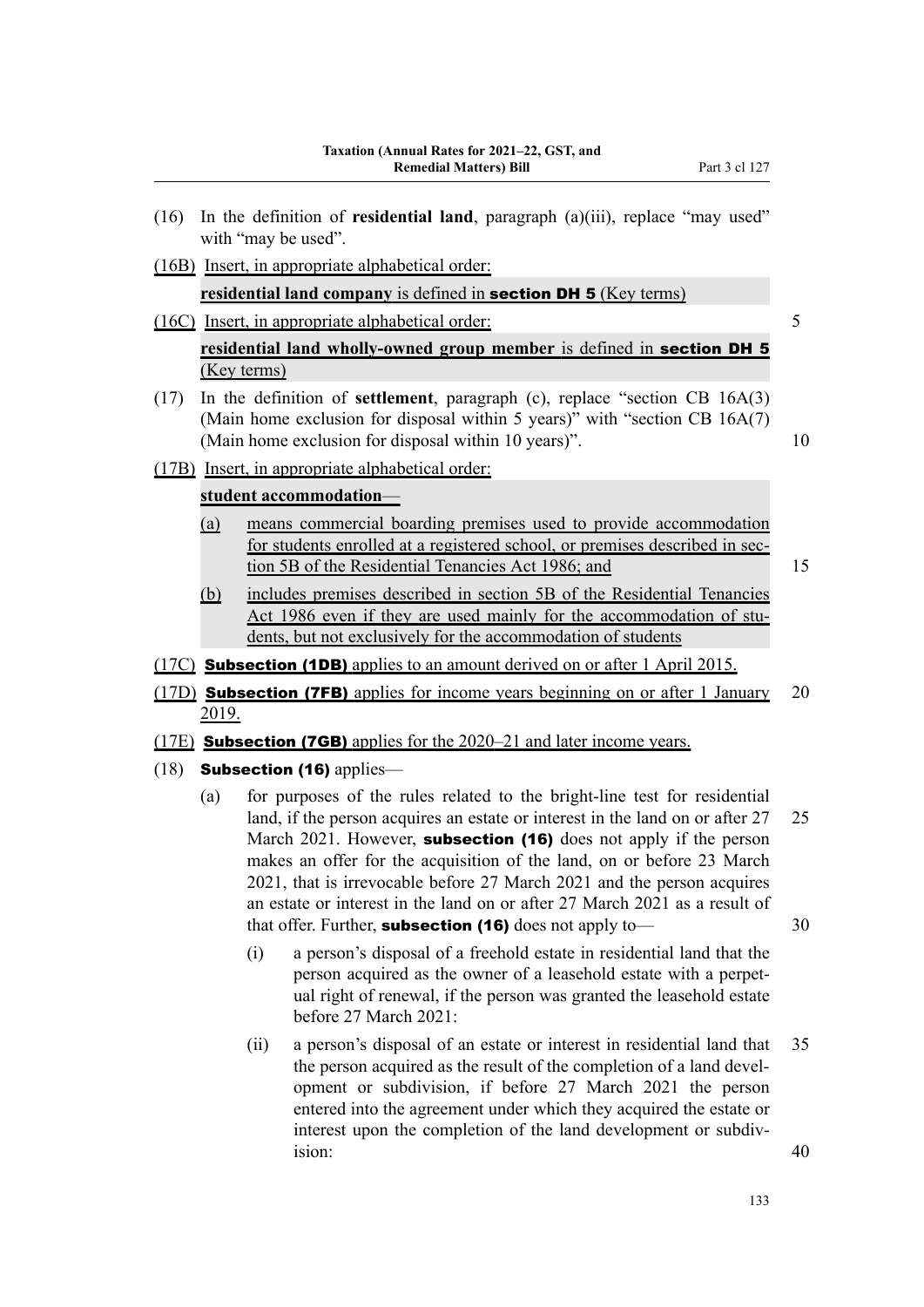(16) In the definition of **residential land**, paragraph (a)(iii), replace "may used" with "may be used".

(16B) Insert, in appropriate alphabetical order:

**residential land company** is defined in **section DH 5** (Key terms)

(16C) Insert, in appropriate alphabetical order:

**residential land wholly-owned group member** is defined in **section DH 5** (Key terms)

(17) In the definition of **settlement**, paragraph (c), replace "section CB 16A(3) (Main home exclusion for disposal within 5 years)" with "section CB 16A(7) (Main home exclusion for disposal within 10 years)".

(17B) Insert, in appropriate alphabetical order:

**student accommodation**—

- (a) means commercial boarding premises used to provide accommodation for students enrolled at a registered school, or premises described in section 5B of the Residential Tenancies Act 1986; and
- (b) includes premises described in section 5B of the Residential Tenancies Act 1986 even if they are used mainly for the accommodation of students, but not exclusively for the accommodation of students

(17C) **Subsection (1DB)** applies to an amount derived on or after 1 April 2015.

(17D) **Subsection (7FB)** applies for income years beginning on or after 1 January 2019.

(17E) **Subsection (7GB)** applies for the 2020–21 and later income years.

(18) **Subsection (16)** applies—

- (a) for purposes of the rules related to the bright-line test for residential land, if the person acquires an estate or interest in the land on or after 27 March 2021. However, **subsection (16)** does not apply if the person makes an offer for the acquisition of the land, on or before 23 March 2021, that is irrevocable before 27 March 2021 and the person acquires an estate or interest in the land on or after 27 March 2021 as a result of that offer. Further, **subsection (16)** does not apply to—
  - (i) a person's disposal of a freehold estate in residential land that the person acquired as the owner of a leasehold estate with a perpetual right of renewal, if the person was granted the leasehold estate before 27 March 2021:
  - (ii) a person's disposal of an estate or interest in residential land that the person acquired as the result of the completion of a land development or subdivision, if before 27 March 2021 the person entered into the agreement under which they acquired the estate or interest upon the completion of the land development or subdivision: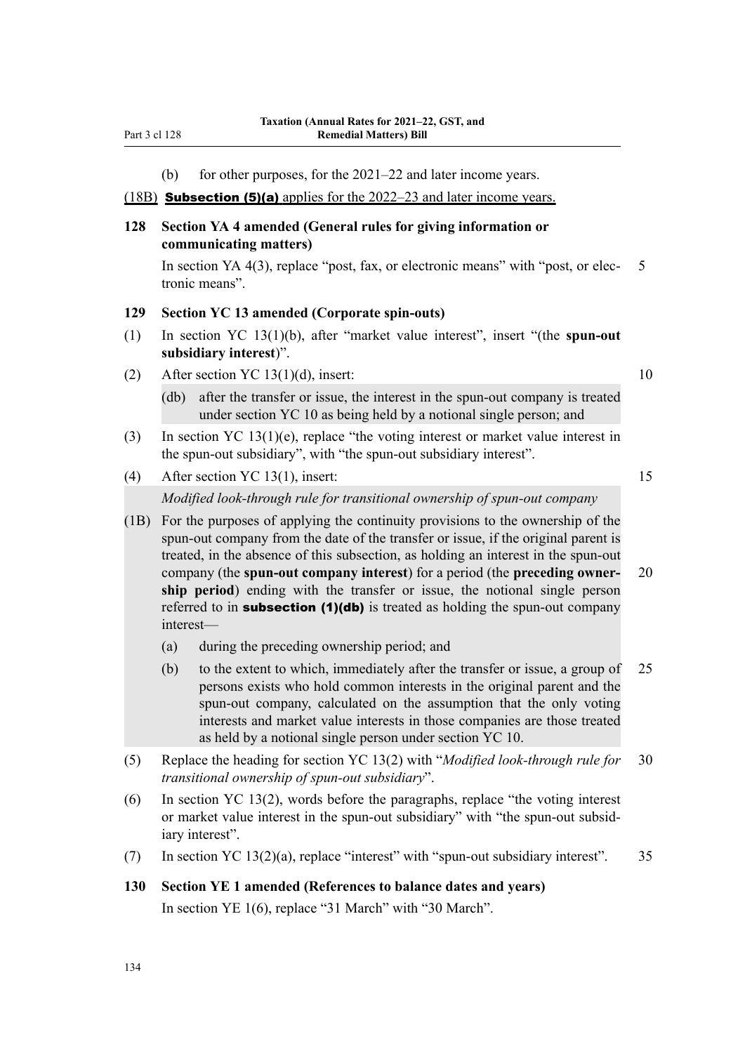(b) for other purposes, for the 2021–22 and later income years.

(18B) **Subsection (5)(a)** applies for the 2022–23 and later income years.

### 128 Section YA 4 amended (General rules for giving information or communicating matters)

In section YA 4(3), replace "post, fax, or electronic means" with "post, or electronic means".

### 129 Section YC 13 amended (Corporate spin-outs)

(1) In section YC 13(1)(b), after "market value interest", insert "(the **spun-out subsidiary interest**)".

(2) After section YC 13(1)(d), insert:

> (db) after the transfer or issue, the interest in the spun-out company is treated under section YC 10 as being held by a notional single person; and

(3) In section YC 13(1)(e), replace "the voting interest or market value interest in the spun-out subsidiary", with "the spun-out subsidiary interest".

(4) After section YC 13(1), insert:

> *Modified look-through rule for transitional ownership of spun-out company*
>
> (1B) For the purposes of applying the continuity provisions to the ownership of the spun-out company from the date of the transfer or issue, if the original parent is treated, in the absence of this subsection, as holding an interest in the spun-out company (the **spun-out company interest**) for a period (the **preceding ownership period**) ending with the transfer or issue, the notional single person referred to in **subsection (1)(db)** is treated as holding the spun-out company interest—
>
> (a) during the preceding ownership period; and
>
> (b) to the extent to which, immediately after the transfer or issue, a group of persons exists who hold common interests in the original parent and the spun-out company, calculated on the assumption that the only voting interests and market value interests in those companies are those treated as held by a notional single person under section YC 10.

(5) Replace the heading for section YC 13(2) with "*Modified look-through rule for transitional ownership of spun-out subsidiary*".

(6) In section YC 13(2), words before the paragraphs, replace "the voting interest or market value interest in the spun-out subsidiary" with "the spun-out subsidiary interest".

(7) In section YC 13(2)(a), replace "interest" with "spun-out subsidiary interest".

### 130 Section YE 1 amended (References to balance dates and years)

In section YE 1(6), replace "31 March" with "30 March".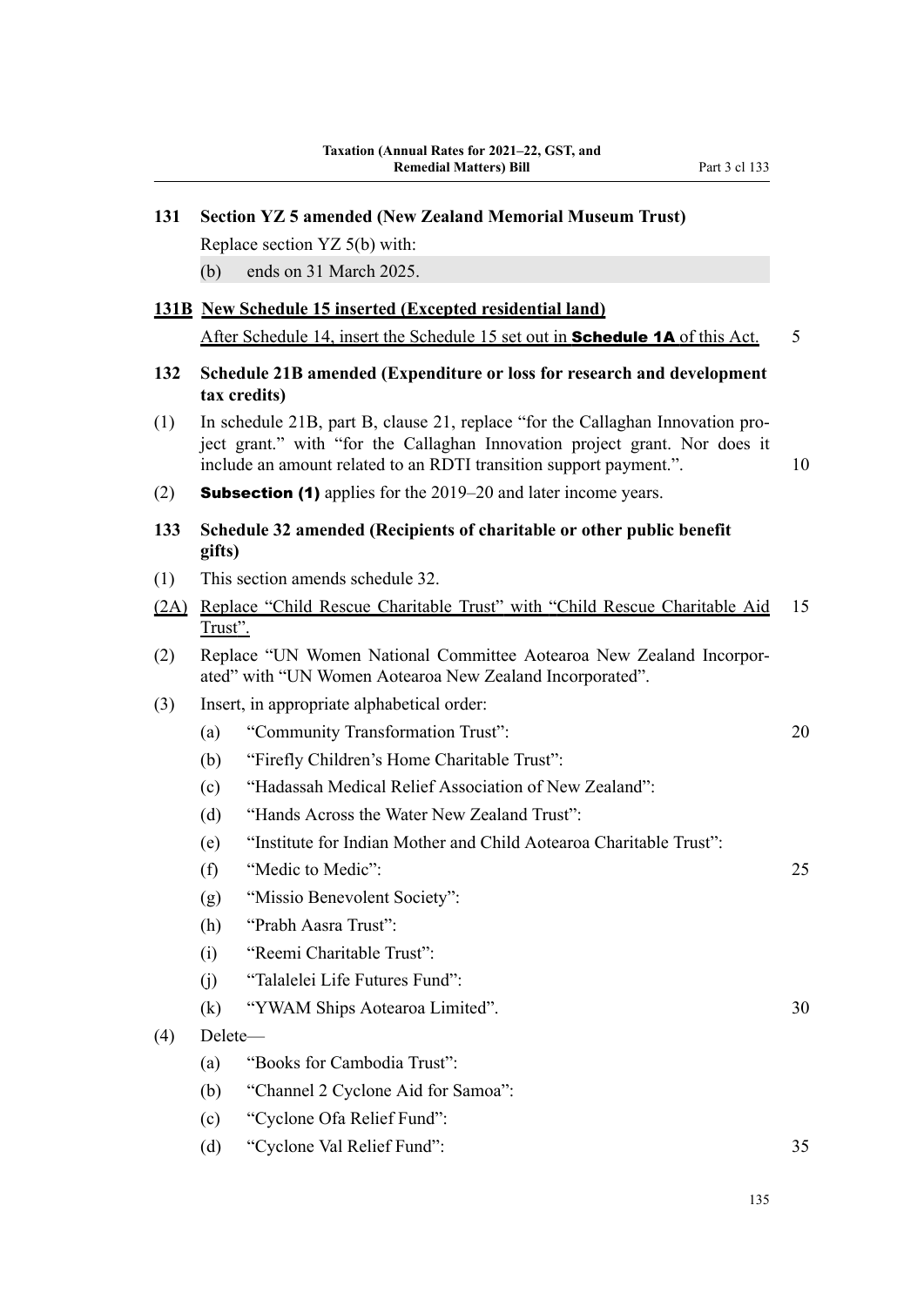### 131 Section YZ 5 amended (New Zealand Memorial Museum Trust)

Replace section YZ 5(b) with:

(b) ends on 31 March 2025.

### 131B New Schedule 15 inserted (Excepted residential land)

After Schedule 14, insert the Schedule 15 set out in **Schedule 1A** of this Act.

### 132 Schedule 21B amended (Expenditure or loss for research and development tax credits)

(1) In schedule 21B, part B, clause 21, replace "for the Callaghan Innovation project grant." with "for the Callaghan Innovation project grant. Nor does it include an amount related to an RDTI transition support payment.".

(2) **Subsection (1)** applies for the 2019–20 and later income years.

### 133 Schedule 32 amended (Recipients of charitable or other public benefit gifts)

(1) This section amends schedule 32.

(2A) Replace "Child Rescue Charitable Trust" with "Child Rescue Charitable Aid Trust".

(2) Replace "UN Women National Committee Aotearoa New Zealand Incorporated" with "UN Women Aotearoa New Zealand Incorporated".

(3) Insert, in appropriate alphabetical order:

- (a) "Community Transformation Trust":
- (b) "Firefly Children's Home Charitable Trust":
- (c) "Hadassah Medical Relief Association of New Zealand":
- (d) "Hands Across the Water New Zealand Trust":
- (e) "Institute for Indian Mother and Child Aotearoa Charitable Trust":
- (f) "Medic to Medic":
- (g) "Missio Benevolent Society":
- (h) "Prabh Aasra Trust":
- (i) "Reemi Charitable Trust":
- (j) "Talalelei Life Futures Fund":
- (k) "YWAM Ships Aotearoa Limited".

(4) Delete—

- (a) "Books for Cambodia Trust":
- (b) "Channel 2 Cyclone Aid for Samoa":
- (c) "Cyclone Ofa Relief Fund":
- (d) "Cyclone Val Relief Fund":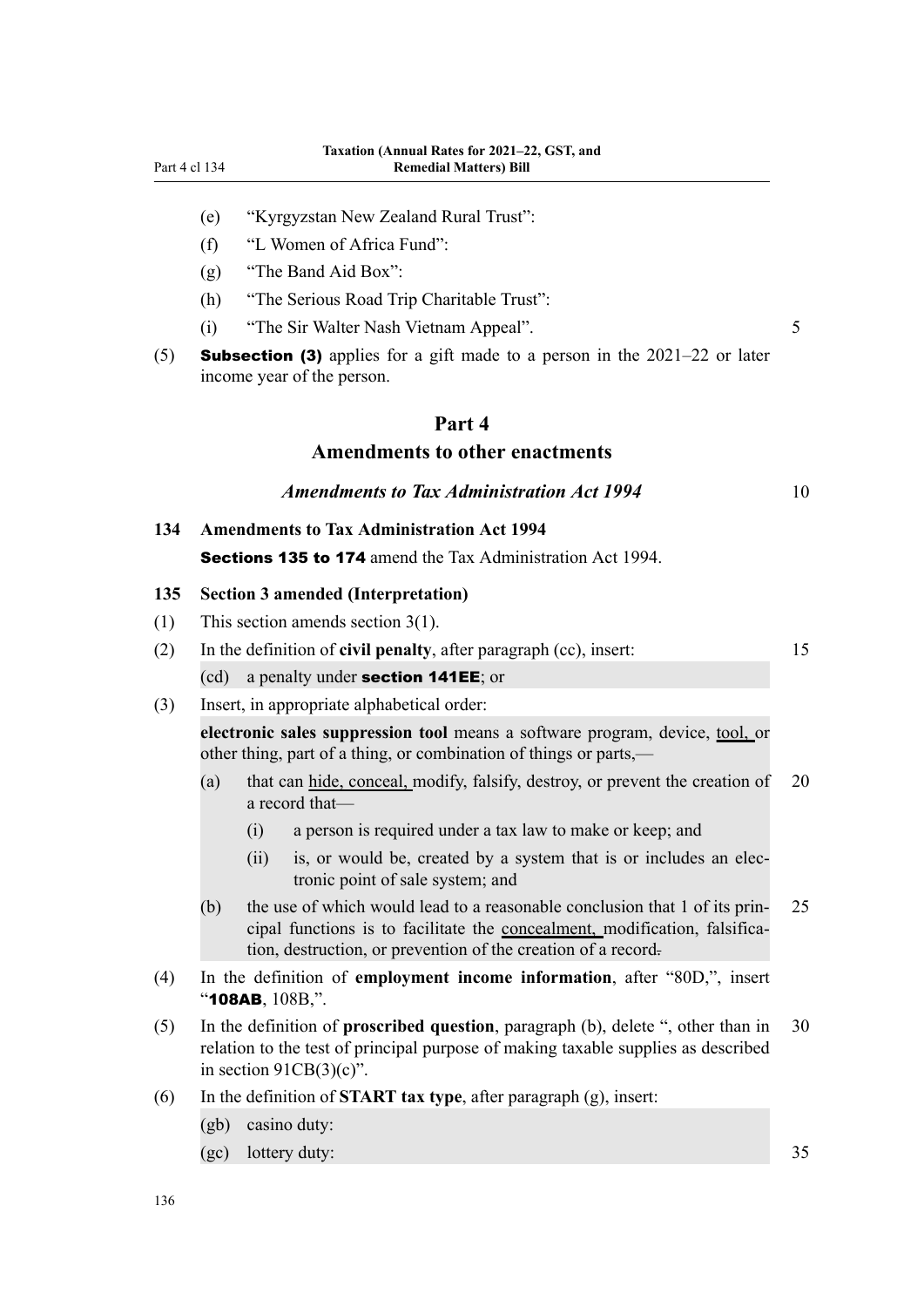(e) "Kyrgyzstan New Zealand Rural Trust":

(f) "L Women of Africa Fund":

(g) "The Band Aid Box":

(h) "The Serious Road Trip Charitable Trust":

(i) "The Sir Walter Nash Vietnam Appeal".

(5) **Subsection (3)** applies for a gift made to a person in the 2021–22 or later income year of the person.

# Part 4
# Amendments to other enactments

### *Amendments to Tax Administration Act 1994*

**134 Amendments to Tax Administration Act 1994**

**Sections 135 to 174** amend the Tax Administration Act 1994.

**135 Section 3 amended (Interpretation)**

(1) This section amends section 3(1).

(2) In the definition of **civil penalty**, after paragraph (cc), insert:

(cd) a penalty under **section 141EE**; or

(3) Insert, in appropriate alphabetical order:

**electronic sales suppression tool** means a software program, device, tool, or other thing, part of a thing, or combination of things or parts,—

(a) that can hide, conceal, modify, falsify, destroy, or prevent the creation of a record that—

(i) a person is required under a tax law to make or keep; and

(ii) is, or would be, created by a system that is or includes an electronic point of sale system; and

(b) the use of which would lead to a reasonable conclusion that 1 of its principal functions is to facilitate the concealment, modification, falsification, destruction, or prevention of the creation of a record.

(4) In the definition of **employment income information**, after "80D,", insert "**108AB**, 108B,".

(5) In the definition of **proscribed question**, paragraph (b), delete ", other than in relation to the test of principal purpose of making taxable supplies as described in section 91CB(3)(c)".

(6) In the definition of **START tax type**, after paragraph (g), insert:

(gb) casino duty:

(gc) lottery duty: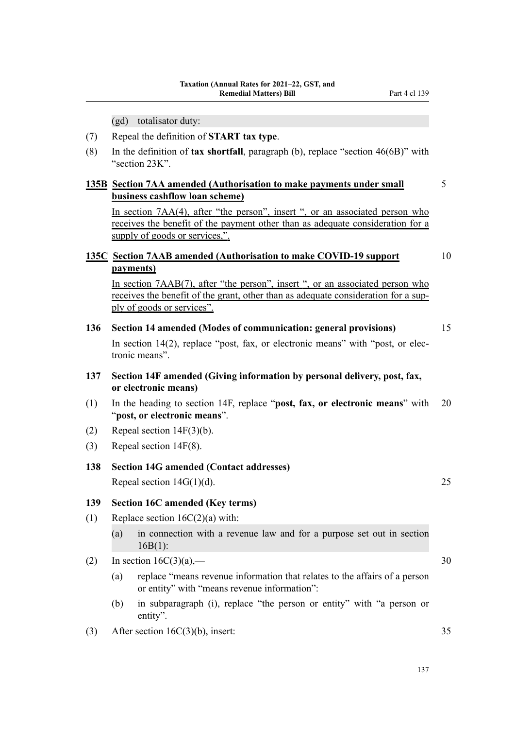(gd) totalisator duty:

(7) Repeal the definition of **START tax type**.

(8) In the definition of **tax shortfall**, paragraph (b), replace "section 46(6B)" with "section 23K".

### 135B Section 7AA amended (Authorisation to make payments under small business cashflow loan scheme)

In section 7AA(4), after "the person", insert ", or an associated person who receives the benefit of the payment other than as adequate consideration for a supply of goods or services,".

### 135C Section 7AAB amended (Authorisation to make COVID-19 support payments)

In section 7AAB(7), after "the person", insert ", or an associated person who receives the benefit of the grant, other than as adequate consideration for a supply of goods or services".

### 136 Section 14 amended (Modes of communication: general provisions)

In section 14(2), replace "post, fax, or electronic means" with "post, or electronic means".

### 137 Section 14F amended (Giving information by personal delivery, post, fax, or electronic means)

(1) In the heading to section 14F, replace "**post, fax, or electronic means**" with "**post, or electronic means**".

(2) Repeal section 14F(3)(b).

(3) Repeal section 14F(8).

### 138 Section 14G amended (Contact addresses)

Repeal section 14G(1)(d).

### 139 Section 16C amended (Key terms)

(1) Replace section 16C(2)(a) with:

(a) in connection with a revenue law and for a purpose set out in section 16B(1):

(2) In section 16C(3)(a),—

(a) replace "means revenue information that relates to the affairs of a person or entity" with "means revenue information":

(b) in subparagraph (i), replace "the person or entity" with "a person or entity".

(3) After section 16C(3)(b), insert: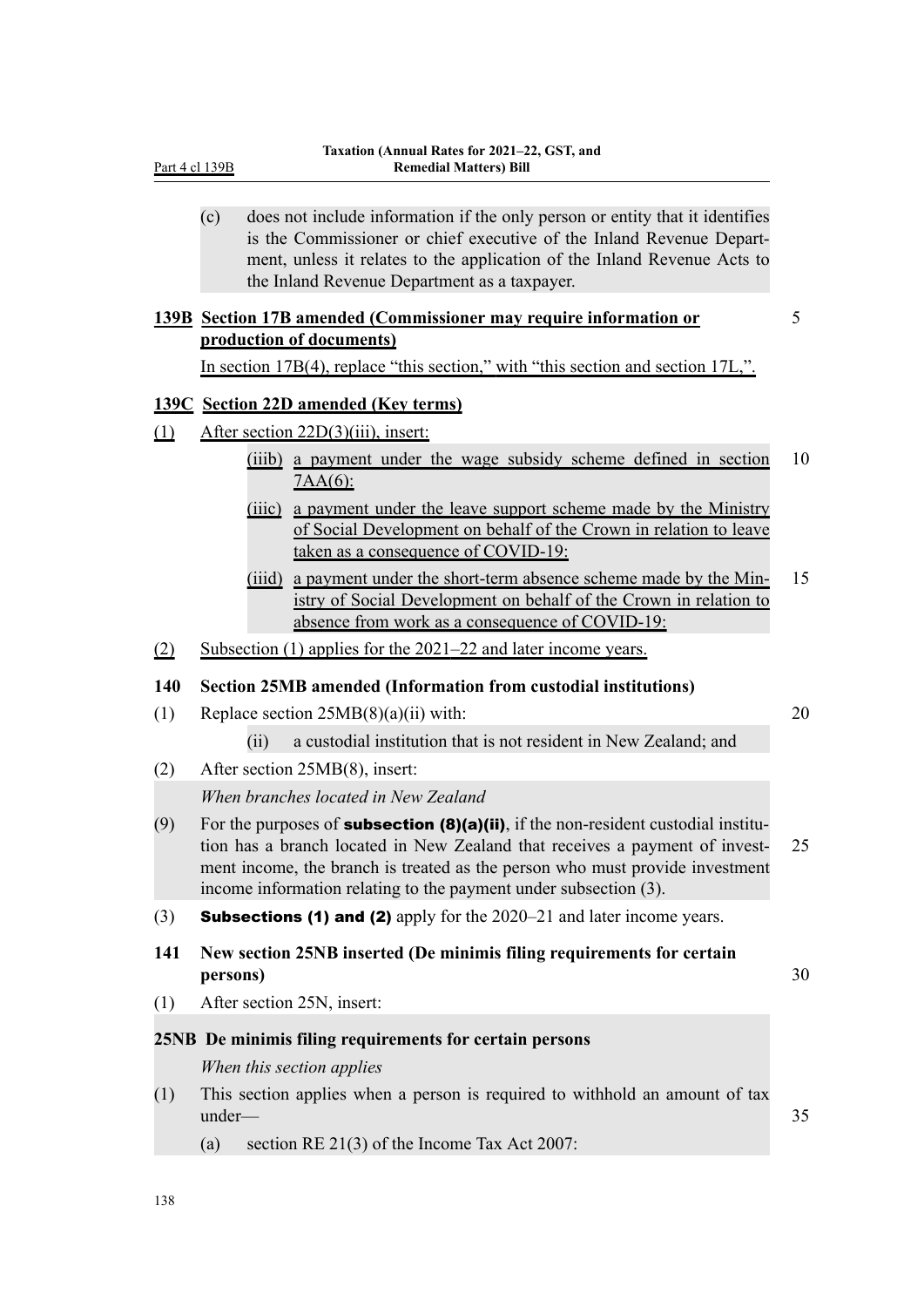(c) does not include information if the only person or entity that it identifies is the Commissioner or chief executive of the Inland Revenue Department, unless it relates to the application of the Inland Revenue Acts to the Inland Revenue Department as a taxpayer.

**139B Section 17B amended (Commissioner may require information or production of documents)**

In section 17B(4), replace "this section," with "this section and section 17L,".

**139C Section 22D amended (Key terms)**

(1) After section 22D(3)(iii), insert:

(iiib) a payment under the wage subsidy scheme defined in section 7AA(6):

(iiic) a payment under the leave support scheme made by the Ministry of Social Development on behalf of the Crown in relation to leave taken as a consequence of COVID-19:

(iiid) a payment under the short-term absence scheme made by the Ministry of Social Development on behalf of the Crown in relation to absence from work as a consequence of COVID-19:

(2) Subsection (1) applies for the 2021–22 and later income years.

**140 Section 25MB amended (Information from custodial institutions)**

(1) Replace section 25MB(8)(a)(ii) with:

(ii) a custodial institution that is not resident in New Zealand; and

(2) After section 25MB(8), insert:

*When branches located in New Zealand*

(9) For the purposes of **subsection (8)(a)(ii)**, if the non-resident custodial institution has a branch located in New Zealand that receives a payment of investment income, the branch is treated as the person who must provide investment income information relating to the payment under subsection (3).

(3) **Subsections (1) and (2)** apply for the 2020–21 and later income years.

**141 New section 25NB inserted (De minimis filing requirements for certain persons)**

(1) After section 25N, insert:

**25NB De minimis filing requirements for certain persons**

*When this section applies*

(1) This section applies when a person is required to withhold an amount of tax under—

(a) section RE 21(3) of the Income Tax Act 2007: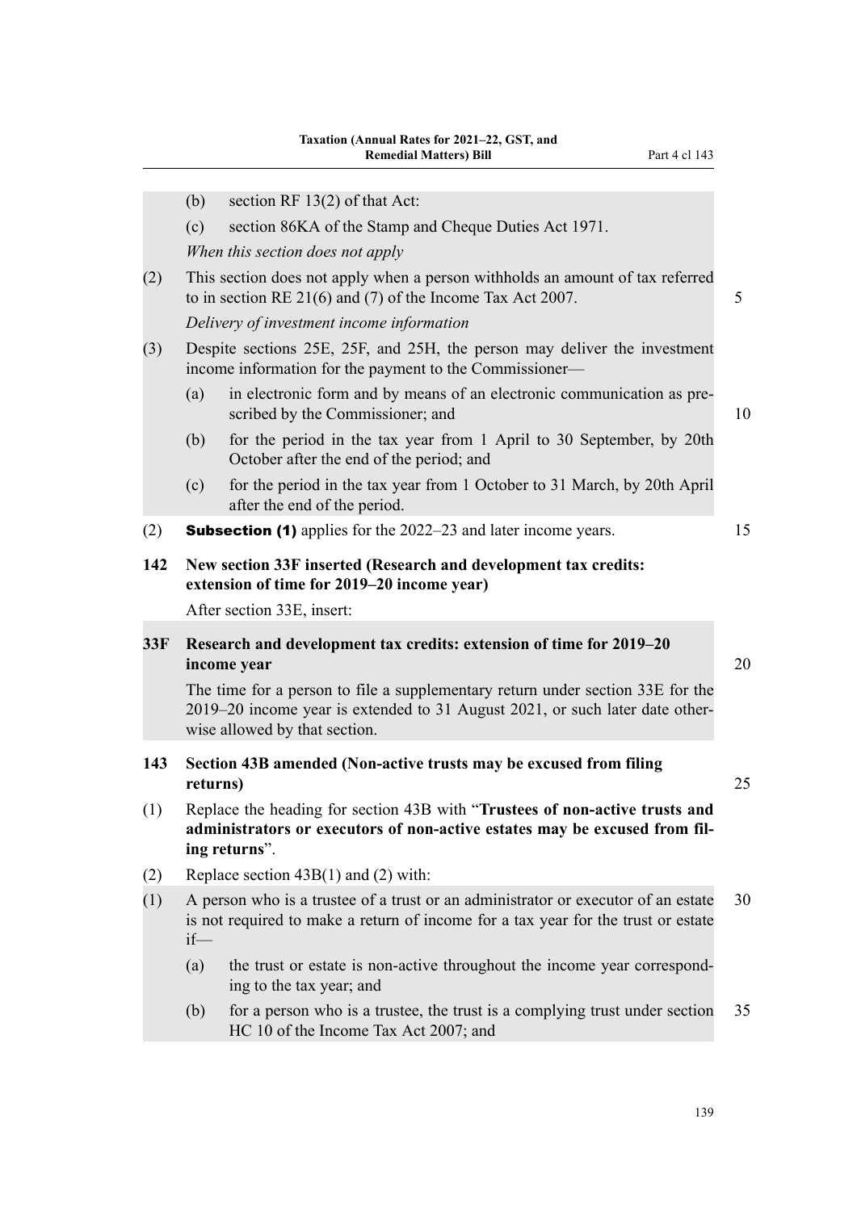(b) section RF 13(2) of that Act:

(c) section 86KA of the Stamp and Cheque Duties Act 1971.

*When this section does not apply*

(2) This section does not apply when a person withholds an amount of tax referred to in section RE 21(6) and (7) of the Income Tax Act 2007.

*Delivery of investment income information*

(3) Despite sections 25E, 25F, and 25H, the person may deliver the investment income information for the payment to the Commissioner—

(a) in electronic form and by means of an electronic communication as prescribed by the Commissioner; and

(b) for the period in the tax year from 1 April to 30 September, by 20th October after the end of the period; and

(c) for the period in the tax year from 1 October to 31 March, by 20th April after the end of the period.

(2) **Subsection (1)** applies for the 2022–23 and later income years.

**142 New section 33F inserted (Research and development tax credits: extension of time for 2019–20 income year)**

After section 33E, insert:

**33F Research and development tax credits: extension of time for 2019–20 income year**

The time for a person to file a supplementary return under section 33E for the 2019–20 income year is extended to 31 August 2021, or such later date otherwise allowed by that section.

**143 Section 43B amended (Non-active trusts may be excused from filing returns)**

(1) Replace the heading for section 43B with "**Trustees of non-active trusts and administrators or executors of non-active estates may be excused from filing returns**".

(2) Replace section 43B(1) and (2) with:

(1) A person who is a trustee of a trust or an administrator or executor of an estate is not required to make a return of income for a tax year for the trust or estate if—

(a) the trust or estate is non-active throughout the income year corresponding to the tax year; and

(b) for a person who is a trustee, the trust is a complying trust under section HC 10 of the Income Tax Act 2007; and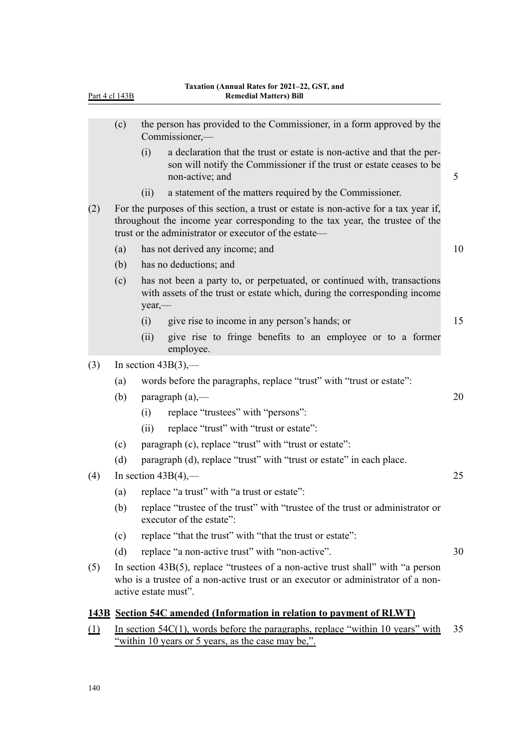(c) the person has provided to the Commissioner, in a form approved by the Commissioner,—

 (i) a declaration that the trust or estate is non-active and that the person will notify the Commissioner if the trust or estate ceases to be non-active; and

 (ii) a statement of the matters required by the Commissioner.

(2) For the purposes of this section, a trust or estate is non-active for a tax year if, throughout the income year corresponding to the tax year, the trustee of the trust or the administrator or executor of the estate—

 (a) has not derived any income; and

 (b) has no deductions; and

 (c) has not been a party to, or perpetuated, or continued with, transactions with assets of the trust or estate which, during the corresponding income year,—

  (i) give rise to income in any person's hands; or

  (ii) give rise to fringe benefits to an employee or to a former employee.

(3) In section 43B(3),—

 (a) words before the paragraphs, replace "trust" with "trust or estate":

 (b) paragraph (a),—

  (i) replace "trustees" with "persons":

  (ii) replace "trust" with "trust or estate":

 (c) paragraph (c), replace "trust" with "trust or estate":

 (d) paragraph (d), replace "trust" with "trust or estate" in each place.

(4) In section 43B(4),—

 (a) replace "a trust" with "a trust or estate":

 (b) replace "trustee of the trust" with "trustee of the trust or administrator or executor of the estate":

 (c) replace "that the trust" with "that the trust or estate":

 (d) replace "a non-active trust" with "non-active".

(5) In section 43B(5), replace "trustees of a non-active trust shall" with "a person who is a trustee of a non-active trust or an executor or administrator of a non-active estate must".

**143B Section 54C amended (Information in relation to payment of RLWT)**

(1) In section 54C(1), words before the paragraphs, replace "within 10 years" with "within 10 years or 5 years, as the case may be,".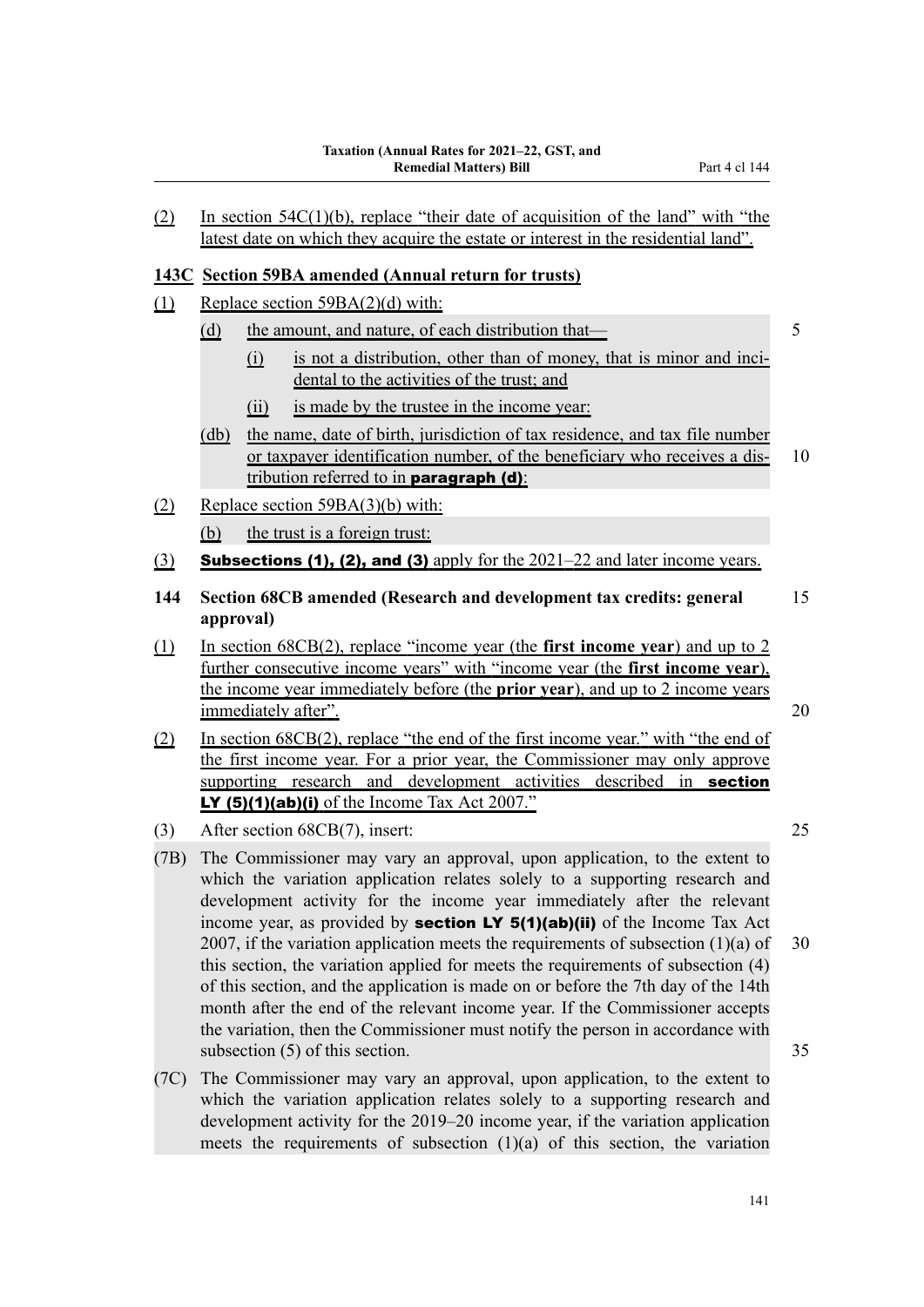(2) In section 54C(1)(b), replace "their date of acquisition of the land" with "the latest date on which they acquire the estate or interest in the residential land".

### 143C Section 59BA amended (Annual return for trusts)

(1) Replace section 59BA(2)(d) with:

(d) the amount, and nature, of each distribution that—

(i) is not a distribution, other than of money, that is minor and incidental to the activities of the trust; and

(ii) is made by the trustee in the income year:

(db) the name, date of birth, jurisdiction of tax residence, and tax file number or taxpayer identification number, of the beneficiary who receives a distribution referred to in **paragraph (d)**:

(2) Replace section 59BA(3)(b) with:

(b) the trust is a foreign trust:

(3) **Subsections (1), (2), and (3)** apply for the 2021–22 and later income years.

### 144 Section 68CB amended (Research and development tax credits: general approval)

(1) In section 68CB(2), replace "income year (the **first income year**) and up to 2 further consecutive income years" with "income year (the **first income year**), the income year immediately before (the **prior year**), and up to 2 income years immediately after".

(2) In section 68CB(2), replace "the end of the first income year." with "the end of the first income year. For a prior year, the Commissioner may only approve supporting research and development activities described in **section LY (5)(1)(ab)(i)** of the Income Tax Act 2007."

(3) After section 68CB(7), insert:

(7B) The Commissioner may vary an approval, upon application, to the extent to which the variation application relates solely to a supporting research and development activity for the income year immediately after the relevant income year, as provided by **section LY 5(1)(ab)(ii)** of the Income Tax Act 2007, if the variation application meets the requirements of subsection (1)(a) of this section, the variation applied for meets the requirements of subsection (4) of this section, and the application is made on or before the 7th day of the 14th month after the end of the relevant income year. If the Commissioner accepts the variation, then the Commissioner must notify the person in accordance with subsection (5) of this section.

(7C) The Commissioner may vary an approval, upon application, to the extent to which the variation application relates solely to a supporting research and development activity for the 2019–20 income year, if the variation application meets the requirements of subsection (1)(a) of this section, the variation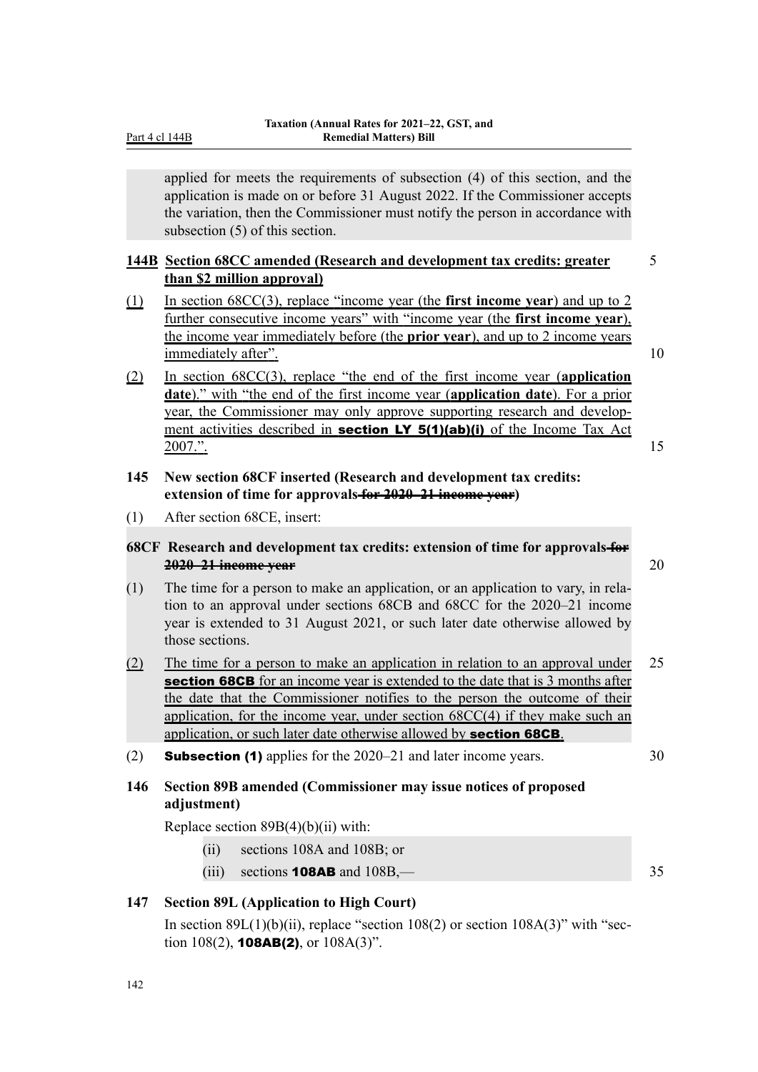applied for meets the requirements of subsection (4) of this section, and the application is made on or before 31 August 2022. If the Commissioner accepts the variation, then the Commissioner must notify the person in accordance with subsection (5) of this section.

### 144B Section 68CC amended (Research and development tax credits: greater than $2 million approval)

(1) In section 68CC(3), replace "income year (the **first income year**) and up to 2 further consecutive income years" with "income year (the **first income year**), the income year immediately before (the **prior year**), and up to 2 income years immediately after".

(2) In section 68CC(3), replace "the end of the first income year (**application date**)." with "the end of the first income year (**application date**). For a prior year, the Commissioner may only approve supporting research and development activities described in **section LY 5(1)(ab)(i)** of the Income Tax Act 2007.".

### 145 New section 68CF inserted (Research and development tax credits: extension of time for approvals ~~for 2020–21 income year~~)

(1) After section 68CE, insert:

#### 68CF Research and development tax credits: extension of time for approvals ~~for 2020–21 income year~~

(1) The time for a person to make an application, or an application to vary, in relation to an approval under sections 68CB and 68CC for the 2020–21 income year is extended to 31 August 2021, or such later date otherwise allowed by those sections.

(2) The time for a person to make an application in relation to an approval under **section 68CB** for an income year is extended to the date that is 3 months after the date that the Commissioner notifies to the person the outcome of their application, for the income year, under section 68CC(4) if they make such an application, or such later date otherwise allowed by **section 68CB**.

(2) **Subsection (1)** applies for the 2020–21 and later income years.

### 146 Section 89B amended (Commissioner may issue notices of proposed adjustment)

Replace section 89B(4)(b)(ii) with:

(ii) sections 108A and 108B; or

(iii) sections **108AB** and 108B,—

### 147 Section 89L (Application to High Court)

In section 89L(1)(b)(ii), replace "section 108(2) or section 108A(3)" with "section 108(2), **108AB(2)**, or 108A(3)".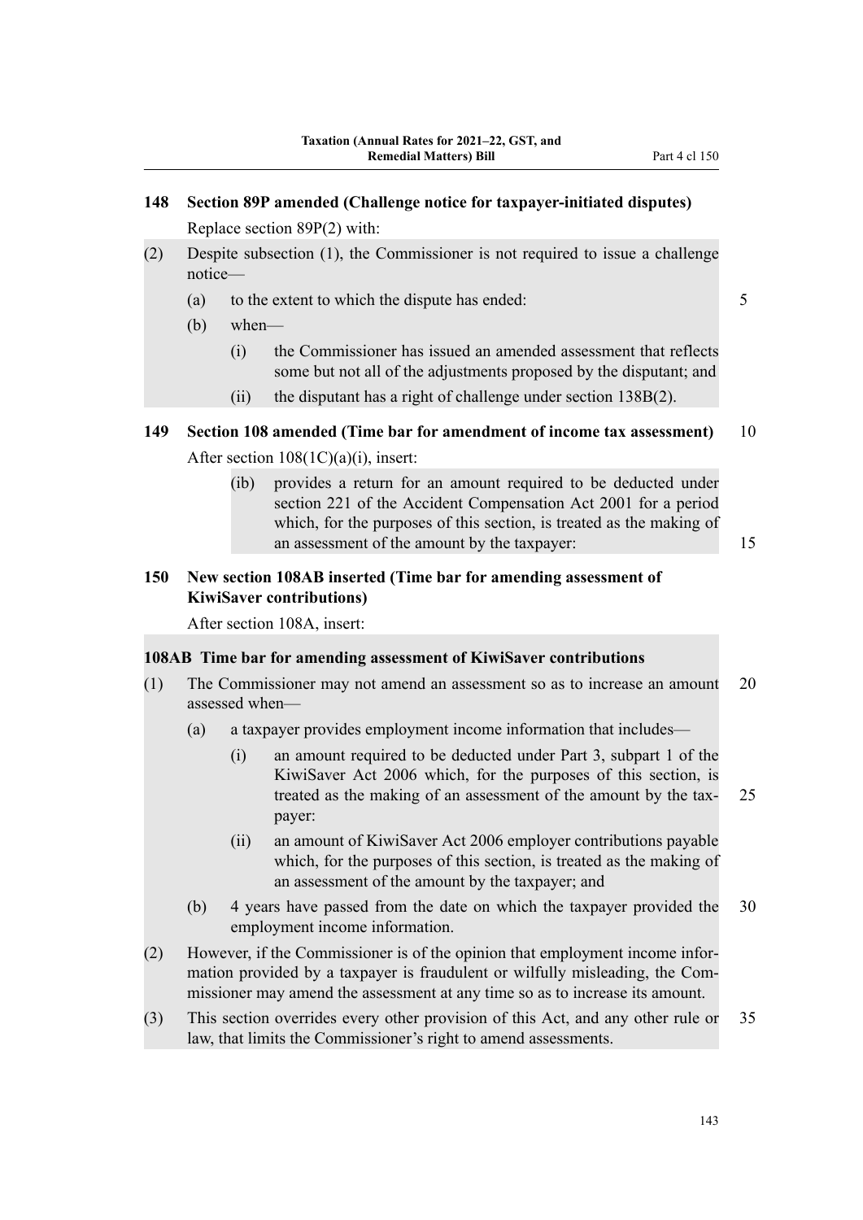## 148 Section 89P amended (Challenge notice for taxpayer-initiated disputes)

Replace section 89P(2) with:

(2) Despite subsection (1), the Commissioner is not required to issue a challenge notice—

- (a) to the extent to which the dispute has ended:
- (b) when—
  - (i) the Commissioner has issued an amended assessment that reflects some but not all of the adjustments proposed by the disputant; and
  - (ii) the disputant has a right of challenge under section 138B(2).

## 149 Section 108 amended (Time bar for amendment of income tax assessment)

After section 108(1C)(a)(i), insert:

- (ib) provides a return for an amount required to be deducted under section 221 of the Accident Compensation Act 2001 for a period which, for the purposes of this section, is treated as the making of an assessment of the amount by the taxpayer:

## 150 New section 108AB inserted (Time bar for amending assessment of KiwiSaver contributions)

After section 108A, insert:

### 108AB Time bar for amending assessment of KiwiSaver contributions

(1) The Commissioner may not amend an assessment so as to increase an amount assessed when—

- (a) a taxpayer provides employment income information that includes—
  - (i) an amount required to be deducted under Part 3, subpart 1 of the KiwiSaver Act 2006 which, for the purposes of this section, is treated as the making of an assessment of the amount by the taxpayer:
  - (ii) an amount of KiwiSaver Act 2006 employer contributions payable which, for the purposes of this section, is treated as the making of an assessment of the amount by the taxpayer; and
- (b) 4 years have passed from the date on which the taxpayer provided the employment income information.

(2) However, if the Commissioner is of the opinion that employment income information provided by a taxpayer is fraudulent or wilfully misleading, the Commissioner may amend the assessment at any time so as to increase its amount.

(3) This section overrides every other provision of this Act, and any other rule or law, that limits the Commissioner's right to amend assessments.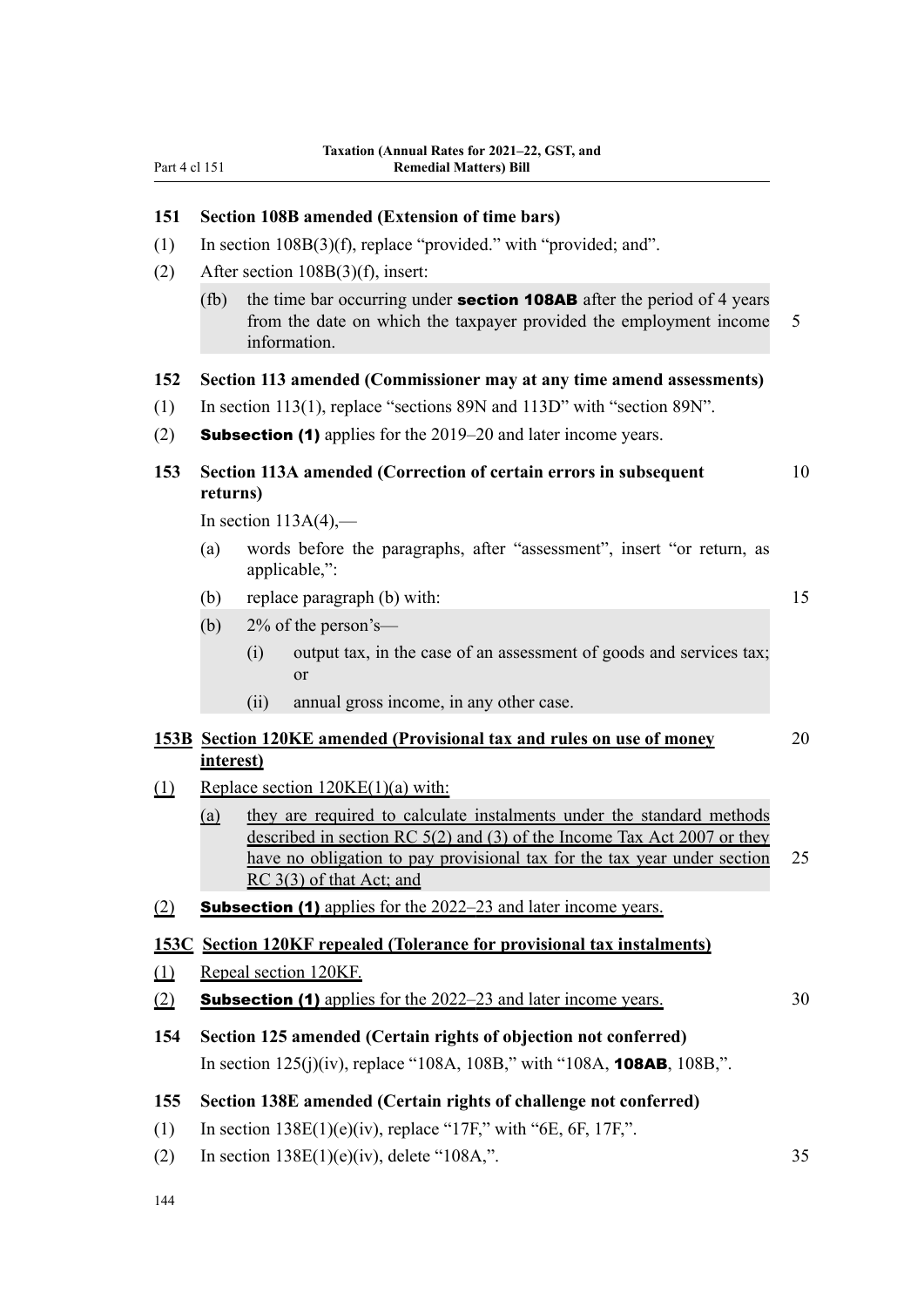**151 Section 108B amended (Extension of time bars)**

(1) In section 108B(3)(f), replace "provided." with "provided; and".

(2) After section 108B(3)(f), insert:

> (fb) the time bar occurring under **section 108AB** after the period of 4 years from the date on which the taxpayer provided the employment income information.

**152 Section 113 amended (Commissioner may at any time amend assessments)**

(1) In section 113(1), replace "sections 89N and 113D" with "section 89N".

(2) **Subsection (1)** applies for the 2019–20 and later income years.

**153 Section 113A amended (Correction of certain errors in subsequent returns)**

In section 113A(4),—

(a) words before the paragraphs, after "assessment", insert "or return, as applicable,":

(b) replace paragraph (b) with:

> (b) 2% of the person's—
>
> (i) output tax, in the case of an assessment of goods and services tax; or
>
> (ii) annual gross income, in any other case.

**153B Section 120KE amended (Provisional tax and rules on use of money interest)**

(1) Replace section 120KE(1)(a) with:

> (a) they are required to calculate instalments under the standard methods described in section RC 5(2) and (3) of the Income Tax Act 2007 or they have no obligation to pay provisional tax for the tax year under section RC 3(3) of that Act; and

(2) **Subsection (1)** applies for the 2022–23 and later income years.

**153C Section 120KF repealed (Tolerance for provisional tax instalments)**

(1) Repeal section 120KF.

(2) **Subsection (1)** applies for the 2022–23 and later income years.

**154 Section 125 amended (Certain rights of objection not conferred)**

In section 125(j)(iv), replace "108A, 108B," with "108A, **108AB**, 108B,".

**155 Section 138E amended (Certain rights of challenge not conferred)**

(1) In section 138E(1)(e)(iv), replace "17F," with "6E, 6F, 17F,".

(2) In section 138E(1)(e)(iv), delete "108A,".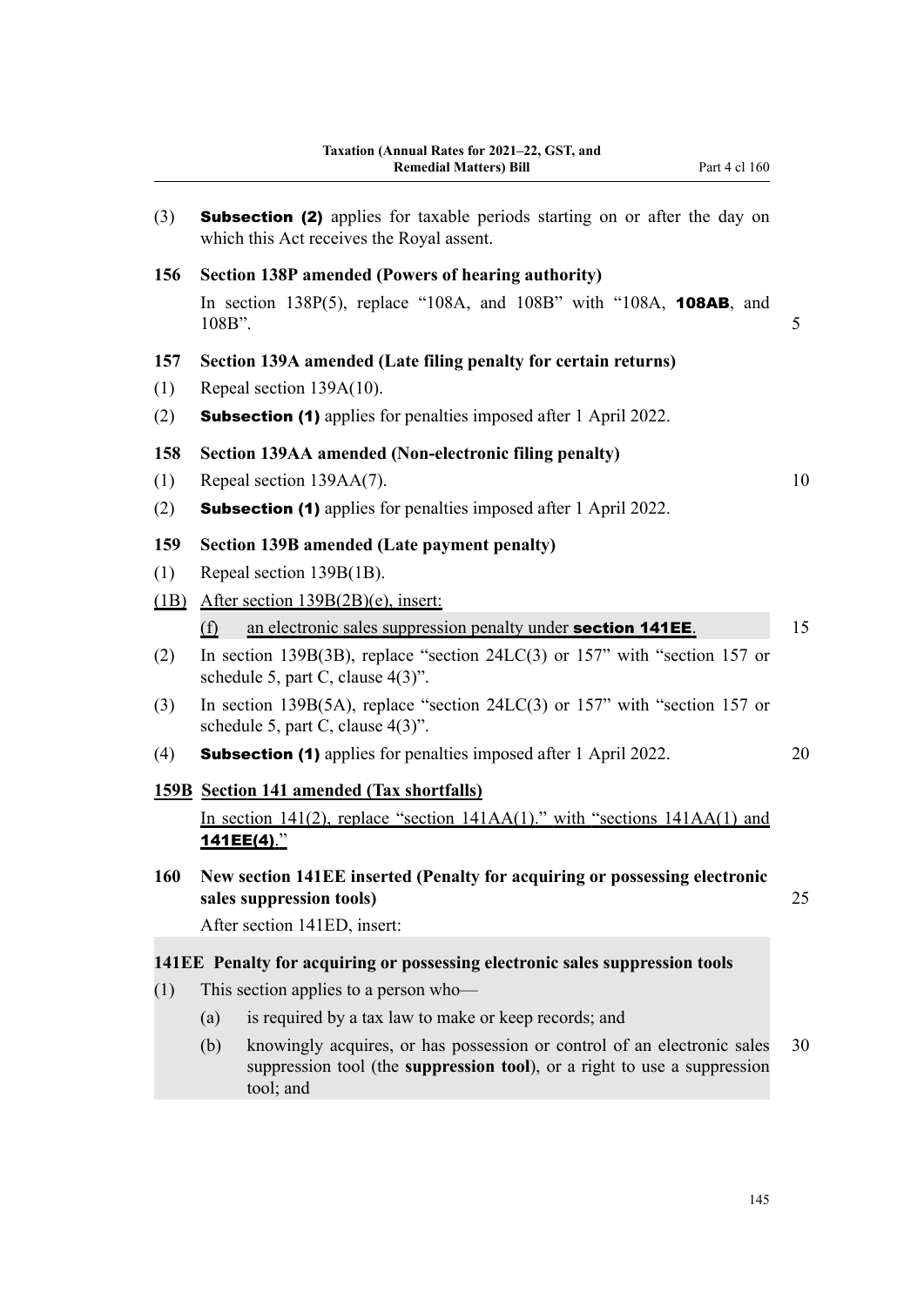(3) **Subsection (2)** applies for taxable periods starting on or after the day on which this Act receives the Royal assent.

**156 Section 138P amended (Powers of hearing authority)**

In section 138P(5), replace "108A, and 108B" with "108A, **108AB**, and 108B".

**157 Section 139A amended (Late filing penalty for certain returns)**

(1) Repeal section 139A(10).

(2) **Subsection (1)** applies for penalties imposed after 1 April 2022.

**158 Section 139AA amended (Non-electronic filing penalty)**

(1) Repeal section 139AA(7).

(2) **Subsection (1)** applies for penalties imposed after 1 April 2022.

**159 Section 139B amended (Late payment penalty)**

(1) Repeal section 139B(1B).

(1B) After section 139B(2B)(e), insert:

(f) an electronic sales suppression penalty under **section 141EE**.

(2) In section 139B(3B), replace "section 24LC(3) or 157" with "section 157 or schedule 5, part C, clause 4(3)".

(3) In section 139B(5A), replace "section 24LC(3) or 157" with "section 157 or schedule 5, part C, clause 4(3)".

(4) **Subsection (1)** applies for penalties imposed after 1 April 2022.

**159B Section 141 amended (Tax shortfalls)**

In section 141(2), replace "section 141AA(1)." with "sections 141AA(1) and **141EE(4)**."

**160 New section 141EE inserted (Penalty for acquiring or possessing electronic sales suppression tools)**

After section 141ED, insert:

**141EE Penalty for acquiring or possessing electronic sales suppression tools**

(1) This section applies to a person who—

(a) is required by a tax law to make or keep records; and

(b) knowingly acquires, or has possession or control of an electronic sales suppression tool (the **suppression tool**), or a right to use a suppression tool; and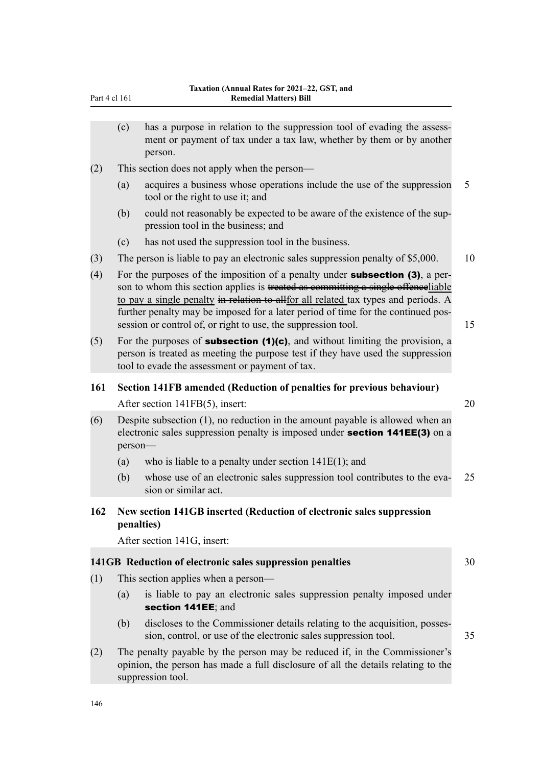(c) has a purpose in relation to the suppression tool of evading the assessment or payment of tax under a tax law, whether by them or by another person.

(2) This section does not apply when the person—

(a) acquires a business whose operations include the use of the suppression tool or the right to use it; and

(b) could not reasonably be expected to be aware of the existence of the suppression tool in the business; and

(c) has not used the suppression tool in the business.

(3) The person is liable to pay an electronic sales suppression penalty of $5,000.

(4) For the purposes of the imposition of a penalty under **subsection (3)**, a person to whom this section applies is ~~treated as committing a single offence~~liable to pay a single penalty ~~in relation to all~~for all related tax types and periods. A further penalty may be imposed for a later period of time for the continued possession or control of, or right to use, the suppression tool.

(5) For the purposes of **subsection (1)(c)**, and without limiting the provision, a person is treated as meeting the purpose test if they have used the suppression tool to evade the assessment or payment of tax.

**161 Section 141FB amended (Reduction of penalties for previous behaviour)**

After section 141FB(5), insert:

(6) Despite subsection (1), no reduction in the amount payable is allowed when an electronic sales suppression penalty is imposed under **section 141EE(3)** on a person—

(a) who is liable to a penalty under section 141E(1); and

(b) whose use of an electronic sales suppression tool contributes to the evasion or similar act.

**162 New section 141GB inserted (Reduction of electronic sales suppression penalties)**

After section 141G, insert:

**141GB Reduction of electronic sales suppression penalties**

(1) This section applies when a person—

(a) is liable to pay an electronic sales suppression penalty imposed under **section 141EE**; and

(b) discloses to the Commissioner details relating to the acquisition, possession, control, or use of the electronic sales suppression tool.

(2) The penalty payable by the person may be reduced if, in the Commissioner's opinion, the person has made a full disclosure of all the details relating to the suppression tool.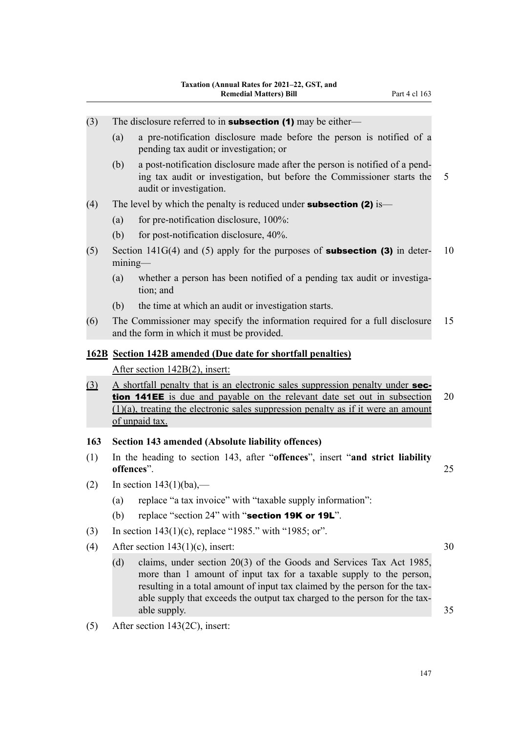(3) The disclosure referred to in **subsection (1)** may be either—

(a) a pre-notification disclosure made before the person is notified of a pending tax audit or investigation; or

(b) a post-notification disclosure made after the person is notified of a pending tax audit or investigation, but before the Commissioner starts the audit or investigation.

(4) The level by which the penalty is reduced under **subsection (2)** is—

(a) for pre-notification disclosure, 100%:

(b) for post-notification disclosure, 40%.

(5) Section 141G(4) and (5) apply for the purposes of **subsection (3)** in determining—

(a) whether a person has been notified of a pending tax audit or investigation; and

(b) the time at which an audit or investigation starts.

(6) The Commissioner may specify the information required for a full disclosure and the form in which it must be provided.

### 162B Section 142B amended (Due date for shortfall penalties)

After section 142B(2), insert:

(3) A shortfall penalty that is an electronic sales suppression penalty under **section 141EE** is due and payable on the relevant date set out in subsection (1)(a), treating the electronic sales suppression penalty as if it were an amount of unpaid tax.

### 163 Section 143 amended (Absolute liability offences)

(1) In the heading to section 143, after "**offences**", insert "**and strict liability offences**".

(2) In section 143(1)(ba),—

(a) replace "a tax invoice" with "taxable supply information":

(b) replace "section 24" with "**section 19K or 19L**".

(3) In section 143(1)(c), replace "1985." with "1985; or".

(4) After section 143(1)(c), insert:

(d) claims, under section 20(3) of the Goods and Services Tax Act 1985, more than 1 amount of input tax for a taxable supply to the person, resulting in a total amount of input tax claimed by the person for the taxable supply that exceeds the output tax charged to the person for the taxable supply.

(5) After section 143(2C), insert: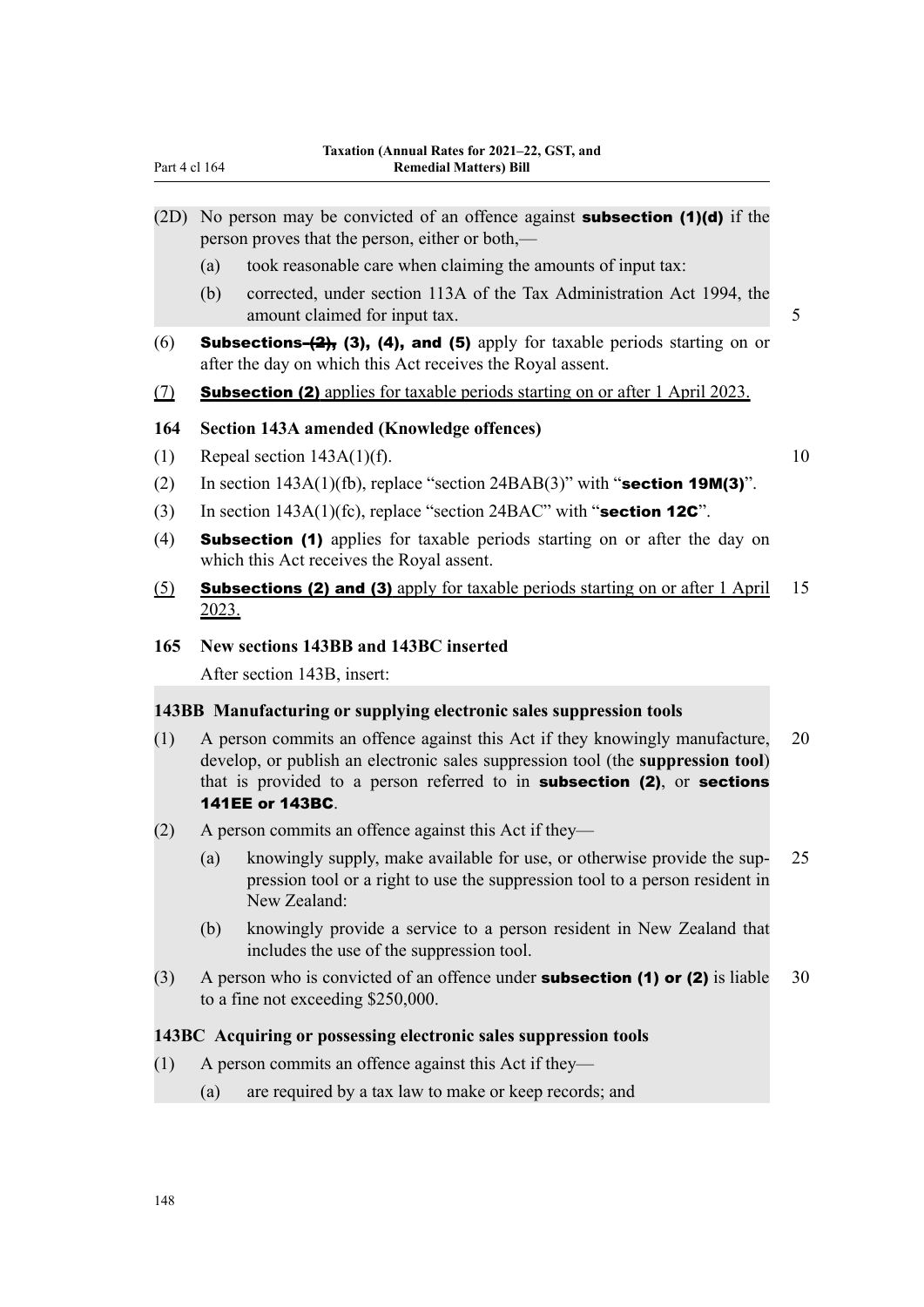(2D) No person may be convicted of an offence against **subsection (1)(d)** if the person proves that the person, either or both,—

(a) took reasonable care when claiming the amounts of input tax:

(b) corrected, under section 113A of the Tax Administration Act 1994, the amount claimed for input tax.

(6) **Subsections ~~(2),~~ (3), (4), and (5)** apply for taxable periods starting on or after the day on which this Act receives the Royal assent.

(7) **Subsection (2)** applies for taxable periods starting on or after 1 April 2023.

### 164 Section 143A amended (Knowledge offences)

(1) Repeal section 143A(1)(f).

(2) In section 143A(1)(fb), replace "section 24BAB(3)" with "**section 19M(3)**".

(3) In section 143A(1)(fc), replace "section 24BAC" with "**section 12C**".

(4) **Subsection (1)** applies for taxable periods starting on or after the day on which this Act receives the Royal assent.

(5) **Subsections (2) and (3)** apply for taxable periods starting on or after 1 April 2023.

### 165 New sections 143BB and 143BC inserted

After section 143B, insert:

#### 143BB Manufacturing or supplying electronic sales suppression tools

(1) A person commits an offence against this Act if they knowingly manufacture, develop, or publish an electronic sales suppression tool (the **suppression tool**) that is provided to a person referred to in **subsection (2)**, or **sections 141EE or 143BC**.

(2) A person commits an offence against this Act if they—

(a) knowingly supply, make available for use, or otherwise provide the suppression tool or a right to use the suppression tool to a person resident in New Zealand:

(b) knowingly provide a service to a person resident in New Zealand that includes the use of the suppression tool.

(3) A person who is convicted of an offence under **subsection (1) or (2)** is liable to a fine not exceeding $250,000.

#### 143BC Acquiring or possessing electronic sales suppression tools

(1) A person commits an offence against this Act if they—

(a) are required by a tax law to make or keep records; and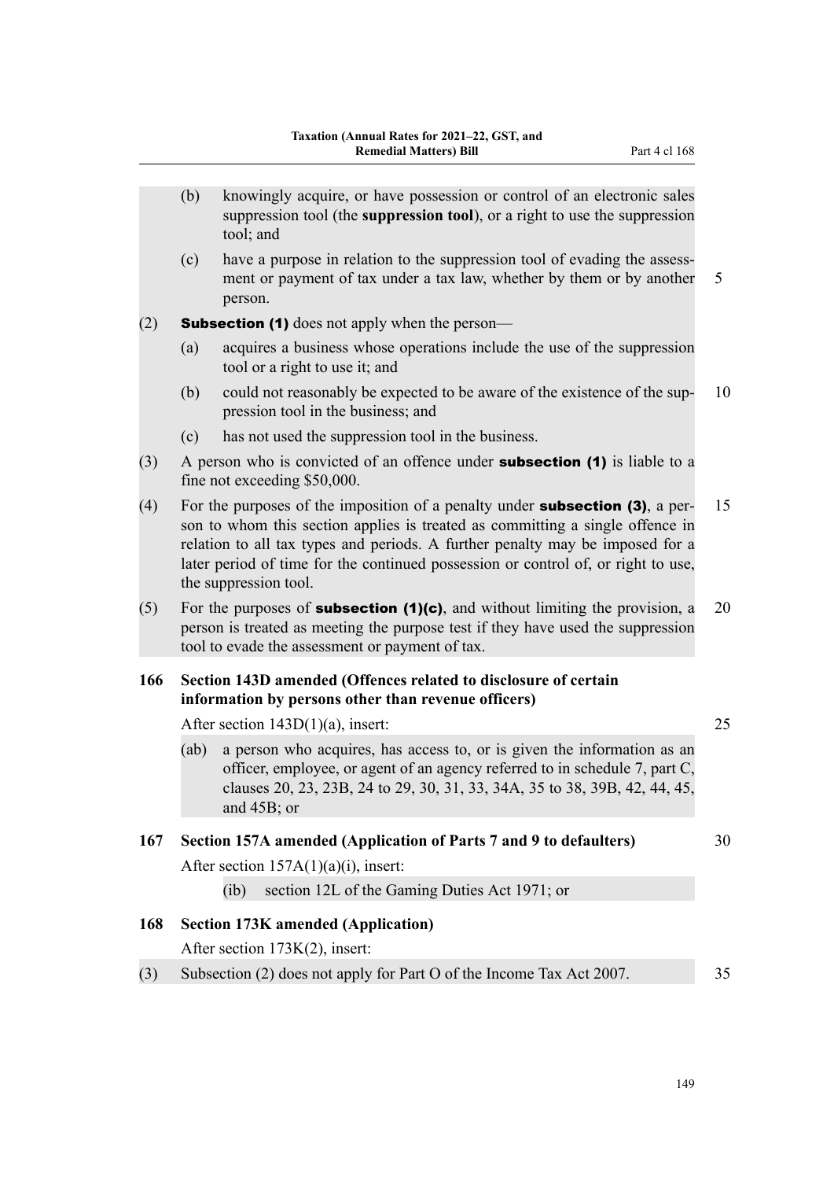(b) knowingly acquire, or have possession or control of an electronic sales suppression tool (the **suppression tool**), or a right to use the suppression tool; and

(c) have a purpose in relation to the suppression tool of evading the assessment or payment of tax under a tax law, whether by them or by another person.

(2) **Subsection (1)** does not apply when the person—

(a) acquires a business whose operations include the use of the suppression tool or a right to use it; and

(b) could not reasonably be expected to be aware of the existence of the suppression tool in the business; and

(c) has not used the suppression tool in the business.

(3) A person who is convicted of an offence under **subsection (1)** is liable to a fine not exceeding $50,000.

(4) For the purposes of the imposition of a penalty under **subsection (3)**, a person to whom this section applies is treated as committing a single offence in relation to all tax types and periods. A further penalty may be imposed for a later period of time for the continued possession or control of, or right to use, the suppression tool.

(5) For the purposes of **subsection (1)(c)**, and without limiting the provision, a person is treated as meeting the purpose test if they have used the suppression tool to evade the assessment or payment of tax.

### 166 Section 143D amended (Offences related to disclosure of certain information by persons other than revenue officers)

After section 143D(1)(a), insert:

(ab) a person who acquires, has access to, or is given the information as an officer, employee, or agent of an agency referred to in schedule 7, part C, clauses 20, 23, 23B, 24 to 29, 30, 31, 33, 34A, 35 to 38, 39B, 42, 44, 45, and 45B; or

### 167 Section 157A amended (Application of Parts 7 and 9 to defaulters)

After section 157A(1)(a)(i), insert:

(ib) section 12L of the Gaming Duties Act 1971; or

### 168 Section 173K amended (Application)

After section 173K(2), insert:

(3) Subsection (2) does not apply for Part O of the Income Tax Act 2007.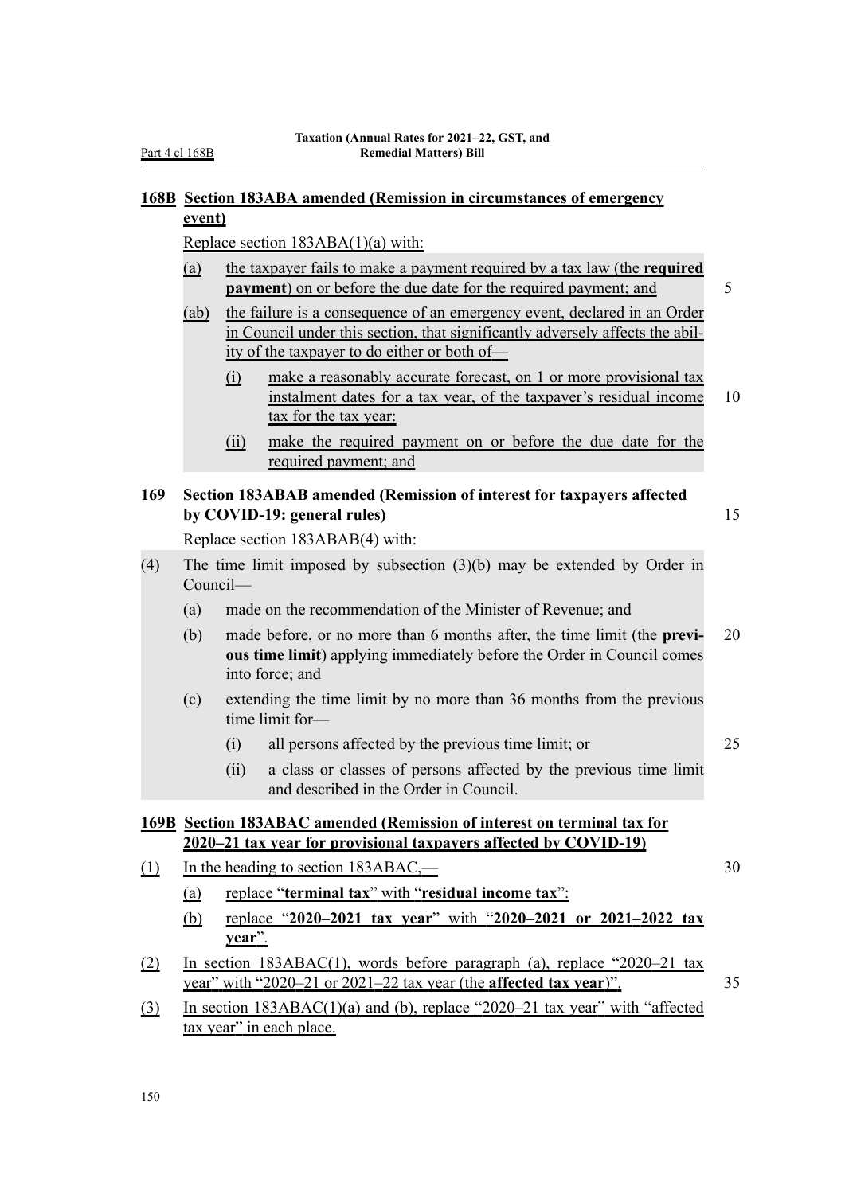## 168B Section 183ABA amended (Remission in circumstances of emergency event)

Replace section 183ABA(1)(a) with:

(a) the taxpayer fails to make a payment required by a tax law (the **required payment**) on or before the due date for the required payment; and

(ab) the failure is a consequence of an emergency event, declared in an Order in Council under this section, that significantly adversely affects the ability of the taxpayer to do either or both of—

(i) make a reasonably accurate forecast, on 1 or more provisional tax instalment dates for a tax year, of the taxpayer's residual income tax for the tax year:

(ii) make the required payment on or before the due date for the required payment; and

## 169 Section 183ABAB amended (Remission of interest for taxpayers affected by COVID-19: general rules)

Replace section 183ABAB(4) with:

(4) The time limit imposed by subsection (3)(b) may be extended by Order in Council—

(a) made on the recommendation of the Minister of Revenue; and

(b) made before, or no more than 6 months after, the time limit (the **previous time limit**) applying immediately before the Order in Council comes into force; and

(c) extending the time limit by no more than 36 months from the previous time limit for—

(i) all persons affected by the previous time limit; or

(ii) a class or classes of persons affected by the previous time limit and described in the Order in Council.

## 169B Section 183ABAC amended (Remission of interest on terminal tax for 2020–21 tax year for provisional taxpayers affected by COVID-19)

(1) In the heading to section 183ABAC,—

(a) replace "**terminal tax**" with "**residual income tax**":

(b) replace "**2020–2021 tax year**" with "**2020–2021 or 2021–2022 tax year**".

(2) In section 183ABAC(1), words before paragraph (a), replace "2020–21 tax year" with "2020–21 or 2021–22 tax year (the **affected tax year**)".

(3) In section 183ABAC(1)(a) and (b), replace "2020–21 tax year" with "affected tax year" in each place.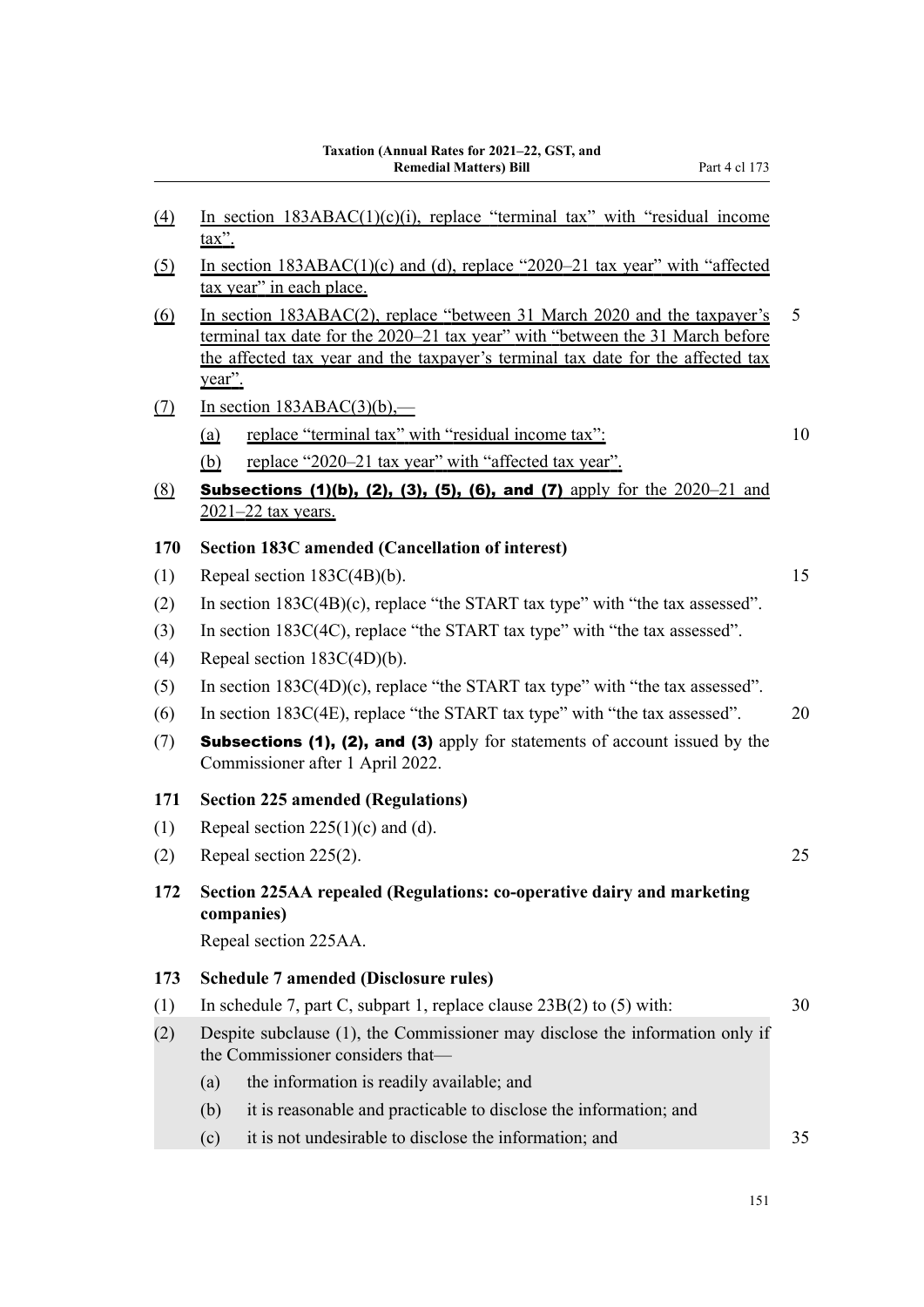(4) In section 183ABAC(1)(c)(i), replace "terminal tax" with "residual income tax".

(5) In section 183ABAC(1)(c) and (d), replace "2020–21 tax year" with "affected tax year" in each place.

(6) In section 183ABAC(2), replace "between 31 March 2020 and the taxpayer's terminal tax date for the 2020–21 tax year" with "between the 31 March before the affected tax year and the taxpayer's terminal tax date for the affected tax year".

(7) In section 183ABAC(3)(b),—

  (a) replace "terminal tax" with "residual income tax":

  (b) replace "2020–21 tax year" with "affected tax year".

(8) **Subsections (1)(b), (2), (3), (5), (6), and (7)** apply for the 2020–21 and 2021–22 tax years.

### 170 Section 183C amended (Cancellation of interest)

(1) Repeal section 183C(4B)(b).

(2) In section 183C(4B)(c), replace "the START tax type" with "the tax assessed".

(3) In section 183C(4C), replace "the START tax type" with "the tax assessed".

(4) Repeal section 183C(4D)(b).

(5) In section 183C(4D)(c), replace "the START tax type" with "the tax assessed".

(6) In section 183C(4E), replace "the START tax type" with "the tax assessed".

(7) **Subsections (1), (2), and (3)** apply for statements of account issued by the Commissioner after 1 April 2022.

### 171 Section 225 amended (Regulations)

(1) Repeal section 225(1)(c) and (d).

(2) Repeal section 225(2).

### 172 Section 225AA repealed (Regulations: co-operative dairy and marketing companies)

Repeal section 225AA.

### 173 Schedule 7 amended (Disclosure rules)

(1) In schedule 7, part C, subpart 1, replace clause 23B(2) to (5) with:

(2) Despite subclause (1), the Commissioner may disclose the information only if the Commissioner considers that—

  (a) the information is readily available; and

  (b) it is reasonable and practicable to disclose the information; and

  (c) it is not undesirable to disclose the information; and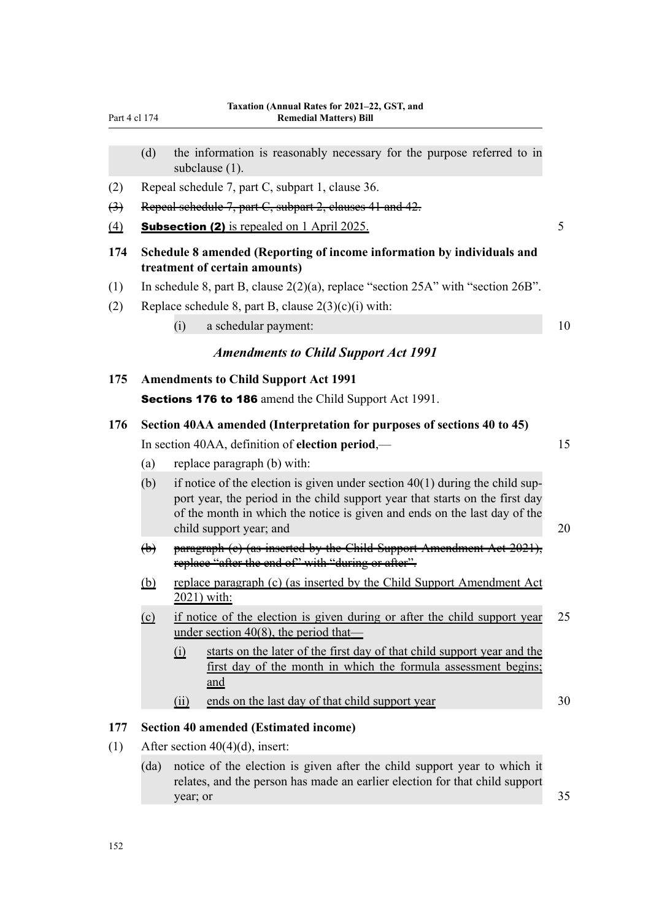(d) the information is reasonably necessary for the purpose referred to in subclause (1).

(2) Repeal schedule 7, part C, subpart 1, clause 36.

~~(3) Repeal schedule 7, part C, subpart 2, clauses 41 and 42.~~

(4) **Subsection (2)** is repealed on 1 April 2025.

**174 Schedule 8 amended (Reporting of income information by individuals and treatment of certain amounts)**

(1) In schedule 8, part B, clause 2(2)(a), replace "section 25A" with "section 26B".

(2) Replace schedule 8, part B, clause 2(3)(c)(i) with:

(i) a schedular payment:

### *Amendments to Child Support Act 1991*

**175 Amendments to Child Support Act 1991**

**Sections 176 to 186** amend the Child Support Act 1991.

**176 Section 40AA amended (Interpretation for purposes of sections 40 to 45)**

In section 40AA, definition of **election period**,—

(a) replace paragraph (b) with:

(b) if notice of the election is given under section 40(1) during the child support year, the period in the child support year that starts on the first day of the month in which the notice is given and ends on the last day of the child support year; and

~~(b) paragraph (c) (as inserted by the Child Support Amendment Act 2021), replace "after the end of" with "during or after".~~

(b) replace paragraph (c) (as inserted by the Child Support Amendment Act 2021) with:

(c) if notice of the election is given during or after the child support year under section 40(8), the period that—

(i) starts on the later of the first day of that child support year and the first day of the month in which the formula assessment begins; and

(ii) ends on the last day of that child support year

**177 Section 40 amended (Estimated income)**

(1) After section 40(4)(d), insert:

(da) notice of the election is given after the child support year to which it relates, and the person has made an earlier election for that child support year; or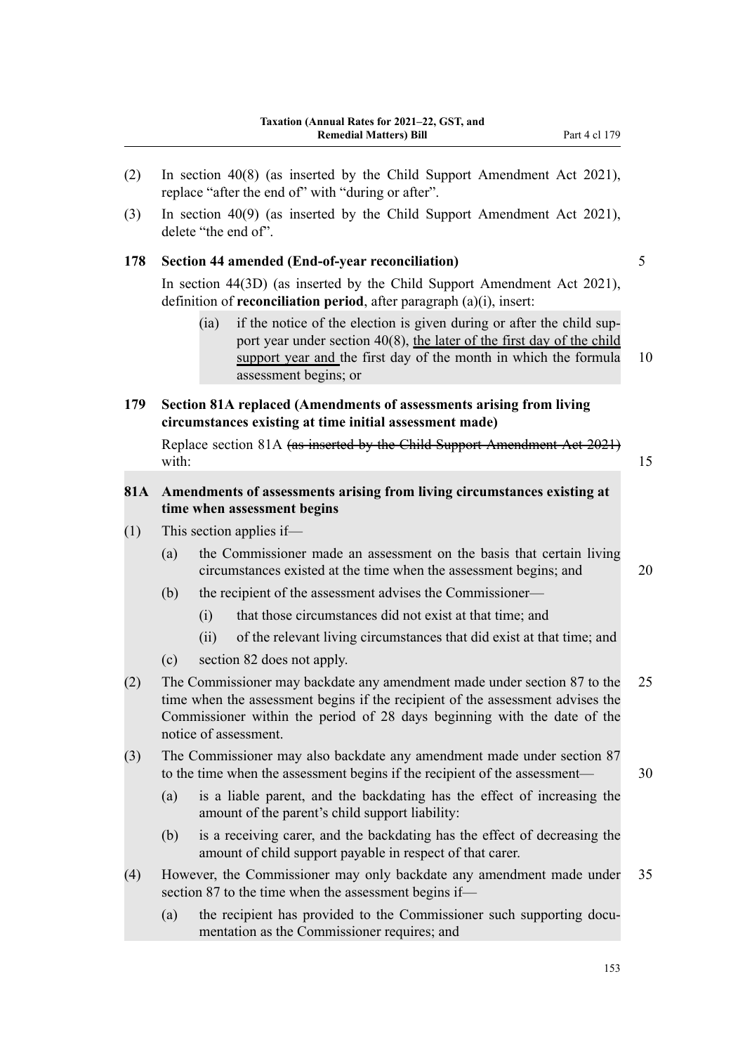(2) In section 40(8) (as inserted by the Child Support Amendment Act 2021), replace "after the end of" with "during or after".

(3) In section 40(9) (as inserted by the Child Support Amendment Act 2021), delete "the end of".

### 178 Section 44 amended (End-of-year reconciliation)

In section 44(3D) (as inserted by the Child Support Amendment Act 2021), definition of **reconciliation period**, after paragraph (a)(i), insert:

> (ia) if the notice of the election is given during or after the child support year under section 40(8), <u>the later of the first day of the child support year and</u> the first day of the month in which the formula assessment begins; or

### 179 Section 81A replaced (Amendments of assessments arising from living circumstances existing at time initial assessment made)

Replace section 81A ~~(as inserted by the Child Support Amendment Act 2021)~~ with:

> **81A Amendments of assessments arising from living circumstances existing at time when assessment begins**
>
> (1) This section applies if—
>
> (a) the Commissioner made an assessment on the basis that certain living circumstances existed at the time when the assessment begins; and
>
> (b) the recipient of the assessment advises the Commissioner—
>
> (i) that those circumstances did not exist at that time; and
>
> (ii) of the relevant living circumstances that did exist at that time; and
>
> (c) section 82 does not apply.
>
> (2) The Commissioner may backdate any amendment made under section 87 to the time when the assessment begins if the recipient of the assessment advises the Commissioner within the period of 28 days beginning with the date of the notice of assessment.
>
> (3) The Commissioner may also backdate any amendment made under section 87 to the time when the assessment begins if the recipient of the assessment—
>
> (a) is a liable parent, and the backdating has the effect of increasing the amount of the parent's child support liability:
>
> (b) is a receiving carer, and the backdating has the effect of decreasing the amount of child support payable in respect of that carer.
>
> (4) However, the Commissioner may only backdate any amendment made under section 87 to the time when the assessment begins if—
>
> (a) the recipient has provided to the Commissioner such supporting documentation as the Commissioner requires; and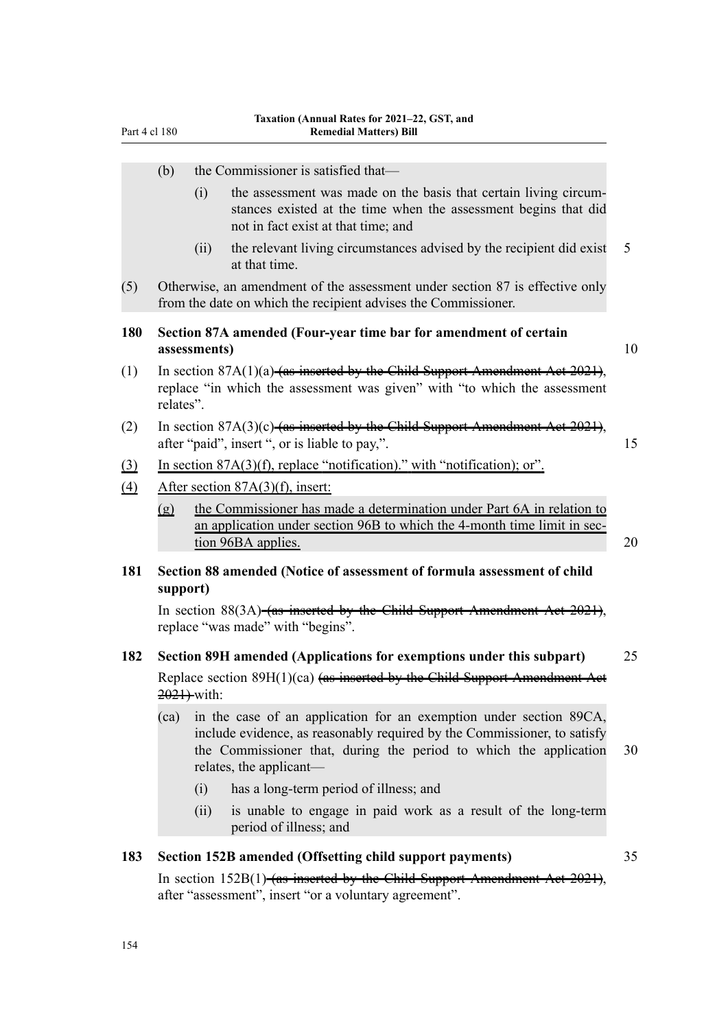(b) the Commissioner is satisfied that—

(i) the assessment was made on the basis that certain living circumstances existed at the time when the assessment begins that did not in fact exist at that time; and

(ii) the relevant living circumstances advised by the recipient did exist at that time.

(5) Otherwise, an amendment of the assessment under section 87 is effective only from the date on which the recipient advises the Commissioner.

**180 Section 87A amended (Four-year time bar for amendment of certain assessments)**

(1) In section 87A(1)(a) ~~(as inserted by the Child Support Amendment Act 2021)~~, replace "in which the assessment was given" with "to which the assessment relates".

(2) In section 87A(3)(c) ~~(as inserted by the Child Support Amendment Act 2021)~~, after "paid", insert ", or is liable to pay,".

<u>(3) In section 87A(3)(f), replace "notification)." with "notification); or".</u>

<u>(4) After section 87A(3)(f), insert:</u>

<u>(g) the Commissioner has made a determination under Part 6A in relation to an application under section 96B to which the 4-month time limit in section 96BA applies.</u>

**181 Section 88 amended (Notice of assessment of formula assessment of child support)**

In section 88(3A) ~~(as inserted by the Child Support Amendment Act 2021)~~, replace "was made" with "begins".

**182 Section 89H amended (Applications for exemptions under this subpart)**

Replace section 89H(1)(ca) ~~(as inserted by the Child Support Amendment Act 2021)~~ with:

(ca) in the case of an application for an exemption under section 89CA, include evidence, as reasonably required by the Commissioner, to satisfy the Commissioner that, during the period to which the application relates, the applicant—

(i) has a long-term period of illness; and

(ii) is unable to engage in paid work as a result of the long-term period of illness; and

**183 Section 152B amended (Offsetting child support payments)**

In section 152B(1) ~~(as inserted by the Child Support Amendment Act 2021)~~, after "assessment", insert "or a voluntary agreement".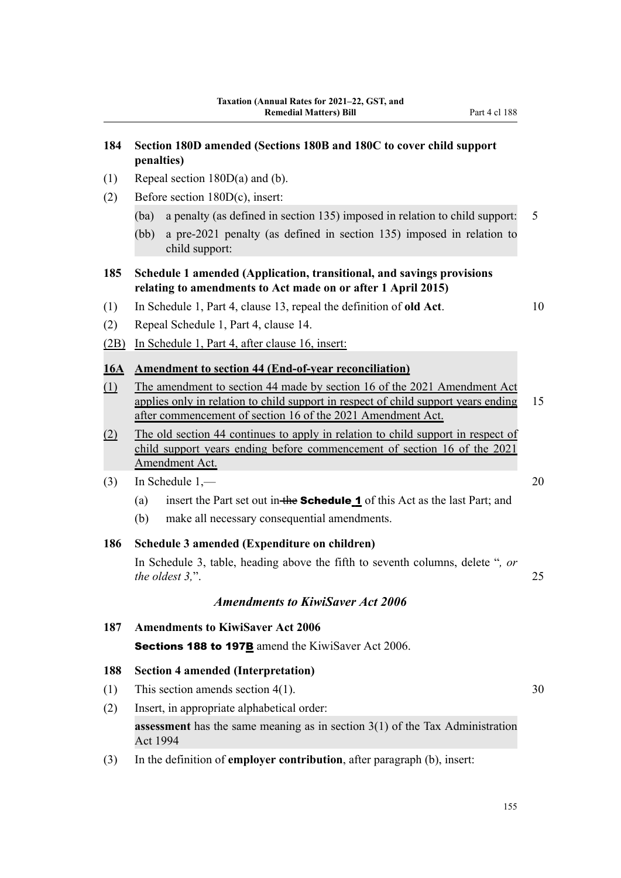**184 Section 180D amended (Sections 180B and 180C to cover child support penalties)**

(1) Repeal section 180D(a) and (b).

(2) Before section 180D(c), insert:

(ba) a penalty (as defined in section 135) imposed in relation to child support:

(bb) a pre-2021 penalty (as defined in section 135) imposed in relation to child support:

**185 Schedule 1 amended (Application, transitional, and savings provisions relating to amendments to Act made on or after 1 April 2015)**

(1) In Schedule 1, Part 4, clause 13, repeal the definition of **old Act**.

(2) Repeal Schedule 1, Part 4, clause 14.

(2B) In Schedule 1, Part 4, after clause 16, insert:

**16A Amendment to section 44 (End-of-year reconciliation)**

(1) The amendment to section 44 made by section 16 of the 2021 Amendment Act applies only in relation to child support in respect of child support years ending after commencement of section 16 of the 2021 Amendment Act.

(2) The old section 44 continues to apply in relation to child support in respect of child support years ending before commencement of section 16 of the 2021 Amendment Act.

(3) In Schedule 1,—

(a) insert the Part set out in ~~the~~ **Schedule 1** of this Act as the last Part; and

(b) make all necessary consequential amendments.

**186 Schedule 3 amended (Expenditure on children)**

In Schedule 3, table, heading above the fifth to seventh columns, delete "*, or the oldest 3,*".

### *Amendments to KiwiSaver Act 2006*

**187 Amendments to KiwiSaver Act 2006**

**Sections 188 to 197B** amend the KiwiSaver Act 2006.

**188 Section 4 amended (Interpretation)**

(1) This section amends section 4(1).

(2) Insert, in appropriate alphabetical order:

**assessment** has the same meaning as in section 3(1) of the Tax Administration Act 1994

(3) In the definition of **employer contribution**, after paragraph (b), insert: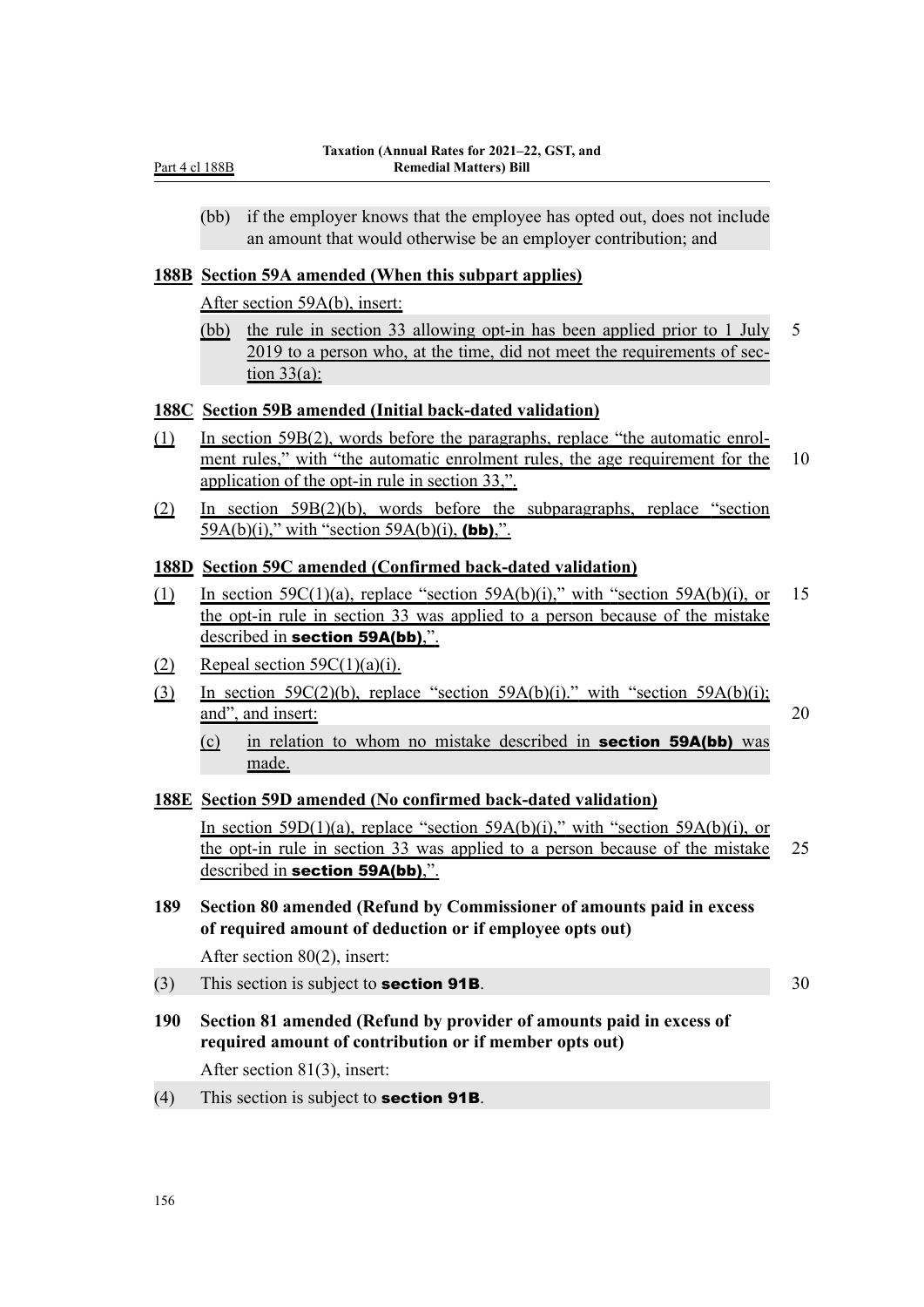(bb) if the employer knows that the employee has opted out, does not include an amount that would otherwise be an employer contribution; and

### 188B Section 59A amended (When this subpart applies)

After section 59A(b), insert:

(bb) the rule in section 33 allowing opt-in has been applied prior to 1 July 2019 to a person who, at the time, did not meet the requirements of section 33(a):

### 188C Section 59B amended (Initial back-dated validation)

(1) In section 59B(2), words before the paragraphs, replace "the automatic enrolment rules," with "the automatic enrolment rules, the age requirement for the application of the opt-in rule in section 33,".

(2) In section 59B(2)(b), words before the subparagraphs, replace "section 59A(b)(i)," with "section 59A(b)(i), **(bb)**,".

### 188D Section 59C amended (Confirmed back-dated validation)

(1) In section 59C(1)(a), replace "section 59A(b)(i)," with "section 59A(b)(i), or the opt-in rule in section 33 was applied to a person because of the mistake described in **section 59A(bb)**,".

(2) Repeal section 59C(1)(a)(i).

(3) In section 59C(2)(b), replace "section 59A(b)(i)." with "section 59A(b)(i); and", and insert:

(c) in relation to whom no mistake described in **section 59A(bb)** was made.

### 188E Section 59D amended (No confirmed back-dated validation)

In section 59D(1)(a), replace "section 59A(b)(i)," with "section 59A(b)(i), or the opt-in rule in section 33 was applied to a person because of the mistake described in **section 59A(bb)**,".

### 189 Section 80 amended (Refund by Commissioner of amounts paid in excess of required amount of deduction or if employee opts out)

After section 80(2), insert:

(3) This section is subject to **section 91B**.

### 190 Section 81 amended (Refund by provider of amounts paid in excess of required amount of contribution or if member opts out)

After section 81(3), insert:

(4) This section is subject to **section 91B**.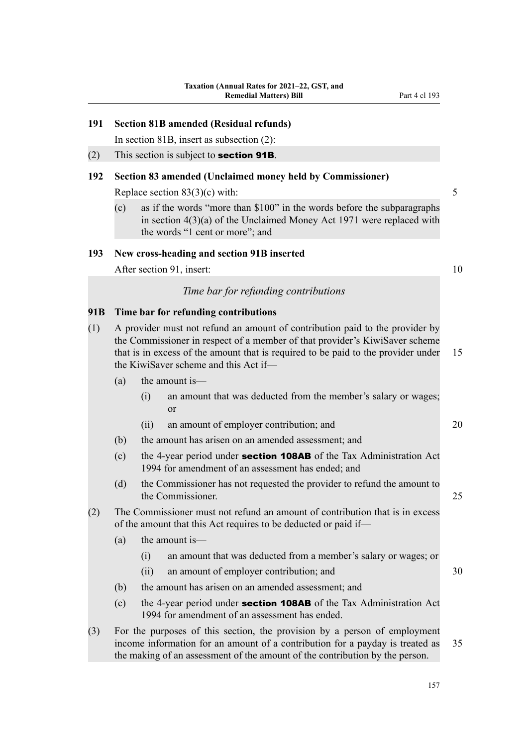### 191 Section 81B amended (Residual refunds)

In section 81B, insert as subsection (2):

(2) This section is subject to **section 91B**.

### 192 Section 83 amended (Unclaimed money held by Commissioner)

Replace section 83(3)(c) with:

(c) as if the words "more than $100" in the words before the subparagraphs in section 4(3)(a) of the Unclaimed Money Act 1971 were replaced with the words "1 cent or more"; and

### 193 New cross-heading and section 91B inserted

After section 91, insert:

*Time bar for refunding contributions*

### 91B Time bar for refunding contributions

(1) A provider must not refund an amount of contribution paid to the provider by the Commissioner in respect of a member of that provider's KiwiSaver scheme that is in excess of the amount that is required to be paid to the provider under the KiwiSaver scheme and this Act if—

- (a) the amount is—
  - (i) an amount that was deducted from the member's salary or wages; or
  - (ii) an amount of employer contribution; and
- (b) the amount has arisen on an amended assessment; and
- (c) the 4-year period under **section 108AB** of the Tax Administration Act 1994 for amendment of an assessment has ended; and
- (d) the Commissioner has not requested the provider to refund the amount to the Commissioner.

(2) The Commissioner must not refund an amount of contribution that is in excess of the amount that this Act requires to be deducted or paid if—

- (a) the amount is—
  - (i) an amount that was deducted from a member's salary or wages; or
  - (ii) an amount of employer contribution; and
- (b) the amount has arisen on an amended assessment; and
- (c) the 4-year period under **section 108AB** of the Tax Administration Act 1994 for amendment of an assessment has ended.

(3) For the purposes of this section, the provision by a person of employment income information for an amount of a contribution for a payday is treated as the making of an assessment of the amount of the contribution by the person.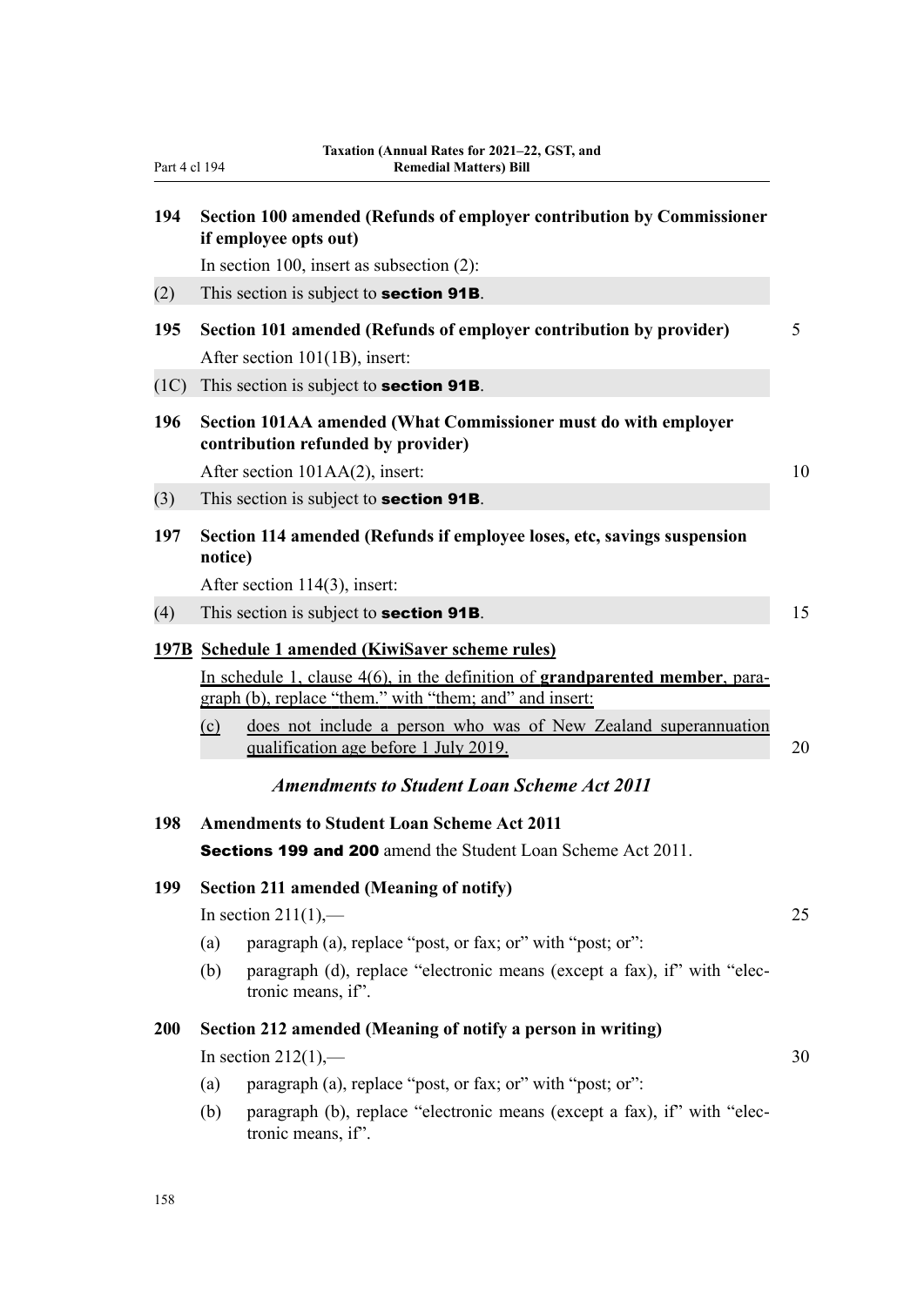**194 Section 100 amended (Refunds of employer contribution by Commissioner if employee opts out)**

In section 100, insert as subsection (2):

(2) This section is subject to **section 91B**.

**195 Section 101 amended (Refunds of employer contribution by provider)**

After section 101(1B), insert:

(1C) This section is subject to **section 91B**.

**196 Section 101AA amended (What Commissioner must do with employer contribution refunded by provider)**

After section 101AA(2), insert:

(3) This section is subject to **section 91B**.

**197 Section 114 amended (Refunds if employee loses, etc, savings suspension notice)**

After section 114(3), insert:

(4) This section is subject to **section 91B**.

**197B Schedule 1 amended (KiwiSaver scheme rules)**

In schedule 1, clause 4(6), in the definition of **grandparented member**, paragraph (b), replace "them." with "them; and" and insert:

(c) does not include a person who was of New Zealand superannuation qualification age before 1 July 2019.

### *Amendments to Student Loan Scheme Act 2011*

**198 Amendments to Student Loan Scheme Act 2011**

**Sections 199 and 200** amend the Student Loan Scheme Act 2011.

**199 Section 211 amended (Meaning of notify)**

In section 211(1),—

(a) paragraph (a), replace "post, or fax; or" with "post; or":

(b) paragraph (d), replace "electronic means (except a fax), if" with "electronic means, if".

**200 Section 212 amended (Meaning of notify a person in writing)**

In section 212(1),—

(a) paragraph (a), replace "post, or fax; or" with "post; or":

(b) paragraph (b), replace "electronic means (except a fax), if" with "electronic means, if".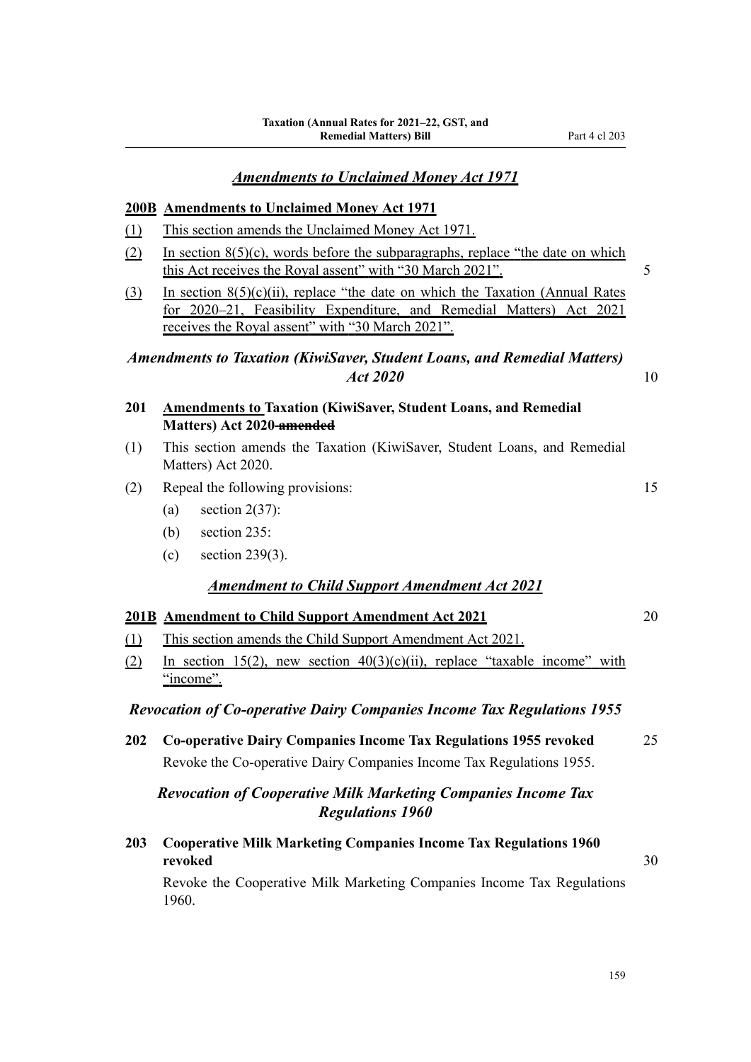### *Amendments to Unclaimed Money Act 1971*

**200B Amendments to Unclaimed Money Act 1971**

(1) This section amends the Unclaimed Money Act 1971.

(2) In section 8(5)(c), words before the subparagraphs, replace "the date on which this Act receives the Royal assent" with "30 March 2021".

(3) In section 8(5)(c)(ii), replace "the date on which the Taxation (Annual Rates for 2020–21, Feasibility Expenditure, and Remedial Matters) Act 2021 receives the Royal assent" with "30 March 2021".

### *Amendments to Taxation (KiwiSaver, Student Loans, and Remedial Matters) Act 2020*

**201 Amendments to Taxation (KiwiSaver, Student Loans, and Remedial Matters) Act 2020 ~~amended~~**

(1) This section amends the Taxation (KiwiSaver, Student Loans, and Remedial Matters) Act 2020.

(2) Repeal the following provisions:

- (a) section 2(37):
- (b) section 235:
- (c) section 239(3).

### *Amendment to Child Support Amendment Act 2021*

**201B Amendment to Child Support Amendment Act 2021**

(1) This section amends the Child Support Amendment Act 2021.

(2) In section 15(2), new section 40(3)(c)(ii), replace "taxable income" with "income".

### *Revocation of Co-operative Dairy Companies Income Tax Regulations 1955*

**202 Co-operative Dairy Companies Income Tax Regulations 1955 revoked**

Revoke the Co-operative Dairy Companies Income Tax Regulations 1955.

### *Revocation of Cooperative Milk Marketing Companies Income Tax Regulations 1960*

**203 Cooperative Milk Marketing Companies Income Tax Regulations 1960 revoked**

Revoke the Cooperative Milk Marketing Companies Income Tax Regulations 1960.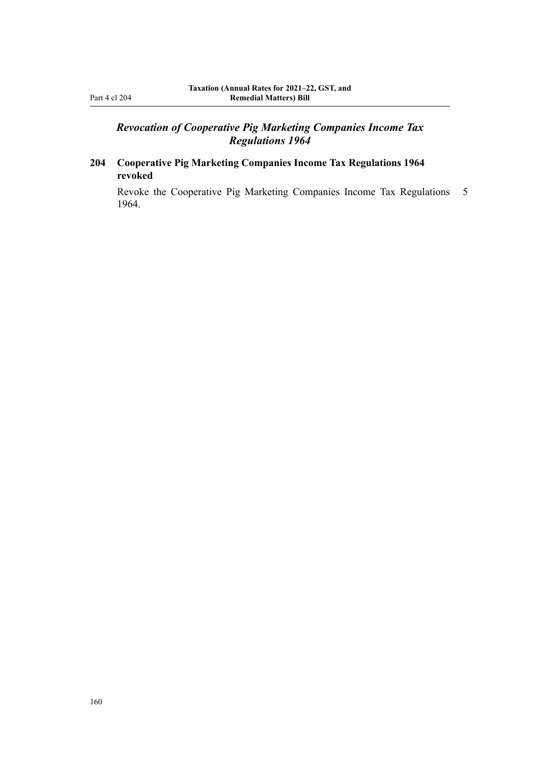### *Revocation of Cooperative Pig Marketing Companies Income Tax Regulations 1964*

**204 Cooperative Pig Marketing Companies Income Tax Regulations 1964 revoked**

Revoke the Cooperative Pig Marketing Companies Income Tax Regulations 1964.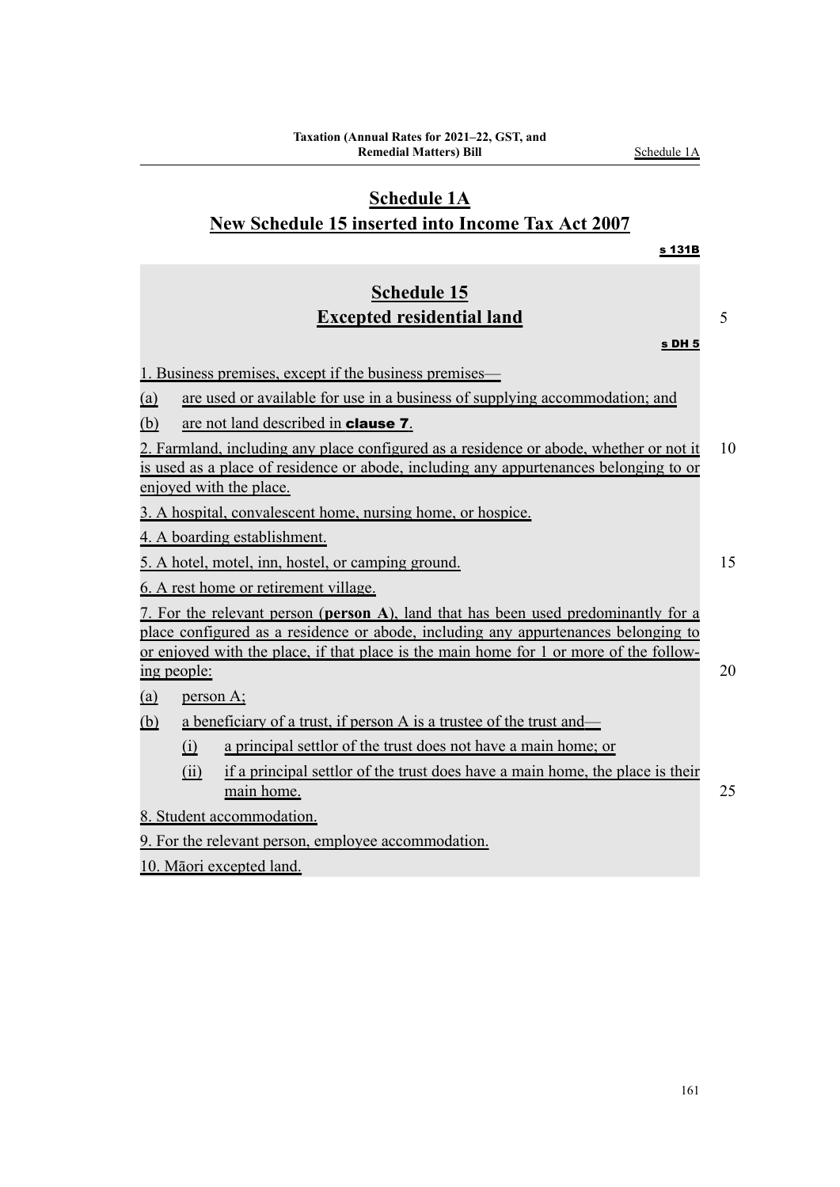# Schedule 1A

## New Schedule 15 inserted into Income Tax Act 2007

s 131B

# Schedule 15

## Excepted residential land

s DH 5

1. Business premises, except if the business premises—

(a) are used or available for use in a business of supplying accommodation; and

(b) are not land described in **clause 7**.

2. Farmland, including any place configured as a residence or abode, whether or not it is used as a place of residence or abode, including any appurtenances belonging to or enjoyed with the place.

3. A hospital, convalescent home, nursing home, or hospice.

4. A boarding establishment.

5. A hotel, motel, inn, hostel, or camping ground.

6. A rest home or retirement village.

7. For the relevant person (**person A**), land that has been used predominantly for a place configured as a residence or abode, including any appurtenances belonging to or enjoyed with the place, if that place is the main home for 1 or more of the following people:

(a) person A;

(b) a beneficiary of a trust, if person A is a trustee of the trust and—

  (i) a principal settlor of the trust does not have a main home; or

  (ii) if a principal settlor of the trust does have a main home, the place is their main home.

8. Student accommodation.

9. For the relevant person, employee accommodation.

10. Māori excepted land.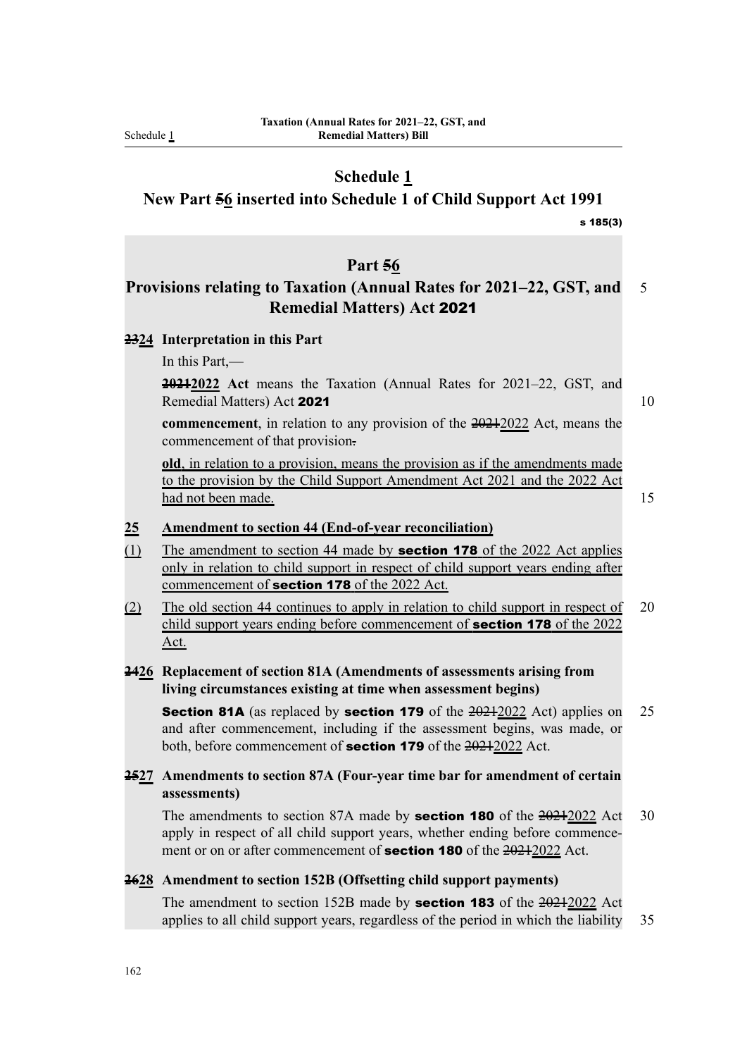# Schedule 1

## New Part ~~5~~6 inserted into Schedule 1 of Child Support Act 1991

s 185(3)

### Part ~~5~~6

### Provisions relating to Taxation (Annual Rates for 2021–22, GST, and Remedial Matters) Act **2021**

**~~23~~24 Interpretation in this Part**

In this Part,—

**~~2021~~2022 Act** means the Taxation (Annual Rates for 2021–22, GST, and Remedial Matters) Act **2021**

**commencement**, in relation to any provision of the ~~2021~~2022 Act, means the commencement of that provision~~.~~

**old**, in relation to a provision, means the provision as if the amendments made to the provision by the Child Support Amendment Act 2021 and the 2022 Act had not been made.

**25 Amendment to section 44 (End-of-year reconciliation)**

(1) The amendment to section 44 made by **section 178** of the 2022 Act applies only in relation to child support in respect of child support years ending after commencement of **section 178** of the 2022 Act.

(2) The old section 44 continues to apply in relation to child support in respect of child support years ending before commencement of **section 178** of the 2022 Act.

**~~24~~26 Replacement of section 81A (Amendments of assessments arising from living circumstances existing at time when assessment begins)**

**Section 81A** (as replaced by **section 179** of the ~~2021~~2022 Act) applies on and after commencement, including if the assessment begins, was made, or both, before commencement of **section 179** of the ~~2021~~2022 Act.

**~~25~~27 Amendments to section 87A (Four-year time bar for amendment of certain assessments)**

The amendments to section 87A made by **section 180** of the ~~2021~~2022 Act apply in respect of all child support years, whether ending before commencement or on or after commencement of **section 180** of the ~~2021~~2022 Act.

**~~26~~28 Amendment to section 152B (Offsetting child support payments)**

The amendment to section 152B made by **section 183** of the ~~2021~~2022 Act applies to all child support years, regardless of the period in which the liability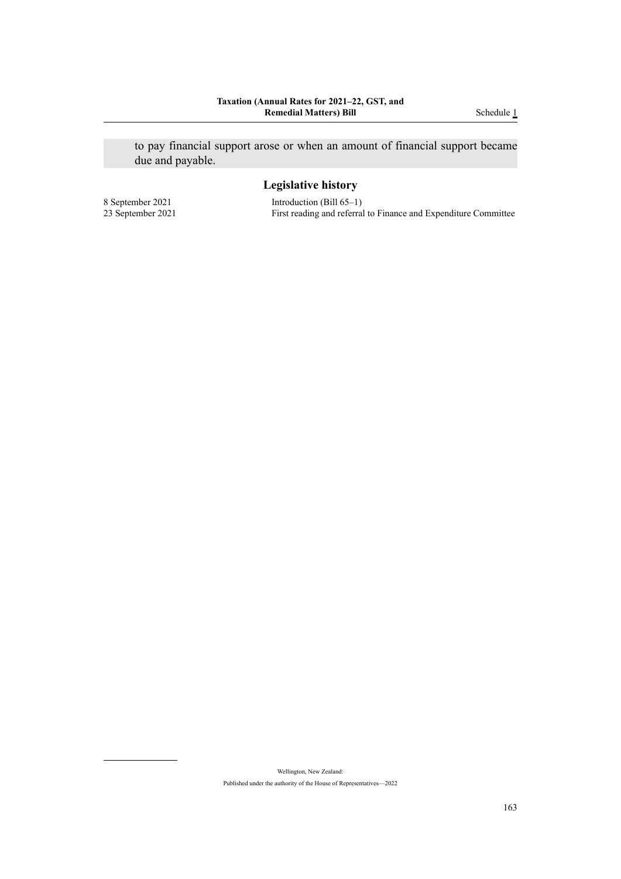to pay financial support arose or when an amount of financial support became due and payable.

## Legislative history

| | |
|---|---|
| 8 September 2021 | Introduction (Bill 65–1) |
| 23 September 2021 | First reading and referral to Finance and Expenditure Committee |

Wellington, New Zealand:

Published under the authority of the House of Representatives—2022